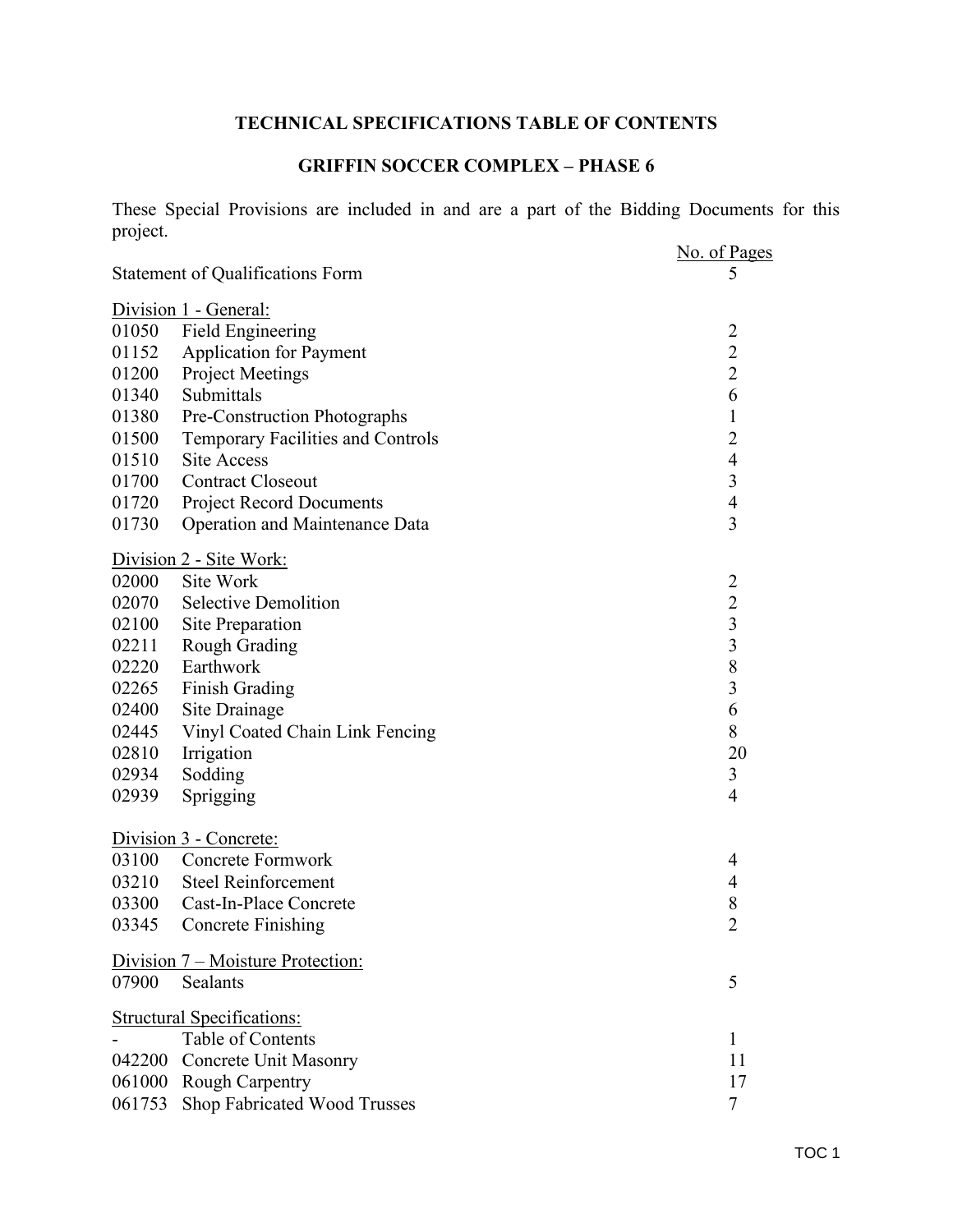# TECHNICAL SPECIFICATIONS TABLE OF CONTENTS

## GRIFFIN SOCCER COMPLEX – PHASE 6

These Special Provisions are included in and are a part of the Bidding Documents for this project.

| | | No. of Pages |
|---|---|---|
| Statement of Qualifications Form | | 5 |
| **Division 1 - General:** | | |
| 01050 | Field Engineering | 2 |
| 01152 | Application for Payment | 2 |
| 01200 | Project Meetings | 2 |
| 01340 | Submittals | 6 |
| 01380 | Pre-Construction Photographs | 1 |
| 01500 | Temporary Facilities and Controls | 2 |
| 01510 | Site Access | 4 |
| 01700 | Contract Closeout | 3 |
| 01720 | Project Record Documents | 4 |
| 01730 | Operation and Maintenance Data | 3 |
| **Division 2 - Site Work:** | | |
| 02000 | Site Work | 2 |
| 02070 | Selective Demolition | 2 |
| 02100 | Site Preparation | 3 |
| 02211 | Rough Grading | 3 |
| 02220 | Earthwork | 8 |
| 02265 | Finish Grading | 3 |
| 02400 | Site Drainage | 6 |
| 02445 | Vinyl Coated Chain Link Fencing | 8 |
| 02810 | Irrigation | 20 |
| 02934 | Sodding | 3 |
| 02939 | Sprigging | 4 |
| **Division 3 - Concrete:** | | |
| 03100 | Concrete Formwork | 4 |
| 03210 | Steel Reinforcement | 4 |
| 03300 | Cast-In-Place Concrete | 8 |
| 03345 | Concrete Finishing | 2 |
| **Division 7 – Moisture Protection:** | | |
| 07900 | Sealants | 5 |
| **Structural Specifications:** | | |
| - | Table of Contents | 1 |
| 042200 | Concrete Unit Masonry | 11 |
| 061000 | Rough Carpentry | 17 |
| 061753 | Shop Fabricated Wood Trusses | 7 |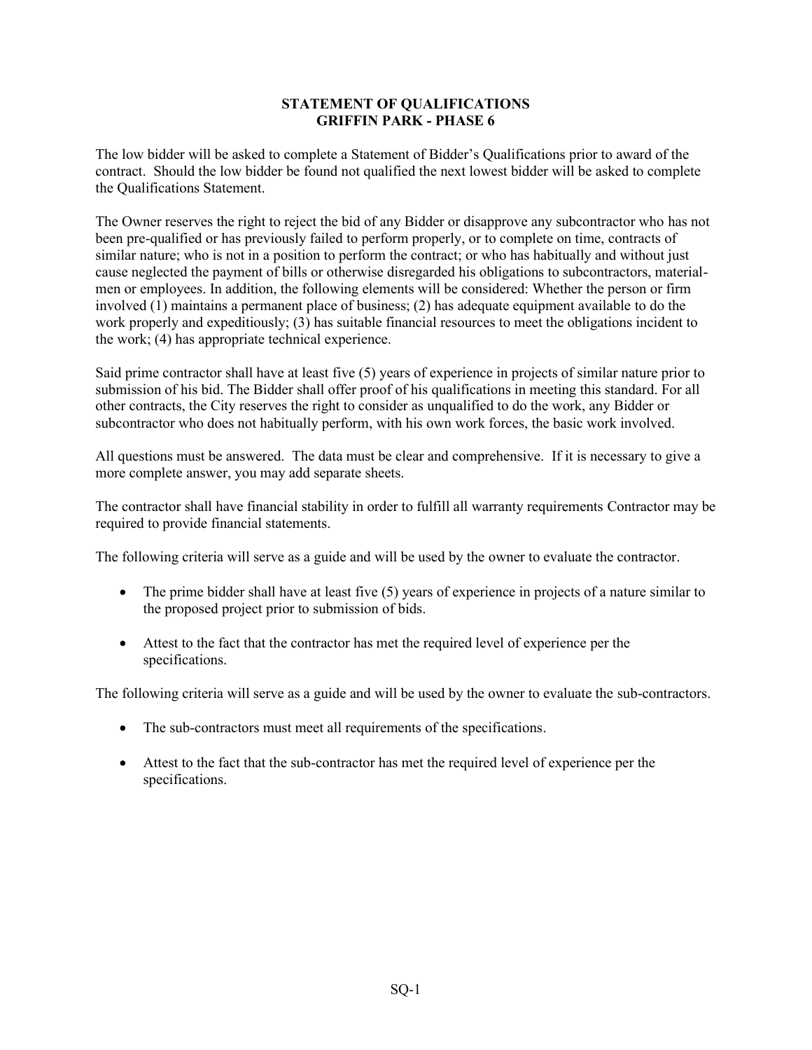# STATEMENT OF QUALIFICATIONS
## GRIFFIN PARK - PHASE 6

The low bidder will be asked to complete a Statement of Bidder's Qualifications prior to award of the contract. Should the low bidder be found not qualified the next lowest bidder will be asked to complete the Qualifications Statement.

The Owner reserves the right to reject the bid of any Bidder or disapprove any subcontractor who has not been pre-qualified or has previously failed to perform properly, or to complete on time, contracts of similar nature; who is not in a position to perform the contract; or who has habitually and without just cause neglected the payment of bills or otherwise disregarded his obligations to subcontractors, material-men or employees. In addition, the following elements will be considered: Whether the person or firm involved (1) maintains a permanent place of business; (2) has adequate equipment available to do the work properly and expeditiously; (3) has suitable financial resources to meet the obligations incident to the work; (4) has appropriate technical experience.

Said prime contractor shall have at least five (5) years of experience in projects of similar nature prior to submission of his bid. The Bidder shall offer proof of his qualifications in meeting this standard. For all other contracts, the City reserves the right to consider as unqualified to do the work, any Bidder or subcontractor who does not habitually perform, with his own work forces, the basic work involved.

All questions must be answered. The data must be clear and comprehensive. If it is necessary to give a more complete answer, you may add separate sheets.

The contractor shall have financial stability in order to fulfill all warranty requirements Contractor may be required to provide financial statements.

The following criteria will serve as a guide and will be used by the owner to evaluate the contractor.

- The prime bidder shall have at least five (5) years of experience in projects of a nature similar to the proposed project prior to submission of bids.
- Attest to the fact that the contractor has met the required level of experience per the specifications.

The following criteria will serve as a guide and will be used by the owner to evaluate the sub-contractors.

- The sub-contractors must meet all requirements of the specifications.
- Attest to the fact that the sub-contractor has met the required level of experience per the specifications.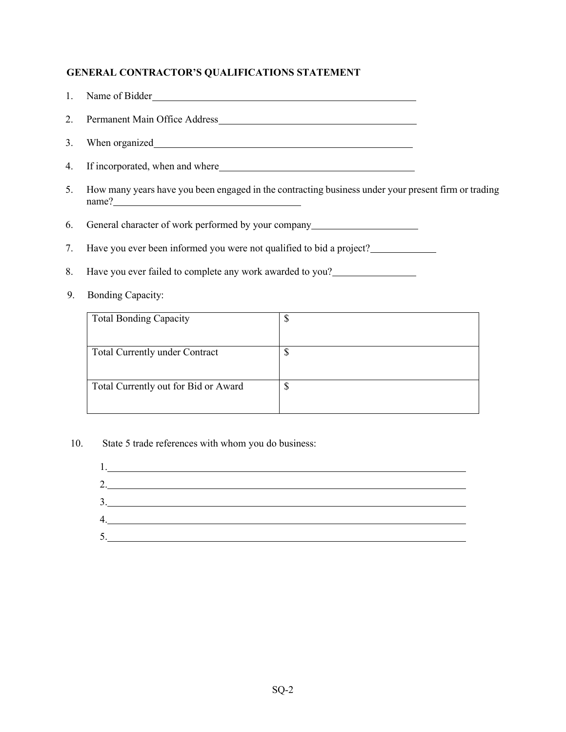**GENERAL CONTRACTOR'S QUALIFICATIONS STATEMENT**

1. Name of Bidder\_\_\_\_\_\_\_\_\_\_\_\_\_\_\_\_\_\_\_\_\_\_\_\_\_\_\_\_\_\_\_\_\_\_\_\_\_\_\_\_\_\_\_\_

2. Permanent Main Office Address\_\_\_\_\_\_\_\_\_\_\_\_\_\_\_\_\_\_\_\_\_\_\_\_\_\_\_\_\_\_\_\_

3. When organized\_\_\_\_\_\_\_\_\_\_\_\_\_\_\_\_\_\_\_\_\_\_\_\_\_\_\_\_\_\_\_\_\_\_\_\_\_\_\_\_\_\_\_

4. If incorporated, when and where\_\_\_\_\_\_\_\_\_\_\_\_\_\_\_\_\_\_\_\_\_\_\_\_\_\_\_\_\_\_\_\_

5. How many years have you been engaged in the contracting business under your present firm or trading name?\_\_\_\_\_\_\_\_\_\_\_\_\_\_\_\_\_\_\_\_\_\_\_\_\_\_\_\_\_\_\_

6. General character of work performed by your company\_\_\_\_\_\_\_\_\_\_\_\_\_\_\_\_

7. Have you ever been informed you were not qualified to bid a project?\_\_\_\_\_\_\_\_\_\_

8. Have you ever failed to complete any work awarded to you?\_\_\_\_\_\_\_\_\_\_\_\_\_

9. Bonding Capacity:

| | |
|---|---|
| Total Bonding Capacity | $ |
| Total Currently under Contract | $ |
| Total Currently out for Bid or Award | $ |

10. State 5 trade references with whom you do business:

    1.\_\_\_\_\_\_\_\_\_\_\_\_\_\_\_\_\_\_\_\_\_\_\_\_\_\_\_\_\_\_\_\_\_\_\_\_\_\_\_\_\_\_\_\_\_\_\_\_\_\_\_\_\_\_\_\_\_\_
    2.\_\_\_\_\_\_\_\_\_\_\_\_\_\_\_\_\_\_\_\_\_\_\_\_\_\_\_\_\_\_\_\_\_\_\_\_\_\_\_\_\_\_\_\_\_\_\_\_\_\_\_\_\_\_\_\_\_\_
    3.\_\_\_\_\_\_\_\_\_\_\_\_\_\_\_\_\_\_\_\_\_\_\_\_\_\_\_\_\_\_\_\_\_\_\_\_\_\_\_\_\_\_\_\_\_\_\_\_\_\_\_\_\_\_\_\_\_\_
    4.\_\_\_\_\_\_\_\_\_\_\_\_\_\_\_\_\_\_\_\_\_\_\_\_\_\_\_\_\_\_\_\_\_\_\_\_\_\_\_\_\_\_\_\_\_\_\_\_\_\_\_\_\_\_\_\_\_\_
    5.\_\_\_\_\_\_\_\_\_\_\_\_\_\_\_\_\_\_\_\_\_\_\_\_\_\_\_\_\_\_\_\_\_\_\_\_\_\_\_\_\_\_\_\_\_\_\_\_\_\_\_\_\_\_\_\_\_\_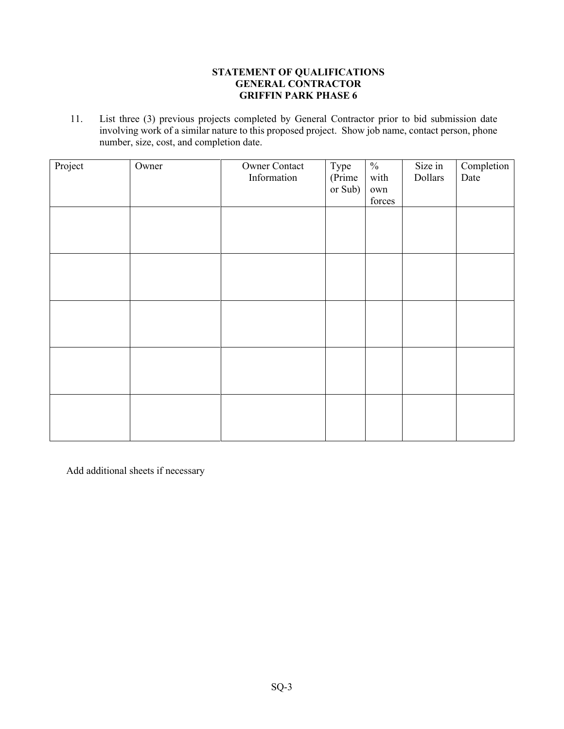**STATEMENT OF QUALIFICATIONS**
**GENERAL CONTRACTOR**
**GRIFFIN PARK PHASE 6**

11. List three (3) previous projects completed by General Contractor prior to bid submission date involving work of a similar nature to this proposed project. Show job name, contact person, phone number, size, cost, and completion date.

| Project | Owner | Owner Contact Information | Type (Prime or Sub) | % with own forces | Size in Dollars | Completion Date |
|---|---|---|---|---|---|---|
| | | | | | | |
| | | | | | | |
| | | | | | | |
| | | | | | | |
| | | | | | | |

Add additional sheets if necessary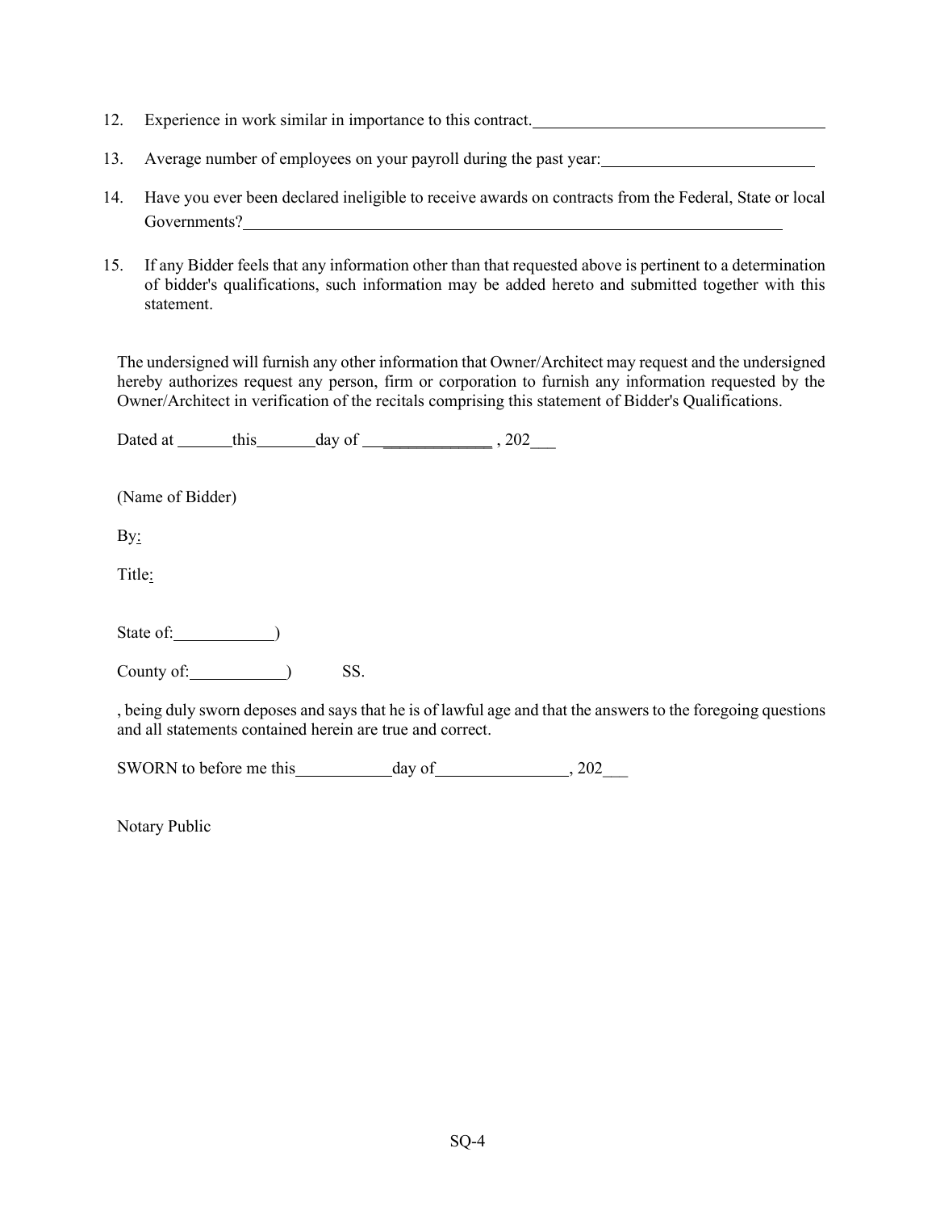12. Experience in work similar in importance to this contract.\_\_\_\_\_\_\_\_\_\_\_\_\_\_\_\_\_\_\_\_\_\_\_\_\_\_\_\_\_\_\_\_\_\_\_\_

13. Average number of employees on your payroll during the past year:\_\_\_\_\_\_\_\_\_\_\_\_\_\_\_\_\_\_\_\_\_\_\_\_\_\_

14. Have you ever been declared ineligible to receive awards on contracts from the Federal, State or local Governments?\_\_\_\_\_\_\_\_\_\_\_\_\_\_\_\_\_\_\_\_\_\_\_\_\_\_\_\_\_\_\_\_\_\_\_\_\_\_\_\_\_\_\_\_\_\_\_\_\_\_\_\_\_\_\_\_\_\_\_\_\_\_\_\_\_\_

15. If any Bidder feels that any information other than that requested above is pertinent to a determination of bidder's qualifications, such information may be added hereto and submitted together with this statement.

The undersigned will furnish any other information that Owner/Architect may request and the undersigned hereby authorizes request any person, firm or corporation to furnish any information requested by the Owner/Architect in verification of the recitals comprising this statement of Bidder's Qualifications.

Dated at \_\_\_\_\_\_\_this\_\_\_\_\_\_\_day of \_\_\_\_\_\_\_\_\_\_\_\_\_\_\_\_ , 202\_\_\_

(Name of Bidder)

By:

Title:

State of:\_\_\_\_\_\_\_\_\_\_\_\_)

County of:\_\_\_\_\_\_\_\_\_\_\_\_) SS.

, being duly sworn deposes and says that he is of lawful age and that the answers to the foregoing questions and all statements contained herein are true and correct.

SWORN to before me this\_\_\_\_\_\_\_\_\_\_\_\_day of\_\_\_\_\_\_\_\_\_\_\_\_\_\_\_\_, 202\_\_\_

Notary Public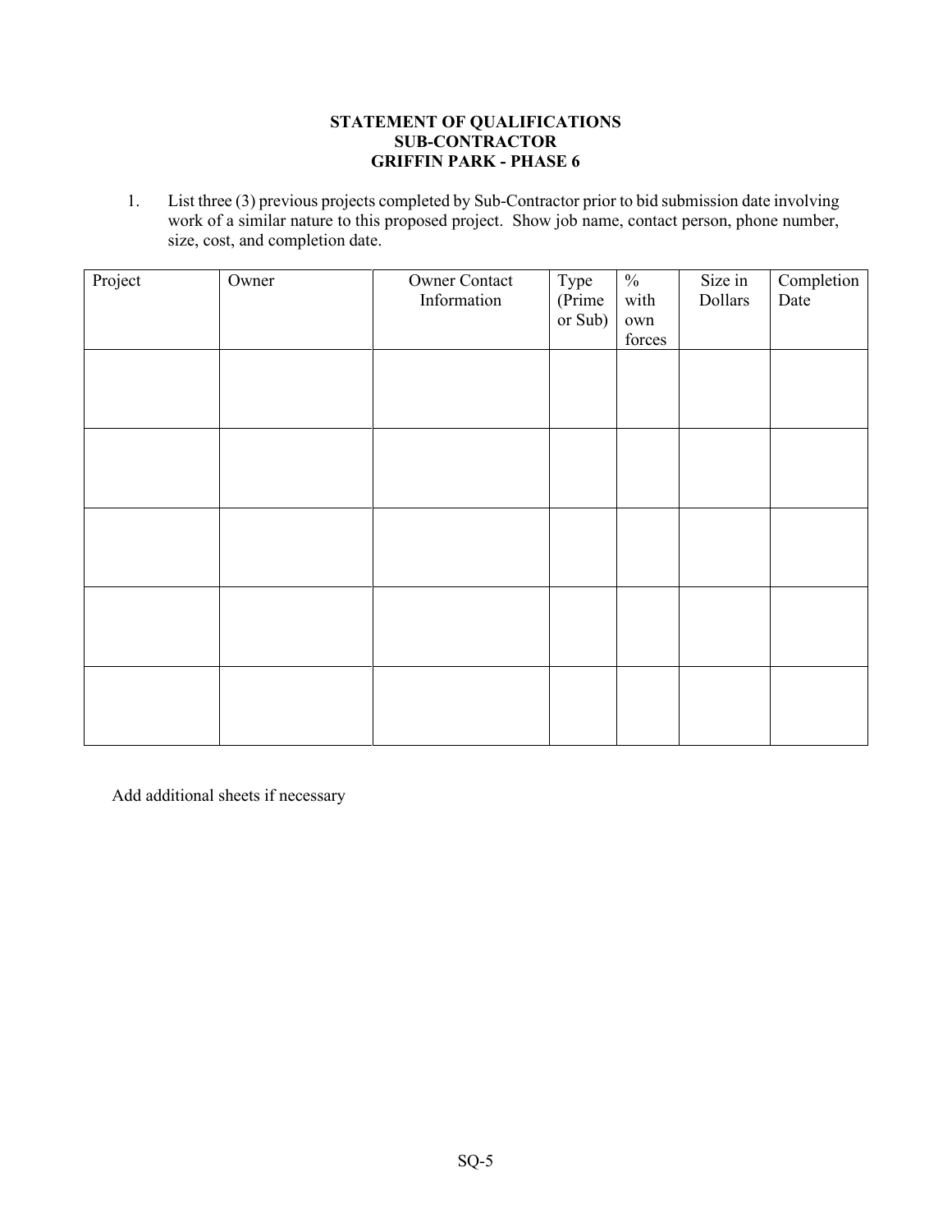**STATEMENT OF QUALIFICATIONS**
**SUB-CONTRACTOR**
**GRIFFIN PARK - PHASE 6**

1. List three (3) previous projects completed by Sub-Contractor prior to bid submission date involving work of a similar nature to this proposed project. Show job name, contact person, phone number, size, cost, and completion date.

| Project | Owner | Owner Contact Information | Type (Prime or Sub) | % with own forces | Size in Dollars | Completion Date |
|---|---|---|---|---|---|---|
| | | | | | | |
| | | | | | | |
| | | | | | | |
| | | | | | | |
| | | | | | | |

Add additional sheets if necessary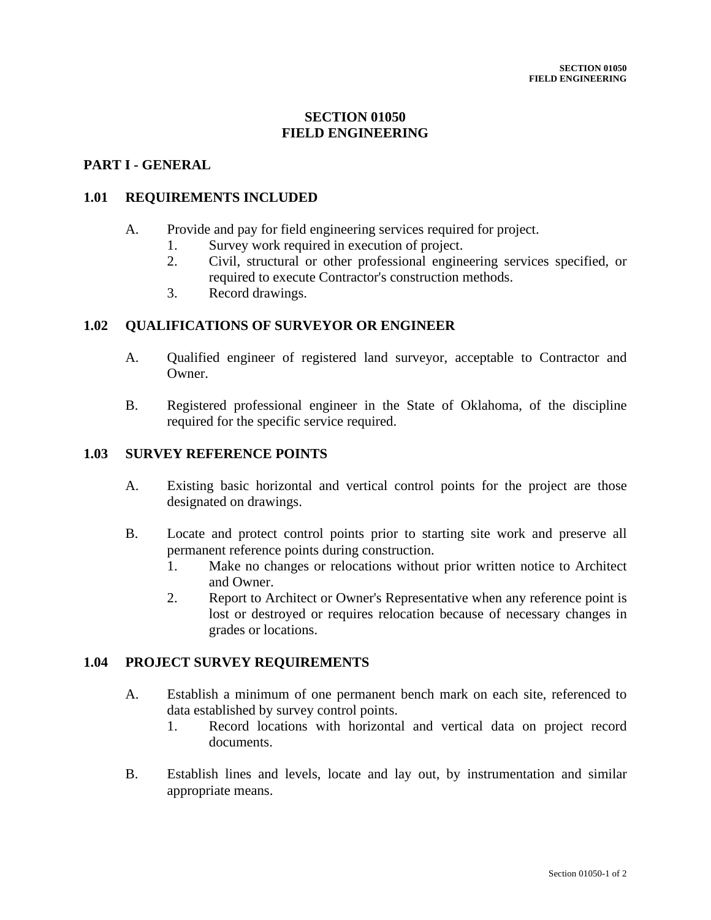# SECTION 01050
# FIELD ENGINEERING

## PART I - GENERAL

### 1.01 REQUIREMENTS INCLUDED

A. Provide and pay for field engineering services required for project.
   1. Survey work required in execution of project.
   2. Civil, structural or other professional engineering services specified, or required to execute Contractor's construction methods.
   3. Record drawings.

### 1.02 QUALIFICATIONS OF SURVEYOR OR ENGINEER

A. Qualified engineer of registered land surveyor, acceptable to Contractor and Owner.

B. Registered professional engineer in the State of Oklahoma, of the discipline required for the specific service required.

### 1.03 SURVEY REFERENCE POINTS

A. Existing basic horizontal and vertical control points for the project are those designated on drawings.

B. Locate and protect control points prior to starting site work and preserve all permanent reference points during construction.
   1. Make no changes or relocations without prior written notice to Architect and Owner.
   2. Report to Architect or Owner's Representative when any reference point is lost or destroyed or requires relocation because of necessary changes in grades or locations.

### 1.04 PROJECT SURVEY REQUIREMENTS

A. Establish a minimum of one permanent bench mark on each site, referenced to data established by survey control points.
   1. Record locations with horizontal and vertical data on project record documents.

B. Establish lines and levels, locate and lay out, by instrumentation and similar appropriate means.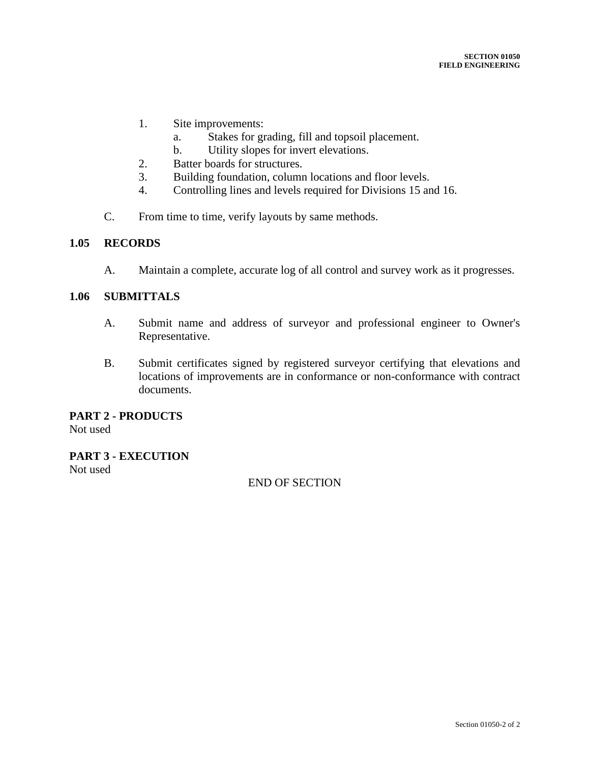1. Site improvements:
    a. Stakes for grading, fill and topsoil placement.
    b. Utility slopes for invert elevations.
2. Batter boards for structures.
3. Building foundation, column locations and floor levels.
4. Controlling lines and levels required for Divisions 15 and 16.

C. From time to time, verify layouts by same methods.

## 1.05 RECORDS

A. Maintain a complete, accurate log of all control and survey work as it progresses.

## 1.06 SUBMITTALS

A. Submit name and address of surveyor and professional engineer to Owner's Representative.

B. Submit certificates signed by registered surveyor certifying that elevations and locations of improvements are in conformance or non-conformance with contract documents.

## PART 2 - PRODUCTS

Not used

## PART 3 - EXECUTION

Not used

END OF SECTION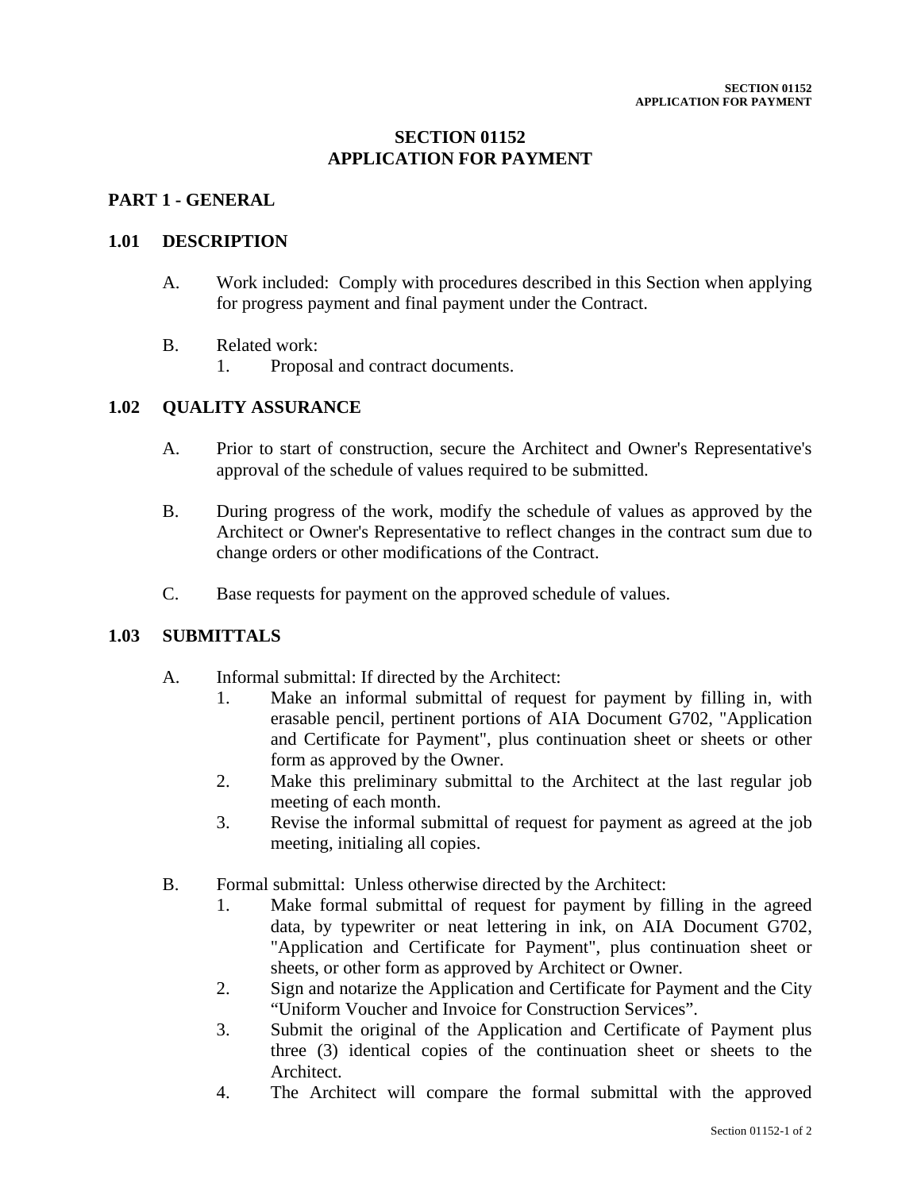# SECTION 01152
# APPLICATION FOR PAYMENT

## PART 1 - GENERAL

### 1.01 DESCRIPTION

A. Work included: Comply with procedures described in this Section when applying for progress payment and final payment under the Contract.

B. Related work:
   1. Proposal and contract documents.

### 1.02 QUALITY ASSURANCE

A. Prior to start of construction, secure the Architect and Owner's Representative's approval of the schedule of values required to be submitted.

B. During progress of the work, modify the schedule of values as approved by the Architect or Owner's Representative to reflect changes in the contract sum due to change orders or other modifications of the Contract.

C. Base requests for payment on the approved schedule of values.

### 1.03 SUBMITTALS

A. Informal submittal: If directed by the Architect:
   1. Make an informal submittal of request for payment by filling in, with erasable pencil, pertinent portions of AIA Document G702, "Application and Certificate for Payment", plus continuation sheet or sheets or other form as approved by the Owner.
   2. Make this preliminary submittal to the Architect at the last regular job meeting of each month.
   3. Revise the informal submittal of request for payment as agreed at the job meeting, initialing all copies.

B. Formal submittal: Unless otherwise directed by the Architect:
   1. Make formal submittal of request for payment by filling in the agreed data, by typewriter or neat lettering in ink, on AIA Document G702, "Application and Certificate for Payment", plus continuation sheet or sheets, or other form as approved by Architect or Owner.
   2. Sign and notarize the Application and Certificate for Payment and the City "Uniform Voucher and Invoice for Construction Services".
   3. Submit the original of the Application and Certificate of Payment plus three (3) identical copies of the continuation sheet or sheets to the Architect.
   4. The Architect will compare the formal submittal with the approved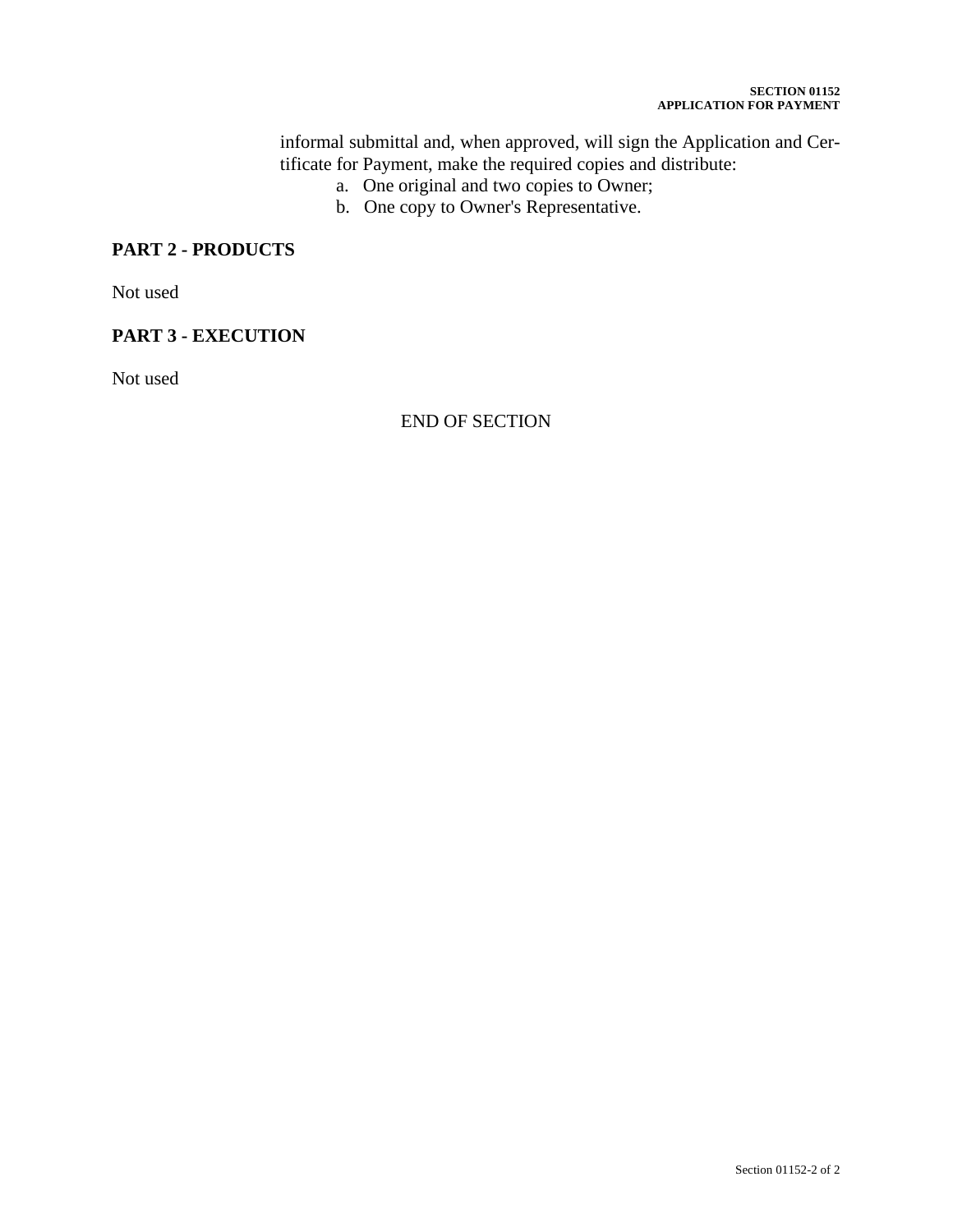informal submittal and, when approved, will sign the Application and Certificate for Payment, make the required copies and distribute:

a. One original and two copies to Owner;
b. One copy to Owner's Representative.

## PART 2 - PRODUCTS

Not used

## PART 3 - EXECUTION

Not used

END OF SECTION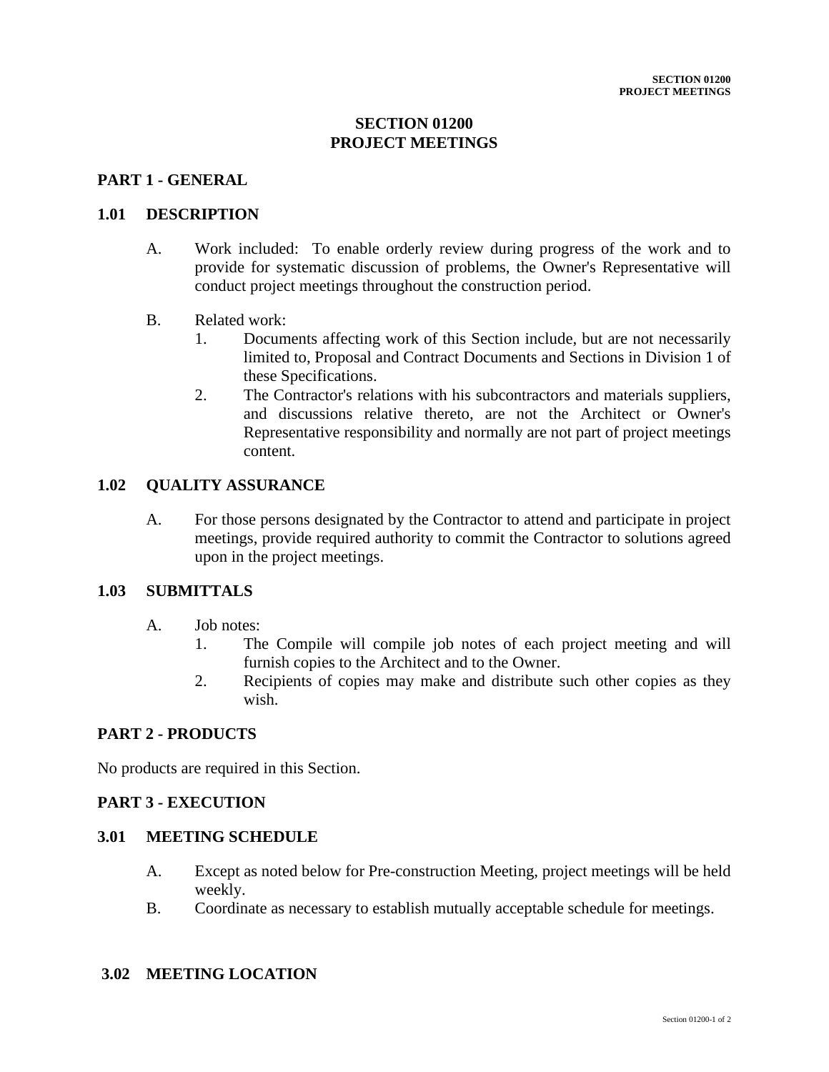# SECTION 01200
# PROJECT MEETINGS

## PART 1 - GENERAL

### 1.01 DESCRIPTION

A. Work included: To enable orderly review during progress of the work and to provide for systematic discussion of problems, the Owner's Representative will conduct project meetings throughout the construction period.

B. Related work:
   1. Documents affecting work of this Section include, but are not necessarily limited to, Proposal and Contract Documents and Sections in Division 1 of these Specifications.
   2. The Contractor's relations with his subcontractors and materials suppliers, and discussions relative thereto, are not the Architect or Owner's Representative responsibility and normally are not part of project meetings content.

### 1.02 QUALITY ASSURANCE

A. For those persons designated by the Contractor to attend and participate in project meetings, provide required authority to commit the Contractor to solutions agreed upon in the project meetings.

### 1.03 SUBMITTALS

A. Job notes:
   1. The Compile will compile job notes of each project meeting and will furnish copies to the Architect and to the Owner.
   2. Recipients of copies may make and distribute such other copies as they wish.

## PART 2 - PRODUCTS

No products are required in this Section.

## PART 3 - EXECUTION

### 3.01 MEETING SCHEDULE

A. Except as noted below for Pre-construction Meeting, project meetings will be held weekly.

B. Coordinate as necessary to establish mutually acceptable schedule for meetings.

### 3.02 MEETING LOCATION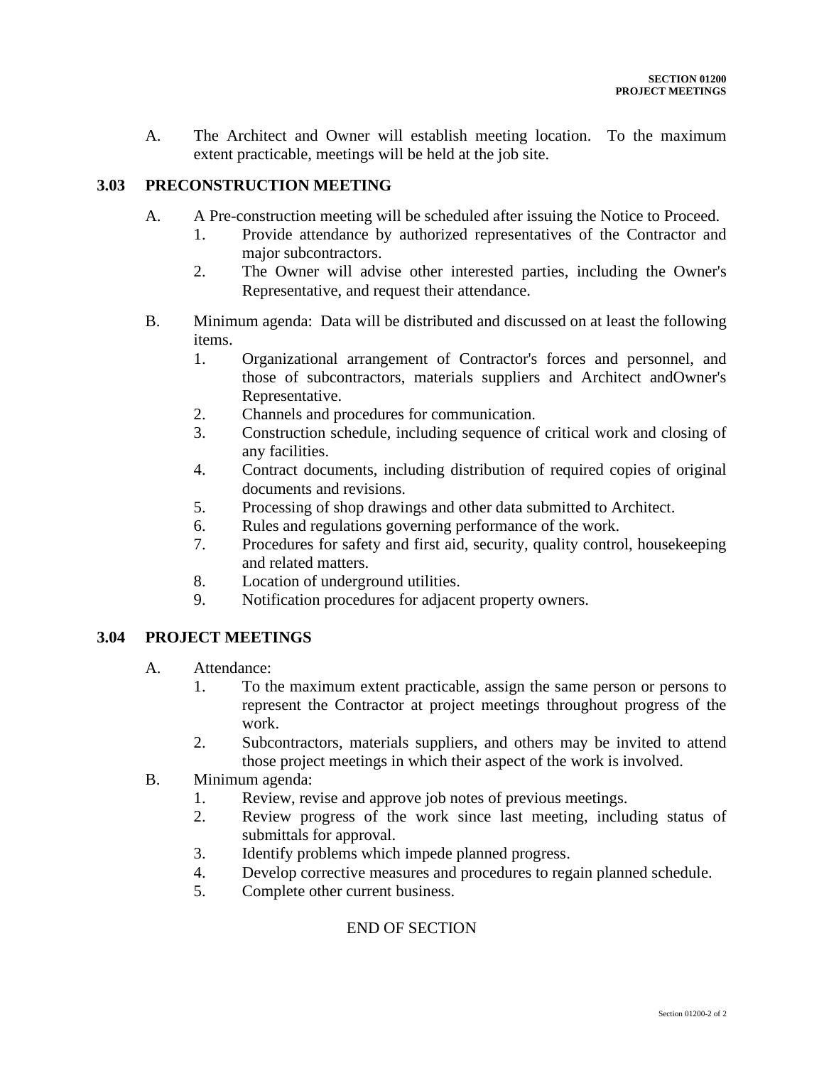A. The Architect and Owner will establish meeting location. To the maximum extent practicable, meetings will be held at the job site.

## 3.03 PRECONSTRUCTION MEETING

A. A Pre-construction meeting will be scheduled after issuing the Notice to Proceed.
   1. Provide attendance by authorized representatives of the Contractor and major subcontractors.
   2. The Owner will advise other interested parties, including the Owner's Representative, and request their attendance.

B. Minimum agenda: Data will be distributed and discussed on at least the following items.
   1. Organizational arrangement of Contractor's forces and personnel, and those of subcontractors, materials suppliers and Architect andOwner's Representative.
   2. Channels and procedures for communication.
   3. Construction schedule, including sequence of critical work and closing of any facilities.
   4. Contract documents, including distribution of required copies of original documents and revisions.
   5. Processing of shop drawings and other data submitted to Architect.
   6. Rules and regulations governing performance of the work.
   7. Procedures for safety and first aid, security, quality control, housekeeping and related matters.
   8. Location of underground utilities.
   9. Notification procedures for adjacent property owners.

## 3.04 PROJECT MEETINGS

A. Attendance:
   1. To the maximum extent practicable, assign the same person or persons to represent the Contractor at project meetings throughout progress of the work.
   2. Subcontractors, materials suppliers, and others may be invited to attend those project meetings in which their aspect of the work is involved.

B. Minimum agenda:
   1. Review, revise and approve job notes of previous meetings.
   2. Review progress of the work since last meeting, including status of submittals for approval.
   3. Identify problems which impede planned progress.
   4. Develop corrective measures and procedures to regain planned schedule.
   5. Complete other current business.

END OF SECTION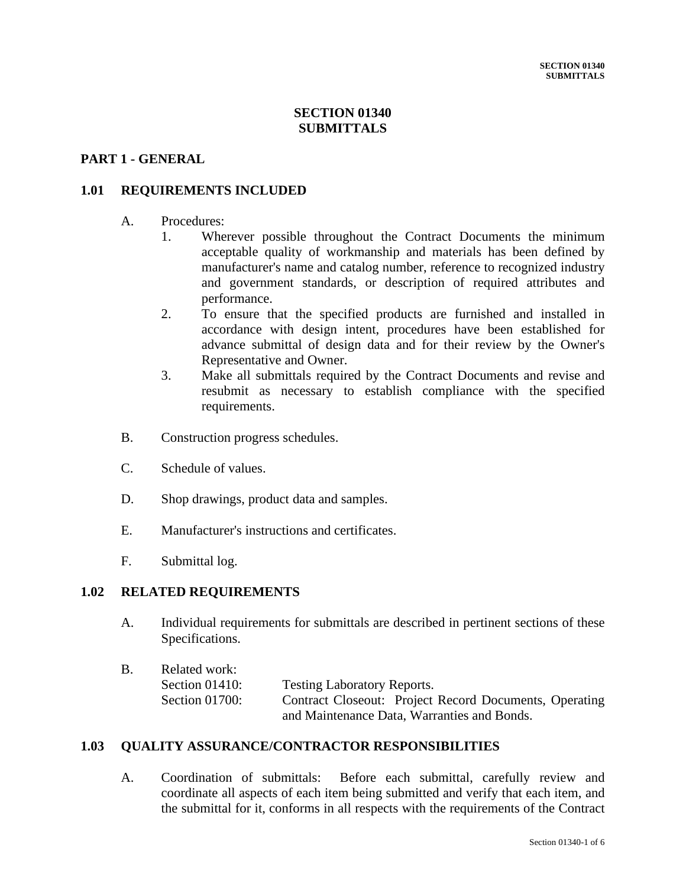# SECTION 01340
# SUBMITTALS

## PART 1 - GENERAL

### 1.01 REQUIREMENTS INCLUDED

A. Procedures:

1. Wherever possible throughout the Contract Documents the minimum acceptable quality of workmanship and materials has been defined by manufacturer's name and catalog number, reference to recognized industry and government standards, or description of required attributes and performance.
2. To ensure that the specified products are furnished and installed in accordance with design intent, procedures have been established for advance submittal of design data and for their review by the Owner's Representative and Owner.
3. Make all submittals required by the Contract Documents and revise and resubmit as necessary to establish compliance with the specified requirements.

B. Construction progress schedules.

C. Schedule of values.

D. Shop drawings, product data and samples.

E. Manufacturer's instructions and certificates.

F. Submittal log.

### 1.02 RELATED REQUIREMENTS

A. Individual requirements for submittals are described in pertinent sections of these Specifications.

B. Related work:

| | |
|---|---|
| Section 01410: | Testing Laboratory Reports. |
| Section 01700: | Contract Closeout: Project Record Documents, Operating and Maintenance Data, Warranties and Bonds. |

### 1.03 QUALITY ASSURANCE/CONTRACTOR RESPONSIBILITIES

A. Coordination of submittals: Before each submittal, carefully review and coordinate all aspects of each item being submitted and verify that each item, and the submittal for it, conforms in all respects with the requirements of the Contract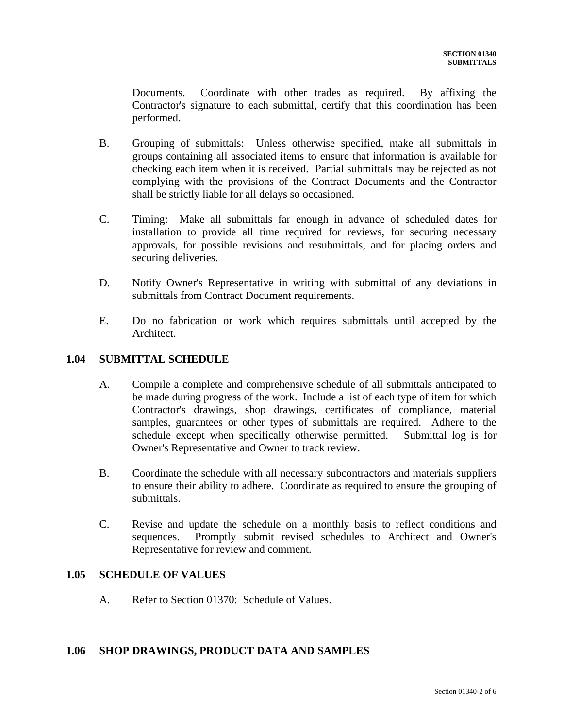Documents. Coordinate with other trades as required. By affixing the Contractor's signature to each submittal, certify that this coordination has been performed.

B. Grouping of submittals: Unless otherwise specified, make all submittals in groups containing all associated items to ensure that information is available for checking each item when it is received. Partial submittals may be rejected as not complying with the provisions of the Contract Documents and the Contractor shall be strictly liable for all delays so occasioned.

C. Timing: Make all submittals far enough in advance of scheduled dates for installation to provide all time required for reviews, for securing necessary approvals, for possible revisions and resubmittals, and for placing orders and securing deliveries.

D. Notify Owner's Representative in writing with submittal of any deviations in submittals from Contract Document requirements.

E. Do no fabrication or work which requires submittals until accepted by the Architect.

## 1.04 SUBMITTAL SCHEDULE

A. Compile a complete and comprehensive schedule of all submittals anticipated to be made during progress of the work. Include a list of each type of item for which Contractor's drawings, shop drawings, certificates of compliance, material samples, guarantees or other types of submittals are required. Adhere to the schedule except when specifically otherwise permitted. Submittal log is for Owner's Representative and Owner to track review.

B. Coordinate the schedule with all necessary subcontractors and materials suppliers to ensure their ability to adhere. Coordinate as required to ensure the grouping of submittals.

C. Revise and update the schedule on a monthly basis to reflect conditions and sequences. Promptly submit revised schedules to Architect and Owner's Representative for review and comment.

## 1.05 SCHEDULE OF VALUES

A. Refer to Section 01370: Schedule of Values.

## 1.06 SHOP DRAWINGS, PRODUCT DATA AND SAMPLES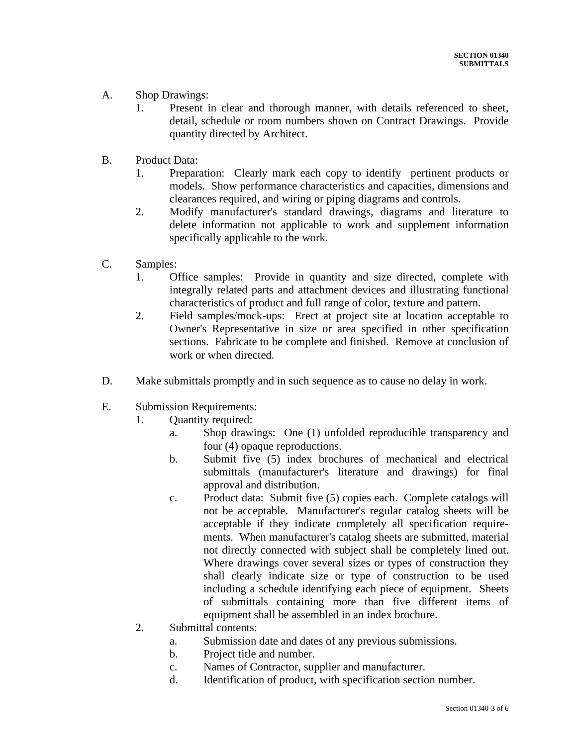A. Shop Drawings:
   1. Present in clear and thorough manner, with details referenced to sheet, detail, schedule or room numbers shown on Contract Drawings. Provide quantity directed by Architect.

B. Product Data:
   1. Preparation: Clearly mark each copy to identify pertinent products or models. Show performance characteristics and capacities, dimensions and clearances required, and wiring or piping diagrams and controls.
   2. Modify manufacturer's standard drawings, diagrams and literature to delete information not applicable to work and supplement information specifically applicable to the work.

C. Samples:
   1. Office samples: Provide in quantity and size directed, complete with integrally related parts and attachment devices and illustrating functional characteristics of product and full range of color, texture and pattern.
   2. Field samples/mock-ups: Erect at project site at location acceptable to Owner's Representative in size or area specified in other specification sections. Fabricate to be complete and finished. Remove at conclusion of work or when directed.

D. Make submittals promptly and in such sequence as to cause no delay in work.

E. Submission Requirements:
   1. Quantity required:
      a. Shop drawings: One (1) unfolded reproducible transparency and four (4) opaque reproductions.
      b. Submit five (5) index brochures of mechanical and electrical submittals (manufacturer's literature and drawings) for final approval and distribution.
      c. Product data: Submit five (5) copies each. Complete catalogs will not be acceptable. Manufacturer's regular catalog sheets will be acceptable if they indicate completely all specification requirements. When manufacturer's catalog sheets are submitted, material not directly connected with subject shall be completely lined out. Where drawings cover several sizes or types of construction they shall clearly indicate size or type of construction to be used including a schedule identifying each piece of equipment. Sheets of submittals containing more than five different items of equipment shall be assembled in an index brochure.
   2. Submittal contents:
      a. Submission date and dates of any previous submissions.
      b. Project title and number.
      c. Names of Contractor, supplier and manufacturer.
      d. Identification of product, with specification section number.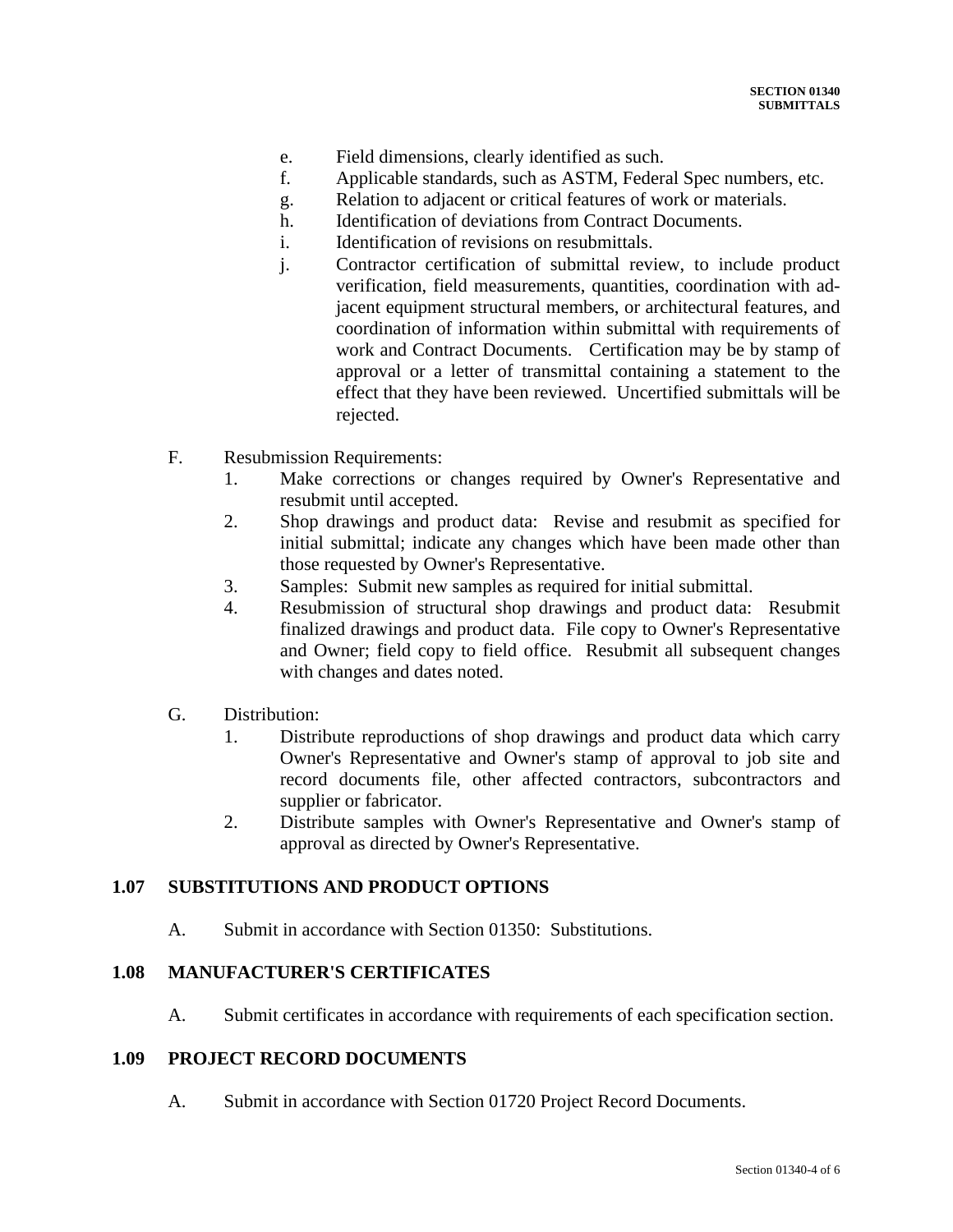e. Field dimensions, clearly identified as such.
f. Applicable standards, such as ASTM, Federal Spec numbers, etc.
g. Relation to adjacent or critical features of work or materials.
h. Identification of deviations from Contract Documents.
i. Identification of revisions on resubmittals.
j. Contractor certification of submittal review, to include product verification, field measurements, quantities, coordination with adjacent equipment structural members, or architectural features, and coordination of information within submittal with requirements of work and Contract Documents. Certification may be by stamp of approval or a letter of transmittal containing a statement to the effect that they have been reviewed. Uncertified submittals will be rejected.

F. Resubmission Requirements:
  1. Make corrections or changes required by Owner's Representative and resubmit until accepted.
  2. Shop drawings and product data: Revise and resubmit as specified for initial submittal; indicate any changes which have been made other than those requested by Owner's Representative.
  3. Samples: Submit new samples as required for initial submittal.
  4. Resubmission of structural shop drawings and product data: Resubmit finalized drawings and product data. File copy to Owner's Representative and Owner; field copy to field office. Resubmit all subsequent changes with changes and dates noted.

G. Distribution:
  1. Distribute reproductions of shop drawings and product data which carry Owner's Representative and Owner's stamp of approval to job site and record documents file, other affected contractors, subcontractors and supplier or fabricator.
  2. Distribute samples with Owner's Representative and Owner's stamp of approval as directed by Owner's Representative.

## 1.07 SUBSTITUTIONS AND PRODUCT OPTIONS

A. Submit in accordance with Section 01350: Substitutions.

## 1.08 MANUFACTURER'S CERTIFICATES

A. Submit certificates in accordance with requirements of each specification section.

## 1.09 PROJECT RECORD DOCUMENTS

A. Submit in accordance with Section 01720 Project Record Documents.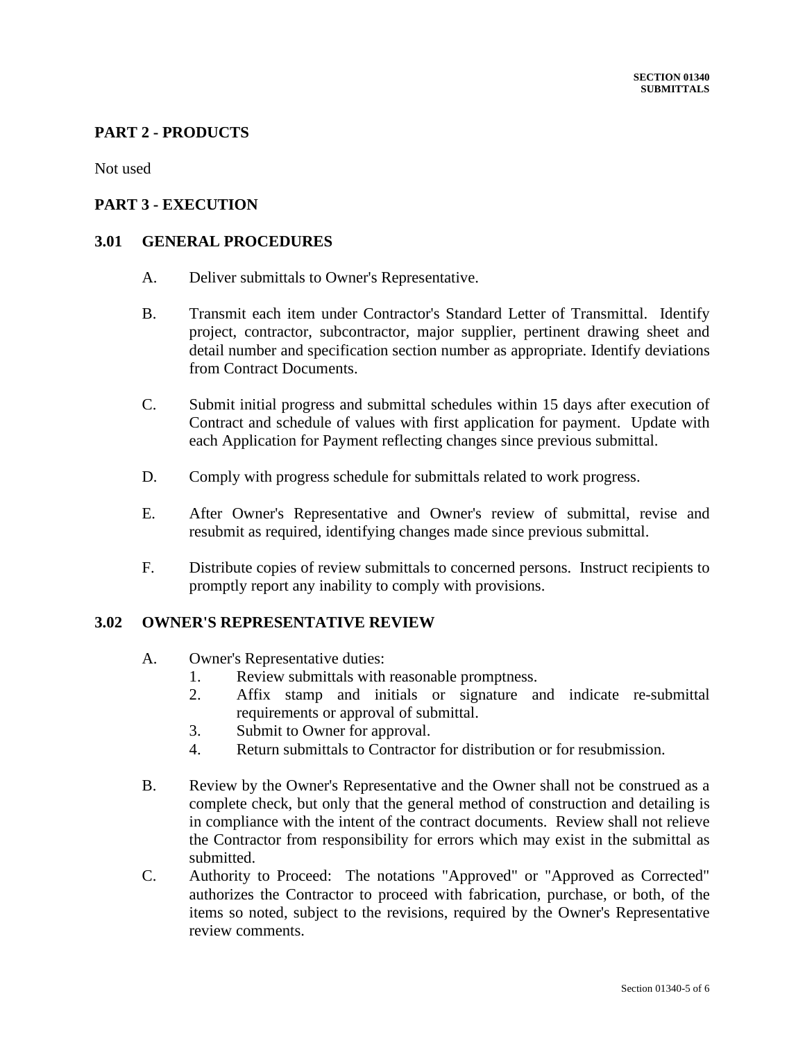## PART 2 - PRODUCTS

Not used

## PART 3 - EXECUTION

### 3.01 GENERAL PROCEDURES

A. Deliver submittals to Owner's Representative.

B. Transmit each item under Contractor's Standard Letter of Transmittal. Identify project, contractor, subcontractor, major supplier, pertinent drawing sheet and detail number and specification section number as appropriate. Identify deviations from Contract Documents.

C. Submit initial progress and submittal schedules within 15 days after execution of Contract and schedule of values with first application for payment. Update with each Application for Payment reflecting changes since previous submittal.

D. Comply with progress schedule for submittals related to work progress.

E. After Owner's Representative and Owner's review of submittal, revise and resubmit as required, identifying changes made since previous submittal.

F. Distribute copies of review submittals to concerned persons. Instruct recipients to promptly report any inability to comply with provisions.

### 3.02 OWNER'S REPRESENTATIVE REVIEW

A. Owner's Representative duties:
   1. Review submittals with reasonable promptness.
   2. Affix stamp and initials or signature and indicate re-submittal requirements or approval of submittal.
   3. Submit to Owner for approval.
   4. Return submittals to Contractor for distribution or for resubmission.

B. Review by the Owner's Representative and the Owner shall not be construed as a complete check, but only that the general method of construction and detailing is in compliance with the intent of the contract documents. Review shall not relieve the Contractor from responsibility for errors which may exist in the submittal as submitted.

C. Authority to Proceed: The notations "Approved" or "Approved as Corrected" authorizes the Contractor to proceed with fabrication, purchase, or both, of the items so noted, subject to the revisions, required by the Owner's Representative review comments.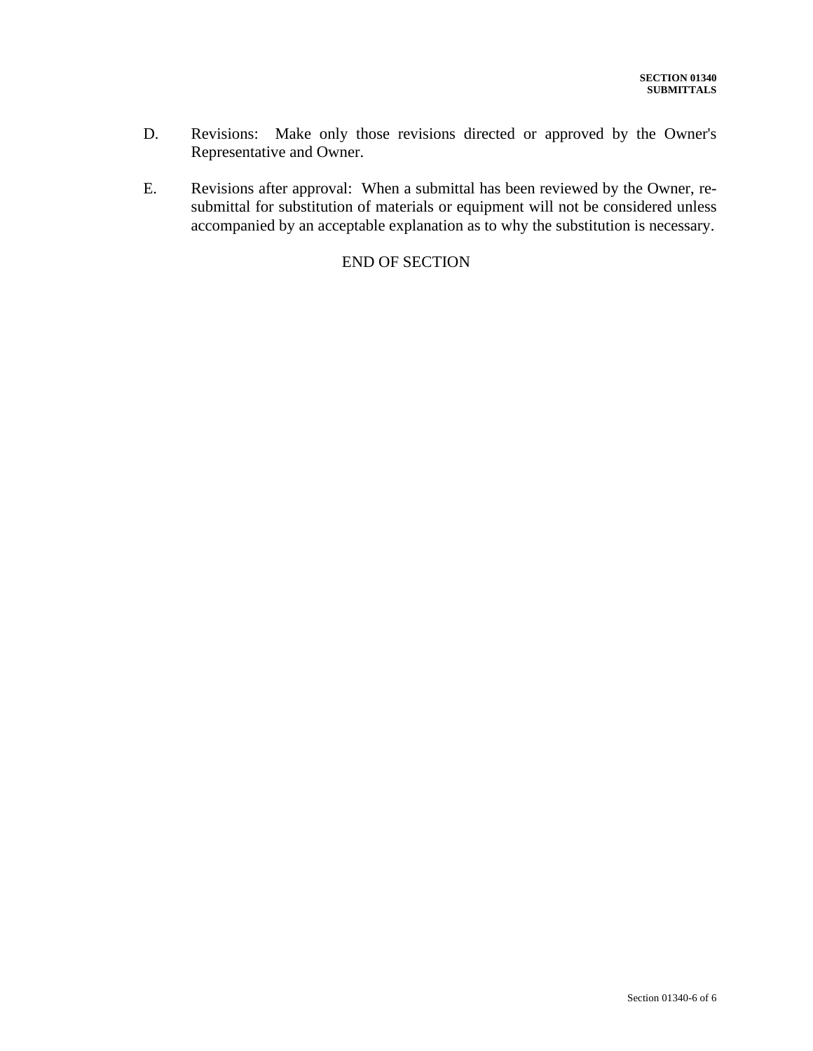D. Revisions: Make only those revisions directed or approved by the Owner's Representative and Owner.

E. Revisions after approval: When a submittal has been reviewed by the Owner, re-submittal for substitution of materials or equipment will not be considered unless accompanied by an acceptable explanation as to why the substitution is necessary.

END OF SECTION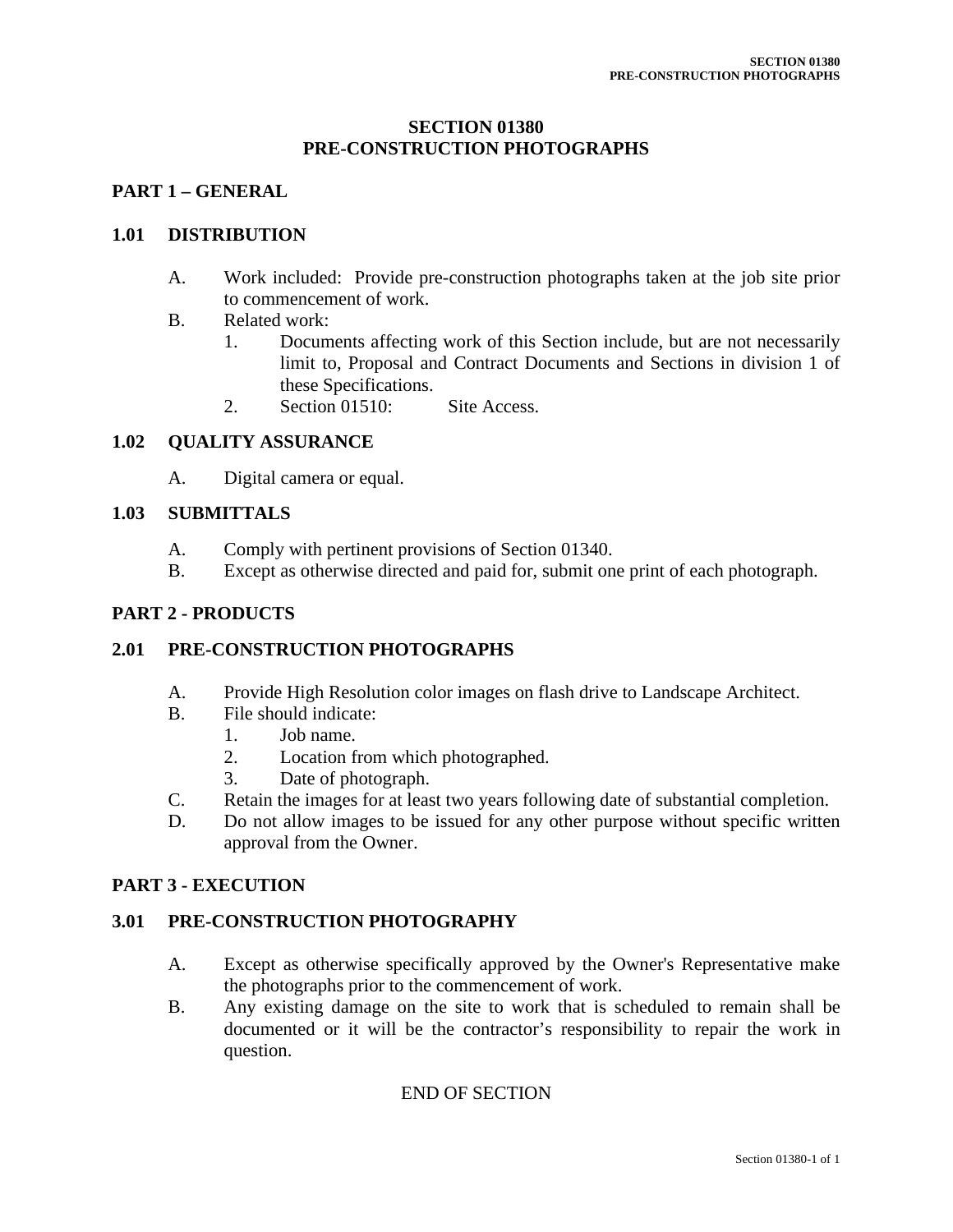# SECTION 01380
# PRE-CONSTRUCTION PHOTOGRAPHS

## PART 1 – GENERAL

### 1.01 DISTRIBUTION

A. Work included: Provide pre-construction photographs taken at the job site prior to commencement of work.

B. Related work:
   1. Documents affecting work of this Section include, but are not necessarily limit to, Proposal and Contract Documents and Sections in division 1 of these Specifications.
   2. Section 01510: Site Access.

### 1.02 QUALITY ASSURANCE

A. Digital camera or equal.

### 1.03 SUBMITTALS

A. Comply with pertinent provisions of Section 01340.

B. Except as otherwise directed and paid for, submit one print of each photograph.

## PART 2 - PRODUCTS

### 2.01 PRE-CONSTRUCTION PHOTOGRAPHS

A. Provide High Resolution color images on flash drive to Landscape Architect.

B. File should indicate:
   1. Job name.
   2. Location from which photographed.
   3. Date of photograph.

C. Retain the images for at least two years following date of substantial completion.

D. Do not allow images to be issued for any other purpose without specific written approval from the Owner.

## PART 3 - EXECUTION

### 3.01 PRE-CONSTRUCTION PHOTOGRAPHY

A. Except as otherwise specifically approved by the Owner's Representative make the photographs prior to the commencement of work.

B. Any existing damage on the site to work that is scheduled to remain shall be documented or it will be the contractor’s responsibility to repair the work in question.

END OF SECTION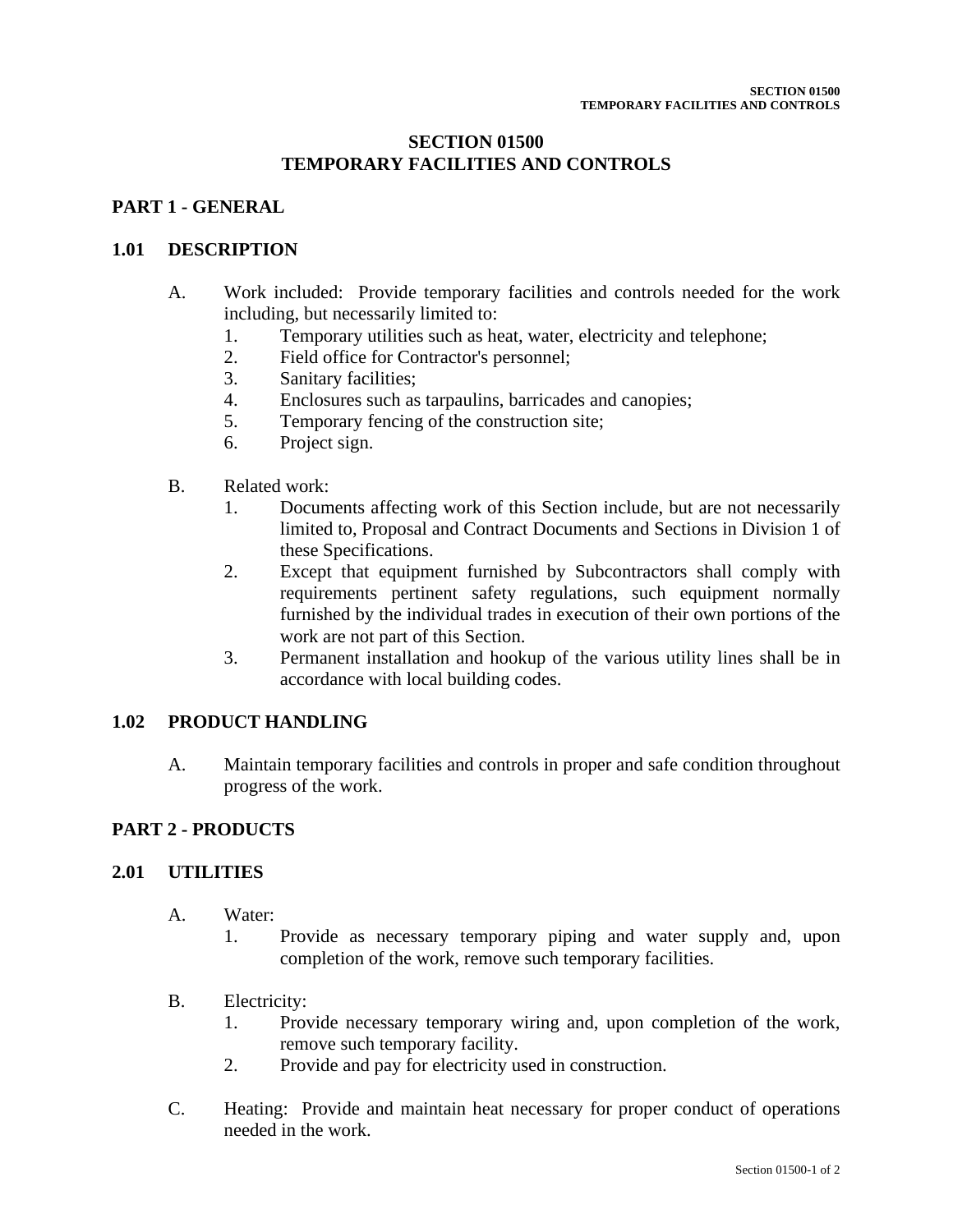# SECTION 01500
# TEMPORARY FACILITIES AND CONTROLS

## PART 1 - GENERAL

### 1.01 DESCRIPTION

A. Work included: Provide temporary facilities and controls needed for the work including, but necessarily limited to:
   1. Temporary utilities such as heat, water, electricity and telephone;
   2. Field office for Contractor's personnel;
   3. Sanitary facilities;
   4. Enclosures such as tarpaulins, barricades and canopies;
   5. Temporary fencing of the construction site;
   6. Project sign.

B. Related work:
   1. Documents affecting work of this Section include, but are not necessarily limited to, Proposal and Contract Documents and Sections in Division 1 of these Specifications.
   2. Except that equipment furnished by Subcontractors shall comply with requirements pertinent safety regulations, such equipment normally furnished by the individual trades in execution of their own portions of the work are not part of this Section.
   3. Permanent installation and hookup of the various utility lines shall be in accordance with local building codes.

### 1.02 PRODUCT HANDLING

A. Maintain temporary facilities and controls in proper and safe condition throughout progress of the work.

## PART 2 - PRODUCTS

### 2.01 UTILITIES

A. Water:
   1. Provide as necessary temporary piping and water supply and, upon completion of the work, remove such temporary facilities.

B. Electricity:
   1. Provide necessary temporary wiring and, upon completion of the work, remove such temporary facility.
   2. Provide and pay for electricity used in construction.

C. Heating: Provide and maintain heat necessary for proper conduct of operations needed in the work.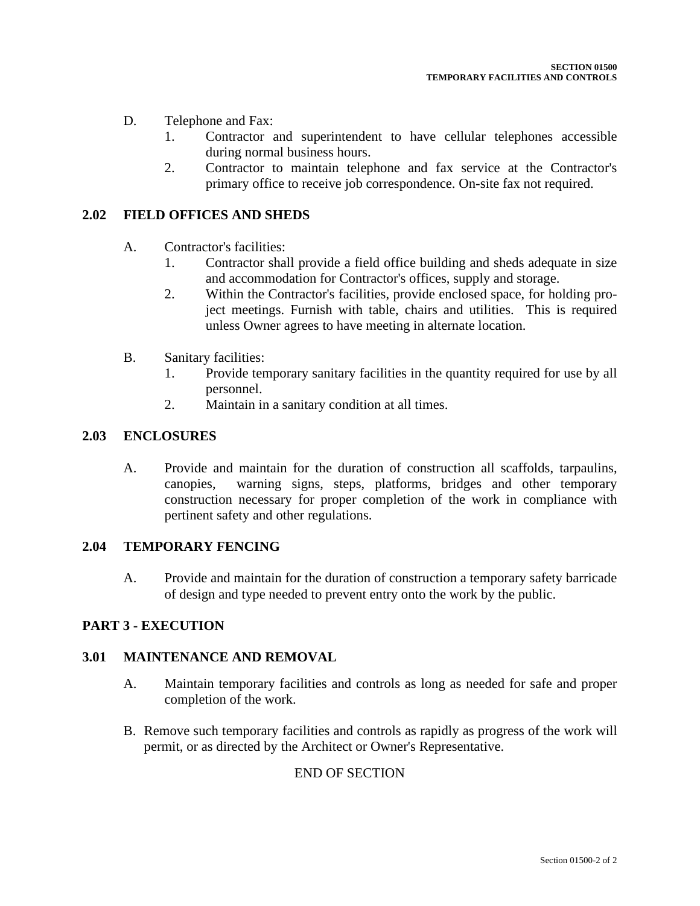D. Telephone and Fax:
   1. Contractor and superintendent to have cellular telephones accessible during normal business hours.
   2. Contractor to maintain telephone and fax service at the Contractor's primary office to receive job correspondence. On-site fax not required.

## 2.02 FIELD OFFICES AND SHEDS

A. Contractor's facilities:
   1. Contractor shall provide a field office building and sheds adequate in size and accommodation for Contractor's offices, supply and storage.
   2. Within the Contractor's facilities, provide enclosed space, for holding project meetings. Furnish with table, chairs and utilities. This is required unless Owner agrees to have meeting in alternate location.

B. Sanitary facilities:
   1. Provide temporary sanitary facilities in the quantity required for use by all personnel.
   2. Maintain in a sanitary condition at all times.

## 2.03 ENCLOSURES

A. Provide and maintain for the duration of construction all scaffolds, tarpaulins, canopies, warning signs, steps, platforms, bridges and other temporary construction necessary for proper completion of the work in compliance with pertinent safety and other regulations.

## 2.04 TEMPORARY FENCING

A. Provide and maintain for the duration of construction a temporary safety barricade of design and type needed to prevent entry onto the work by the public.

# PART 3 - EXECUTION

## 3.01 MAINTENANCE AND REMOVAL

A. Maintain temporary facilities and controls as long as needed for safe and proper completion of the work.

B. Remove such temporary facilities and controls as rapidly as progress of the work will permit, or as directed by the Architect or Owner's Representative.

END OF SECTION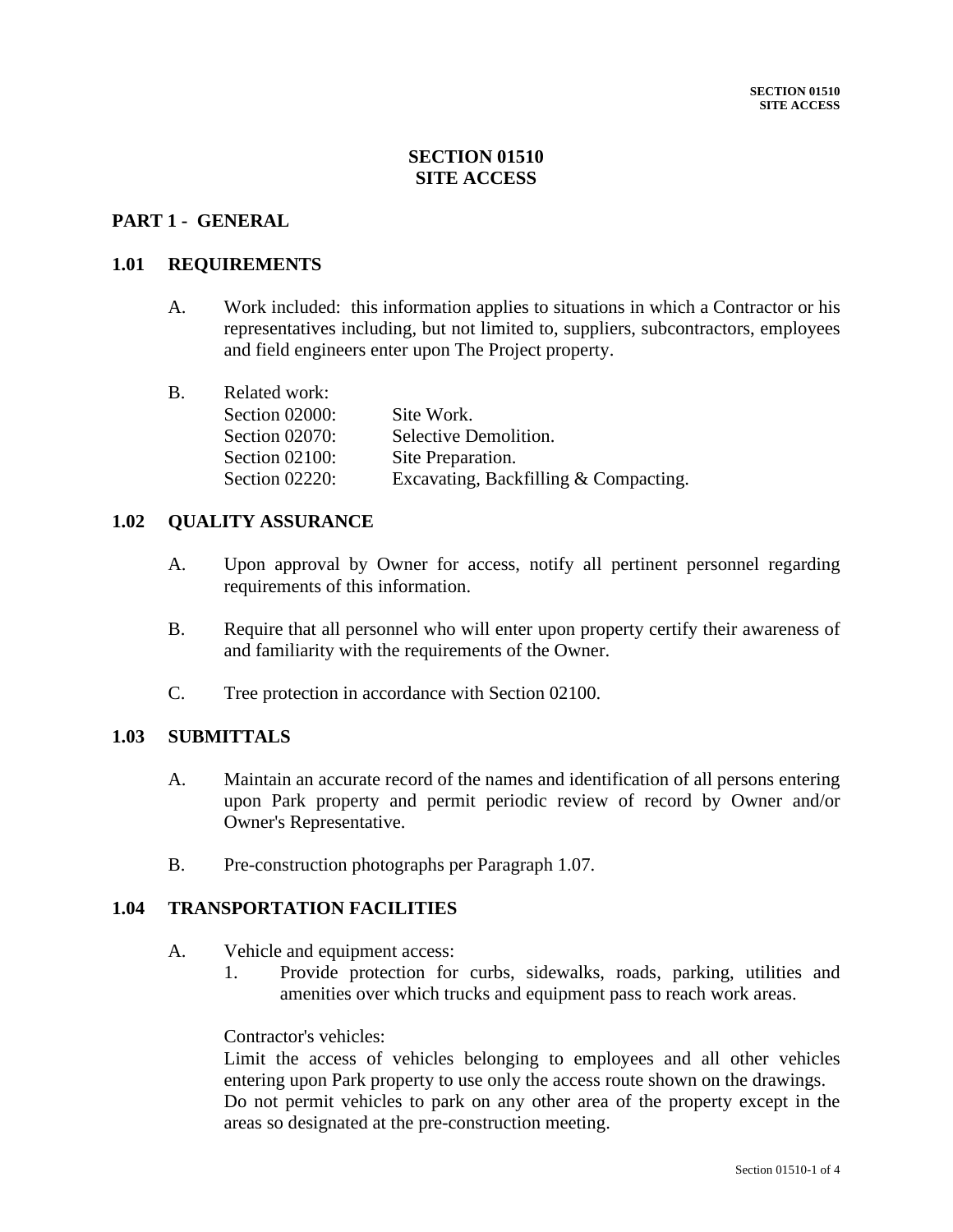# SECTION 01510
# SITE ACCESS

## PART 1 - GENERAL

### 1.01 REQUIREMENTS

A. Work included: this information applies to situations in which a Contractor or his representatives including, but not limited to, suppliers, subcontractors, employees and field engineers enter upon The Project property.

B. Related work:

| | |
|---|---|
| Section 02000: | Site Work. |
| Section 02070: | Selective Demolition. |
| Section 02100: | Site Preparation. |
| Section 02220: | Excavating, Backfilling & Compacting. |

### 1.02 QUALITY ASSURANCE

A. Upon approval by Owner for access, notify all pertinent personnel regarding requirements of this information.

B. Require that all personnel who will enter upon property certify their awareness of and familiarity with the requirements of the Owner.

C. Tree protection in accordance with Section 02100.

### 1.03 SUBMITTALS

A. Maintain an accurate record of the names and identification of all persons entering upon Park property and permit periodic review of record by Owner and/or Owner's Representative.

B. Pre-construction photographs per Paragraph 1.07.

### 1.04 TRANSPORTATION FACILITIES

A. Vehicle and equipment access:

1. Provide protection for curbs, sidewalks, roads, parking, utilities and amenities over which trucks and equipment pass to reach work areas.

Contractor's vehicles:
Limit the access of vehicles belonging to employees and all other vehicles entering upon Park property to use only the access route shown on the drawings.
Do not permit vehicles to park on any other area of the property except in the areas so designated at the pre-construction meeting.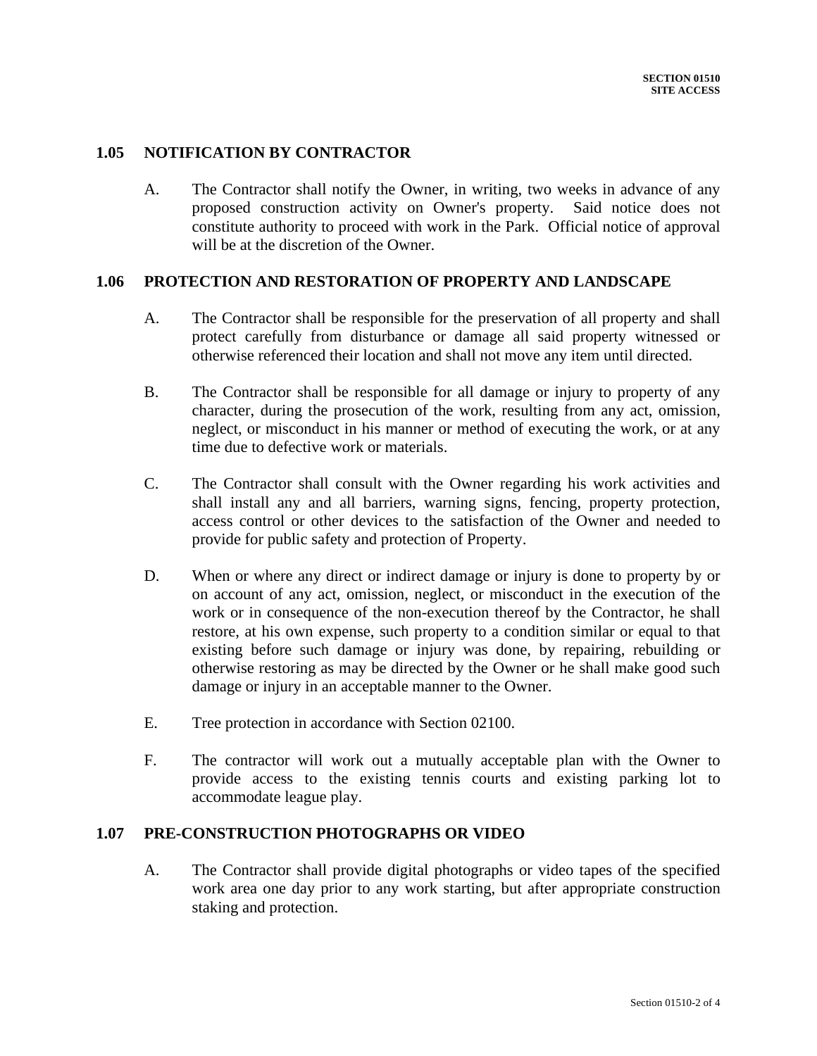## 1.05 NOTIFICATION BY CONTRACTOR

A. The Contractor shall notify the Owner, in writing, two weeks in advance of any proposed construction activity on Owner's property. Said notice does not constitute authority to proceed with work in the Park. Official notice of approval will be at the discretion of the Owner.

## 1.06 PROTECTION AND RESTORATION OF PROPERTY AND LANDSCAPE

A. The Contractor shall be responsible for the preservation of all property and shall protect carefully from disturbance or damage all said property witnessed or otherwise referenced their location and shall not move any item until directed.

B. The Contractor shall be responsible for all damage or injury to property of any character, during the prosecution of the work, resulting from any act, omission, neglect, or misconduct in his manner or method of executing the work, or at any time due to defective work or materials.

C. The Contractor shall consult with the Owner regarding his work activities and shall install any and all barriers, warning signs, fencing, property protection, access control or other devices to the satisfaction of the Owner and needed to provide for public safety and protection of Property.

D. When or where any direct or indirect damage or injury is done to property by or on account of any act, omission, neglect, or misconduct in the execution of the work or in consequence of the non-execution thereof by the Contractor, he shall restore, at his own expense, such property to a condition similar or equal to that existing before such damage or injury was done, by repairing, rebuilding or otherwise restoring as may be directed by the Owner or he shall make good such damage or injury in an acceptable manner to the Owner.

E. Tree protection in accordance with Section 02100.

F. The contractor will work out a mutually acceptable plan with the Owner to provide access to the existing tennis courts and existing parking lot to accommodate league play.

## 1.07 PRE-CONSTRUCTION PHOTOGRAPHS OR VIDEO

A. The Contractor shall provide digital photographs or video tapes of the specified work area one day prior to any work starting, but after appropriate construction staking and protection.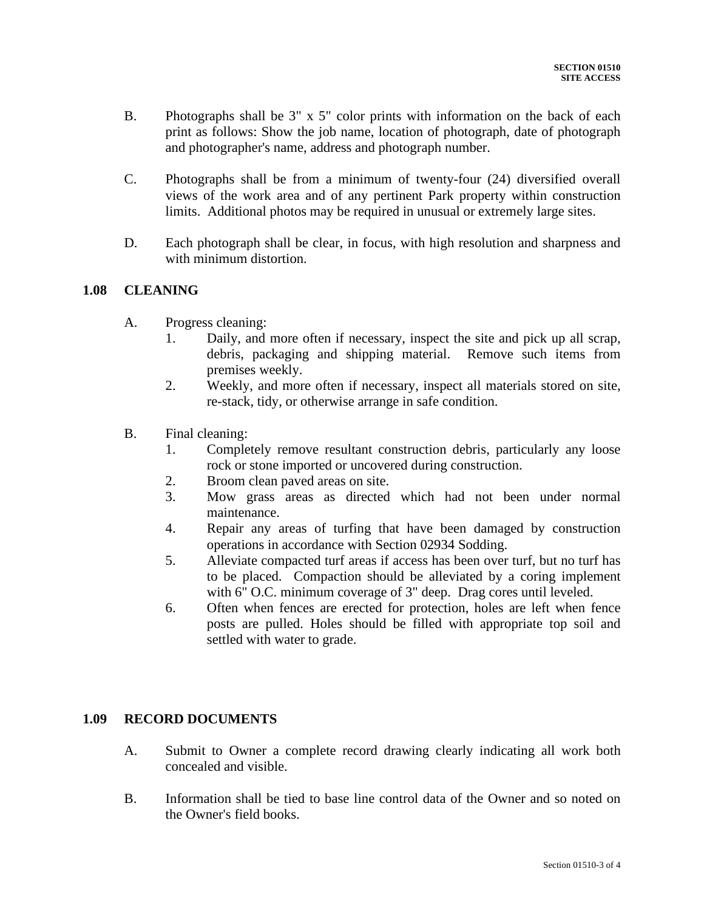B. Photographs shall be 3" x 5" color prints with information on the back of each print as follows: Show the job name, location of photograph, date of photograph and photographer's name, address and photograph number.

C. Photographs shall be from a minimum of twenty-four (24) diversified overall views of the work area and of any pertinent Park property within construction limits. Additional photos may be required in unusual or extremely large sites.

D. Each photograph shall be clear, in focus, with high resolution and sharpness and with minimum distortion.

## 1.08 CLEANING

A. Progress cleaning:
   1. Daily, and more often if necessary, inspect the site and pick up all scrap, debris, packaging and shipping material. Remove such items from premises weekly.
   2. Weekly, and more often if necessary, inspect all materials stored on site, re-stack, tidy, or otherwise arrange in safe condition.

B. Final cleaning:
   1. Completely remove resultant construction debris, particularly any loose rock or stone imported or uncovered during construction.
   2. Broom clean paved areas on site.
   3. Mow grass areas as directed which had not been under normal maintenance.
   4. Repair any areas of turfing that have been damaged by construction operations in accordance with Section 02934 Sodding.
   5. Alleviate compacted turf areas if access has been over turf, but no turf has to be placed. Compaction should be alleviated by a coring implement with 6" O.C. minimum coverage of 3" deep. Drag cores until leveled.
   6. Often when fences are erected for protection, holes are left when fence posts are pulled. Holes should be filled with appropriate top soil and settled with water to grade.

## 1.09 RECORD DOCUMENTS

A. Submit to Owner a complete record drawing clearly indicating all work both concealed and visible.

B. Information shall be tied to base line control data of the Owner and so noted on the Owner's field books.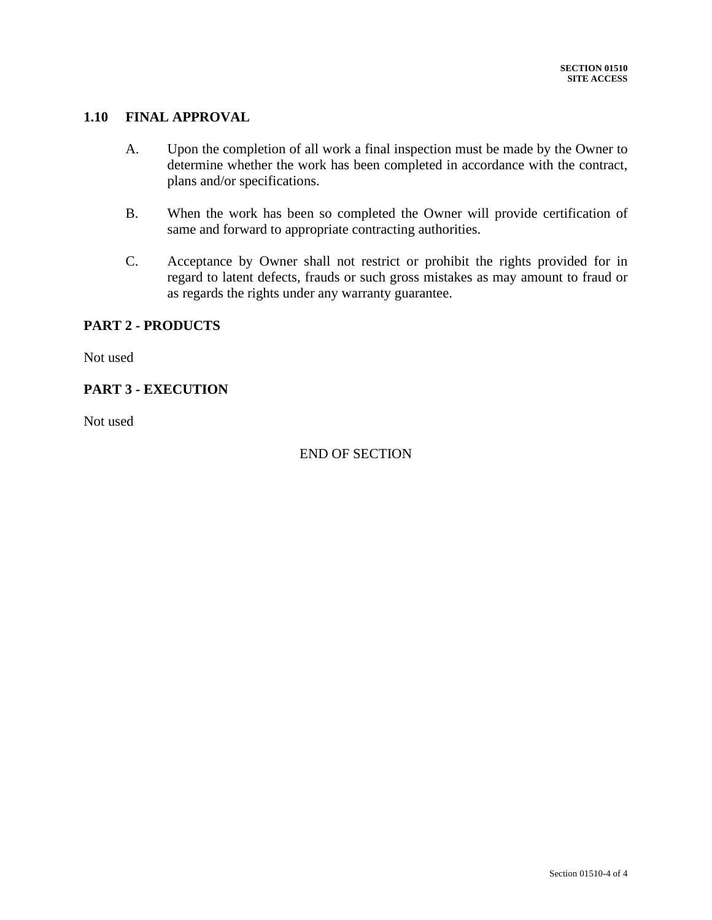## 1.10 FINAL APPROVAL

A. Upon the completion of all work a final inspection must be made by the Owner to determine whether the work has been completed in accordance with the contract, plans and/or specifications.

B. When the work has been so completed the Owner will provide certification of same and forward to appropriate contracting authorities.

C. Acceptance by Owner shall not restrict or prohibit the rights provided for in regard to latent defects, frauds or such gross mistakes as may amount to fraud or as regards the rights under any warranty guarantee.

## PART 2 - PRODUCTS

Not used

## PART 3 - EXECUTION

Not used

END OF SECTION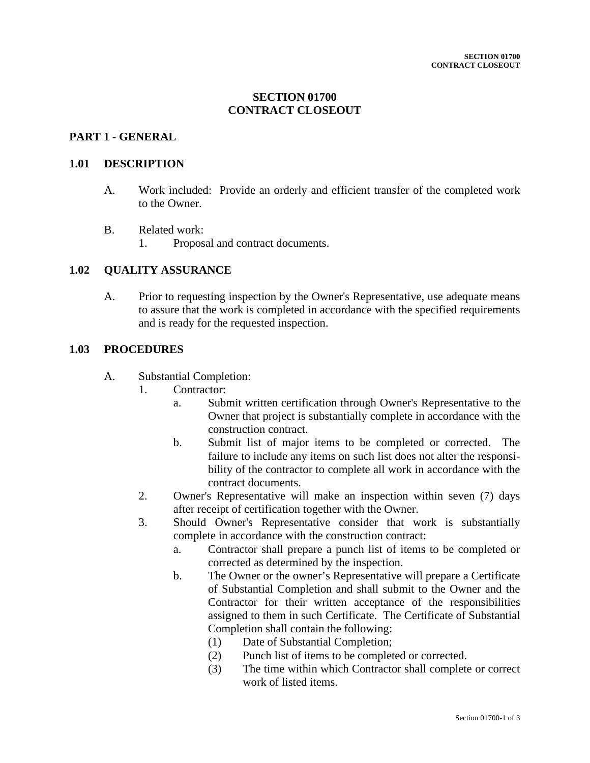# SECTION 01700
# CONTRACT CLOSEOUT

## PART 1 - GENERAL

### 1.01 DESCRIPTION

A. Work included: Provide an orderly and efficient transfer of the completed work to the Owner.

B. Related work:
   1. Proposal and contract documents.

### 1.02 QUALITY ASSURANCE

A. Prior to requesting inspection by the Owner's Representative, use adequate means to assure that the work is completed in accordance with the specified requirements and is ready for the requested inspection.

### 1.03 PROCEDURES

A. Substantial Completion:
   1. Contractor:
      a. Submit written certification through Owner's Representative to the Owner that project is substantially complete in accordance with the construction contract.
      b. Submit list of major items to be completed or corrected. The failure to include any items on such list does not alter the responsibility of the contractor to complete all work in accordance with the contract documents.
   2. Owner's Representative will make an inspection within seven (7) days after receipt of certification together with the Owner.
   3. Should Owner's Representative consider that work is substantially complete in accordance with the construction contract:
      a. Contractor shall prepare a punch list of items to be completed or corrected as determined by the inspection.
      b. The Owner or the owner's Representative will prepare a Certificate of Substantial Completion and shall submit to the Owner and the Contractor for their written acceptance of the responsibilities assigned to them in such Certificate. The Certificate of Substantial Completion shall contain the following:
         (1) Date of Substantial Completion;
         (2) Punch list of items to be completed or corrected.
         (3) The time within which Contractor shall complete or correct work of listed items.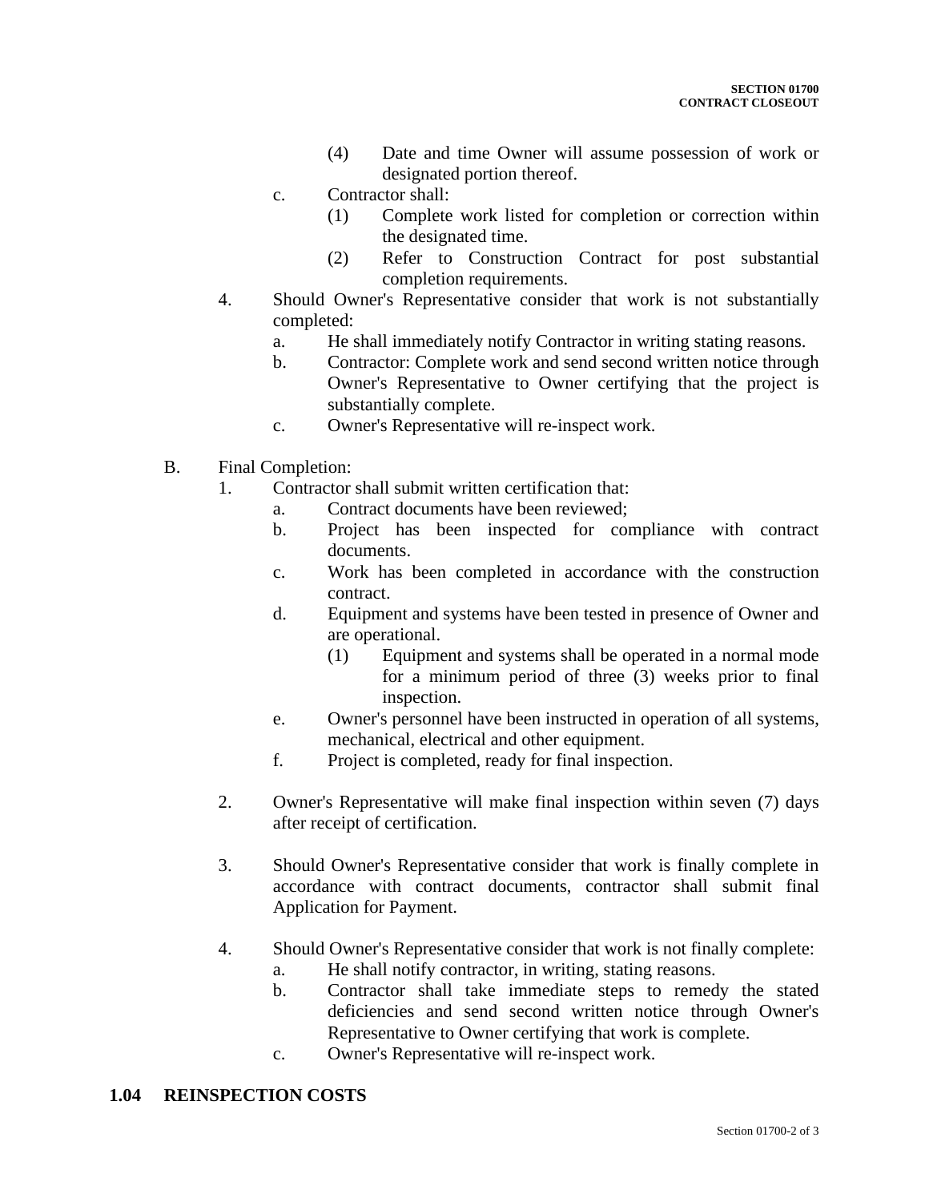(4) Date and time Owner will assume possession of work or designated portion thereof.

c. Contractor shall:

   (1) Complete work listed for completion or correction within the designated time.

   (2) Refer to Construction Contract for post substantial completion requirements.

4. Should Owner's Representative consider that work is not substantially completed:

   a. He shall immediately notify Contractor in writing stating reasons.

   b. Contractor: Complete work and send second written notice through Owner's Representative to Owner certifying that the project is substantially complete.

   c. Owner's Representative will re-inspect work.

B. Final Completion:

1. Contractor shall submit written certification that:

   a. Contract documents have been reviewed;

   b. Project has been inspected for compliance with contract documents.

   c. Work has been completed in accordance with the construction contract.

   d. Equipment and systems have been tested in presence of Owner and are operational.

      (1) Equipment and systems shall be operated in a normal mode for a minimum period of three (3) weeks prior to final inspection.

   e. Owner's personnel have been instructed in operation of all systems, mechanical, electrical and other equipment.

   f. Project is completed, ready for final inspection.

2. Owner's Representative will make final inspection within seven (7) days after receipt of certification.

3. Should Owner's Representative consider that work is finally complete in accordance with contract documents, contractor shall submit final Application for Payment.

4. Should Owner's Representative consider that work is not finally complete:

   a. He shall notify contractor, in writing, stating reasons.

   b. Contractor shall take immediate steps to remedy the stated deficiencies and send second written notice through Owner's Representative to Owner certifying that work is complete.

   c. Owner's Representative will re-inspect work.

## 1.04 REINSPECTION COSTS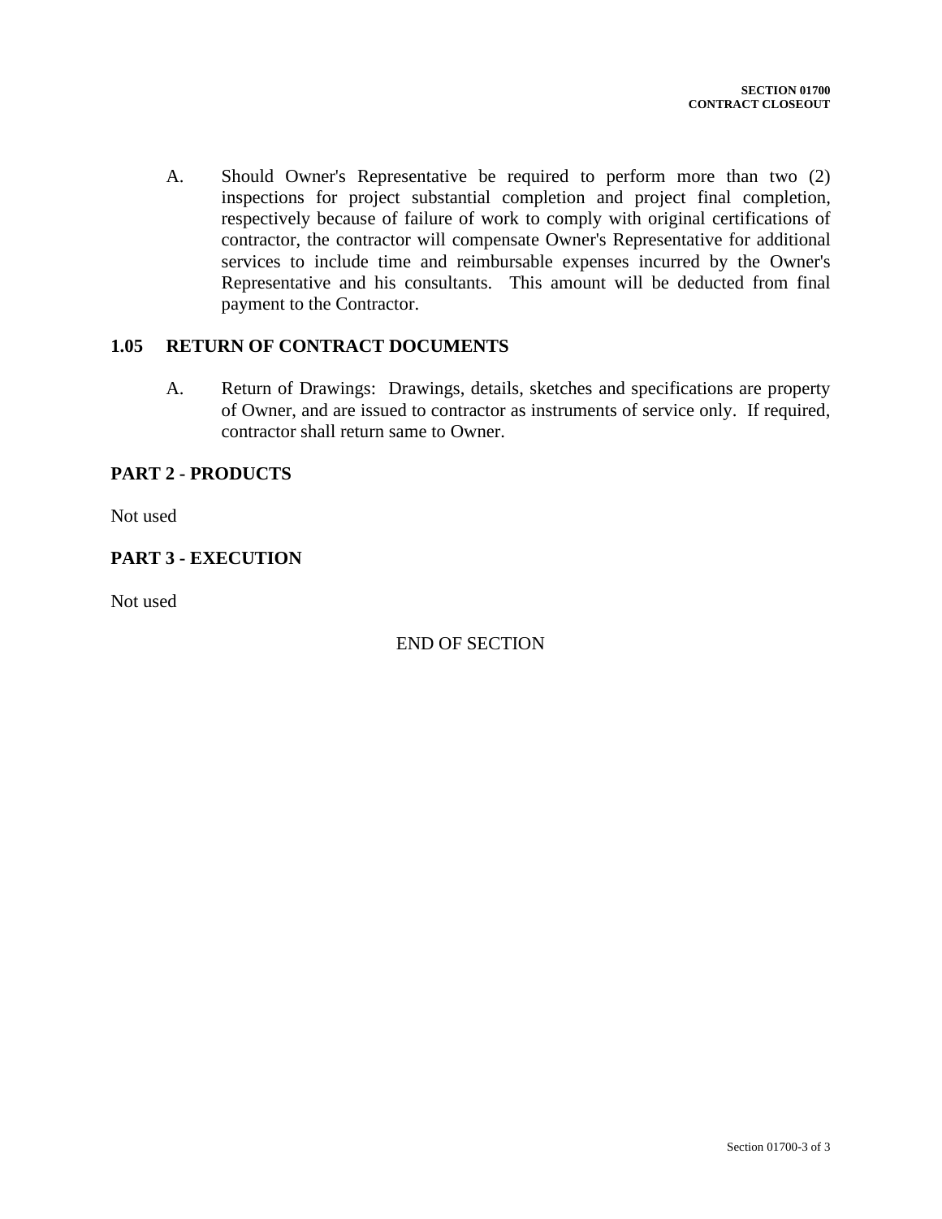A. Should Owner's Representative be required to perform more than two (2) inspections for project substantial completion and project final completion, respectively because of failure of work to comply with original certifications of contractor, the contractor will compensate Owner's Representative for additional services to include time and reimbursable expenses incurred by the Owner's Representative and his consultants. This amount will be deducted from final payment to the Contractor.

### 1.05 RETURN OF CONTRACT DOCUMENTS

A. Return of Drawings: Drawings, details, sketches and specifications are property of Owner, and are issued to contractor as instruments of service only. If required, contractor shall return same to Owner.

## PART 2 - PRODUCTS

Not used

## PART 3 - EXECUTION

Not used

END OF SECTION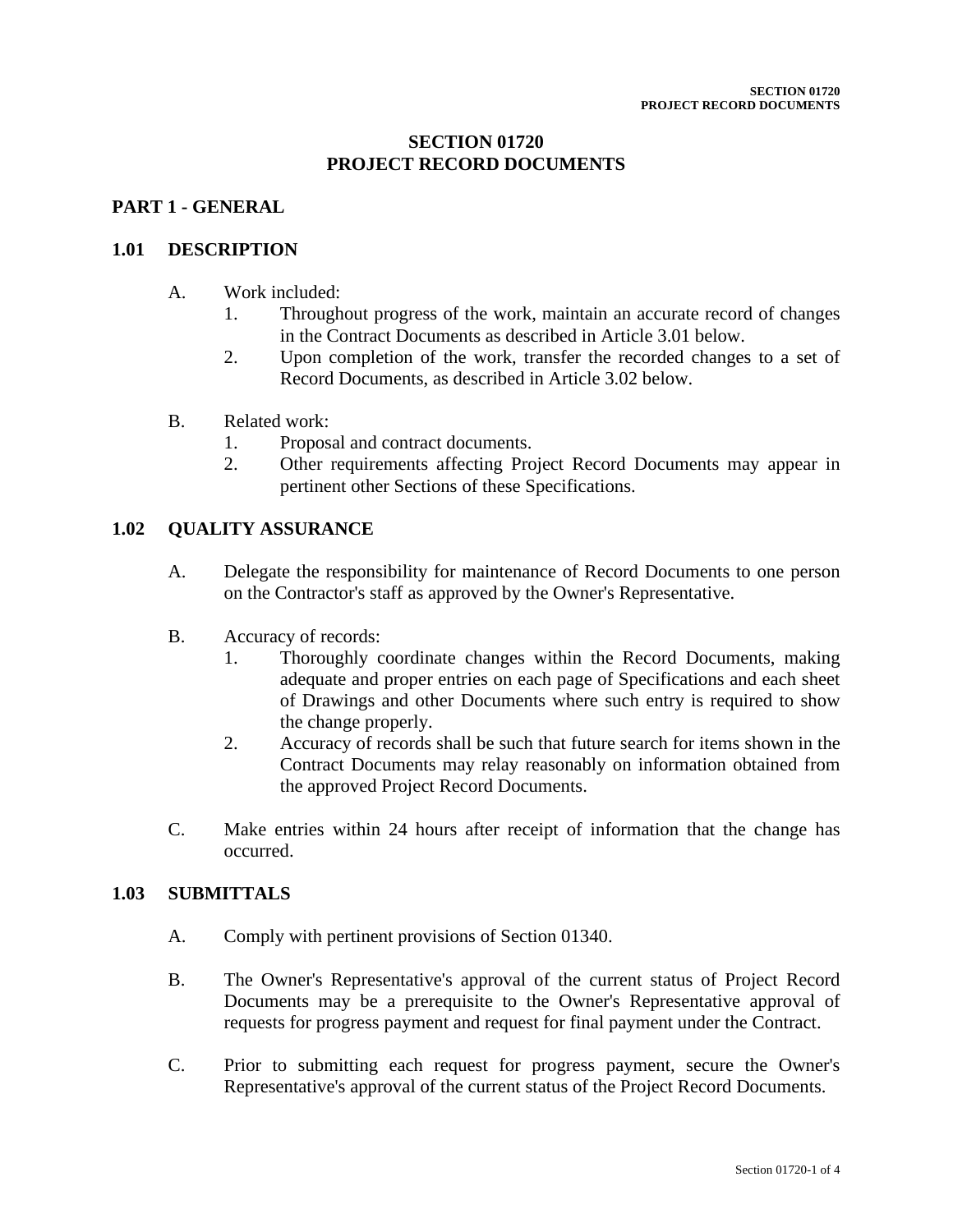# SECTION 01720
# PROJECT RECORD DOCUMENTS

## PART 1 - GENERAL

### 1.01 DESCRIPTION

A. Work included:
   1. Throughout progress of the work, maintain an accurate record of changes in the Contract Documents as described in Article 3.01 below.
   2. Upon completion of the work, transfer the recorded changes to a set of Record Documents, as described in Article 3.02 below.

B. Related work:
   1. Proposal and contract documents.
   2. Other requirements affecting Project Record Documents may appear in pertinent other Sections of these Specifications.

### 1.02 QUALITY ASSURANCE

A. Delegate the responsibility for maintenance of Record Documents to one person on the Contractor's staff as approved by the Owner's Representative.

B. Accuracy of records:
   1. Thoroughly coordinate changes within the Record Documents, making adequate and proper entries on each page of Specifications and each sheet of Drawings and other Documents where such entry is required to show the change properly.
   2. Accuracy of records shall be such that future search for items shown in the Contract Documents may relay reasonably on information obtained from the approved Project Record Documents.

C. Make entries within 24 hours after receipt of information that the change has occurred.

### 1.03 SUBMITTALS

A. Comply with pertinent provisions of Section 01340.

B. The Owner's Representative's approval of the current status of Project Record Documents may be a prerequisite to the Owner's Representative approval of requests for progress payment and request for final payment under the Contract.

C. Prior to submitting each request for progress payment, secure the Owner's Representative's approval of the current status of the Project Record Documents.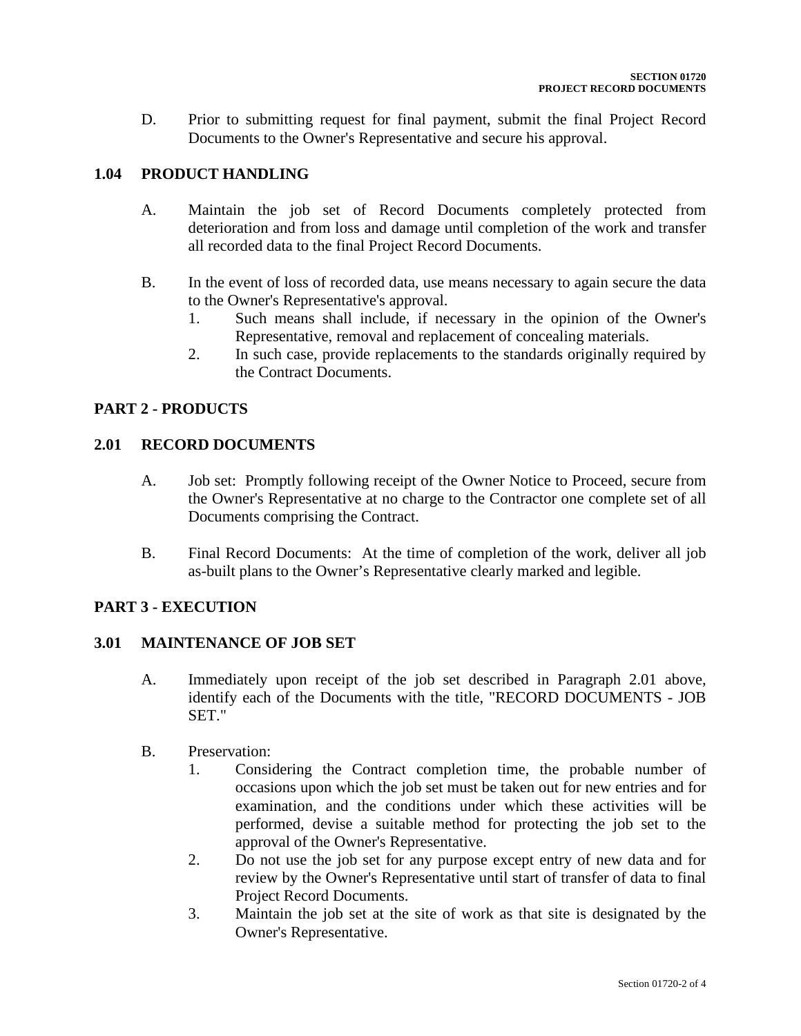D. Prior to submitting request for final payment, submit the final Project Record Documents to the Owner's Representative and secure his approval.

## 1.04 PRODUCT HANDLING

A. Maintain the job set of Record Documents completely protected from deterioration and from loss and damage until completion of the work and transfer all recorded data to the final Project Record Documents.

B. In the event of loss of recorded data, use means necessary to again secure the data to the Owner's Representative's approval.
   1. Such means shall include, if necessary in the opinion of the Owner's Representative, removal and replacement of concealing materials.
   2. In such case, provide replacements to the standards originally required by the Contract Documents.

# PART 2 - PRODUCTS

## 2.01 RECORD DOCUMENTS

A. Job set: Promptly following receipt of the Owner Notice to Proceed, secure from the Owner's Representative at no charge to the Contractor one complete set of all Documents comprising the Contract.

B. Final Record Documents: At the time of completion of the work, deliver all job as-built plans to the Owner's Representative clearly marked and legible.

# PART 3 - EXECUTION

## 3.01 MAINTENANCE OF JOB SET

A. Immediately upon receipt of the job set described in Paragraph 2.01 above, identify each of the Documents with the title, "RECORD DOCUMENTS - JOB SET."

B. Preservation:
   1. Considering the Contract completion time, the probable number of occasions upon which the job set must be taken out for new entries and for examination, and the conditions under which these activities will be performed, devise a suitable method for protecting the job set to the approval of the Owner's Representative.
   2. Do not use the job set for any purpose except entry of new data and for review by the Owner's Representative until start of transfer of data to final Project Record Documents.
   3. Maintain the job set at the site of work as that site is designated by the Owner's Representative.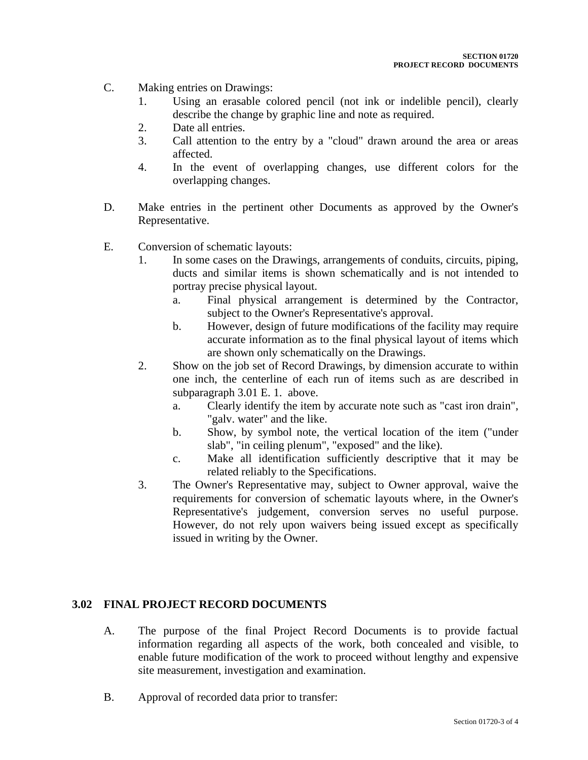C. Making entries on Drawings:
   1. Using an erasable colored pencil (not ink or indelible pencil), clearly describe the change by graphic line and note as required.
   2. Date all entries.
   3. Call attention to the entry by a "cloud" drawn around the area or areas affected.
   4. In the event of overlapping changes, use different colors for the overlapping changes.

D. Make entries in the pertinent other Documents as approved by the Owner's Representative.

E. Conversion of schematic layouts:
   1. In some cases on the Drawings, arrangements of conduits, circuits, piping, ducts and similar items is shown schematically and is not intended to portray precise physical layout.
      a. Final physical arrangement is determined by the Contractor, subject to the Owner's Representative's approval.
      b. However, design of future modifications of the facility may require accurate information as to the final physical layout of items which are shown only schematically on the Drawings.
   2. Show on the job set of Record Drawings, by dimension accurate to within one inch, the centerline of each run of items such as are described in subparagraph 3.01 E. 1. above.
      a. Clearly identify the item by accurate note such as "cast iron drain", "galv. water" and the like.
      b. Show, by symbol note, the vertical location of the item ("under slab", "in ceiling plenum", "exposed" and the like).
      c. Make all identification sufficiently descriptive that it may be related reliably to the Specifications.
   3. The Owner's Representative may, subject to Owner approval, waive the requirements for conversion of schematic layouts where, in the Owner's Representative's judgement, conversion serves no useful purpose. However, do not rely upon waivers being issued except as specifically issued in writing by the Owner.

## 3.02 FINAL PROJECT RECORD DOCUMENTS

A. The purpose of the final Project Record Documents is to provide factual information regarding all aspects of the work, both concealed and visible, to enable future modification of the work to proceed without lengthy and expensive site measurement, investigation and examination.

B. Approval of recorded data prior to transfer: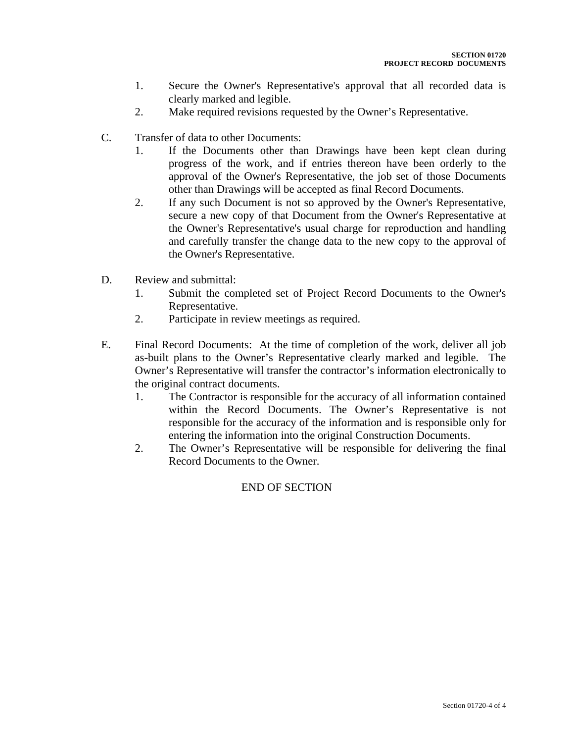1. Secure the Owner's Representative's approval that all recorded data is clearly marked and legible.
2. Make required revisions requested by the Owner’s Representative.

C. Transfer of data to other Documents:
   1. If the Documents other than Drawings have been kept clean during progress of the work, and if entries thereon have been orderly to the approval of the Owner's Representative, the job set of those Documents other than Drawings will be accepted as final Record Documents.
   2. If any such Document is not so approved by the Owner's Representative, secure a new copy of that Document from the Owner's Representative at the Owner's Representative's usual charge for reproduction and handling and carefully transfer the change data to the new copy to the approval of the Owner's Representative.

D. Review and submittal:
   1. Submit the completed set of Project Record Documents to the Owner's Representative.
   2. Participate in review meetings as required.

E. Final Record Documents: At the time of completion of the work, deliver all job as-built plans to the Owner’s Representative clearly marked and legible. The Owner’s Representative will transfer the contractor’s information electronically to the original contract documents.
   1. The Contractor is responsible for the accuracy of all information contained within the Record Documents. The Owner’s Representative is not responsible for the accuracy of the information and is responsible only for entering the information into the original Construction Documents.
   2. The Owner’s Representative will be responsible for delivering the final Record Documents to the Owner.

END OF SECTION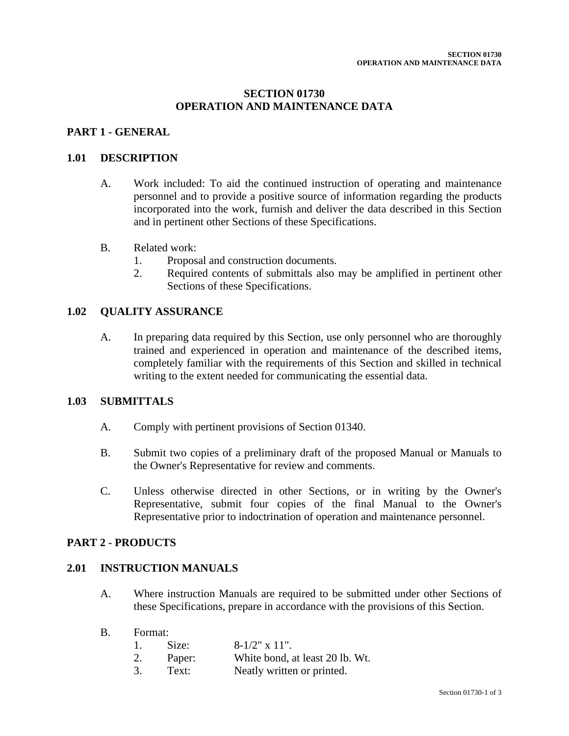# SECTION 01730
# OPERATION AND MAINTENANCE DATA

## PART 1 - GENERAL

### 1.01 DESCRIPTION

A. Work included: To aid the continued instruction of operating and maintenance personnel and to provide a positive source of information regarding the products incorporated into the work, furnish and deliver the data described in this Section and in pertinent other Sections of these Specifications.

B. Related work:
   1. Proposal and construction documents.
   2. Required contents of submittals also may be amplified in pertinent other Sections of these Specifications.

### 1.02 QUALITY ASSURANCE

A. In preparing data required by this Section, use only personnel who are thoroughly trained and experienced in operation and maintenance of the described items, completely familiar with the requirements of this Section and skilled in technical writing to the extent needed for communicating the essential data.

### 1.03 SUBMITTALS

A. Comply with pertinent provisions of Section 01340.

B. Submit two copies of a preliminary draft of the proposed Manual or Manuals to the Owner's Representative for review and comments.

C. Unless otherwise directed in other Sections, or in writing by the Owner's Representative, submit four copies of the final Manual to the Owner's Representative prior to indoctrination of operation and maintenance personnel.

## PART 2 - PRODUCTS

### 2.01 INSTRUCTION MANUALS

A. Where instruction Manuals are required to be submitted under other Sections of these Specifications, prepare in accordance with the provisions of this Section.

B. Format:
   1. Size: 8-1/2" x 11".
   2. Paper: White bond, at least 20 lb. Wt.
   3. Text: Neatly written or printed.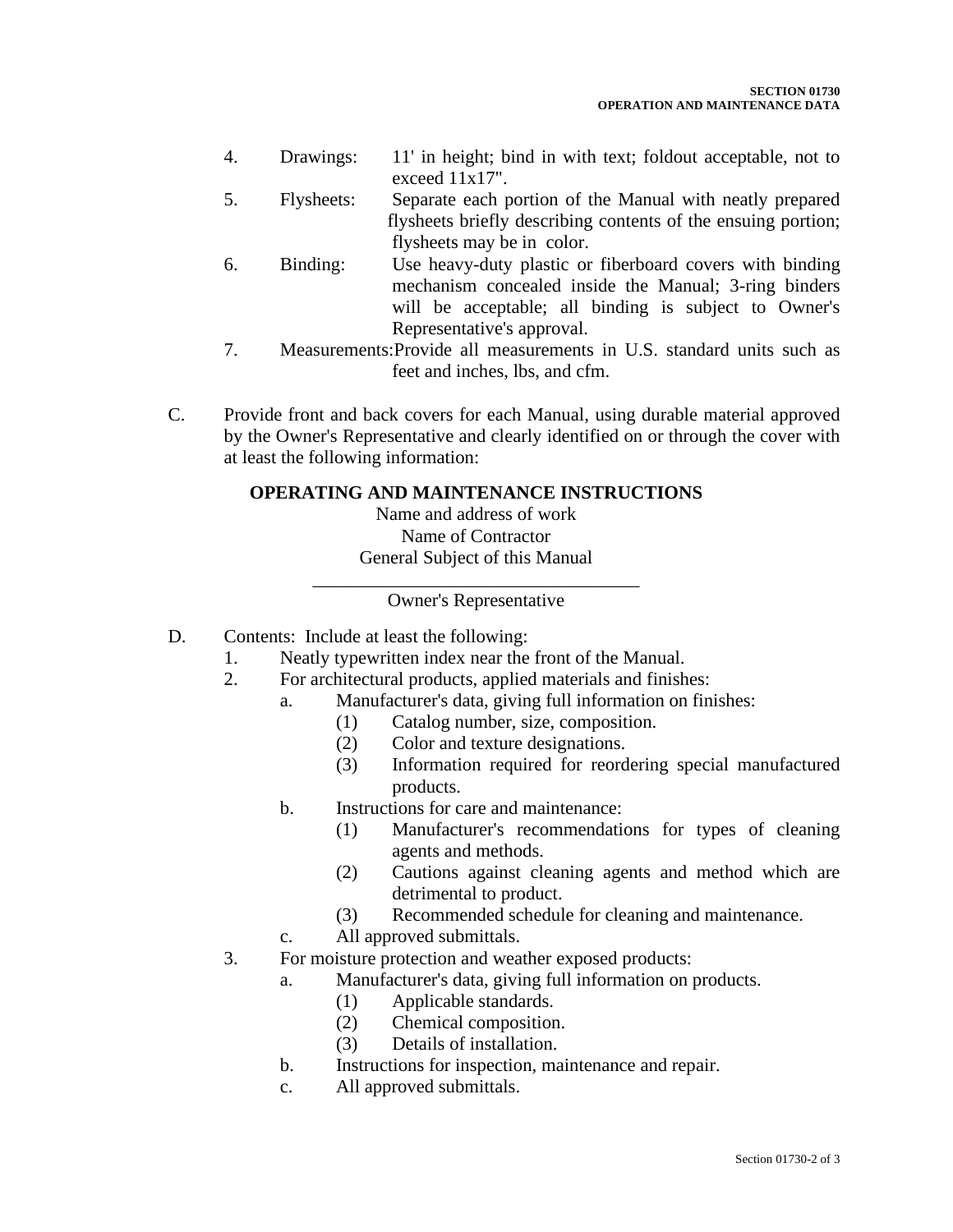4. Drawings: 11' in height; bind in with text; foldout acceptable, not to exceed 11x17".
5. Flysheets: Separate each portion of the Manual with neatly prepared flysheets briefly describing contents of the ensuing portion; flysheets may be in color.
6. Binding: Use heavy-duty plastic or fiberboard covers with binding mechanism concealed inside the Manual; 3-ring binders will be acceptable; all binding is subject to Owner's Representative's approval.
7. Measurements: Provide all measurements in U.S. standard units such as feet and inches, lbs, and cfm.

C. Provide front and back covers for each Manual, using durable material approved by the Owner's Representative and clearly identified on or through the cover with at least the following information:

**OPERATING AND MAINTENANCE INSTRUCTIONS**

Name and address of work

Name of Contractor

General Subject of this Manual

\_\_\_\_\_\_\_\_\_\_\_\_\_\_\_\_\_\_\_\_\_\_\_\_\_\_\_\_\_\_\_\_\_\_\_\_

Owner's Representative

D. Contents: Include at least the following:
1. Neatly typewritten index near the front of the Manual.
2. For architectural products, applied materials and finishes:
    a. Manufacturer's data, giving full information on finishes:
        (1) Catalog number, size, composition.
        (2) Color and texture designations.
        (3) Information required for reordering special manufactured products.
    b. Instructions for care and maintenance:
        (1) Manufacturer's recommendations for types of cleaning agents and methods.
        (2) Cautions against cleaning agents and method which are detrimental to product.
        (3) Recommended schedule for cleaning and maintenance.
    c. All approved submittals.
3. For moisture protection and weather exposed products:
    a. Manufacturer's data, giving full information on products.
        (1) Applicable standards.
        (2) Chemical composition.
        (3) Details of installation.
    b. Instructions for inspection, maintenance and repair.
    c. All approved submittals.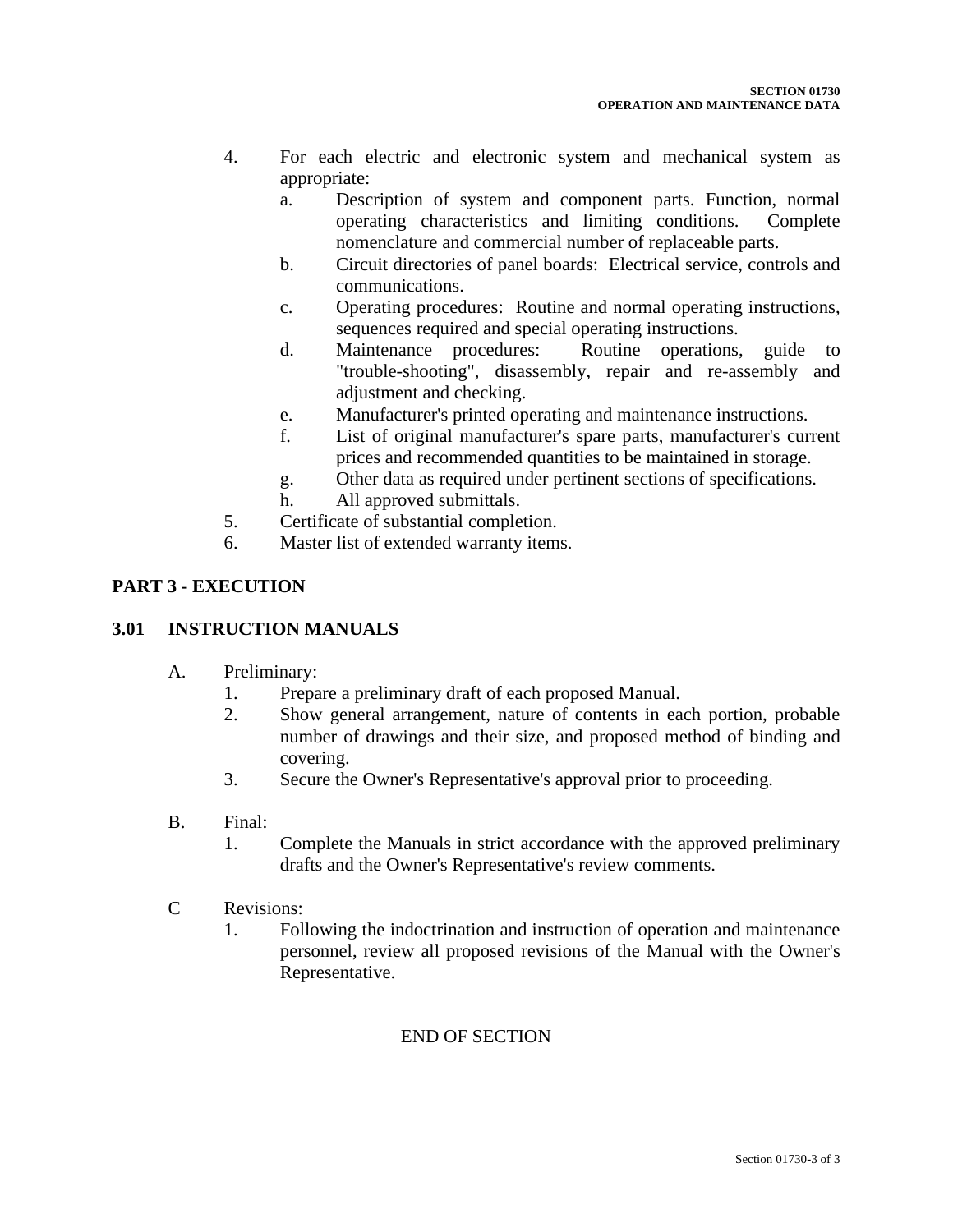4. For each electric and electronic system and mechanical system as appropriate:
   a. Description of system and component parts. Function, normal operating characteristics and limiting conditions. Complete nomenclature and commercial number of replaceable parts.
   b. Circuit directories of panel boards: Electrical service, controls and communications.
   c. Operating procedures: Routine and normal operating instructions, sequences required and special operating instructions.
   d. Maintenance procedures: Routine operations, guide to "trouble-shooting", disassembly, repair and re-assembly and adjustment and checking.
   e. Manufacturer's printed operating and maintenance instructions.
   f. List of original manufacturer's spare parts, manufacturer's current prices and recommended quantities to be maintained in storage.
   g. Other data as required under pertinent sections of specifications.
   h. All approved submittals.
5. Certificate of substantial completion.
6. Master list of extended warranty items.

## PART 3 - EXECUTION

### 3.01 INSTRUCTION MANUALS

A. Preliminary:
   1. Prepare a preliminary draft of each proposed Manual.
   2. Show general arrangement, nature of contents in each portion, probable number of drawings and their size, and proposed method of binding and covering.
   3. Secure the Owner's Representative's approval prior to proceeding.

B. Final:
   1. Complete the Manuals in strict accordance with the approved preliminary drafts and the Owner's Representative's review comments.

C Revisions:
   1. Following the indoctrination and instruction of operation and maintenance personnel, review all proposed revisions of the Manual with the Owner's Representative.

END OF SECTION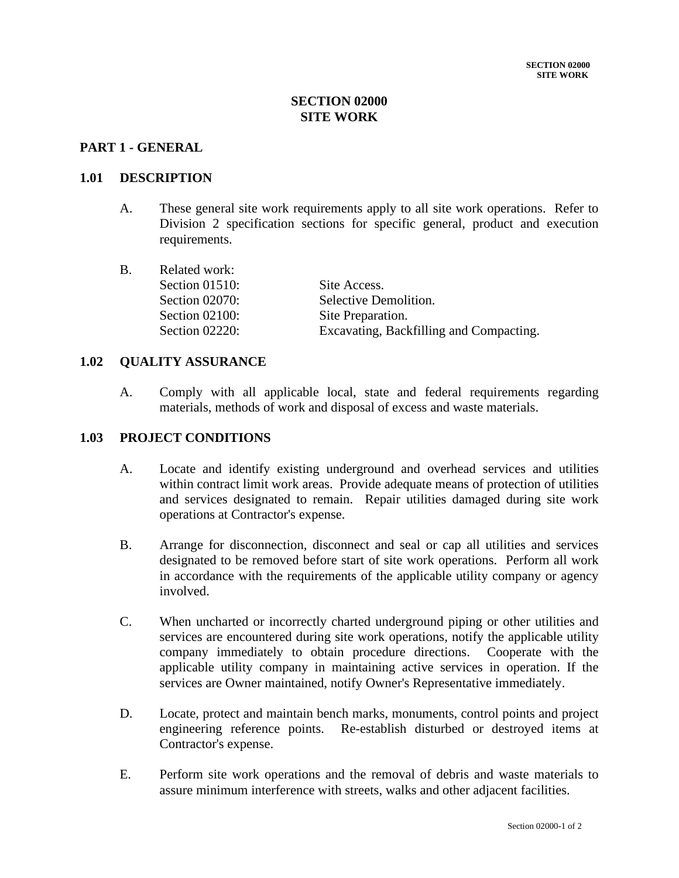# SECTION 02000
# SITE WORK

## PART 1 - GENERAL

### 1.01 DESCRIPTION

A. These general site work requirements apply to all site work operations. Refer to Division 2 specification sections for specific general, product and execution requirements.

B. Related work:

| | |
|---|---|
| Section 01510: | Site Access. |
| Section 02070: | Selective Demolition. |
| Section 02100: | Site Preparation. |
| Section 02220: | Excavating, Backfilling and Compacting. |

### 1.02 QUALITY ASSURANCE

A. Comply with all applicable local, state and federal requirements regarding materials, methods of work and disposal of excess and waste materials.

### 1.03 PROJECT CONDITIONS

A. Locate and identify existing underground and overhead services and utilities within contract limit work areas. Provide adequate means of protection of utilities and services designated to remain. Repair utilities damaged during site work operations at Contractor's expense.

B. Arrange for disconnection, disconnect and seal or cap all utilities and services designated to be removed before start of site work operations. Perform all work in accordance with the requirements of the applicable utility company or agency involved.

C. When uncharted or incorrectly charted underground piping or other utilities and services are encountered during site work operations, notify the applicable utility company immediately to obtain procedure directions. Cooperate with the applicable utility company in maintaining active services in operation. If the services are Owner maintained, notify Owner's Representative immediately.

D. Locate, protect and maintain bench marks, monuments, control points and project engineering reference points. Re-establish disturbed or destroyed items at Contractor's expense.

E. Perform site work operations and the removal of debris and waste materials to assure minimum interference with streets, walks and other adjacent facilities.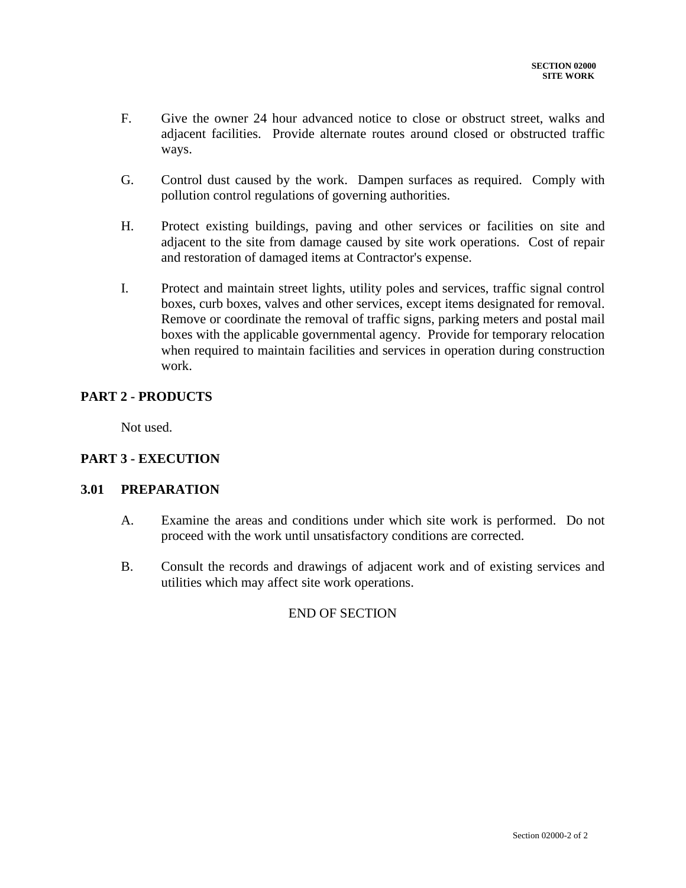F. Give the owner 24 hour advanced notice to close or obstruct street, walks and adjacent facilities. Provide alternate routes around closed or obstructed traffic ways.

G. Control dust caused by the work. Dampen surfaces as required. Comply with pollution control regulations of governing authorities.

H. Protect existing buildings, paving and other services or facilities on site and adjacent to the site from damage caused by site work operations. Cost of repair and restoration of damaged items at Contractor's expense.

I. Protect and maintain street lights, utility poles and services, traffic signal control boxes, curb boxes, valves and other services, except items designated for removal. Remove or coordinate the removal of traffic signs, parking meters and postal mail boxes with the applicable governmental agency. Provide for temporary relocation when required to maintain facilities and services in operation during construction work.

## PART 2 - PRODUCTS

Not used.

## PART 3 - EXECUTION

### 3.01 PREPARATION

A. Examine the areas and conditions under which site work is performed. Do not proceed with the work until unsatisfactory conditions are corrected.

B. Consult the records and drawings of adjacent work and of existing services and utilities which may affect site work operations.

END OF SECTION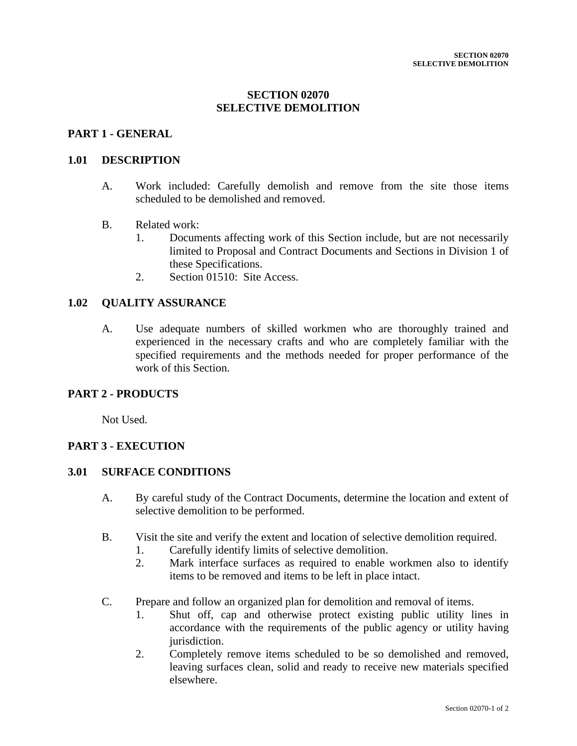# SECTION 02070
# SELECTIVE DEMOLITION

## PART 1 - GENERAL

### 1.01 DESCRIPTION

A. Work included: Carefully demolish and remove from the site those items scheduled to be demolished and removed.

B. Related work:
   1. Documents affecting work of this Section include, but are not necessarily limited to Proposal and Contract Documents and Sections in Division 1 of these Specifications.
   2. Section 01510: Site Access.

### 1.02 QUALITY ASSURANCE

A. Use adequate numbers of skilled workmen who are thoroughly trained and experienced in the necessary crafts and who are completely familiar with the specified requirements and the methods needed for proper performance of the work of this Section.

## PART 2 - PRODUCTS

Not Used.

## PART 3 - EXECUTION

### 3.01 SURFACE CONDITIONS

A. By careful study of the Contract Documents, determine the location and extent of selective demolition to be performed.

B. Visit the site and verify the extent and location of selective demolition required.
   1. Carefully identify limits of selective demolition.
   2. Mark interface surfaces as required to enable workmen also to identify items to be removed and items to be left in place intact.

C. Prepare and follow an organized plan for demolition and removal of items.
   1. Shut off, cap and otherwise protect existing public utility lines in accordance with the requirements of the public agency or utility having jurisdiction.
   2. Completely remove items scheduled to be so demolished and removed, leaving surfaces clean, solid and ready to receive new materials specified elsewhere.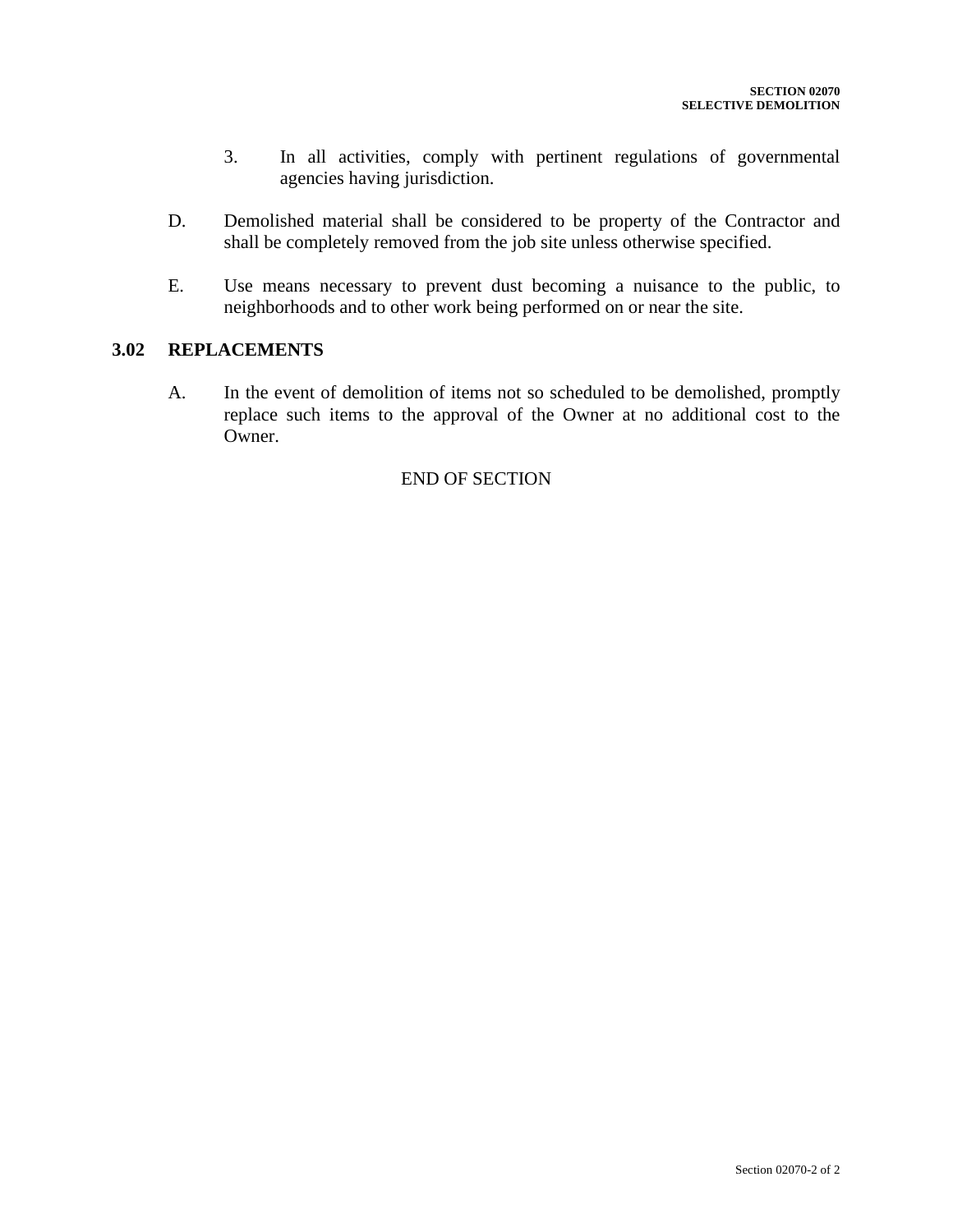3. In all activities, comply with pertinent regulations of governmental agencies having jurisdiction.

D. Demolished material shall be considered to be property of the Contractor and shall be completely removed from the job site unless otherwise specified.

E. Use means necessary to prevent dust becoming a nuisance to the public, to neighborhoods and to other work being performed on or near the site.

## 3.02 REPLACEMENTS

A. In the event of demolition of items not so scheduled to be demolished, promptly replace such items to the approval of the Owner at no additional cost to the Owner.

END OF SECTION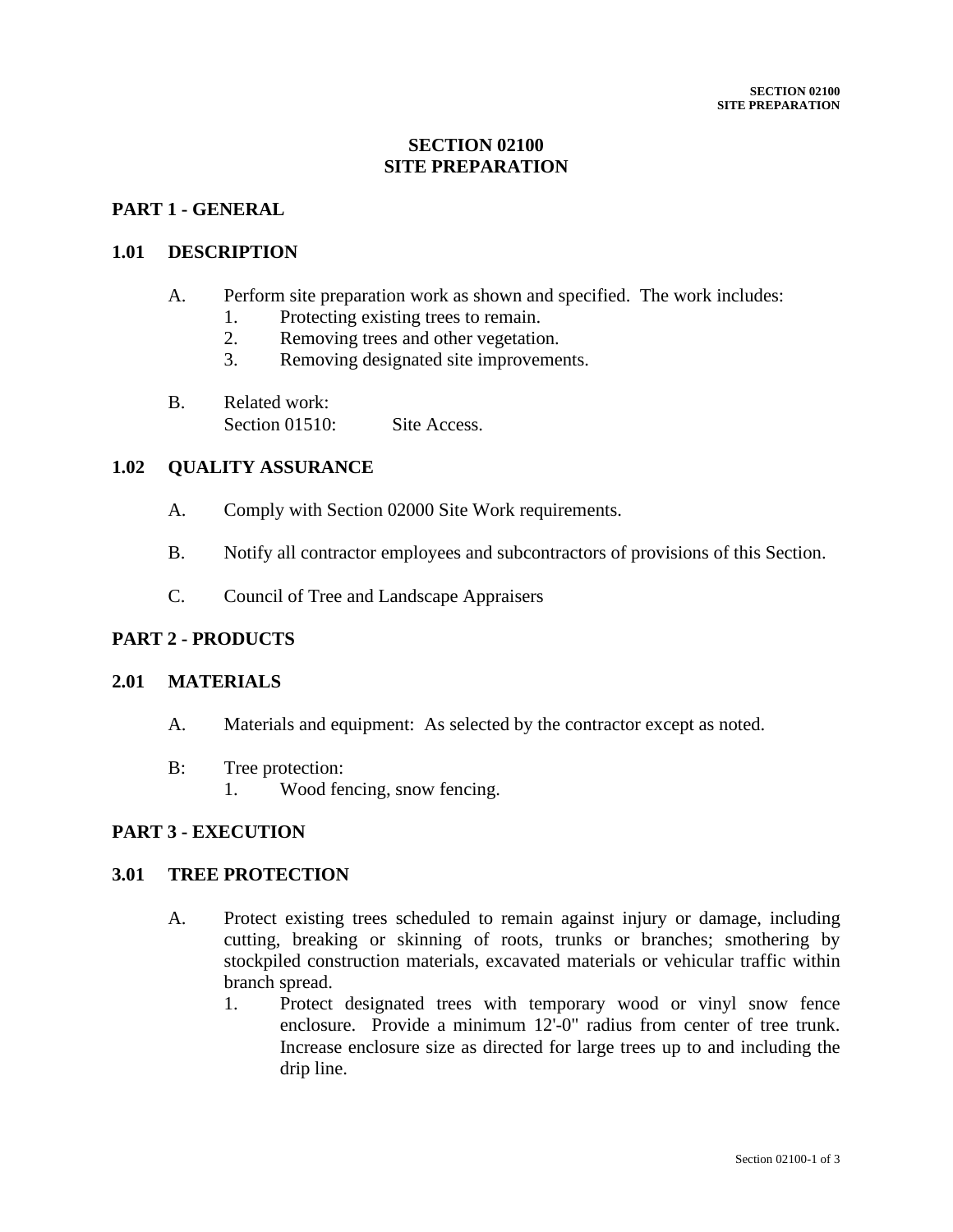# SECTION 02100
# SITE PREPARATION

## PART 1 - GENERAL

### 1.01 DESCRIPTION

A. Perform site preparation work as shown and specified. The work includes:
   1. Protecting existing trees to remain.
   2. Removing trees and other vegetation.
   3. Removing designated site improvements.

B. Related work:
   Section 01510: Site Access.

### 1.02 QUALITY ASSURANCE

A. Comply with Section 02000 Site Work requirements.

B. Notify all contractor employees and subcontractors of provisions of this Section.

C. Council of Tree and Landscape Appraisers

## PART 2 - PRODUCTS

### 2.01 MATERIALS

A. Materials and equipment: As selected by the contractor except as noted.

B: Tree protection:
   1. Wood fencing, snow fencing.

## PART 3 - EXECUTION

### 3.01 TREE PROTECTION

A. Protect existing trees scheduled to remain against injury or damage, including cutting, breaking or skinning of roots, trunks or branches; smothering by stockpiled construction materials, excavated materials or vehicular traffic within branch spread.
   1. Protect designated trees with temporary wood or vinyl snow fence enclosure. Provide a minimum 12'-0" radius from center of tree trunk. Increase enclosure size as directed for large trees up to and including the drip line.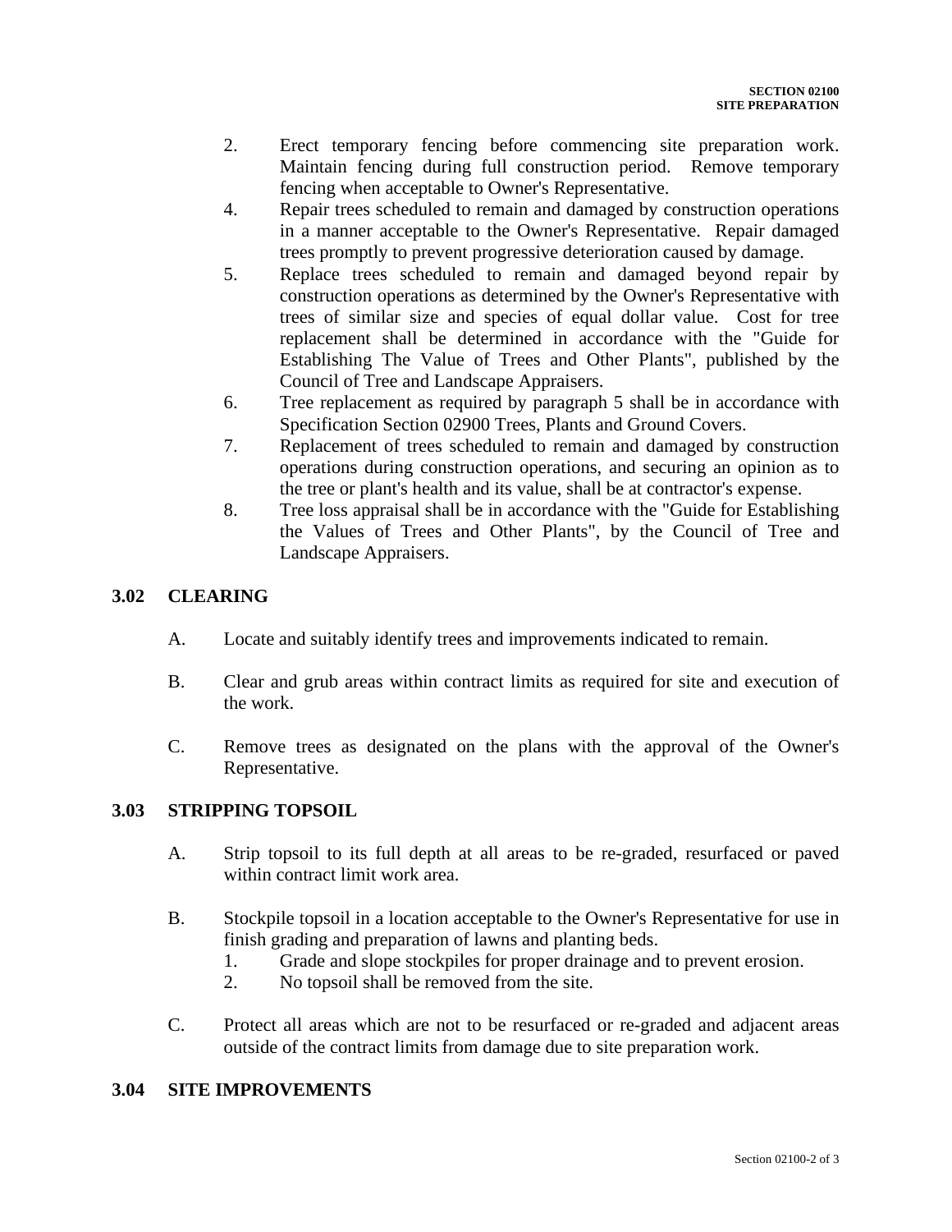2. Erect temporary fencing before commencing site preparation work. Maintain fencing during full construction period. Remove temporary fencing when acceptable to Owner's Representative.
4. Repair trees scheduled to remain and damaged by construction operations in a manner acceptable to the Owner's Representative. Repair damaged trees promptly to prevent progressive deterioration caused by damage.
5. Replace trees scheduled to remain and damaged beyond repair by construction operations as determined by the Owner's Representative with trees of similar size and species of equal dollar value. Cost for tree replacement shall be determined in accordance with the "Guide for Establishing The Value of Trees and Other Plants", published by the Council of Tree and Landscape Appraisers.
6. Tree replacement as required by paragraph 5 shall be in accordance with Specification Section 02900 Trees, Plants and Ground Covers.
7. Replacement of trees scheduled to remain and damaged by construction operations during construction operations, and securing an opinion as to the tree or plant's health and its value, shall be at contractor's expense.
8. Tree loss appraisal shall be in accordance with the "Guide for Establishing the Values of Trees and Other Plants", by the Council of Tree and Landscape Appraisers.

## 3.02 CLEARING

A. Locate and suitably identify trees and improvements indicated to remain.

B. Clear and grub areas within contract limits as required for site and execution of the work.

C. Remove trees as designated on the plans with the approval of the Owner's Representative.

## 3.03 STRIPPING TOPSOIL

A. Strip topsoil to its full depth at all areas to be re-graded, resurfaced or paved within contract limit work area.

B. Stockpile topsoil in a location acceptable to the Owner's Representative for use in finish grading and preparation of lawns and planting beds.
   1. Grade and slope stockpiles for proper drainage and to prevent erosion.
   2. No topsoil shall be removed from the site.

C. Protect all areas which are not to be resurfaced or re-graded and adjacent areas outside of the contract limits from damage due to site preparation work.

## 3.04 SITE IMPROVEMENTS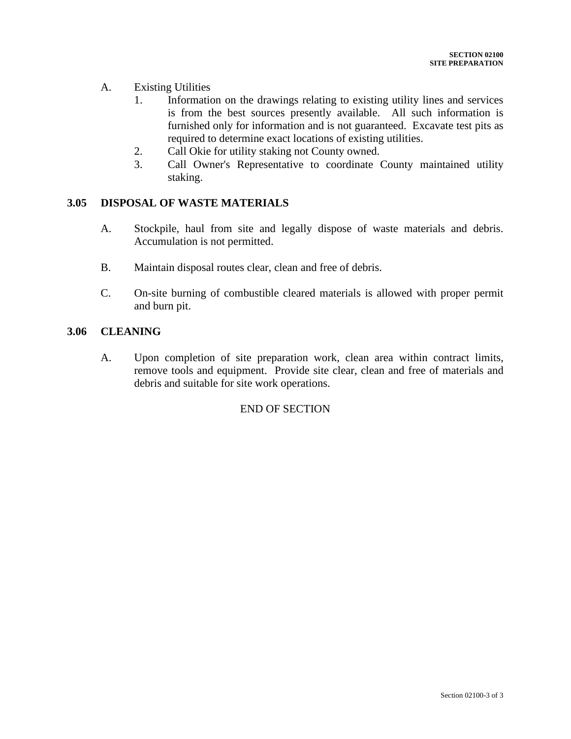A. Existing Utilities
   1. Information on the drawings relating to existing utility lines and services is from the best sources presently available. All such information is furnished only for information and is not guaranteed. Excavate test pits as required to determine exact locations of existing utilities.
   2. Call Okie for utility staking not County owned.
   3. Call Owner's Representative to coordinate County maintained utility staking.

## 3.05 DISPOSAL OF WASTE MATERIALS

A. Stockpile, haul from site and legally dispose of waste materials and debris. Accumulation is not permitted.

B. Maintain disposal routes clear, clean and free of debris.

C. On-site burning of combustible cleared materials is allowed with proper permit and burn pit.

## 3.06 CLEANING

A. Upon completion of site preparation work, clean area within contract limits, remove tools and equipment. Provide site clear, clean and free of materials and debris and suitable for site work operations.

END OF SECTION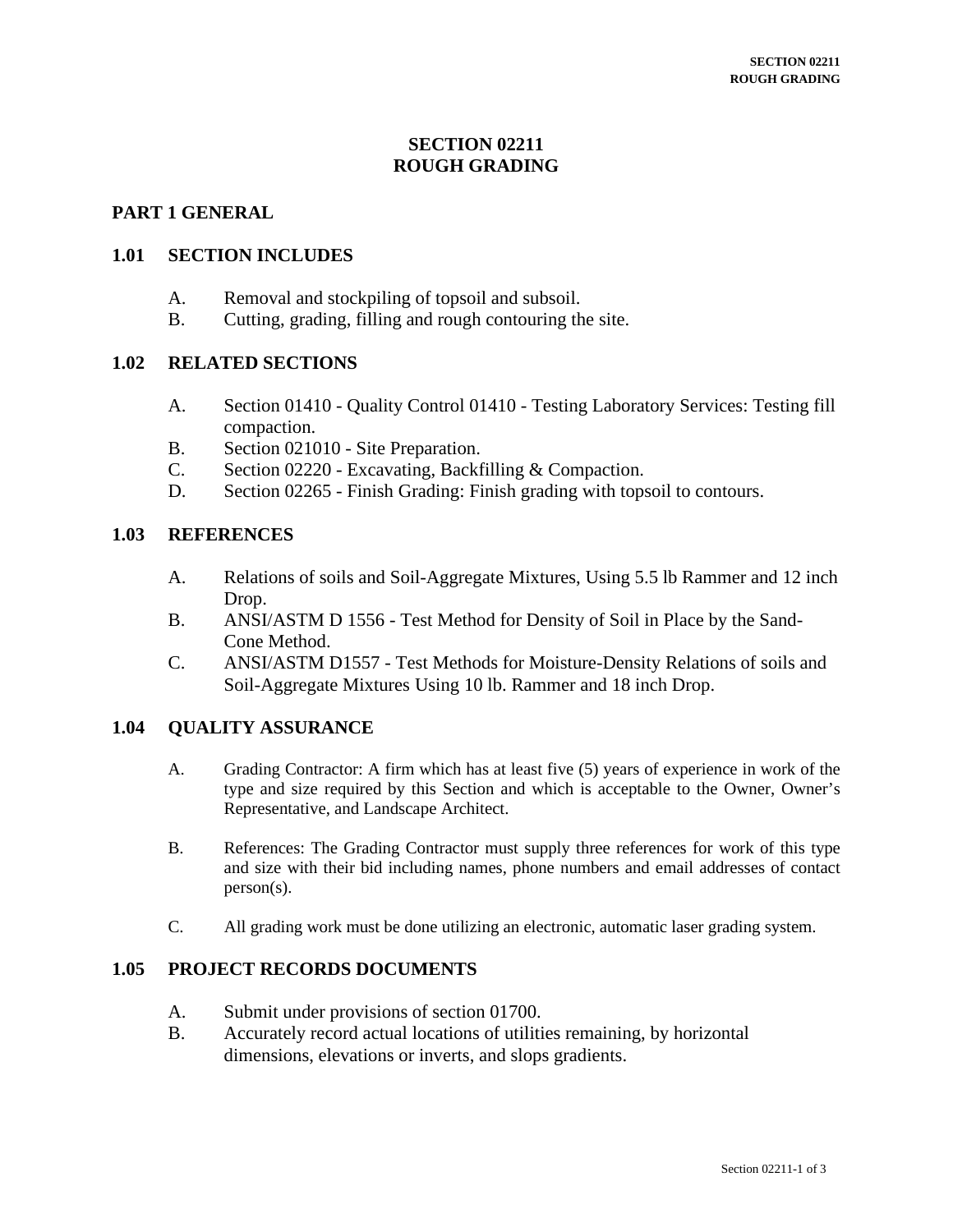# SECTION 02211
# ROUGH GRADING

## PART 1 GENERAL

### 1.01 SECTION INCLUDES

A. Removal and stockpiling of topsoil and subsoil.
B. Cutting, grading, filling and rough contouring the site.

### 1.02 RELATED SECTIONS

A. Section 01410 - Quality Control 01410 - Testing Laboratory Services: Testing fill compaction.
B. Section 021010 - Site Preparation.
C. Section 02220 - Excavating, Backfilling & Compaction.
D. Section 02265 - Finish Grading: Finish grading with topsoil to contours.

### 1.03 REFERENCES

A. Relations of soils and Soil-Aggregate Mixtures, Using 5.5 lb Rammer and 12 inch Drop.
B. ANSI/ASTM D 1556 - Test Method for Density of Soil in Place by the Sand-Cone Method.
C. ANSI/ASTM D1557 - Test Methods for Moisture-Density Relations of soils and Soil-Aggregate Mixtures Using 10 lb. Rammer and 18 inch Drop.

### 1.04 QUALITY ASSURANCE

A. Grading Contractor: A firm which has at least five (5) years of experience in work of the type and size required by this Section and which is acceptable to the Owner, Owner's Representative, and Landscape Architect.

B. References: The Grading Contractor must supply three references for work of this type and size with their bid including names, phone numbers and email addresses of contact person(s).

C. All grading work must be done utilizing an electronic, automatic laser grading system.

### 1.05 PROJECT RECORDS DOCUMENTS

A. Submit under provisions of section 01700.
B. Accurately record actual locations of utilities remaining, by horizontal dimensions, elevations or inverts, and slops gradients.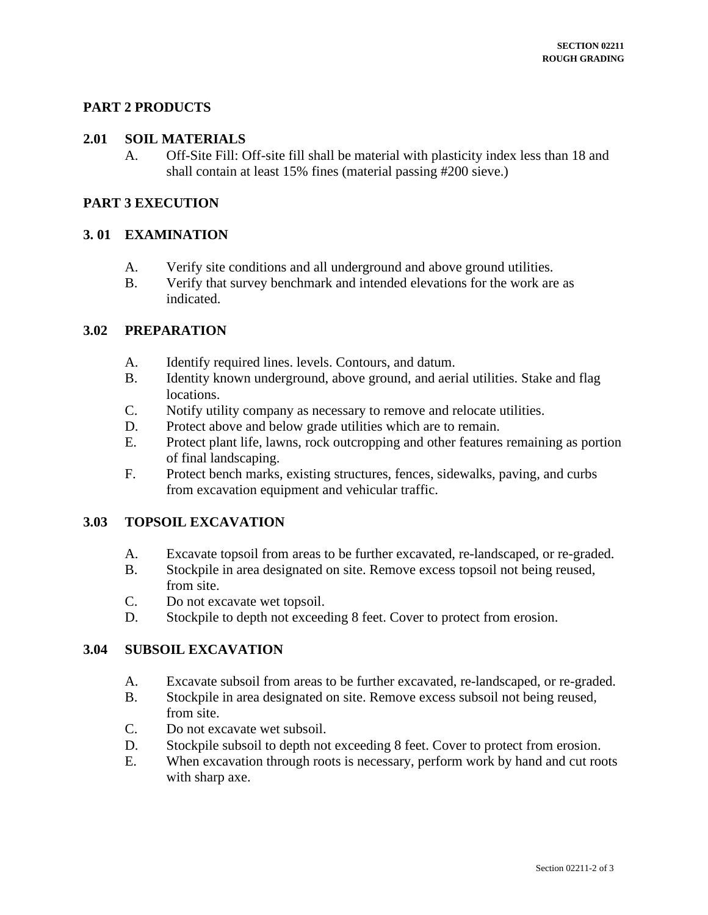## PART 2 PRODUCTS

### 2.01 SOIL MATERIALS

A. Off-Site Fill: Off-site fill shall be material with plasticity index less than 18 and shall contain at least 15% fines (material passing #200 sieve.)

## PART 3 EXECUTION

### 3. 01 EXAMINATION

A. Verify site conditions and all underground and above ground utilities.
B. Verify that survey benchmark and intended elevations for the work are as indicated.

### 3.02 PREPARATION

A. Identify required lines. levels. Contours, and datum.
B. Identity known underground, above ground, and aerial utilities. Stake and flag locations.
C. Notify utility company as necessary to remove and relocate utilities.
D. Protect above and below grade utilities which are to remain.
E. Protect plant life, lawns, rock outcropping and other features remaining as portion of final landscaping.
F. Protect bench marks, existing structures, fences, sidewalks, paving, and curbs from excavation equipment and vehicular traffic.

### 3.03 TOPSOIL EXCAVATION

A. Excavate topsoil from areas to be further excavated, re-landscaped, or re-graded.
B. Stockpile in area designated on site. Remove excess topsoil not being reused, from site.
C. Do not excavate wet topsoil.
D. Stockpile to depth not exceeding 8 feet. Cover to protect from erosion.

### 3.04 SUBSOIL EXCAVATION

A. Excavate subsoil from areas to be further excavated, re-landscaped, or re-graded.
B. Stockpile in area designated on site. Remove excess subsoil not being reused, from site.
C. Do not excavate wet subsoil.
D. Stockpile subsoil to depth not exceeding 8 feet. Cover to protect from erosion.
E. When excavation through roots is necessary, perform work by hand and cut roots with sharp axe.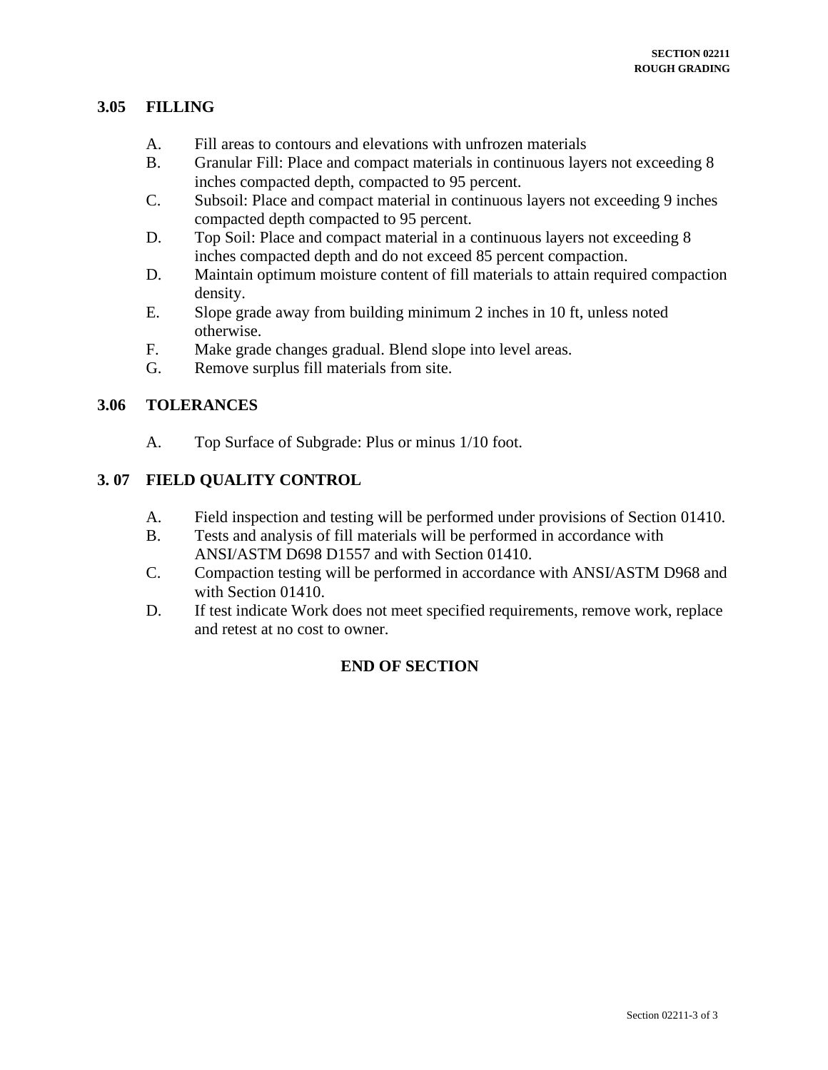## 3.05 FILLING

A. Fill areas to contours and elevations with unfrozen materials

B. Granular Fill: Place and compact materials in continuous layers not exceeding 8 inches compacted depth, compacted to 95 percent.

C. Subsoil: Place and compact material in continuous layers not exceeding 9 inches compacted depth compacted to 95 percent.

D. Top Soil: Place and compact material in a continuous layers not exceeding 8 inches compacted depth and do not exceed 85 percent compaction.

D. Maintain optimum moisture content of fill materials to attain required compaction density.

E. Slope grade away from building minimum 2 inches in 10 ft, unless noted otherwise.

F. Make grade changes gradual. Blend slope into level areas.

G. Remove surplus fill materials from site.

## 3.06 TOLERANCES

A. Top Surface of Subgrade: Plus or minus 1/10 foot.

## 3. 07 FIELD QUALITY CONTROL

A. Field inspection and testing will be performed under provisions of Section 01410.

B. Tests and analysis of fill materials will be performed in accordance with ANSI/ASTM D698 D1557 and with Section 01410.

C. Compaction testing will be performed in accordance with ANSI/ASTM D968 and with Section 01410.

D. If test indicate Work does not meet specified requirements, remove work, replace and retest at no cost to owner.

**END OF SECTION**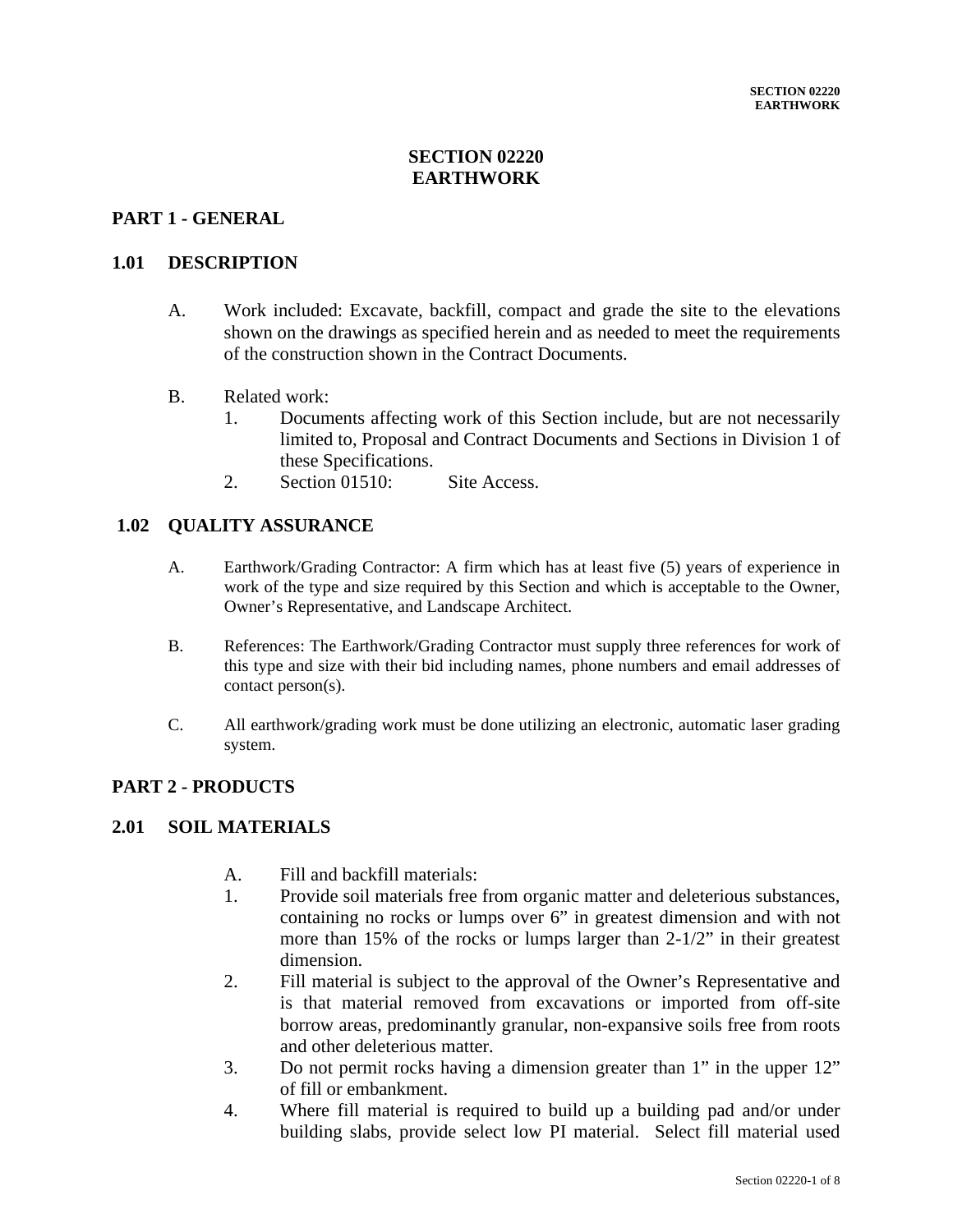# SECTION 02220
# EARTHWORK

## PART 1 - GENERAL

### 1.01 DESCRIPTION

A. Work included: Excavate, backfill, compact and grade the site to the elevations shown on the drawings as specified herein and as needed to meet the requirements of the construction shown in the Contract Documents.

B. Related work:
   1. Documents affecting work of this Section include, but are not necessarily limited to, Proposal and Contract Documents and Sections in Division 1 of these Specifications.
   2. Section 01510: Site Access.

### 1.02 QUALITY ASSURANCE

A. Earthwork/Grading Contractor: A firm which has at least five (5) years of experience in work of the type and size required by this Section and which is acceptable to the Owner, Owner's Representative, and Landscape Architect.

B. References: The Earthwork/Grading Contractor must supply three references for work of this type and size with their bid including names, phone numbers and email addresses of contact person(s).

C. All earthwork/grading work must be done utilizing an electronic, automatic laser grading system.

## PART 2 - PRODUCTS

### 2.01 SOIL MATERIALS

A. Fill and backfill materials:
1. Provide soil materials free from organic matter and deleterious substances, containing no rocks or lumps over 6" in greatest dimension and with not more than 15% of the rocks or lumps larger than 2-1/2" in their greatest dimension.
2. Fill material is subject to the approval of the Owner's Representative and is that material removed from excavations or imported from off-site borrow areas, predominantly granular, non-expansive soils free from roots and other deleterious matter.
3. Do not permit rocks having a dimension greater than 1" in the upper 12" of fill or embankment.
4. Where fill material is required to build up a building pad and/or under building slabs, provide select low PI material. Select fill material used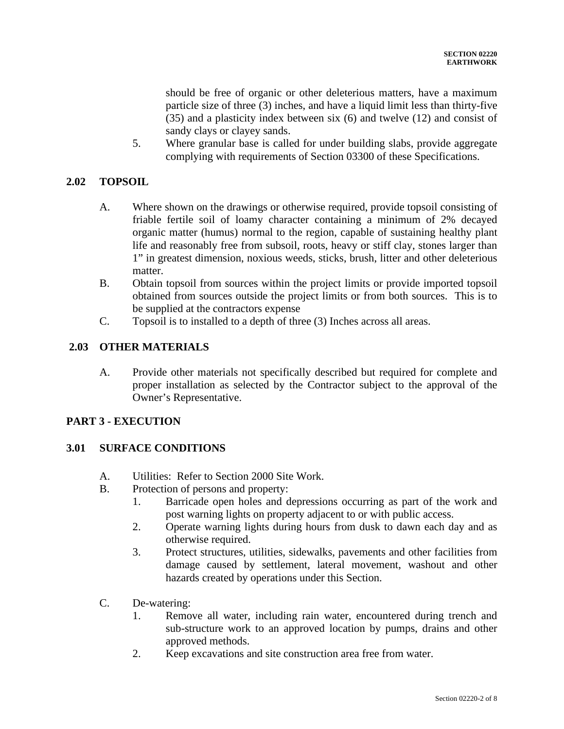should be free of organic or other deleterious matters, have a maximum particle size of three (3) inches, and have a liquid limit less than thirty-five (35) and a plasticity index between six (6) and twelve (12) and consist of sandy clays or clayey sands.

5. Where granular base is called for under building slabs, provide aggregate complying with requirements of Section 03300 of these Specifications.

## 2.02 TOPSOIL

A. Where shown on the drawings or otherwise required, provide topsoil consisting of friable fertile soil of loamy character containing a minimum of 2% decayed organic matter (humus) normal to the region, capable of sustaining healthy plant life and reasonably free from subsoil, roots, heavy or stiff clay, stones larger than 1" in greatest dimension, noxious weeds, sticks, brush, litter and other deleterious matter.

B. Obtain topsoil from sources within the project limits or provide imported topsoil obtained from sources outside the project limits or from both sources. This is to be supplied at the contractors expense

C. Topsoil is to installed to a depth of three (3) Inches across all areas.

## 2.03 OTHER MATERIALS

A. Provide other materials not specifically described but required for complete and proper installation as selected by the Contractor subject to the approval of the Owner's Representative.

# PART 3 - EXECUTION

## 3.01 SURFACE CONDITIONS

A. Utilities: Refer to Section 2000 Site Work.

B. Protection of persons and property:

1. Barricade open holes and depressions occurring as part of the work and post warning lights on property adjacent to or with public access.
2. Operate warning lights during hours from dusk to dawn each day and as otherwise required.
3. Protect structures, utilities, sidewalks, pavements and other facilities from damage caused by settlement, lateral movement, washout and other hazards created by operations under this Section.

C. De-watering:

1. Remove all water, including rain water, encountered during trench and sub-structure work to an approved location by pumps, drains and other approved methods.
2. Keep excavations and site construction area free from water.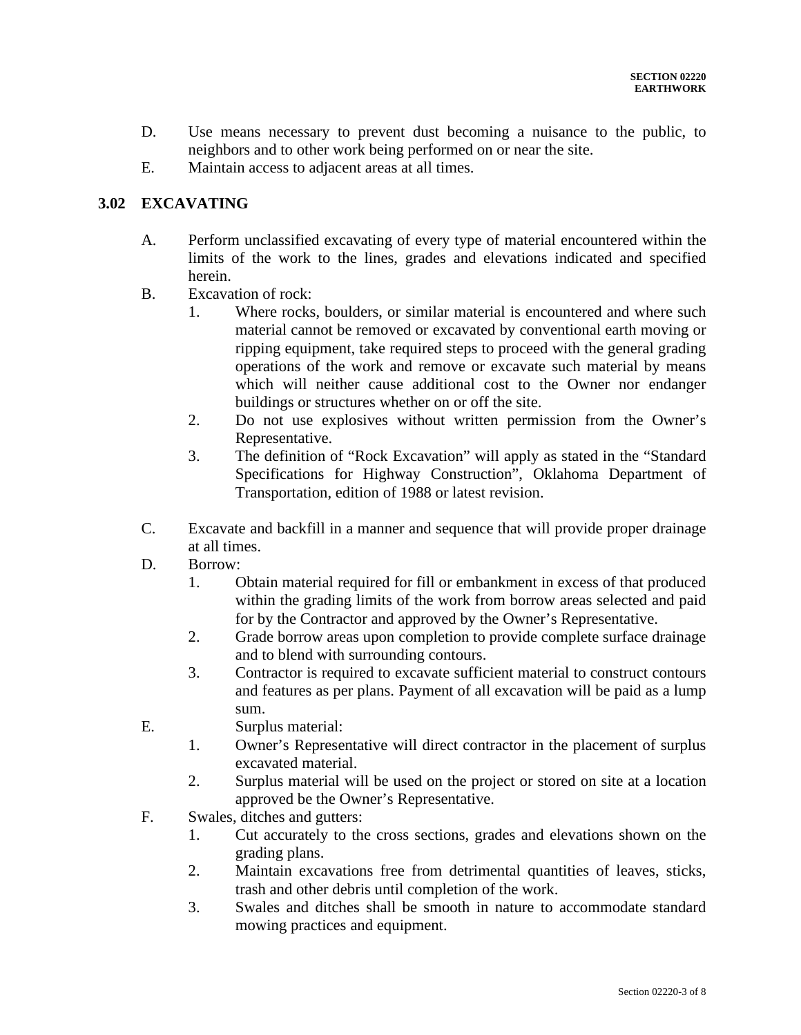D. Use means necessary to prevent dust becoming a nuisance to the public, to neighbors and to other work being performed on or near the site.

E. Maintain access to adjacent areas at all times.

## 3.02 EXCAVATING

A. Perform unclassified excavating of every type of material encountered within the limits of the work to the lines, grades and elevations indicated and specified herein.

B. Excavation of rock:
   1. Where rocks, boulders, or similar material is encountered and where such material cannot be removed or excavated by conventional earth moving or ripping equipment, take required steps to proceed with the general grading operations of the work and remove or excavate such material by means which will neither cause additional cost to the Owner nor endanger buildings or structures whether on or off the site.
   2. Do not use explosives without written permission from the Owner's Representative.
   3. The definition of "Rock Excavation" will apply as stated in the "Standard Specifications for Highway Construction", Oklahoma Department of Transportation, edition of 1988 or latest revision.

C. Excavate and backfill in a manner and sequence that will provide proper drainage at all times.

D. Borrow:
   1. Obtain material required for fill or embankment in excess of that produced within the grading limits of the work from borrow areas selected and paid for by the Contractor and approved by the Owner's Representative.
   2. Grade borrow areas upon completion to provide complete surface drainage and to blend with surrounding contours.
   3. Contractor is required to excavate sufficient material to construct contours and features as per plans. Payment of all excavation will be paid as a lump sum.

E. Surplus material:
   1. Owner's Representative will direct contractor in the placement of surplus excavated material.
   2. Surplus material will be used on the project or stored on site at a location approved be the Owner's Representative.

F. Swales, ditches and gutters:
   1. Cut accurately to the cross sections, grades and elevations shown on the grading plans.
   2. Maintain excavations free from detrimental quantities of leaves, sticks, trash and other debris until completion of the work.
   3. Swales and ditches shall be smooth in nature to accommodate standard mowing practices and equipment.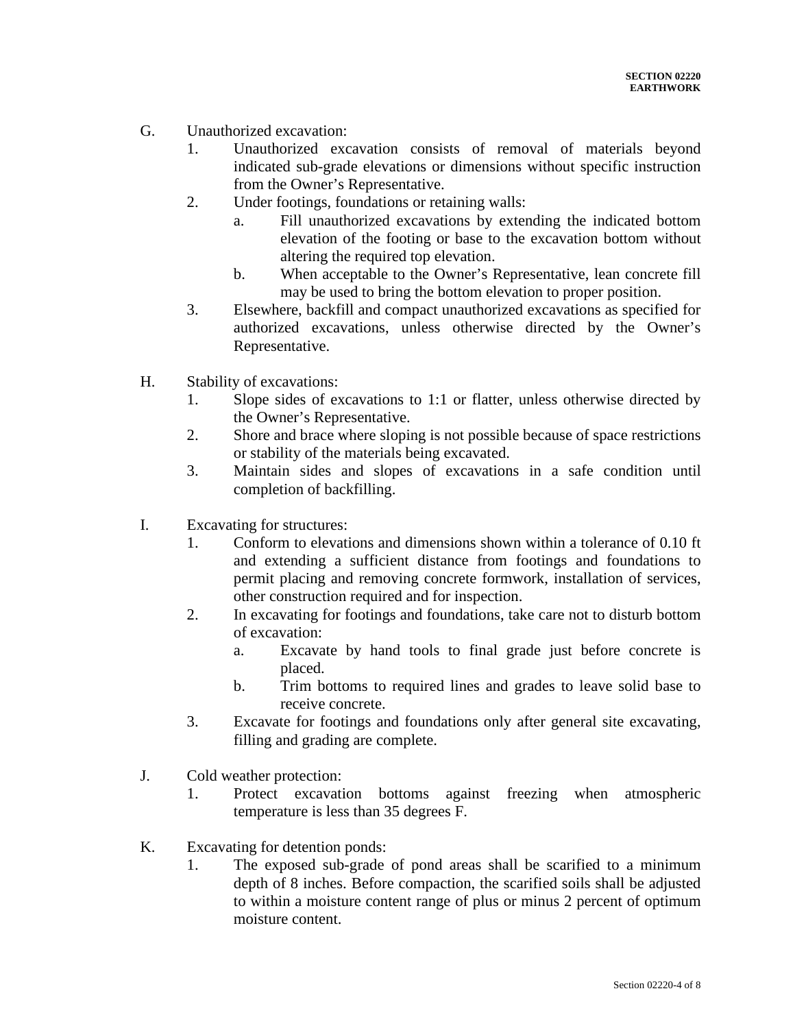G. Unauthorized excavation:

1. Unauthorized excavation consists of removal of materials beyond indicated sub-grade elevations or dimensions without specific instruction from the Owner's Representative.
2. Under footings, foundations or retaining walls:
    a. Fill unauthorized excavations by extending the indicated bottom elevation of the footing or base to the excavation bottom without altering the required top elevation.
    b. When acceptable to the Owner's Representative, lean concrete fill may be used to bring the bottom elevation to proper position.
3. Elsewhere, backfill and compact unauthorized excavations as specified for authorized excavations, unless otherwise directed by the Owner's Representative.

H. Stability of excavations:

1. Slope sides of excavations to 1:1 or flatter, unless otherwise directed by the Owner's Representative.
2. Shore and brace where sloping is not possible because of space restrictions or stability of the materials being excavated.
3. Maintain sides and slopes of excavations in a safe condition until completion of backfilling.

I. Excavating for structures:

1. Conform to elevations and dimensions shown within a tolerance of 0.10 ft and extending a sufficient distance from footings and foundations to permit placing and removing concrete formwork, installation of services, other construction required and for inspection.
2. In excavating for footings and foundations, take care not to disturb bottom of excavation:
    a. Excavate by hand tools to final grade just before concrete is placed.
    b. Trim bottoms to required lines and grades to leave solid base to receive concrete.
3. Excavate for footings and foundations only after general site excavating, filling and grading are complete.

J. Cold weather protection:

1. Protect excavation bottoms against freezing when atmospheric temperature is less than 35 degrees F.

K. Excavating for detention ponds:

1. The exposed sub-grade of pond areas shall be scarified to a minimum depth of 8 inches. Before compaction, the scarified soils shall be adjusted to within a moisture content range of plus or minus 2 percent of optimum moisture content.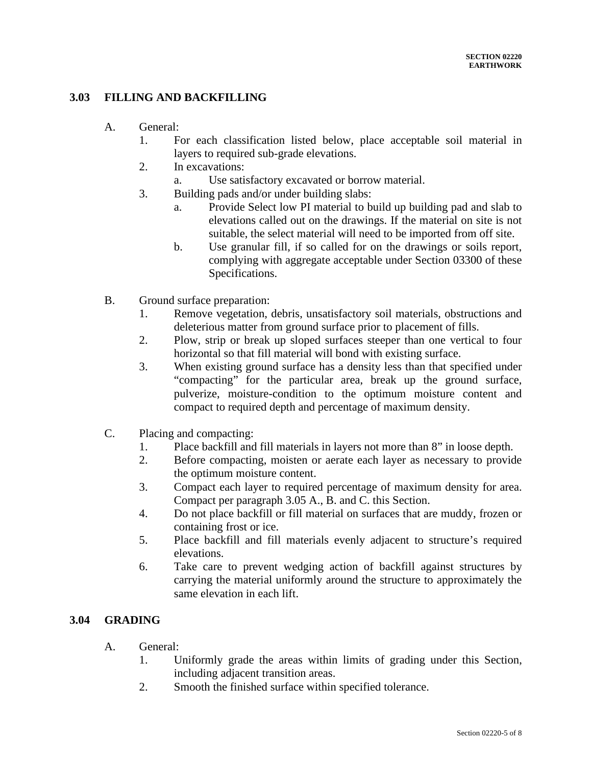## 3.03 FILLING AND BACKFILLING

A. General:
   1. For each classification listed below, place acceptable soil material in layers to required sub-grade elevations.
   2. In excavations:
      a. Use satisfactory excavated or borrow material.
   3. Building pads and/or under building slabs:
      a. Provide Select low PI material to build up building pad and slab to elevations called out on the drawings. If the material on site is not suitable, the select material will need to be imported from off site.
      b. Use granular fill, if so called for on the drawings or soils report, complying with aggregate acceptable under Section 03300 of these Specifications.

B. Ground surface preparation:
   1. Remove vegetation, debris, unsatisfactory soil materials, obstructions and deleterious matter from ground surface prior to placement of fills.
   2. Plow, strip or break up sloped surfaces steeper than one vertical to four horizontal so that fill material will bond with existing surface.
   3. When existing ground surface has a density less than that specified under "compacting" for the particular area, break up the ground surface, pulverize, moisture-condition to the optimum moisture content and compact to required depth and percentage of maximum density.

C. Placing and compacting:
   1. Place backfill and fill materials in layers not more than 8" in loose depth.
   2. Before compacting, moisten or aerate each layer as necessary to provide the optimum moisture content.
   3. Compact each layer to required percentage of maximum density for area. Compact per paragraph 3.05 A., B. and C. this Section.
   4. Do not place backfill or fill material on surfaces that are muddy, frozen or containing frost or ice.
   5. Place backfill and fill materials evenly adjacent to structure's required elevations.
   6. Take care to prevent wedging action of backfill against structures by carrying the material uniformly around the structure to approximately the same elevation in each lift.

## 3.04 GRADING

A. General:
   1. Uniformly grade the areas within limits of grading under this Section, including adjacent transition areas.
   2. Smooth the finished surface within specified tolerance.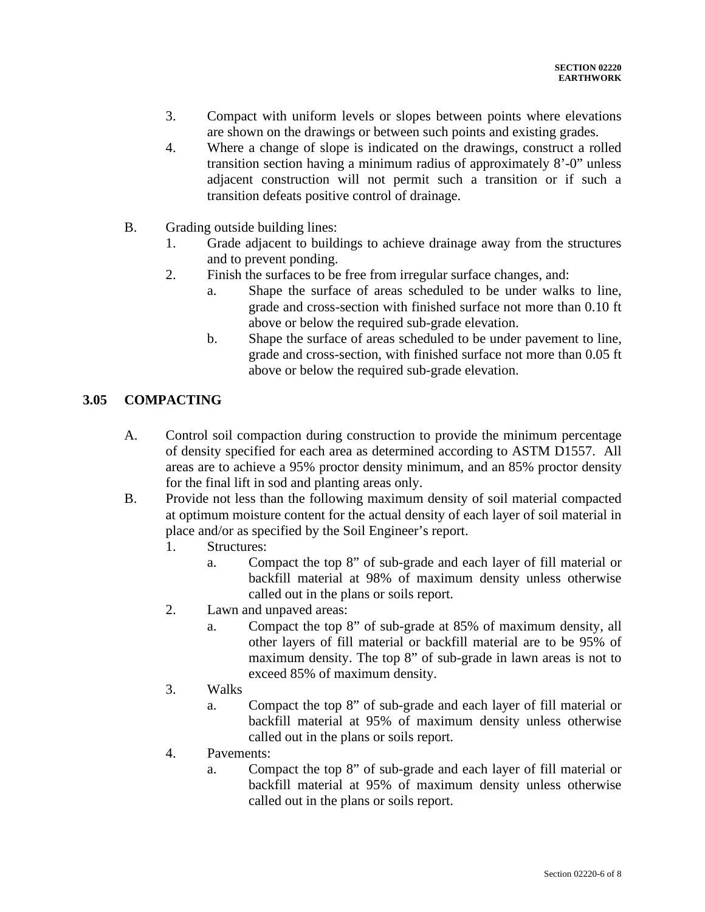3. Compact with uniform levels or slopes between points where elevations are shown on the drawings or between such points and existing grades.
4. Where a change of slope is indicated on the drawings, construct a rolled transition section having a minimum radius of approximately 8'-0" unless adjacent construction will not permit such a transition or if such a transition defeats positive control of drainage.

B. Grading outside building lines:
   1. Grade adjacent to buildings to achieve drainage away from the structures and to prevent ponding.
   2. Finish the surfaces to be free from irregular surface changes, and:
      a. Shape the surface of areas scheduled to be under walks to line, grade and cross-section with finished surface not more than 0.10 ft above or below the required sub-grade elevation.
      b. Shape the surface of areas scheduled to be under pavement to line, grade and cross-section, with finished surface not more than 0.05 ft above or below the required sub-grade elevation.

## 3.05 COMPACTING

A. Control soil compaction during construction to provide the minimum percentage of density specified for each area as determined according to ASTM D1557. All areas are to achieve a 95% proctor density minimum, and an 85% proctor density for the final lift in sod and planting areas only.

B. Provide not less than the following maximum density of soil material compacted at optimum moisture content for the actual density of each layer of soil material in place and/or as specified by the Soil Engineer's report.
   1. Structures:
      a. Compact the top 8" of sub-grade and each layer of fill material or backfill material at 98% of maximum density unless otherwise called out in the plans or soils report.
   2. Lawn and unpaved areas:
      a. Compact the top 8" of sub-grade at 85% of maximum density, all other layers of fill material or backfill material are to be 95% of maximum density. The top 8" of sub-grade in lawn areas is not to exceed 85% of maximum density.
   3. Walks
      a. Compact the top 8" of sub-grade and each layer of fill material or backfill material at 95% of maximum density unless otherwise called out in the plans or soils report.
   4. Pavements:
      a. Compact the top 8" of sub-grade and each layer of fill material or backfill material at 95% of maximum density unless otherwise called out in the plans or soils report.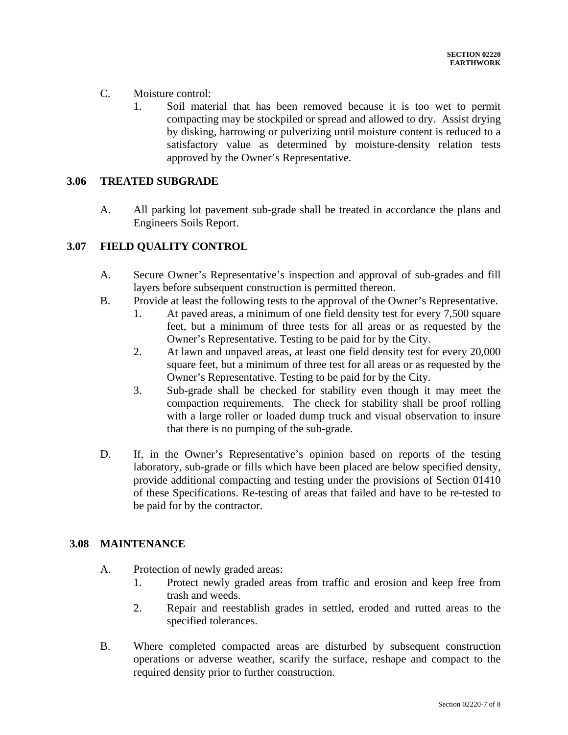C. Moisture control:

1. Soil material that has been removed because it is too wet to permit compacting may be stockpiled or spread and allowed to dry. Assist drying by disking, harrowing or pulverizing until moisture content is reduced to a satisfactory value as determined by moisture-density relation tests approved by the Owner's Representative.

## 3.06 TREATED SUBGRADE

A. All parking lot pavement sub-grade shall be treated in accordance the plans and Engineers Soils Report.

## 3.07 FIELD QUALITY CONTROL

A. Secure Owner's Representative's inspection and approval of sub-grades and fill layers before subsequent construction is permitted thereon.

B. Provide at least the following tests to the approval of the Owner's Representative.

1. At paved areas, a minimum of one field density test for every 7,500 square feet, but a minimum of three tests for all areas or as requested by the Owner's Representative. Testing to be paid for by the City.
2. At lawn and unpaved areas, at least one field density test for every 20,000 square feet, but a minimum of three test for all areas or as requested by the Owner's Representative. Testing to be paid for by the City.
3. Sub-grade shall be checked for stability even though it may meet the compaction requirements. The check for stability shall be proof rolling with a large roller or loaded dump truck and visual observation to insure that there is no pumping of the sub-grade.

D. If, in the Owner's Representative's opinion based on reports of the testing laboratory, sub-grade or fills which have been placed are below specified density, provide additional compacting and testing under the provisions of Section 01410 of these Specifications. Re-testing of areas that failed and have to be re-tested to be paid for by the contractor.

## 3.08 MAINTENANCE

A. Protection of newly graded areas:

1. Protect newly graded areas from traffic and erosion and keep free from trash and weeds.
2. Repair and reestablish grades in settled, eroded and rutted areas to the specified tolerances.

B. Where completed compacted areas are disturbed by subsequent construction operations or adverse weather, scarify the surface, reshape and compact to the required density prior to further construction.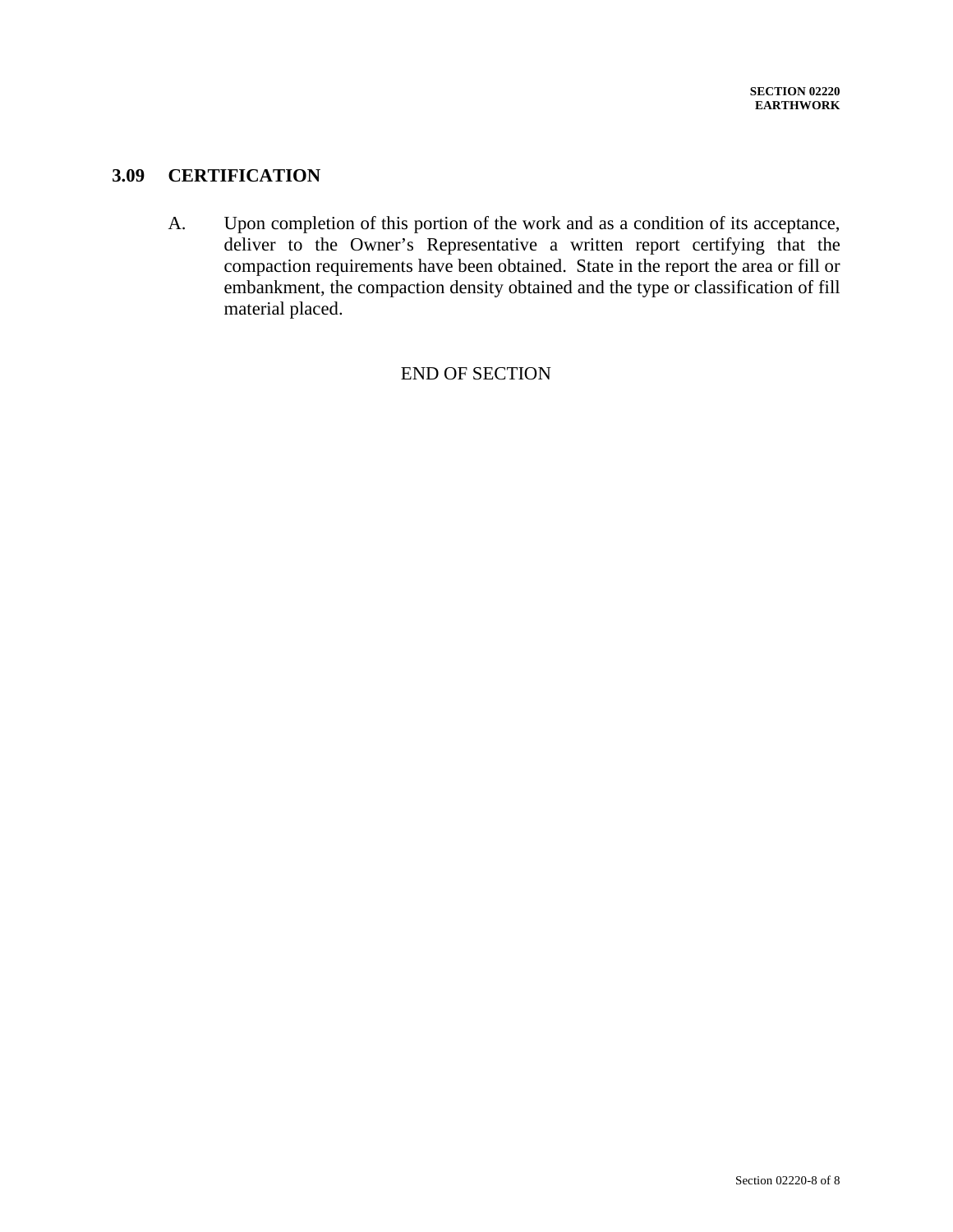## 3.09 CERTIFICATION

A. Upon completion of this portion of the work and as a condition of its acceptance, deliver to the Owner’s Representative a written report certifying that the compaction requirements have been obtained. State in the report the area or fill or embankment, the compaction density obtained and the type or classification of fill material placed.

END OF SECTION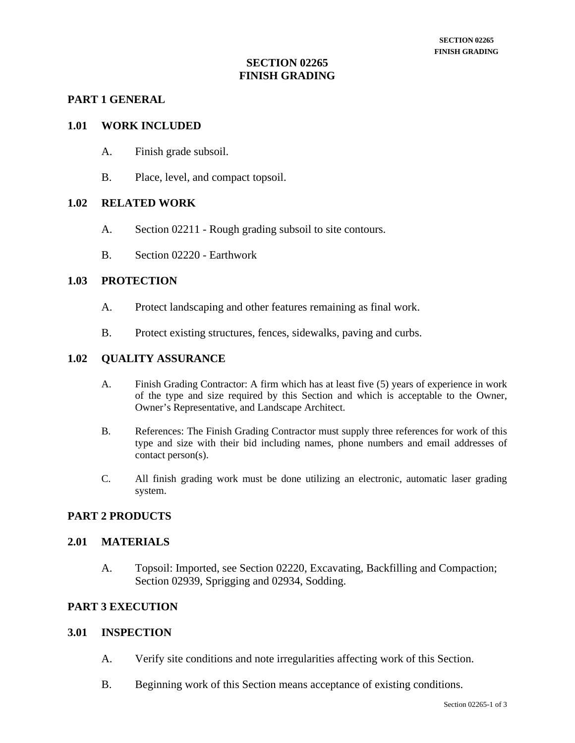# SECTION 02265
# FINISH GRADING

## PART 1 GENERAL

### 1.01 WORK INCLUDED

A. Finish grade subsoil.

B. Place, level, and compact topsoil.

### 1.02 RELATED WORK

A. Section 02211 - Rough grading subsoil to site contours.

B. Section 02220 - Earthwork

### 1.03 PROTECTION

A. Protect landscaping and other features remaining as final work.

B. Protect existing structures, fences, sidewalks, paving and curbs.

### 1.02 QUALITY ASSURANCE

A. Finish Grading Contractor: A firm which has at least five (5) years of experience in work of the type and size required by this Section and which is acceptable to the Owner, Owner's Representative, and Landscape Architect.

B. References: The Finish Grading Contractor must supply three references for work of this type and size with their bid including names, phone numbers and email addresses of contact person(s).

C. All finish grading work must be done utilizing an electronic, automatic laser grading system.

## PART 2 PRODUCTS

### 2.01 MATERIALS

A. Topsoil: Imported, see Section 02220, Excavating, Backfilling and Compaction; Section 02939, Sprigging and 02934, Sodding.

## PART 3 EXECUTION

### 3.01 INSPECTION

A. Verify site conditions and note irregularities affecting work of this Section.

B. Beginning work of this Section means acceptance of existing conditions.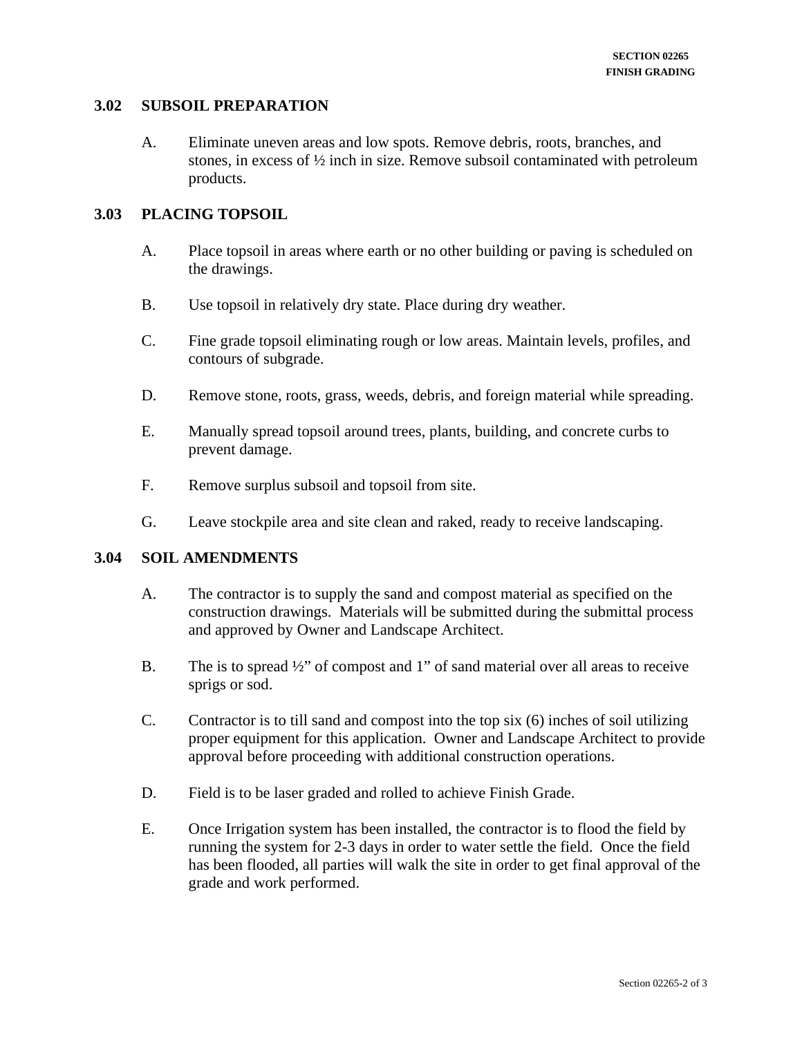## 3.02 SUBSOIL PREPARATION

A. Eliminate uneven areas and low spots. Remove debris, roots, branches, and stones, in excess of ½ inch in size. Remove subsoil contaminated with petroleum products.

## 3.03 PLACING TOPSOIL

A. Place topsoil in areas where earth or no other building or paving is scheduled on the drawings.

B. Use topsoil in relatively dry state. Place during dry weather.

C. Fine grade topsoil eliminating rough or low areas. Maintain levels, profiles, and contours of subgrade.

D. Remove stone, roots, grass, weeds, debris, and foreign material while spreading.

E. Manually spread topsoil around trees, plants, building, and concrete curbs to prevent damage.

F. Remove surplus subsoil and topsoil from site.

G. Leave stockpile area and site clean and raked, ready to receive landscaping.

## 3.04 SOIL AMENDMENTS

A. The contractor is to supply the sand and compost material as specified on the construction drawings. Materials will be submitted during the submittal process and approved by Owner and Landscape Architect.

B. The is to spread ½" of compost and 1" of sand material over all areas to receive sprigs or sod.

C. Contractor is to till sand and compost into the top six (6) inches of soil utilizing proper equipment for this application. Owner and Landscape Architect to provide approval before proceeding with additional construction operations.

D. Field is to be laser graded and rolled to achieve Finish Grade.

E. Once Irrigation system has been installed, the contractor is to flood the field by running the system for 2-3 days in order to water settle the field. Once the field has been flooded, all parties will walk the site in order to get final approval of the grade and work performed.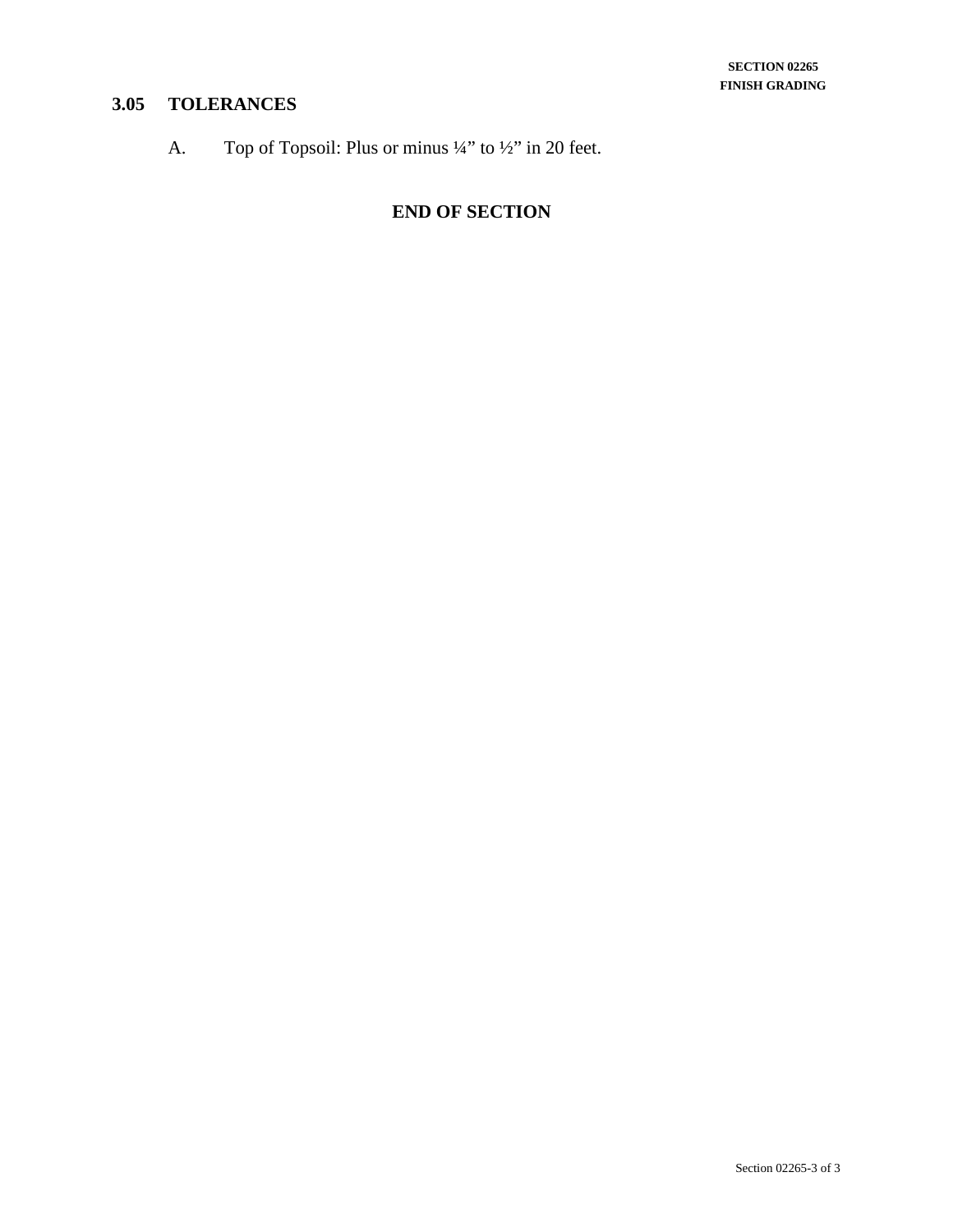## 3.05 TOLERANCES

A. Top of Topsoil: Plus or minus ¼” to ½” in 20 feet.

**END OF SECTION**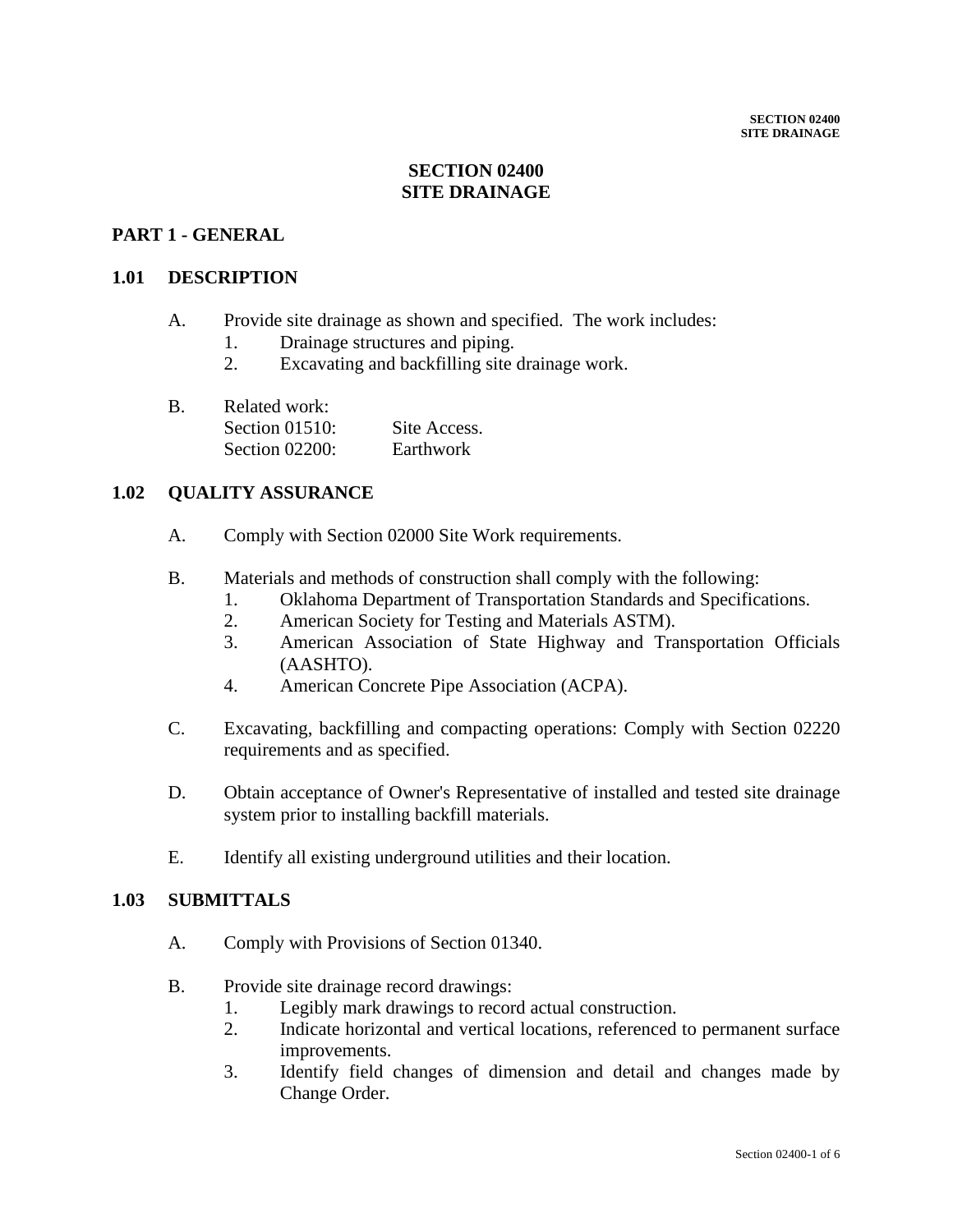# SECTION 02400
# SITE DRAINAGE

## PART 1 - GENERAL

### 1.01 DESCRIPTION

A. Provide site drainage as shown and specified. The work includes:
   1. Drainage structures and piping.
   2. Excavating and backfilling site drainage work.

B. Related work:

| | |
|---|---|
| Section 01510: | Site Access. |
| Section 02200: | Earthwork |

### 1.02 QUALITY ASSURANCE

A. Comply with Section 02000 Site Work requirements.

B. Materials and methods of construction shall comply with the following:
   1. Oklahoma Department of Transportation Standards and Specifications.
   2. American Society for Testing and Materials ASTM).
   3. American Association of State Highway and Transportation Officials (AASHTO).
   4. American Concrete Pipe Association (ACPA).

C. Excavating, backfilling and compacting operations: Comply with Section 02220 requirements and as specified.

D. Obtain acceptance of Owner's Representative of installed and tested site drainage system prior to installing backfill materials.

E. Identify all existing underground utilities and their location.

### 1.03 SUBMITTALS

A. Comply with Provisions of Section 01340.

B. Provide site drainage record drawings:
   1. Legibly mark drawings to record actual construction.
   2. Indicate horizontal and vertical locations, referenced to permanent surface improvements.
   3. Identify field changes of dimension and detail and changes made by Change Order.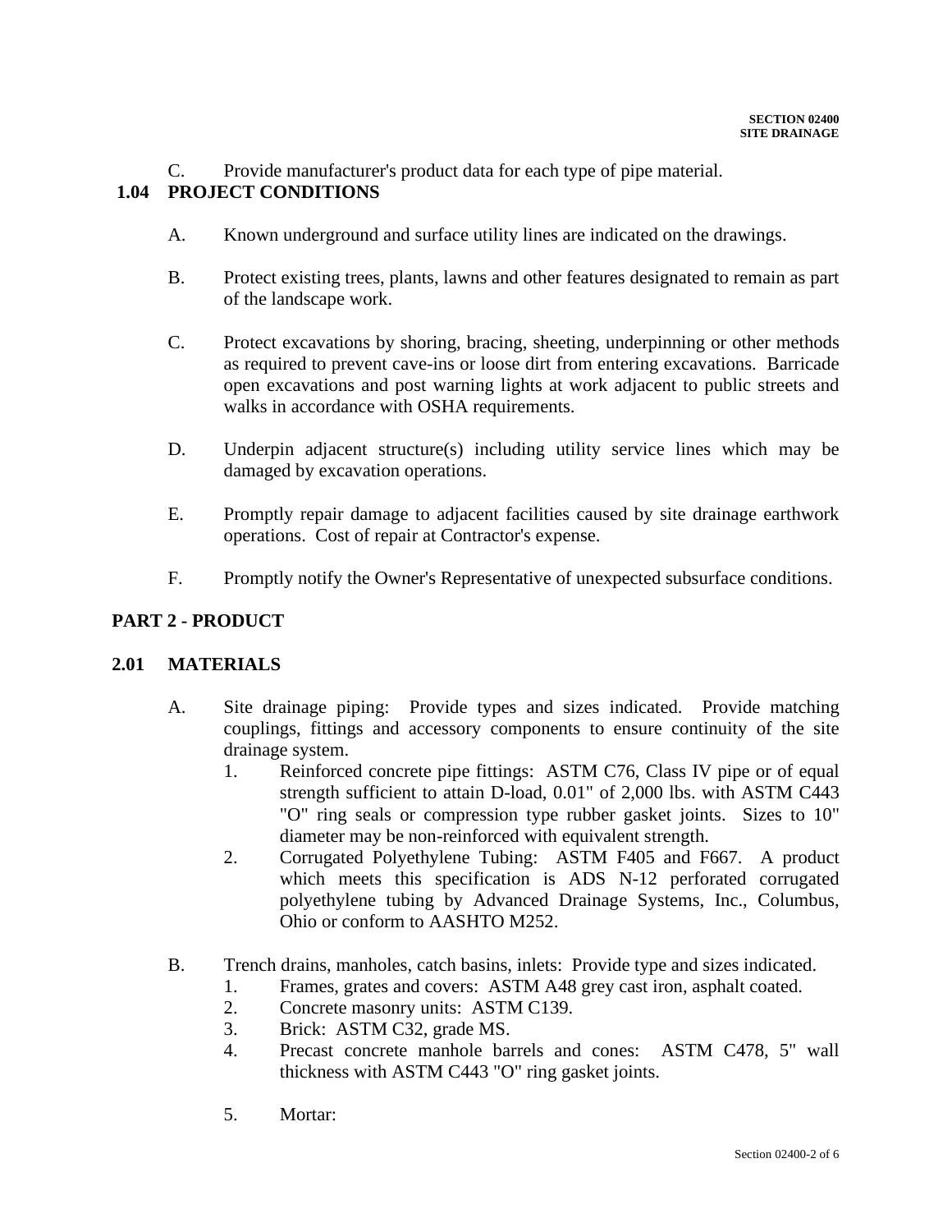C. Provide manufacturer's product data for each type of pipe material.

## 1.04 PROJECT CONDITIONS

A. Known underground and surface utility lines are indicated on the drawings.

B. Protect existing trees, plants, lawns and other features designated to remain as part of the landscape work.

C. Protect excavations by shoring, bracing, sheeting, underpinning or other methods as required to prevent cave-ins or loose dirt from entering excavations. Barricade open excavations and post warning lights at work adjacent to public streets and walks in accordance with OSHA requirements.

D. Underpin adjacent structure(s) including utility service lines which may be damaged by excavation operations.

E. Promptly repair damage to adjacent facilities caused by site drainage earthwork operations. Cost of repair at Contractor's expense.

F. Promptly notify the Owner's Representative of unexpected subsurface conditions.

# PART 2 - PRODUCT

## 2.01 MATERIALS

A. Site drainage piping: Provide types and sizes indicated. Provide matching couplings, fittings and accessory components to ensure continuity of the site drainage system.

1. Reinforced concrete pipe fittings: ASTM C76, Class IV pipe or of equal strength sufficient to attain D-load, 0.01" of 2,000 lbs. with ASTM C443 "O" ring seals or compression type rubber gasket joints. Sizes to 10" diameter may be non-reinforced with equivalent strength.
2. Corrugated Polyethylene Tubing: ASTM F405 and F667. A product which meets this specification is ADS N-12 perforated corrugated polyethylene tubing by Advanced Drainage Systems, Inc., Columbus, Ohio or conform to AASHTO M252.

B. Trench drains, manholes, catch basins, inlets: Provide type and sizes indicated.

1. Frames, grates and covers: ASTM A48 grey cast iron, asphalt coated.
2. Concrete masonry units: ASTM C139.
3. Brick: ASTM C32, grade MS.
4. Precast concrete manhole barrels and cones: ASTM C478, 5" wall thickness with ASTM C443 "O" ring gasket joints.
5. Mortar: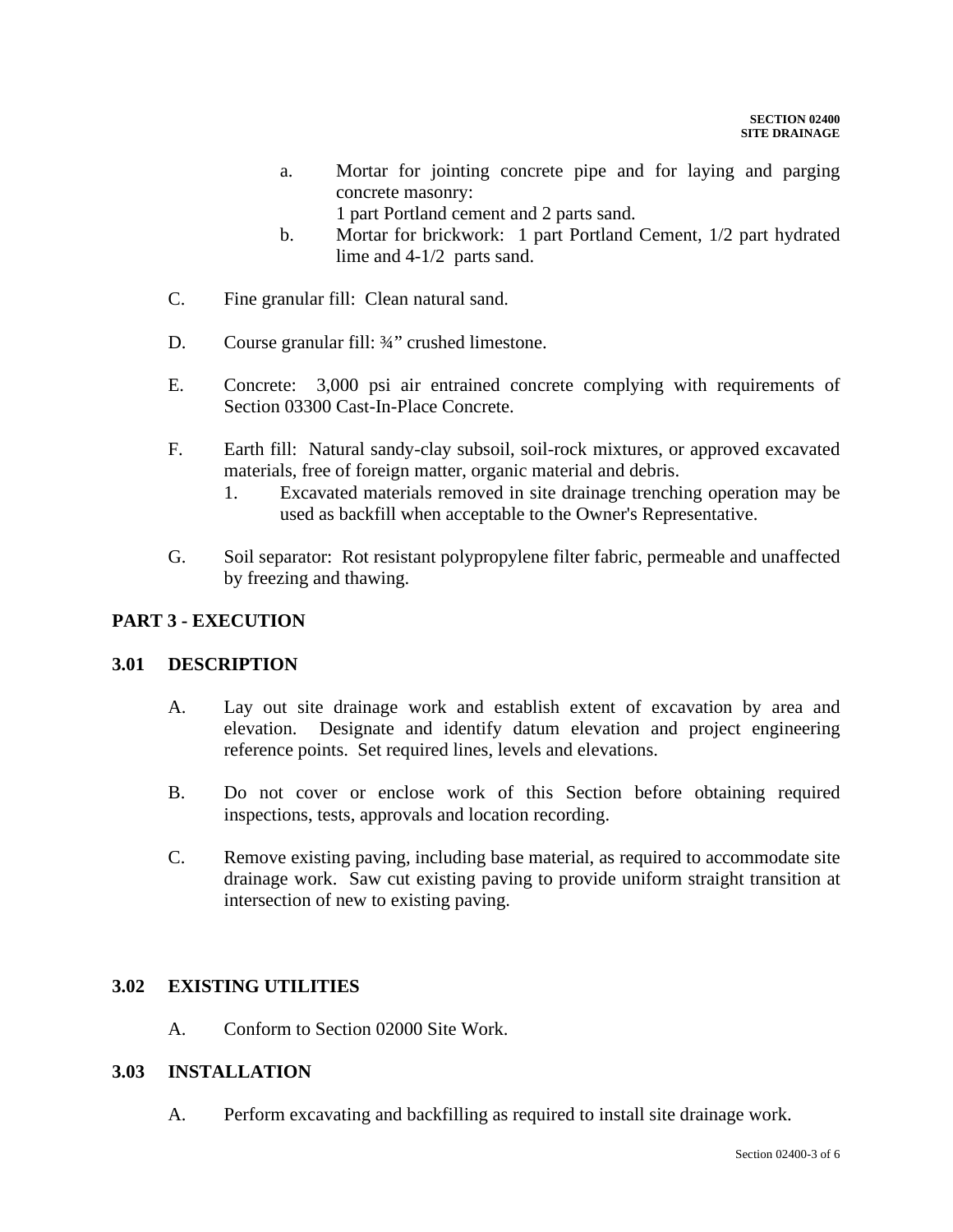a. Mortar for jointing concrete pipe and for laying and parging concrete masonry:
   1 part Portland cement and 2 parts sand.
b. Mortar for brickwork: 1 part Portland Cement, 1/2 part hydrated lime and 4-1/2 parts sand.

C. Fine granular fill: Clean natural sand.

D. Course granular fill: ¾" crushed limestone.

E. Concrete: 3,000 psi air entrained concrete complying with requirements of Section 03300 Cast-In-Place Concrete.

F. Earth fill: Natural sandy-clay subsoil, soil-rock mixtures, or approved excavated materials, free of foreign matter, organic material and debris.
   1. Excavated materials removed in site drainage trenching operation may be used as backfill when acceptable to the Owner's Representative.

G. Soil separator: Rot resistant polypropylene filter fabric, permeable and unaffected by freezing and thawing.

## PART 3 - EXECUTION

### 3.01 DESCRIPTION

A. Lay out site drainage work and establish extent of excavation by area and elevation. Designate and identify datum elevation and project engineering reference points. Set required lines, levels and elevations.

B. Do not cover or enclose work of this Section before obtaining required inspections, tests, approvals and location recording.

C. Remove existing paving, including base material, as required to accommodate site drainage work. Saw cut existing paving to provide uniform straight transition at intersection of new to existing paving.

### 3.02 EXISTING UTILITIES

A. Conform to Section 02000 Site Work.

### 3.03 INSTALLATION

A. Perform excavating and backfilling as required to install site drainage work.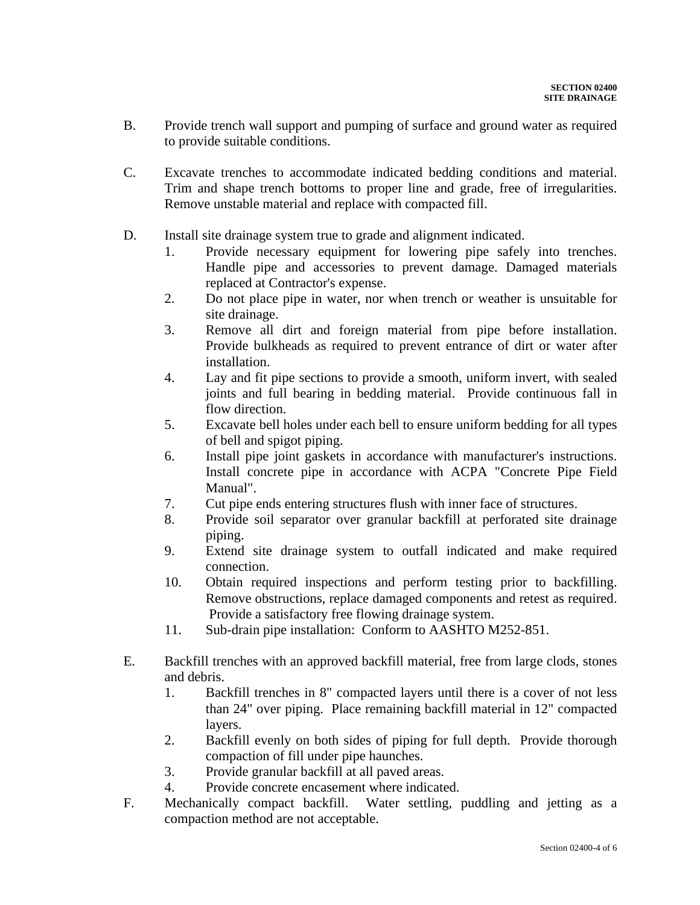B. Provide trench wall support and pumping of surface and ground water as required to provide suitable conditions.

C. Excavate trenches to accommodate indicated bedding conditions and material. Trim and shape trench bottoms to proper line and grade, free of irregularities. Remove unstable material and replace with compacted fill.

D. Install site drainage system true to grade and alignment indicated.
   1. Provide necessary equipment for lowering pipe safely into trenches. Handle pipe and accessories to prevent damage. Damaged materials replaced at Contractor's expense.
   2. Do not place pipe in water, nor when trench or weather is unsuitable for site drainage.
   3. Remove all dirt and foreign material from pipe before installation. Provide bulkheads as required to prevent entrance of dirt or water after installation.
   4. Lay and fit pipe sections to provide a smooth, uniform invert, with sealed joints and full bearing in bedding material. Provide continuous fall in flow direction.
   5. Excavate bell holes under each bell to ensure uniform bedding for all types of bell and spigot piping.
   6. Install pipe joint gaskets in accordance with manufacturer's instructions. Install concrete pipe in accordance with ACPA "Concrete Pipe Field Manual".
   7. Cut pipe ends entering structures flush with inner face of structures.
   8. Provide soil separator over granular backfill at perforated site drainage piping.
   9. Extend site drainage system to outfall indicated and make required connection.
   10. Obtain required inspections and perform testing prior to backfilling. Remove obstructions, replace damaged components and retest as required. Provide a satisfactory free flowing drainage system.
   11. Sub-drain pipe installation: Conform to AASHTO M252-851.

E. Backfill trenches with an approved backfill material, free from large clods, stones and debris.
   1. Backfill trenches in 8" compacted layers until there is a cover of not less than 24" over piping. Place remaining backfill material in 12" compacted layers.
   2. Backfill evenly on both sides of piping for full depth. Provide thorough compaction of fill under pipe haunches.
   3. Provide granular backfill at all paved areas.
   4. Provide concrete encasement where indicated.

F. Mechanically compact backfill. Water settling, puddling and jetting as a compaction method are not acceptable.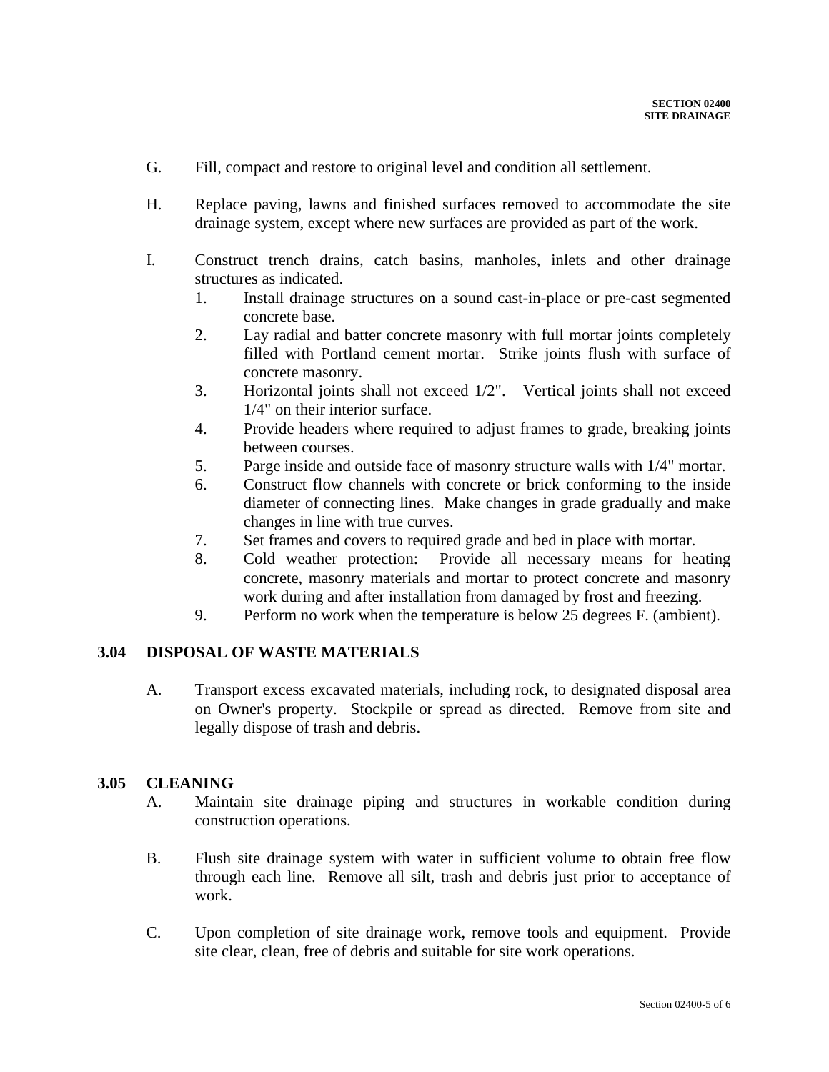G. Fill, compact and restore to original level and condition all settlement.

H. Replace paving, lawns and finished surfaces removed to accommodate the site drainage system, except where new surfaces are provided as part of the work.

I. Construct trench drains, catch basins, manholes, inlets and other drainage structures as indicated.

1. Install drainage structures on a sound cast-in-place or pre-cast segmented concrete base.
2. Lay radial and batter concrete masonry with full mortar joints completely filled with Portland cement mortar. Strike joints flush with surface of concrete masonry.
3. Horizontal joints shall not exceed 1/2". Vertical joints shall not exceed 1/4" on their interior surface.
4. Provide headers where required to adjust frames to grade, breaking joints between courses.
5. Parge inside and outside face of masonry structure walls with 1/4" mortar.
6. Construct flow channels with concrete or brick conforming to the inside diameter of connecting lines. Make changes in grade gradually and make changes in line with true curves.
7. Set frames and covers to required grade and bed in place with mortar.
8. Cold weather protection: Provide all necessary means for heating concrete, masonry materials and mortar to protect concrete and masonry work during and after installation from damaged by frost and freezing.
9. Perform no work when the temperature is below 25 degrees F. (ambient).

## 3.04 DISPOSAL OF WASTE MATERIALS

A. Transport excess excavated materials, including rock, to designated disposal area on Owner's property. Stockpile or spread as directed. Remove from site and legally dispose of trash and debris.

## 3.05 CLEANING

A. Maintain site drainage piping and structures in workable condition during construction operations.

B. Flush site drainage system with water in sufficient volume to obtain free flow through each line. Remove all silt, trash and debris just prior to acceptance of work.

C. Upon completion of site drainage work, remove tools and equipment. Provide site clear, clean, free of debris and suitable for site work operations.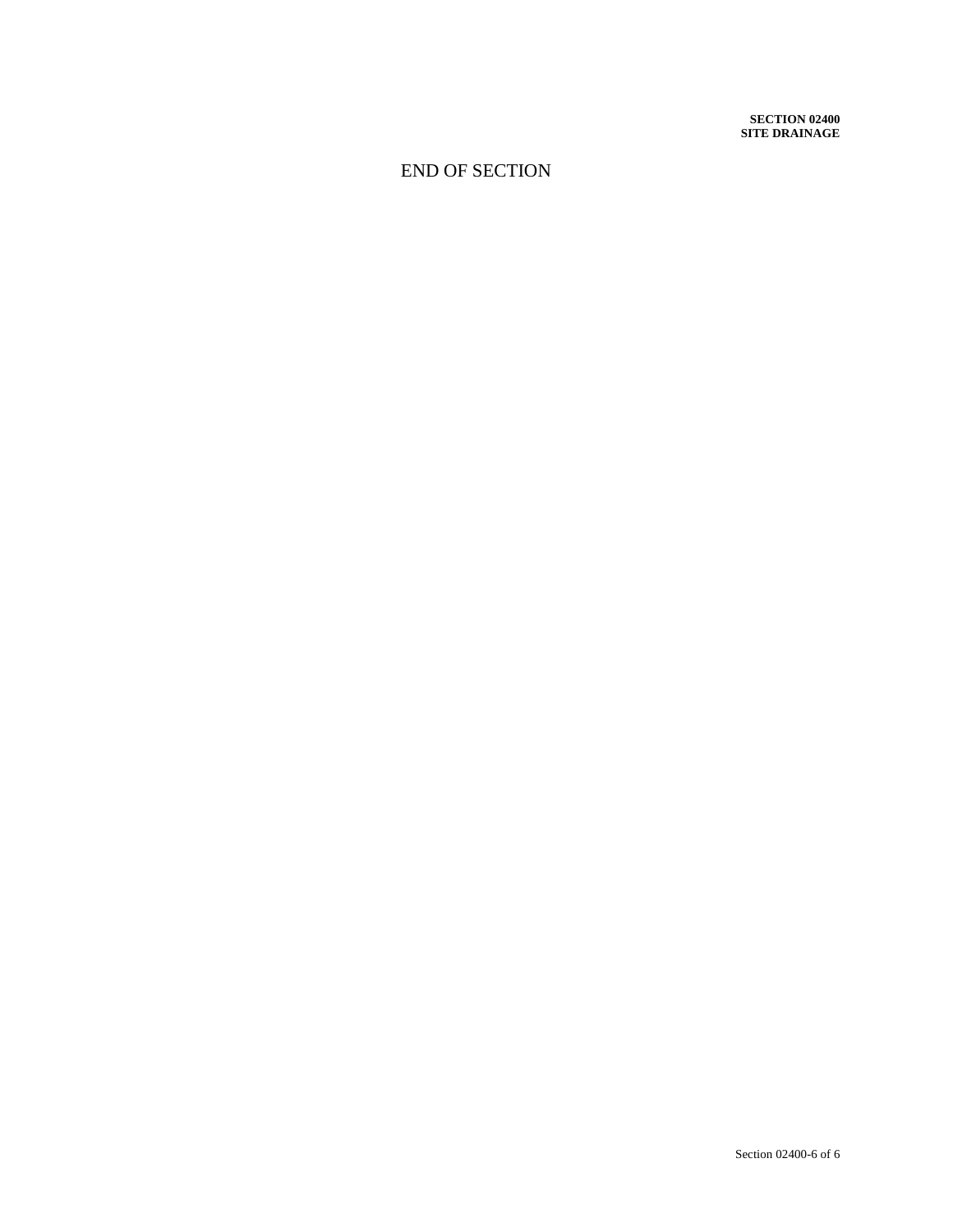END OF SECTION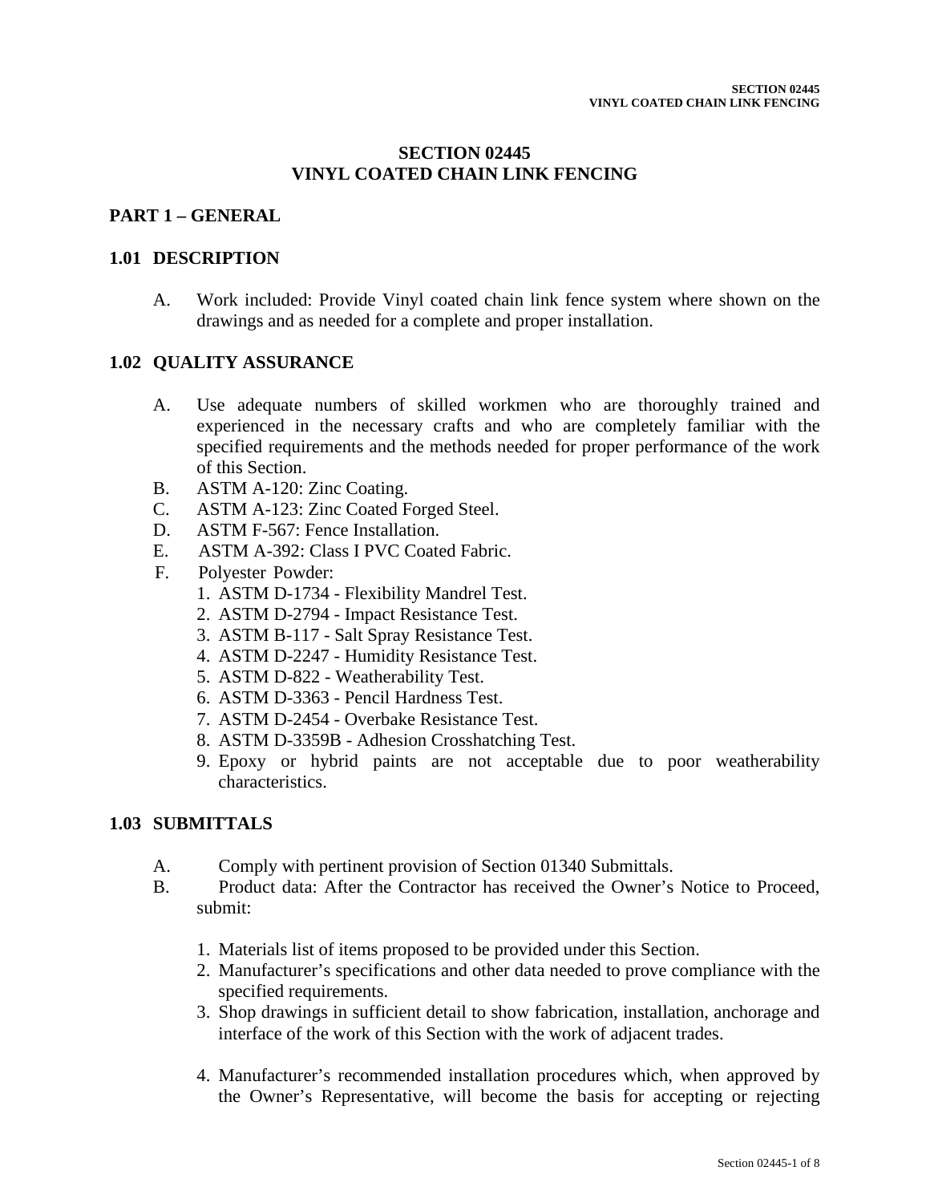# SECTION 02445
# VINYL COATED CHAIN LINK FENCING

## PART 1 – GENERAL

### 1.01 DESCRIPTION

A. Work included: Provide Vinyl coated chain link fence system where shown on the drawings and as needed for a complete and proper installation.

### 1.02 QUALITY ASSURANCE

A. Use adequate numbers of skilled workmen who are thoroughly trained and experienced in the necessary crafts and who are completely familiar with the specified requirements and the methods needed for proper performance of the work of this Section.

B. ASTM A-120: Zinc Coating.

C. ASTM A-123: Zinc Coated Forged Steel.

D. ASTM F-567: Fence Installation.

E. ASTM A-392: Class I PVC Coated Fabric.

F. Polyester Powder:
   1. ASTM D-1734 - Flexibility Mandrel Test.
   2. ASTM D-2794 - Impact Resistance Test.
   3. ASTM B-117 - Salt Spray Resistance Test.
   4. ASTM D-2247 - Humidity Resistance Test.
   5. ASTM D-822 - Weatherability Test.
   6. ASTM D-3363 - Pencil Hardness Test.
   7. ASTM D-2454 - Overbake Resistance Test.
   8. ASTM D-3359B - Adhesion Crosshatching Test.
   9. Epoxy or hybrid paints are not acceptable due to poor weatherability characteristics.

### 1.03 SUBMITTALS

A. Comply with pertinent provision of Section 01340 Submittals.

B. Product data: After the Contractor has received the Owner's Notice to Proceed, submit:

   1. Materials list of items proposed to be provided under this Section.
   2. Manufacturer's specifications and other data needed to prove compliance with the specified requirements.
   3. Shop drawings in sufficient detail to show fabrication, installation, anchorage and interface of the work of this Section with the work of adjacent trades.

   4. Manufacturer's recommended installation procedures which, when approved by the Owner's Representative, will become the basis for accepting or rejecting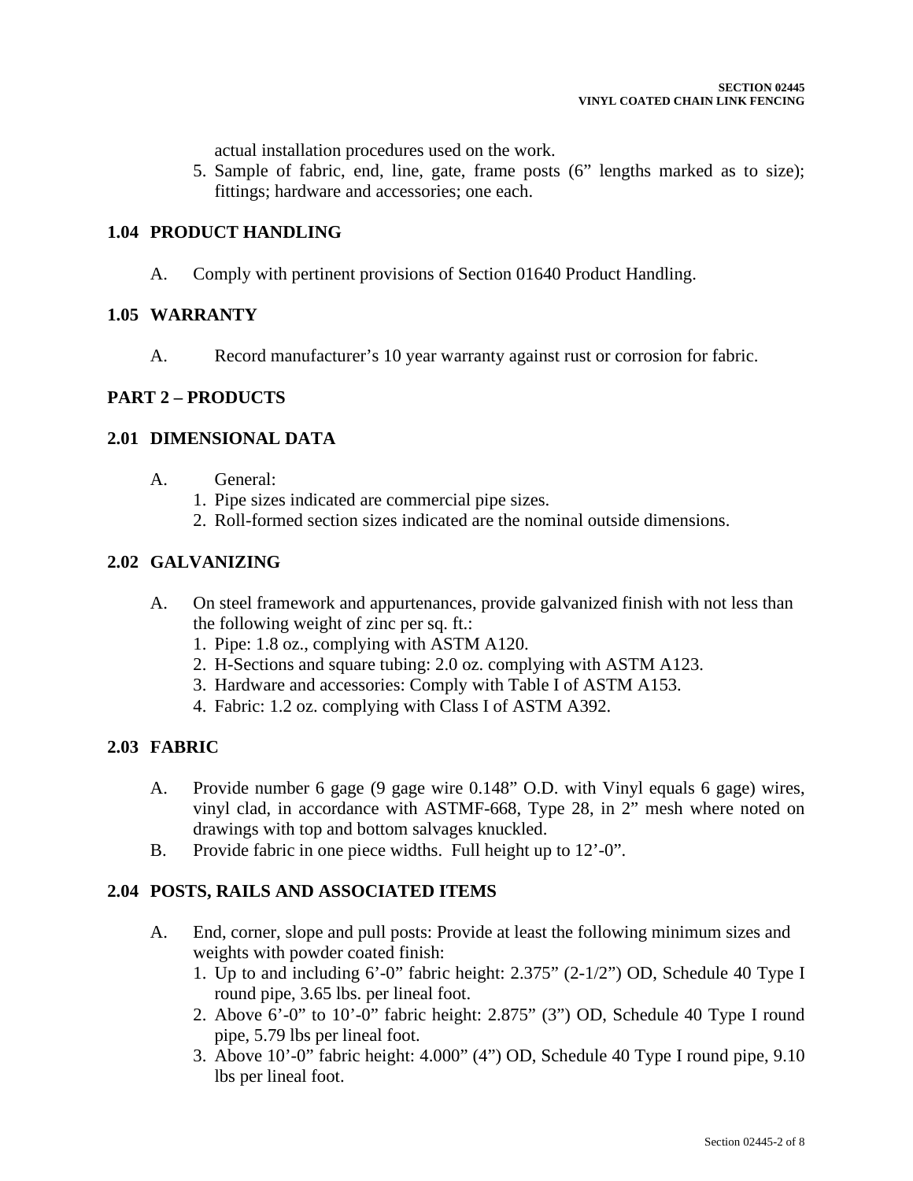actual installation procedures used on the work.

5. Sample of fabric, end, line, gate, frame posts (6" lengths marked as to size); fittings; hardware and accessories; one each.

## 1.04 PRODUCT HANDLING

A. Comply with pertinent provisions of Section 01640 Product Handling.

## 1.05 WARRANTY

A. Record manufacturer's 10 year warranty against rust or corrosion for fabric.

# PART 2 – PRODUCTS

## 2.01 DIMENSIONAL DATA

A. General:

1. Pipe sizes indicated are commercial pipe sizes.
2. Roll-formed section sizes indicated are the nominal outside dimensions.

## 2.02 GALVANIZING

A. On steel framework and appurtenances, provide galvanized finish with not less than the following weight of zinc per sq. ft.:

1. Pipe: 1.8 oz., complying with ASTM A120.
2. H-Sections and square tubing: 2.0 oz. complying with ASTM A123.
3. Hardware and accessories: Comply with Table I of ASTM A153.
4. Fabric: 1.2 oz. complying with Class I of ASTM A392.

## 2.03 FABRIC

A. Provide number 6 gage (9 gage wire 0.148" O.D. with Vinyl equals 6 gage) wires, vinyl clad, in accordance with ASTMF-668, Type 28, in 2" mesh where noted on drawings with top and bottom salvages knuckled.

B. Provide fabric in one piece widths. Full height up to 12'-0".

## 2.04 POSTS, RAILS AND ASSOCIATED ITEMS

A. End, corner, slope and pull posts: Provide at least the following minimum sizes and weights with powder coated finish:

1. Up to and including 6'-0" fabric height: 2.375" (2-1/2") OD, Schedule 40 Type I round pipe, 3.65 lbs. per lineal foot.
2. Above 6'-0" to 10'-0" fabric height: 2.875" (3") OD, Schedule 40 Type I round pipe, 5.79 lbs per lineal foot.
3. Above 10'-0" fabric height: 4.000" (4") OD, Schedule 40 Type I round pipe, 9.10 lbs per lineal foot.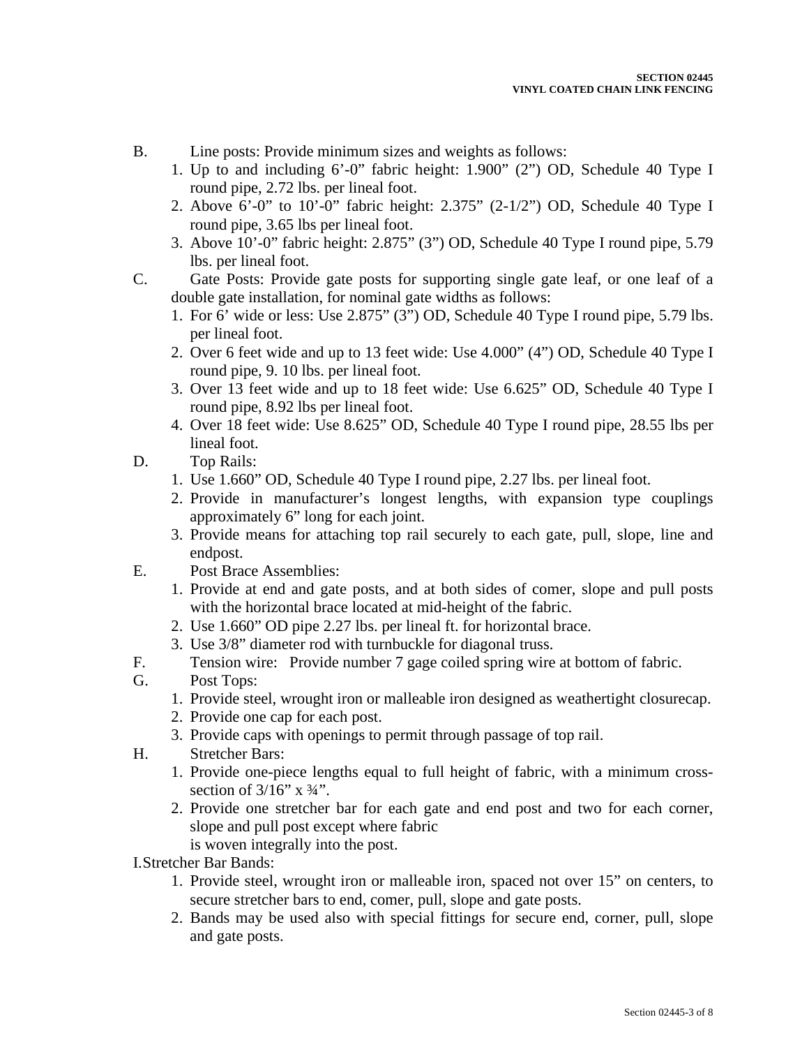B. Line posts: Provide minimum sizes and weights as follows:

1. Up to and including 6'-0" fabric height: 1.900" (2") OD, Schedule 40 Type I round pipe, 2.72 lbs. per lineal foot.
2. Above 6'-0" to 10'-0" fabric height: 2.375" (2-1/2") OD, Schedule 40 Type I round pipe, 3.65 lbs per lineal foot.
3. Above 10'-0" fabric height: 2.875" (3") OD, Schedule 40 Type I round pipe, 5.79 lbs. per lineal foot.

C. Gate Posts: Provide gate posts for supporting single gate leaf, or one leaf of a double gate installation, for nominal gate widths as follows:

1. For 6' wide or less: Use 2.875" (3") OD, Schedule 40 Type I round pipe, 5.79 lbs. per lineal foot.
2. Over 6 feet wide and up to 13 feet wide: Use 4.000" (4") OD, Schedule 40 Type I round pipe, 9. 10 lbs. per lineal foot.
3. Over 13 feet wide and up to 18 feet wide: Use 6.625" OD, Schedule 40 Type I round pipe, 8.92 lbs per lineal foot.
4. Over 18 feet wide: Use 8.625" OD, Schedule 40 Type I round pipe, 28.55 lbs per lineal foot.

D. Top Rails:

1. Use 1.660" OD, Schedule 40 Type I round pipe, 2.27 lbs. per lineal foot.
2. Provide in manufacturer's longest lengths, with expansion type couplings approximately 6" long for each joint.
3. Provide means for attaching top rail securely to each gate, pull, slope, line and endpost.

E. Post Brace Assemblies:

1. Provide at end and gate posts, and at both sides of comer, slope and pull posts with the horizontal brace located at mid-height of the fabric.
2. Use 1.660" OD pipe 2.27 lbs. per lineal ft. for horizontal brace.
3. Use 3/8" diameter rod with turnbuckle for diagonal truss.

F. Tension wire: Provide number 7 gage coiled spring wire at bottom of fabric.

G. Post Tops:

1. Provide steel, wrought iron or malleable iron designed as weathertight closurecap.
2. Provide one cap for each post.
3. Provide caps with openings to permit through passage of top rail.

H. Stretcher Bars:

1. Provide one-piece lengths equal to full height of fabric, with a minimum cross-section of 3/16" x ¾".
2. Provide one stretcher bar for each gate and end post and two for each corner, slope and pull post except where fabric
   is woven integrally into the post.

I. Stretcher Bar Bands:

1. Provide steel, wrought iron or malleable iron, spaced not over 15" on centers, to secure stretcher bars to end, comer, pull, slope and gate posts.
2. Bands may be used also with special fittings for secure end, corner, pull, slope and gate posts.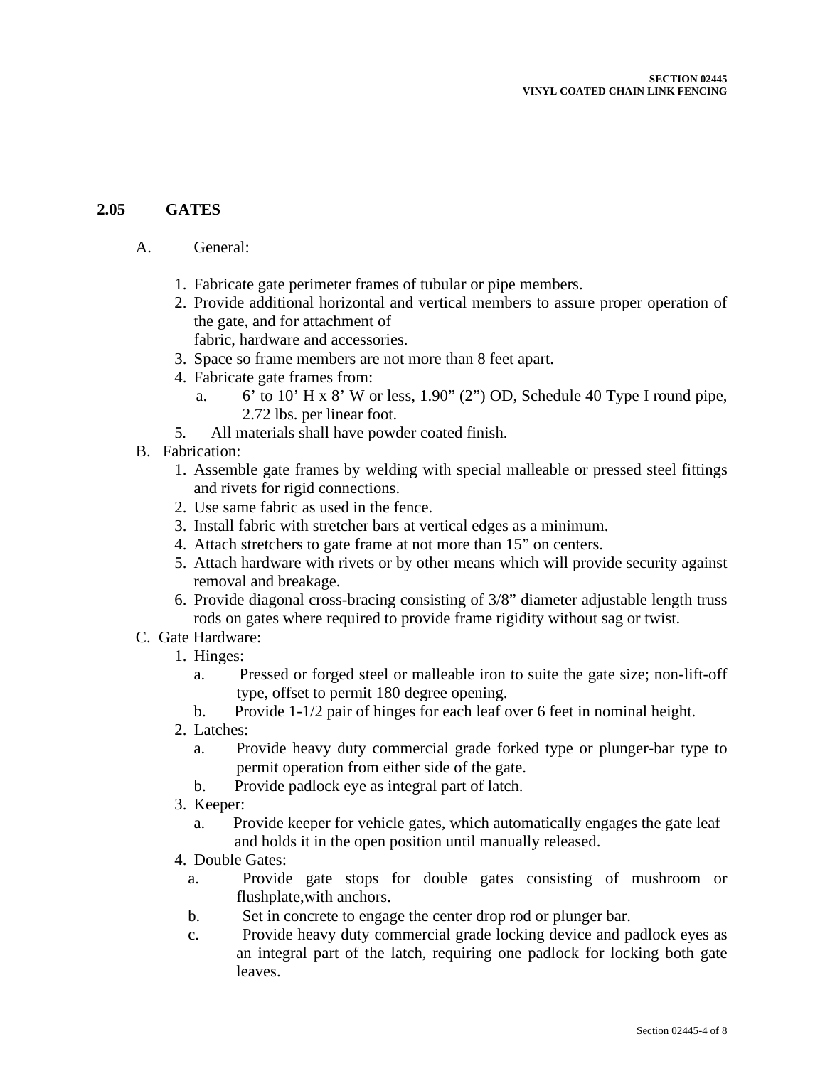## 2.05 GATES

A. General:

1. Fabricate gate perimeter frames of tubular or pipe members.
2. Provide additional horizontal and vertical members to assure proper operation of the gate, and for attachment of fabric, hardware and accessories.
3. Space so frame members are not more than 8 feet apart.
4. Fabricate gate frames from:
   a. 6' to 10' H x 8' W or less, 1.90" (2") OD, Schedule 40 Type I round pipe, 2.72 lbs. per linear foot.
5. All materials shall have powder coated finish.

B. Fabrication:

1. Assemble gate frames by welding with special malleable or pressed steel fittings and rivets for rigid connections.
2. Use same fabric as used in the fence.
3. Install fabric with stretcher bars at vertical edges as a minimum.
4. Attach stretchers to gate frame at not more than 15" on centers.
5. Attach hardware with rivets or by other means which will provide security against removal and breakage.
6. Provide diagonal cross-bracing consisting of 3/8" diameter adjustable length truss rods on gates where required to provide frame rigidity without sag or twist.

C. Gate Hardware:

1. Hinges:
   a. Pressed or forged steel or malleable iron to suite the gate size; non-lift-off type, offset to permit 180 degree opening.
   b. Provide 1-1/2 pair of hinges for each leaf over 6 feet in nominal height.
2. Latches:
   a. Provide heavy duty commercial grade forked type or plunger-bar type to permit operation from either side of the gate.
   b. Provide padlock eye as integral part of latch.
3. Keeper:
   a. Provide keeper for vehicle gates, which automatically engages the gate leaf and holds it in the open position until manually released.
4. Double Gates:
   a. Provide gate stops for double gates consisting of mushroom or flushplate,with anchors.
   b. Set in concrete to engage the center drop rod or plunger bar.
   c. Provide heavy duty commercial grade locking device and padlock eyes as an integral part of the latch, requiring one padlock for locking both gate leaves.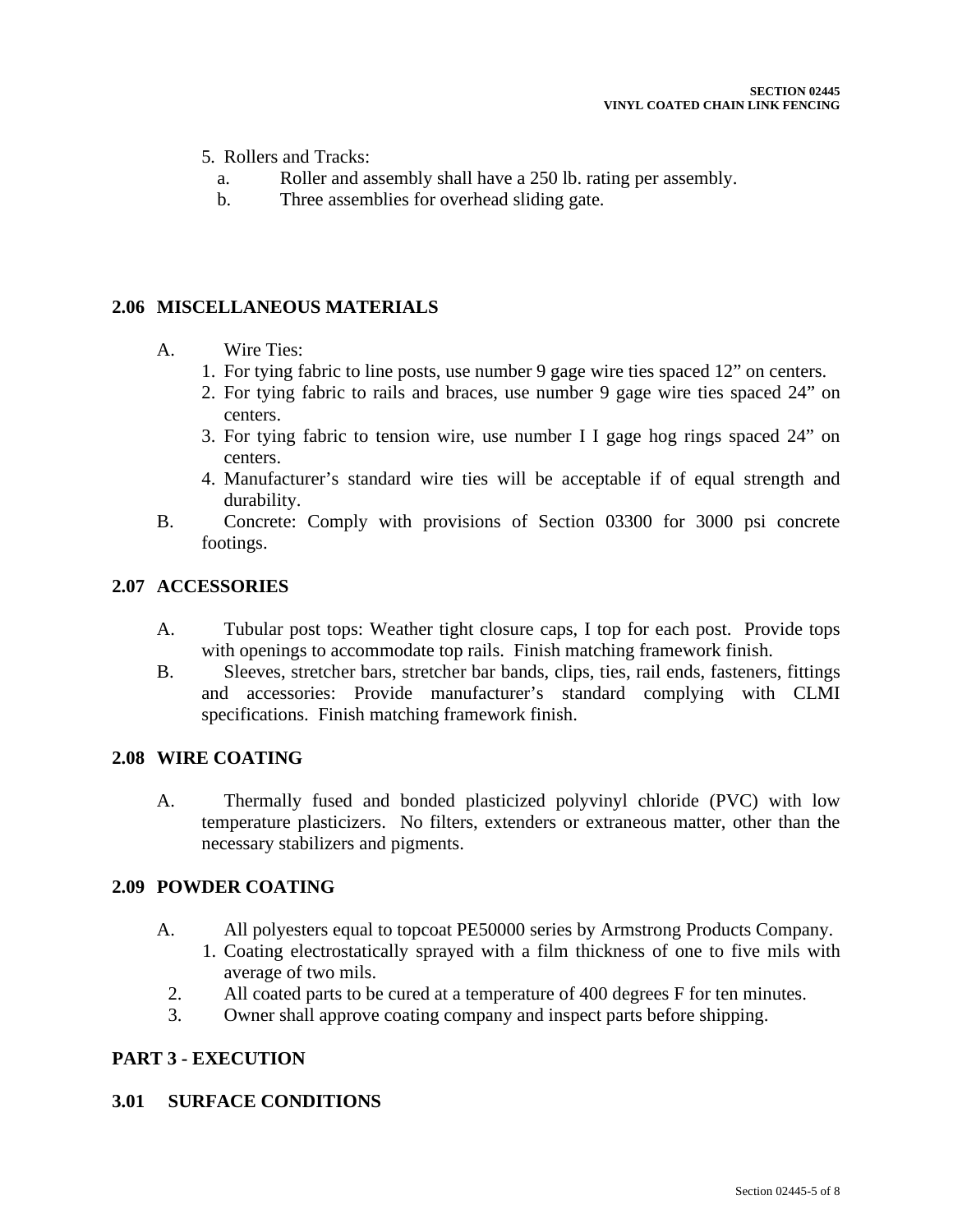5. Rollers and Tracks:
   a. Roller and assembly shall have a 250 lb. rating per assembly.
   b. Three assemblies for overhead sliding gate.

## 2.06 MISCELLANEOUS MATERIALS

A. Wire Ties:
   1. For tying fabric to line posts, use number 9 gage wire ties spaced 12” on centers.
   2. For tying fabric to rails and braces, use number 9 gage wire ties spaced 24” on centers.
   3. For tying fabric to tension wire, use number I I gage hog rings spaced 24” on centers.
   4. Manufacturer’s standard wire ties will be acceptable if of equal strength and durability.

B. Concrete: Comply with provisions of Section 03300 for 3000 psi concrete footings.

## 2.07 ACCESSORIES

A. Tubular post tops: Weather tight closure caps, I top for each post. Provide tops with openings to accommodate top rails. Finish matching framework finish.

B. Sleeves, stretcher bars, stretcher bar bands, clips, ties, rail ends, fasteners, fittings and accessories: Provide manufacturer’s standard complying with CLMI specifications. Finish matching framework finish.

## 2.08 WIRE COATING

A. Thermally fused and bonded plasticized polyvinyl chloride (PVC) with low temperature plasticizers. No filters, extenders or extraneous matter, other than the necessary stabilizers and pigments.

## 2.09 POWDER COATING

A. All polyesters equal to topcoat PE50000 series by Armstrong Products Company.
   1. Coating electrostatically sprayed with a film thickness of one to five mils with average of two mils.
   2. All coated parts to be cured at a temperature of 400 degrees F for ten minutes.
   3. Owner shall approve coating company and inspect parts before shipping.

# PART 3 - EXECUTION

## 3.01 SURFACE CONDITIONS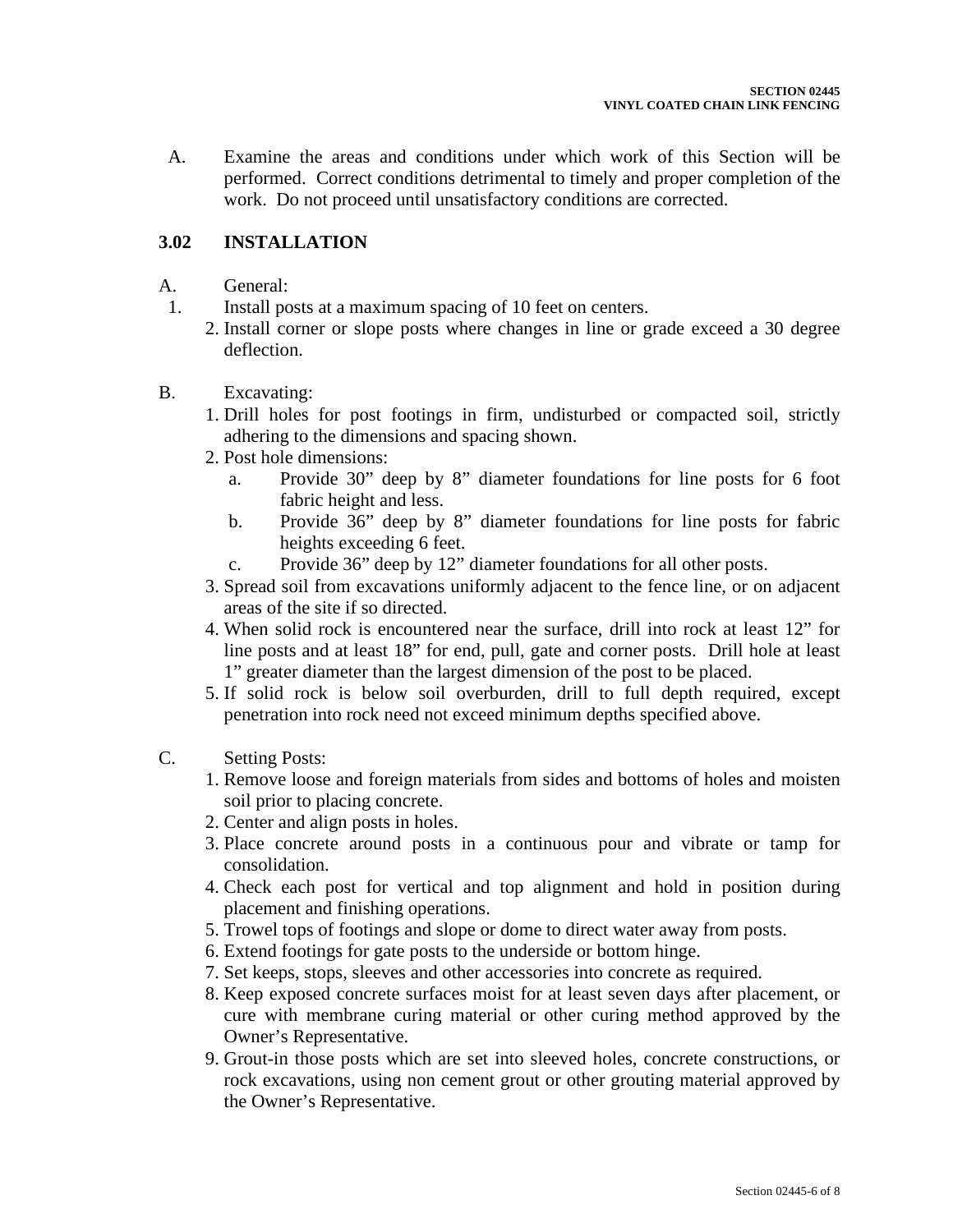A. Examine the areas and conditions under which work of this Section will be performed. Correct conditions detrimental to timely and proper completion of the work. Do not proceed until unsatisfactory conditions are corrected.

## 3.02 INSTALLATION

A. General:

1. Install posts at a maximum spacing of 10 feet on centers.
2. Install corner or slope posts where changes in line or grade exceed a 30 degree deflection.

B. Excavating:

1. Drill holes for post footings in firm, undisturbed or compacted soil, strictly adhering to the dimensions and spacing shown.
2. Post hole dimensions:
   a. Provide 30" deep by 8" diameter foundations for line posts for 6 foot fabric height and less.
   b. Provide 36" deep by 8" diameter foundations for line posts for fabric heights exceeding 6 feet.
   c. Provide 36" deep by 12" diameter foundations for all other posts.
3. Spread soil from excavations uniformly adjacent to the fence line, or on adjacent areas of the site if so directed.
4. When solid rock is encountered near the surface, drill into rock at least 12" for line posts and at least 18" for end, pull, gate and corner posts. Drill hole at least 1" greater diameter than the largest dimension of the post to be placed.
5. If solid rock is below soil overburden, drill to full depth required, except penetration into rock need not exceed minimum depths specified above.

C. Setting Posts:

1. Remove loose and foreign materials from sides and bottoms of holes and moisten soil prior to placing concrete.
2. Center and align posts in holes.
3. Place concrete around posts in a continuous pour and vibrate or tamp for consolidation.
4. Check each post for vertical and top alignment and hold in position during placement and finishing operations.
5. Trowel tops of footings and slope or dome to direct water away from posts.
6. Extend footings for gate posts to the underside or bottom hinge.
7. Set keeps, stops, sleeves and other accessories into concrete as required.
8. Keep exposed concrete surfaces moist for at least seven days after placement, or cure with membrane curing material or other curing method approved by the Owner's Representative.
9. Grout-in those posts which are set into sleeved holes, concrete constructions, or rock excavations, using non cement grout or other grouting material approved by the Owner's Representative.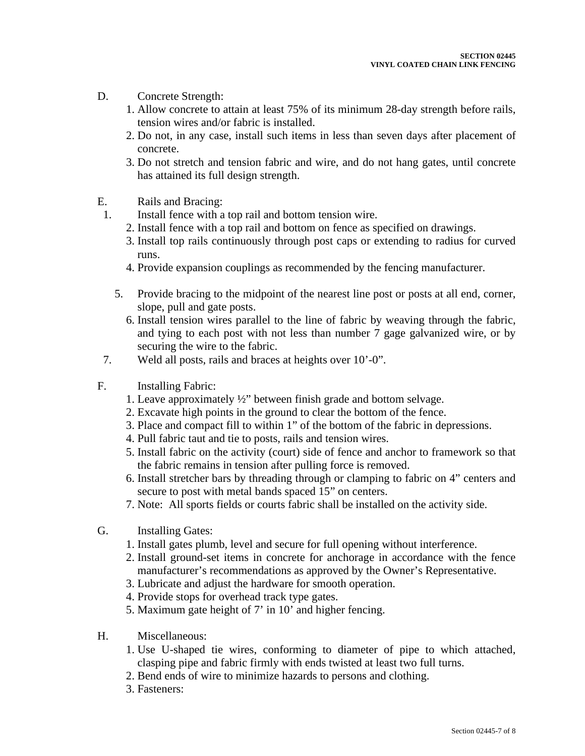D. Concrete Strength:

1. Allow concrete to attain at least 75% of its minimum 28-day strength before rails, tension wires and/or fabric is installed.
2. Do not, in any case, install such items in less than seven days after placement of concrete.
3. Do not stretch and tension fabric and wire, and do not hang gates, until concrete has attained its full design strength.

E. Rails and Bracing:

1. Install fence with a top rail and bottom tension wire.
2. Install fence with a top rail and bottom on fence as specified on drawings.
3. Install top rails continuously through post caps or extending to radius for curved runs.
4. Provide expansion couplings as recommended by the fencing manufacturer.
5. Provide bracing to the midpoint of the nearest line post or posts at all end, corner, slope, pull and gate posts.
6. Install tension wires parallel to the line of fabric by weaving through the fabric, and tying to each post with not less than number 7 gage galvanized wire, or by securing the wire to the fabric.
7. Weld all posts, rails and braces at heights over 10'-0".

F. Installing Fabric:

1. Leave approximately ½" between finish grade and bottom selvage.
2. Excavate high points in the ground to clear the bottom of the fence.
3. Place and compact fill to within 1" of the bottom of the fabric in depressions.
4. Pull fabric taut and tie to posts, rails and tension wires.
5. Install fabric on the activity (court) side of fence and anchor to framework so that the fabric remains in tension after pulling force is removed.
6. Install stretcher bars by threading through or clamping to fabric on 4" centers and secure to post with metal bands spaced 15" on centers.
7. Note: All sports fields or courts fabric shall be installed on the activity side.

G. Installing Gates:

1. Install gates plumb, level and secure for full opening without interference.
2. Install ground-set items in concrete for anchorage in accordance with the fence manufacturer's recommendations as approved by the Owner's Representative.
3. Lubricate and adjust the hardware for smooth operation.
4. Provide stops for overhead track type gates.
5. Maximum gate height of 7' in 10' and higher fencing.

H. Miscellaneous:

1. Use U-shaped tie wires, conforming to diameter of pipe to which attached, clasping pipe and fabric firmly with ends twisted at least two full turns.
2. Bend ends of wire to minimize hazards to persons and clothing.
3. Fasteners: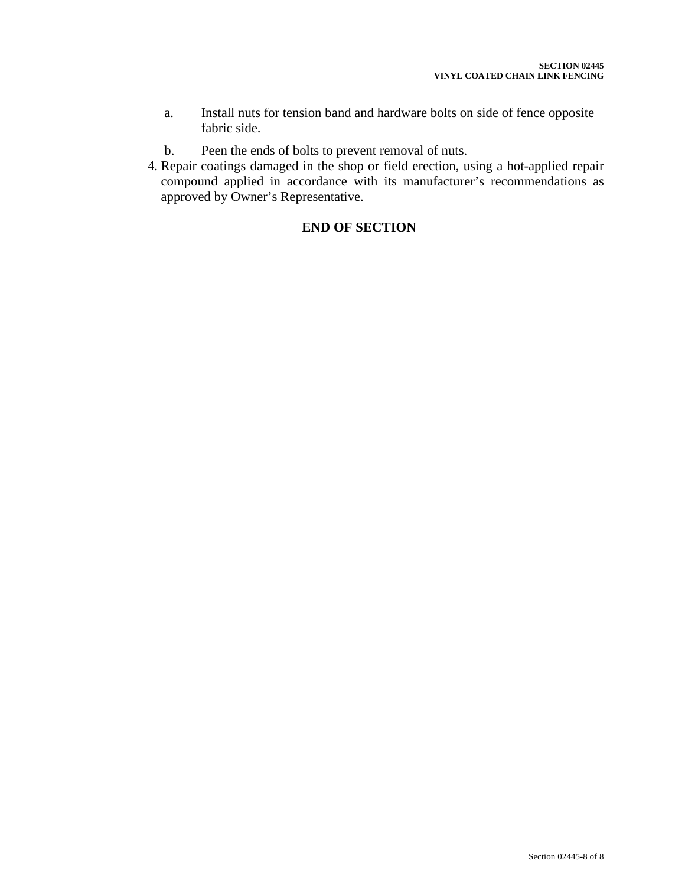a. Install nuts for tension band and hardware bolts on side of fence opposite fabric side.
   b. Peen the ends of bolts to prevent removal of nuts.

4. Repair coatings damaged in the shop or field erection, using a hot-applied repair compound applied in accordance with its manufacturer's recommendations as approved by Owner's Representative.

**END OF SECTION**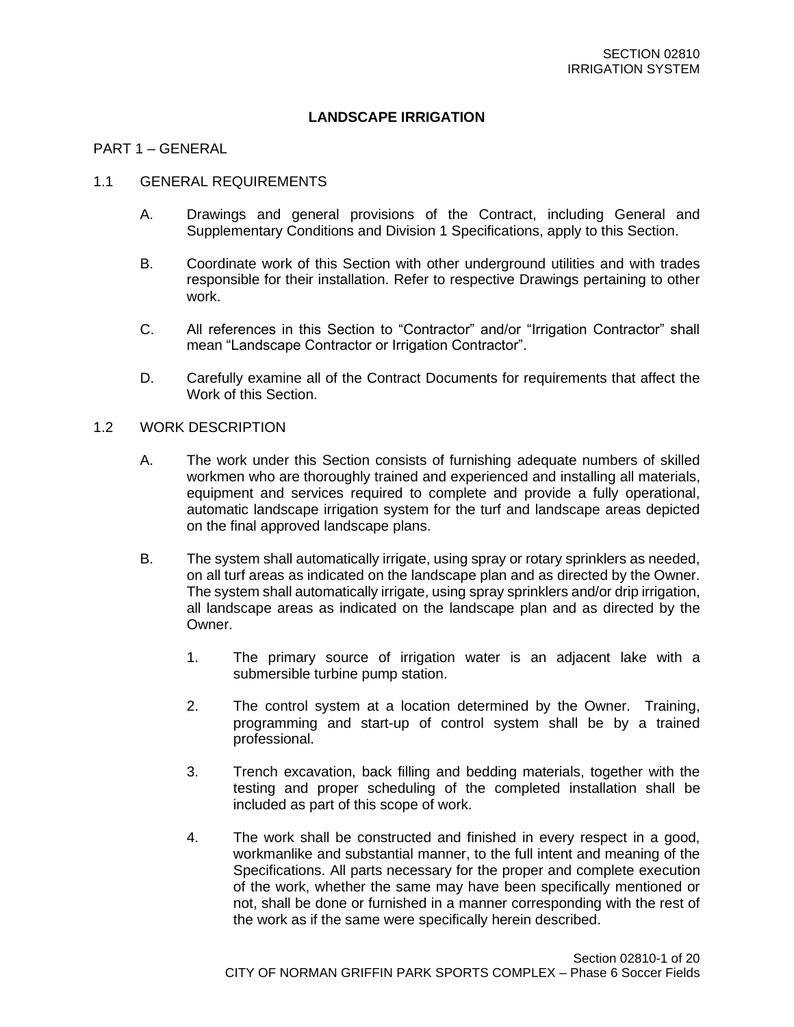# LANDSCAPE IRRIGATION

PART 1 – GENERAL

1.1 GENERAL REQUIREMENTS

A. Drawings and general provisions of the Contract, including General and Supplementary Conditions and Division 1 Specifications, apply to this Section.

B. Coordinate work of this Section with other underground utilities and with trades responsible for their installation. Refer to respective Drawings pertaining to other work.

C. All references in this Section to "Contractor" and/or "Irrigation Contractor" shall mean "Landscape Contractor or Irrigation Contractor".

D. Carefully examine all of the Contract Documents for requirements that affect the Work of this Section.

1.2 WORK DESCRIPTION

A. The work under this Section consists of furnishing adequate numbers of skilled workmen who are thoroughly trained and experienced and installing all materials, equipment and services required to complete and provide a fully operational, automatic landscape irrigation system for the turf and landscape areas depicted on the final approved landscape plans.

B. The system shall automatically irrigate, using spray or rotary sprinklers as needed, on all turf areas as indicated on the landscape plan and as directed by the Owner. The system shall automatically irrigate, using spray sprinklers and/or drip irrigation, all landscape areas as indicated on the landscape plan and as directed by the Owner.

1. The primary source of irrigation water is an adjacent lake with a submersible turbine pump station.

2. The control system at a location determined by the Owner. Training, programming and start-up of control system shall be by a trained professional.

3. Trench excavation, back filling and bedding materials, together with the testing and proper scheduling of the completed installation shall be included as part of this scope of work.

4. The work shall be constructed and finished in every respect in a good, workmanlike and substantial manner, to the full intent and meaning of the Specifications. All parts necessary for the proper and complete execution of the work, whether the same may have been specifically mentioned or not, shall be done or furnished in a manner corresponding with the rest of the work as if the same were specifically herein described.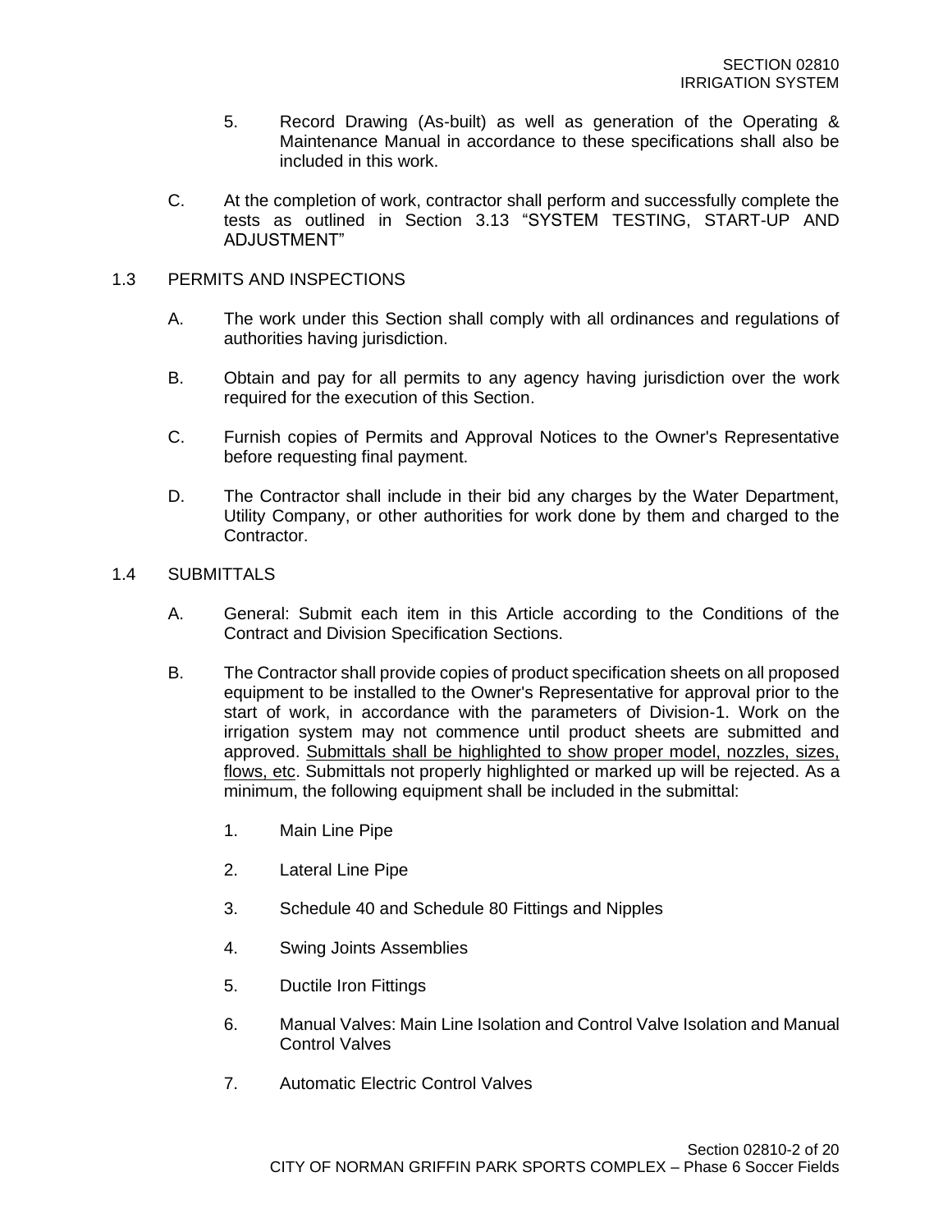5. Record Drawing (As-built) as well as generation of the Operating & Maintenance Manual in accordance to these specifications shall also be included in this work.

C. At the completion of work, contractor shall perform and successfully complete the tests as outlined in Section 3.13 "SYSTEM TESTING, START-UP AND ADJUSTMENT"

## 1.3 PERMITS AND INSPECTIONS

A. The work under this Section shall comply with all ordinances and regulations of authorities having jurisdiction.

B. Obtain and pay for all permits to any agency having jurisdiction over the work required for the execution of this Section.

C. Furnish copies of Permits and Approval Notices to the Owner's Representative before requesting final payment.

D. The Contractor shall include in their bid any charges by the Water Department, Utility Company, or other authorities for work done by them and charged to the Contractor.

## 1.4 SUBMITTALS

A. General: Submit each item in this Article according to the Conditions of the Contract and Division Specification Sections.

B. The Contractor shall provide copies of product specification sheets on all proposed equipment to be installed to the Owner's Representative for approval prior to the start of work, in accordance with the parameters of Division-1. Work on the irrigation system may not commence until product sheets are submitted and approved. <u>Submittals shall be highlighted to show proper model, nozzles, sizes, flows, etc</u>. Submittals not properly highlighted or marked up will be rejected. As a minimum, the following equipment shall be included in the submittal:

1. Main Line Pipe
2. Lateral Line Pipe
3. Schedule 40 and Schedule 80 Fittings and Nipples
4. Swing Joints Assemblies
5. Ductile Iron Fittings
6. Manual Valves: Main Line Isolation and Control Valve Isolation and Manual Control Valves
7. Automatic Electric Control Valves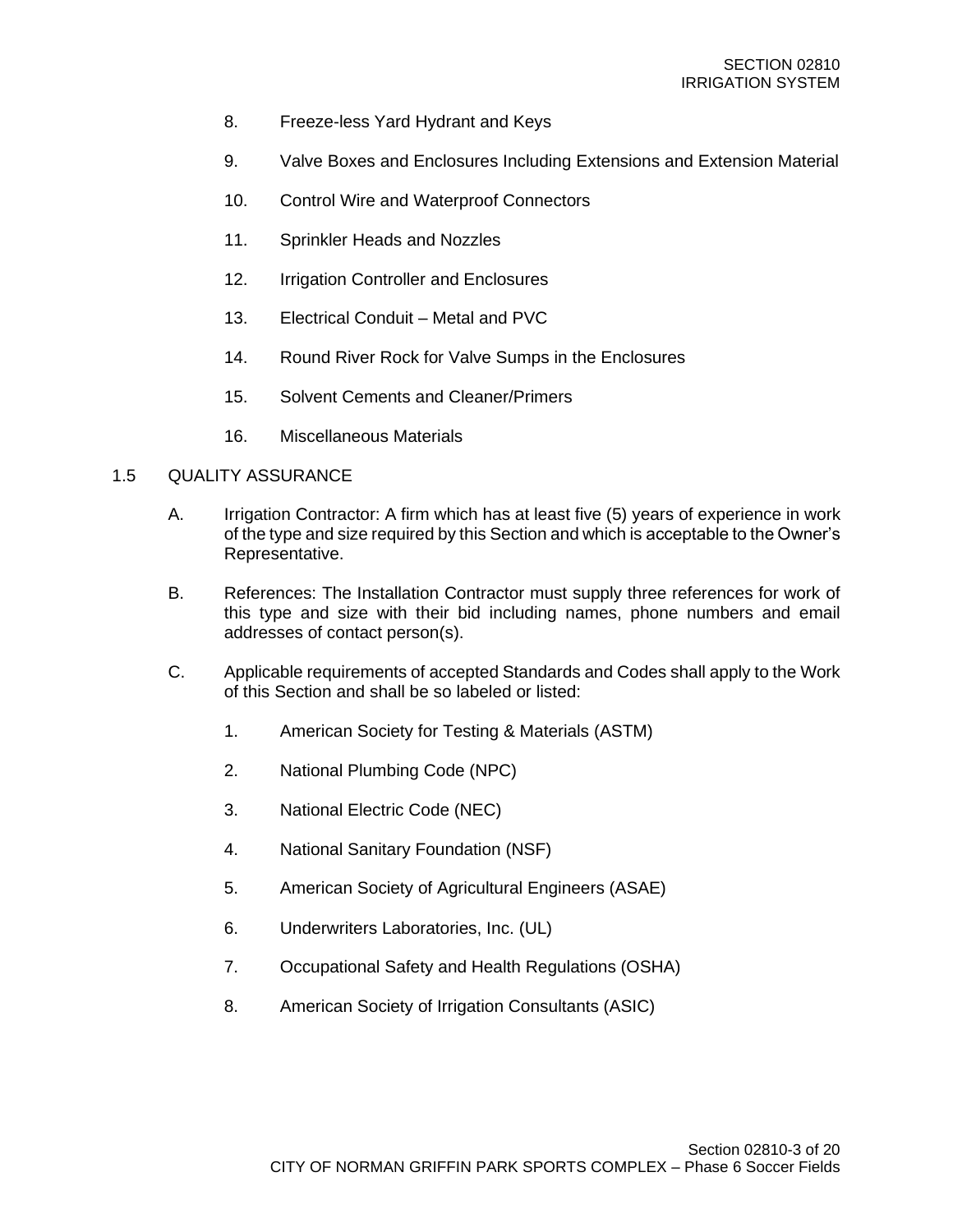8. Freeze-less Yard Hydrant and Keys

9. Valve Boxes and Enclosures Including Extensions and Extension Material

10. Control Wire and Waterproof Connectors

11. Sprinkler Heads and Nozzles

12. Irrigation Controller and Enclosures

13. Electrical Conduit – Metal and PVC

14. Round River Rock for Valve Sumps in the Enclosures

15. Solvent Cements and Cleaner/Primers

16. Miscellaneous Materials

## 1.5 QUALITY ASSURANCE

A. Irrigation Contractor: A firm which has at least five (5) years of experience in work of the type and size required by this Section and which is acceptable to the Owner's Representative.

B. References: The Installation Contractor must supply three references for work of this type and size with their bid including names, phone numbers and email addresses of contact person(s).

C. Applicable requirements of accepted Standards and Codes shall apply to the Work of this Section and shall be so labeled or listed:

1. American Society for Testing & Materials (ASTM)

2. National Plumbing Code (NPC)

3. National Electric Code (NEC)

4. National Sanitary Foundation (NSF)

5. American Society of Agricultural Engineers (ASAE)

6. Underwriters Laboratories, Inc. (UL)

7. Occupational Safety and Health Regulations (OSHA)

8. American Society of Irrigation Consultants (ASIC)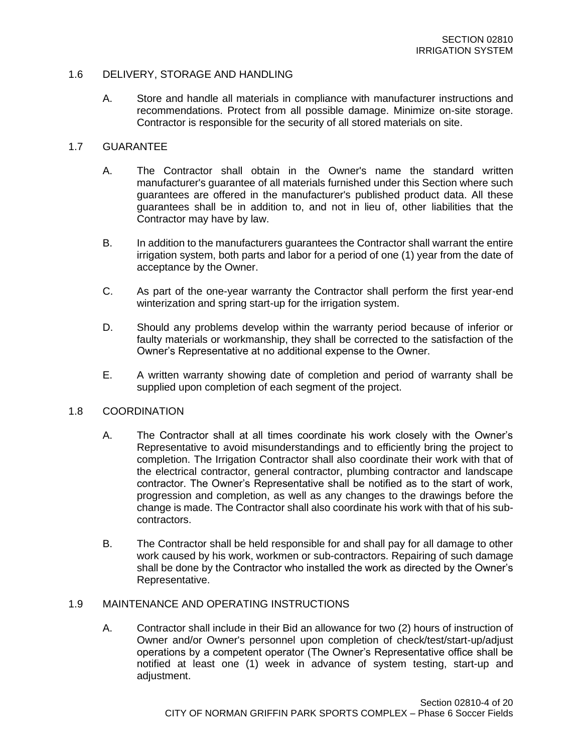## 1.6 DELIVERY, STORAGE AND HANDLING

A. Store and handle all materials in compliance with manufacturer instructions and recommendations. Protect from all possible damage. Minimize on-site storage. Contractor is responsible for the security of all stored materials on site.

## 1.7 GUARANTEE

A. The Contractor shall obtain in the Owner's name the standard written manufacturer's guarantee of all materials furnished under this Section where such guarantees are offered in the manufacturer's published product data. All these guarantees shall be in addition to, and not in lieu of, other liabilities that the Contractor may have by law.

B. In addition to the manufacturers guarantees the Contractor shall warrant the entire irrigation system, both parts and labor for a period of one (1) year from the date of acceptance by the Owner.

C. As part of the one-year warranty the Contractor shall perform the first year-end winterization and spring start-up for the irrigation system.

D. Should any problems develop within the warranty period because of inferior or faulty materials or workmanship, they shall be corrected to the satisfaction of the Owner's Representative at no additional expense to the Owner.

E. A written warranty showing date of completion and period of warranty shall be supplied upon completion of each segment of the project.

## 1.8 COORDINATION

A. The Contractor shall at all times coordinate his work closely with the Owner's Representative to avoid misunderstandings and to efficiently bring the project to completion. The Irrigation Contractor shall also coordinate their work with that of the electrical contractor, general contractor, plumbing contractor and landscape contractor. The Owner's Representative shall be notified as to the start of work, progression and completion, as well as any changes to the drawings before the change is made. The Contractor shall also coordinate his work with that of his sub-contractors.

B. The Contractor shall be held responsible for and shall pay for all damage to other work caused by his work, workmen or sub-contractors. Repairing of such damage shall be done by the Contractor who installed the work as directed by the Owner's Representative.

## 1.9 MAINTENANCE AND OPERATING INSTRUCTIONS

A. Contractor shall include in their Bid an allowance for two (2) hours of instruction of Owner and/or Owner's personnel upon completion of check/test/start-up/adjust operations by a competent operator (The Owner's Representative office shall be notified at least one (1) week in advance of system testing, start-up and adjustment.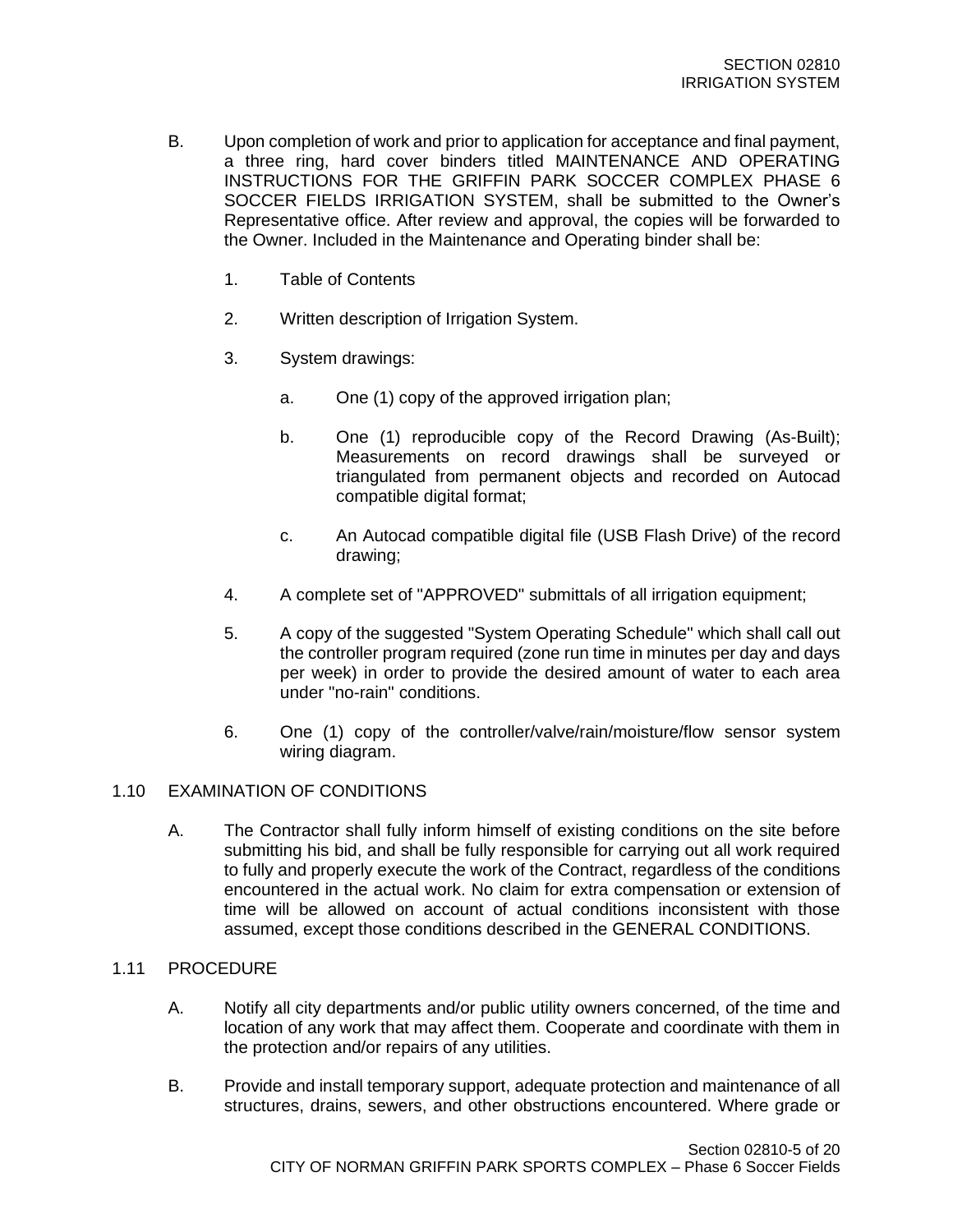B. Upon completion of work and prior to application for acceptance and final payment, a three ring, hard cover binders titled MAINTENANCE AND OPERATING INSTRUCTIONS FOR THE GRIFFIN PARK SOCCER COMPLEX PHASE 6 SOCCER FIELDS IRRIGATION SYSTEM, shall be submitted to the Owner's Representative office. After review and approval, the copies will be forwarded to the Owner. Included in the Maintenance and Operating binder shall be:

1. Table of Contents

2. Written description of Irrigation System.

3. System drawings:

   a. One (1) copy of the approved irrigation plan;

   b. One (1) reproducible copy of the Record Drawing (As-Built); Measurements on record drawings shall be surveyed or triangulated from permanent objects and recorded on Autocad compatible digital format;

   c. An Autocad compatible digital file (USB Flash Drive) of the record drawing;

4. A complete set of "APPROVED" submittals of all irrigation equipment;

5. A copy of the suggested "System Operating Schedule" which shall call out the controller program required (zone run time in minutes per day and days per week) in order to provide the desired amount of water to each area under "no-rain" conditions.

6. One (1) copy of the controller/valve/rain/moisture/flow sensor system wiring diagram.

## 1.10 EXAMINATION OF CONDITIONS

A. The Contractor shall fully inform himself of existing conditions on the site before submitting his bid, and shall be fully responsible for carrying out all work required to fully and properly execute the work of the Contract, regardless of the conditions encountered in the actual work. No claim for extra compensation or extension of time will be allowed on account of actual conditions inconsistent with those assumed, except those conditions described in the GENERAL CONDITIONS.

## 1.11 PROCEDURE

A. Notify all city departments and/or public utility owners concerned, of the time and location of any work that may affect them. Cooperate and coordinate with them in the protection and/or repairs of any utilities.

B. Provide and install temporary support, adequate protection and maintenance of all structures, drains, sewers, and other obstructions encountered. Where grade or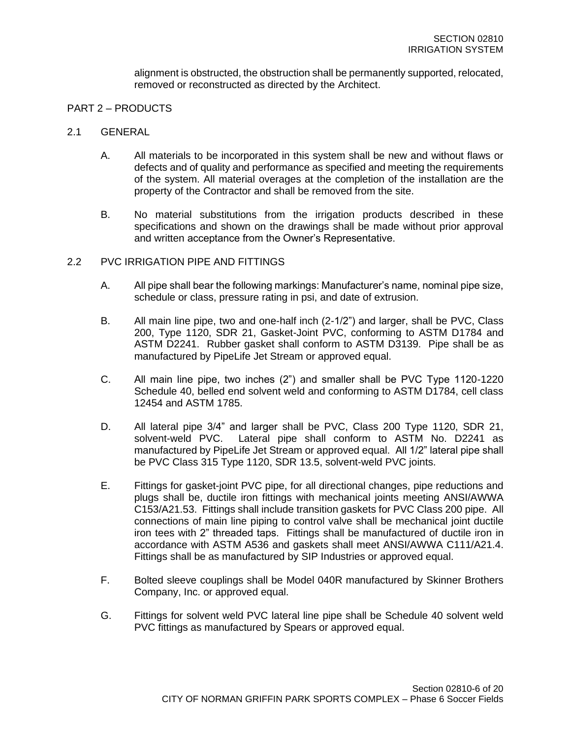alignment is obstructed, the obstruction shall be permanently supported, relocated, removed or reconstructed as directed by the Architect.

## PART 2 – PRODUCTS

### 2.1 GENERAL

A. All materials to be incorporated in this system shall be new and without flaws or defects and of quality and performance as specified and meeting the requirements of the system. All material overages at the completion of the installation are the property of the Contractor and shall be removed from the site.

B. No material substitutions from the irrigation products described in these specifications and shown on the drawings shall be made without prior approval and written acceptance from the Owner's Representative.

### 2.2 PVC IRRIGATION PIPE AND FITTINGS

A. All pipe shall bear the following markings: Manufacturer's name, nominal pipe size, schedule or class, pressure rating in psi, and date of extrusion.

B. All main line pipe, two and one-half inch (2-1/2") and larger, shall be PVC, Class 200, Type 1120, SDR 21, Gasket-Joint PVC, conforming to ASTM D1784 and ASTM D2241. Rubber gasket shall conform to ASTM D3139. Pipe shall be as manufactured by PipeLife Jet Stream or approved equal.

C. All main line pipe, two inches (2") and smaller shall be PVC Type 1120-1220 Schedule 40, belled end solvent weld and conforming to ASTM D1784, cell class 12454 and ASTM 1785.

D. All lateral pipe 3/4" and larger shall be PVC, Class 200 Type 1120, SDR 21, solvent-weld PVC. Lateral pipe shall conform to ASTM No. D2241 as manufactured by PipeLife Jet Stream or approved equal. All 1/2" lateral pipe shall be PVC Class 315 Type 1120, SDR 13.5, solvent-weld PVC joints.

E. Fittings for gasket-joint PVC pipe, for all directional changes, pipe reductions and plugs shall be, ductile iron fittings with mechanical joints meeting ANSI/AWWA C153/A21.53. Fittings shall include transition gaskets for PVC Class 200 pipe. All connections of main line piping to control valve shall be mechanical joint ductile iron tees with 2" threaded taps. Fittings shall be manufactured of ductile iron in accordance with ASTM A536 and gaskets shall meet ANSI/AWWA C111/A21.4. Fittings shall be as manufactured by SIP Industries or approved equal.

F. Bolted sleeve couplings shall be Model 040R manufactured by Skinner Brothers Company, Inc. or approved equal.

G. Fittings for solvent weld PVC lateral line pipe shall be Schedule 40 solvent weld PVC fittings as manufactured by Spears or approved equal.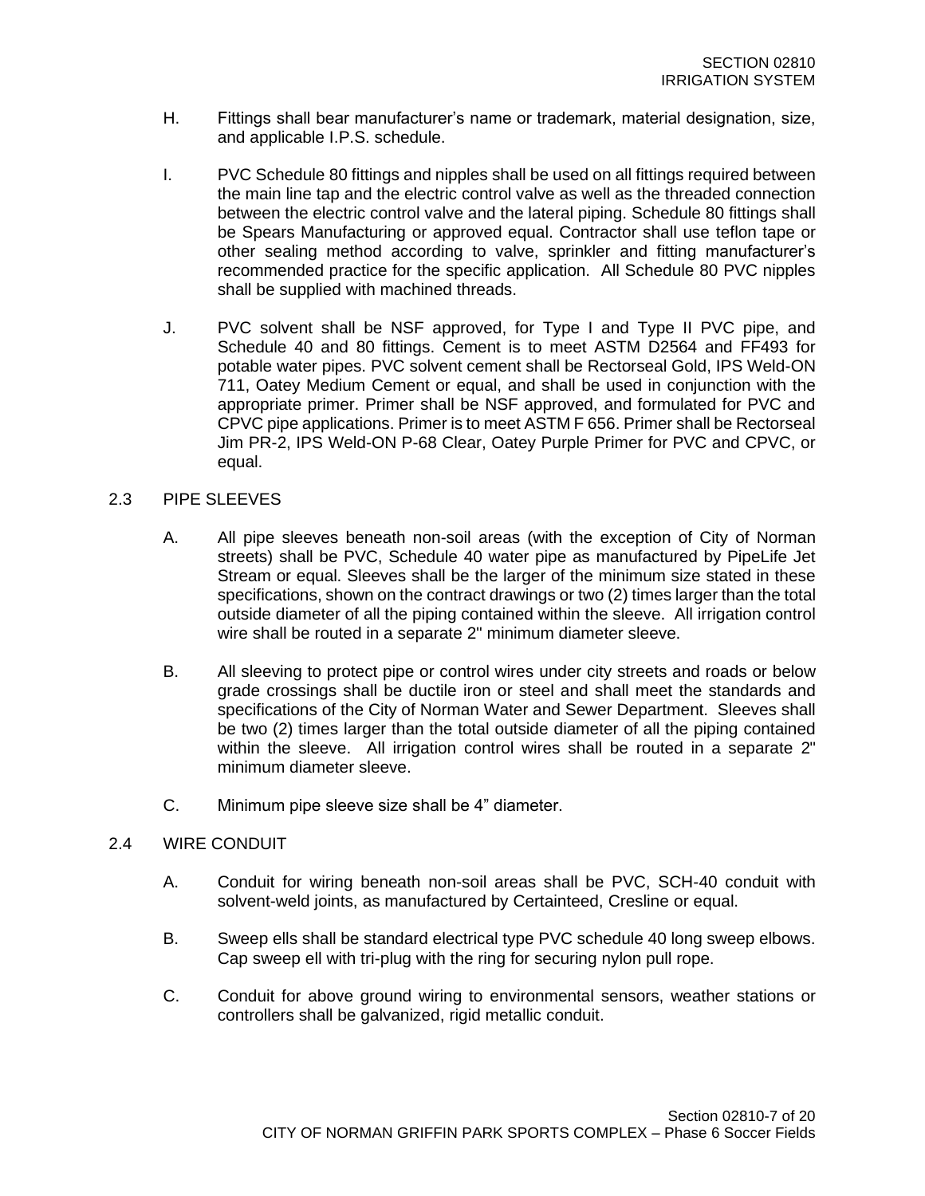H. Fittings shall bear manufacturer's name or trademark, material designation, size, and applicable I.P.S. schedule.

I. PVC Schedule 80 fittings and nipples shall be used on all fittings required between the main line tap and the electric control valve as well as the threaded connection between the electric control valve and the lateral piping. Schedule 80 fittings shall be Spears Manufacturing or approved equal. Contractor shall use teflon tape or other sealing method according to valve, sprinkler and fitting manufacturer's recommended practice for the specific application. All Schedule 80 PVC nipples shall be supplied with machined threads.

J. PVC solvent shall be NSF approved, for Type I and Type II PVC pipe, and Schedule 40 and 80 fittings. Cement is to meet ASTM D2564 and FF493 for potable water pipes. PVC solvent cement shall be Rectorseal Gold, IPS Weld-ON 711, Oatey Medium Cement or equal, and shall be used in conjunction with the appropriate primer. Primer shall be NSF approved, and formulated for PVC and CPVC pipe applications. Primer is to meet ASTM F 656. Primer shall be Rectorseal Jim PR-2, IPS Weld-ON P-68 Clear, Oatey Purple Primer for PVC and CPVC, or equal.

## 2.3 PIPE SLEEVES

A. All pipe sleeves beneath non-soil areas (with the exception of City of Norman streets) shall be PVC, Schedule 40 water pipe as manufactured by PipeLife Jet Stream or equal. Sleeves shall be the larger of the minimum size stated in these specifications, shown on the contract drawings or two (2) times larger than the total outside diameter of all the piping contained within the sleeve. All irrigation control wire shall be routed in a separate 2" minimum diameter sleeve.

B. All sleeving to protect pipe or control wires under city streets and roads or below grade crossings shall be ductile iron or steel and shall meet the standards and specifications of the City of Norman Water and Sewer Department. Sleeves shall be two (2) times larger than the total outside diameter of all the piping contained within the sleeve. All irrigation control wires shall be routed in a separate 2" minimum diameter sleeve.

C. Minimum pipe sleeve size shall be 4" diameter.

## 2.4 WIRE CONDUIT

A. Conduit for wiring beneath non-soil areas shall be PVC, SCH-40 conduit with solvent-weld joints, as manufactured by Certainteed, Cresline or equal.

B. Sweep ells shall be standard electrical type PVC schedule 40 long sweep elbows. Cap sweep ell with tri-plug with the ring for securing nylon pull rope.

C. Conduit for above ground wiring to environmental sensors, weather stations or controllers shall be galvanized, rigid metallic conduit.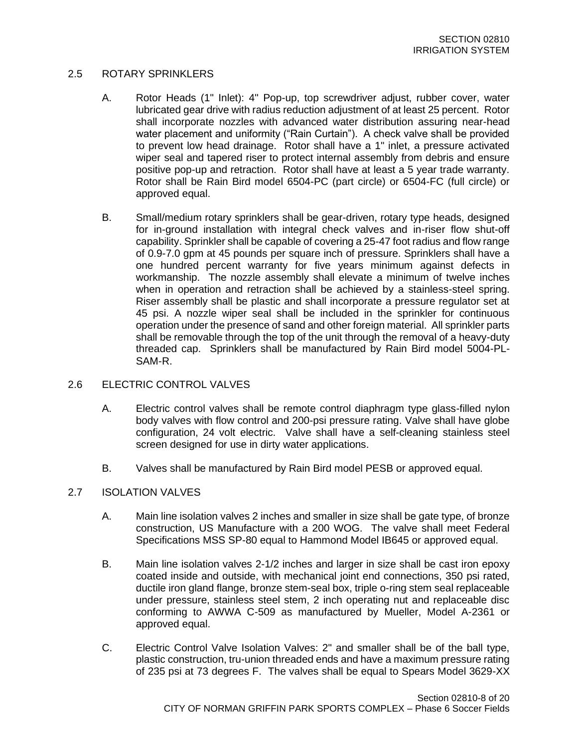## 2.5 ROTARY SPRINKLERS

A. Rotor Heads (1" Inlet): 4" Pop-up, top screwdriver adjust, rubber cover, water lubricated gear drive with radius reduction adjustment of at least 25 percent. Rotor shall incorporate nozzles with advanced water distribution assuring near-head water placement and uniformity ("Rain Curtain"). A check valve shall be provided to prevent low head drainage. Rotor shall have a 1" inlet, a pressure activated wiper seal and tapered riser to protect internal assembly from debris and ensure positive pop-up and retraction. Rotor shall have at least a 5 year trade warranty. Rotor shall be Rain Bird model 6504-PC (part circle) or 6504-FC (full circle) or approved equal.

B. Small/medium rotary sprinklers shall be gear-driven, rotary type heads, designed for in-ground installation with integral check valves and in-riser flow shut-off capability. Sprinkler shall be capable of covering a 25-47 foot radius and flow range of 0.9-7.0 gpm at 45 pounds per square inch of pressure. Sprinklers shall have a one hundred percent warranty for five years minimum against defects in workmanship. The nozzle assembly shall elevate a minimum of twelve inches when in operation and retraction shall be achieved by a stainless-steel spring. Riser assembly shall be plastic and shall incorporate a pressure regulator set at 45 psi. A nozzle wiper seal shall be included in the sprinkler for continuous operation under the presence of sand and other foreign material. All sprinkler parts shall be removable through the top of the unit through the removal of a heavy-duty threaded cap. Sprinklers shall be manufactured by Rain Bird model 5004-PL-SAM-R.

## 2.6 ELECTRIC CONTROL VALVES

A. Electric control valves shall be remote control diaphragm type glass-filled nylon body valves with flow control and 200-psi pressure rating. Valve shall have globe configuration, 24 volt electric. Valve shall have a self-cleaning stainless steel screen designed for use in dirty water applications.

B. Valves shall be manufactured by Rain Bird model PESB or approved equal.

## 2.7 ISOLATION VALVES

A. Main line isolation valves 2 inches and smaller in size shall be gate type, of bronze construction, US Manufacture with a 200 WOG. The valve shall meet Federal Specifications MSS SP-80 equal to Hammond Model IB645 or approved equal.

B. Main line isolation valves 2-1/2 inches and larger in size shall be cast iron epoxy coated inside and outside, with mechanical joint end connections, 350 psi rated, ductile iron gland flange, bronze stem-seal box, triple o-ring stem seal replaceable under pressure, stainless steel stem, 2 inch operating nut and replaceable disc conforming to AWWA C-509 as manufactured by Mueller, Model A-2361 or approved equal.

C. Electric Control Valve Isolation Valves: 2" and smaller shall be of the ball type, plastic construction, tru-union threaded ends and have a maximum pressure rating of 235 psi at 73 degrees F. The valves shall be equal to Spears Model 3629-XX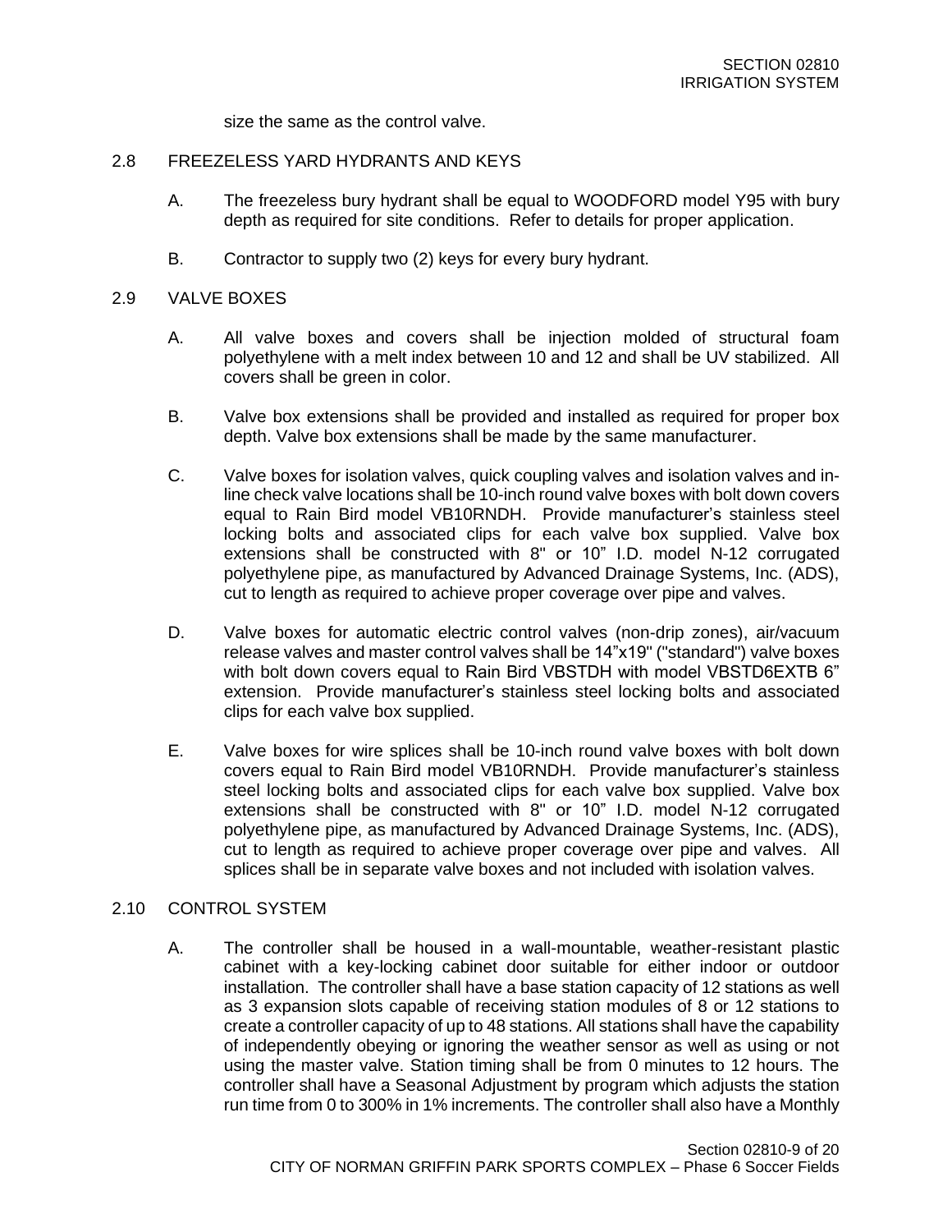size the same as the control valve.

## 2.8 FREEZELESS YARD HYDRANTS AND KEYS

A. The freezeless bury hydrant shall be equal to WOODFORD model Y95 with bury depth as required for site conditions. Refer to details for proper application.

B. Contractor to supply two (2) keys for every bury hydrant.

## 2.9 VALVE BOXES

A. All valve boxes and covers shall be injection molded of structural foam polyethylene with a melt index between 10 and 12 and shall be UV stabilized. All covers shall be green in color.

B. Valve box extensions shall be provided and installed as required for proper box depth. Valve box extensions shall be made by the same manufacturer.

C. Valve boxes for isolation valves, quick coupling valves and isolation valves and in-line check valve locations shall be 10-inch round valve boxes with bolt down covers equal to Rain Bird model VB10RNDH. Provide manufacturer's stainless steel locking bolts and associated clips for each valve box supplied. Valve box extensions shall be constructed with 8" or 10" I.D. model N-12 corrugated polyethylene pipe, as manufactured by Advanced Drainage Systems, Inc. (ADS), cut to length as required to achieve proper coverage over pipe and valves.

D. Valve boxes for automatic electric control valves (non-drip zones), air/vacuum release valves and master control valves shall be 14"x19" ("standard") valve boxes with bolt down covers equal to Rain Bird VBSTDH with model VBSTD6EXTB 6" extension. Provide manufacturer's stainless steel locking bolts and associated clips for each valve box supplied.

E. Valve boxes for wire splices shall be 10-inch round valve boxes with bolt down covers equal to Rain Bird model VB10RNDH. Provide manufacturer's stainless steel locking bolts and associated clips for each valve box supplied. Valve box extensions shall be constructed with 8" or 10" I.D. model N-12 corrugated polyethylene pipe, as manufactured by Advanced Drainage Systems, Inc. (ADS), cut to length as required to achieve proper coverage over pipe and valves. All splices shall be in separate valve boxes and not included with isolation valves.

## 2.10 CONTROL SYSTEM

A. The controller shall be housed in a wall-mountable, weather-resistant plastic cabinet with a key-locking cabinet door suitable for either indoor or outdoor installation. The controller shall have a base station capacity of 12 stations as well as 3 expansion slots capable of receiving station modules of 8 or 12 stations to create a controller capacity of up to 48 stations. All stations shall have the capability of independently obeying or ignoring the weather sensor as well as using or not using the master valve. Station timing shall be from 0 minutes to 12 hours. The controller shall have a Seasonal Adjustment by program which adjusts the station run time from 0 to 300% in 1% increments. The controller shall also have a Monthly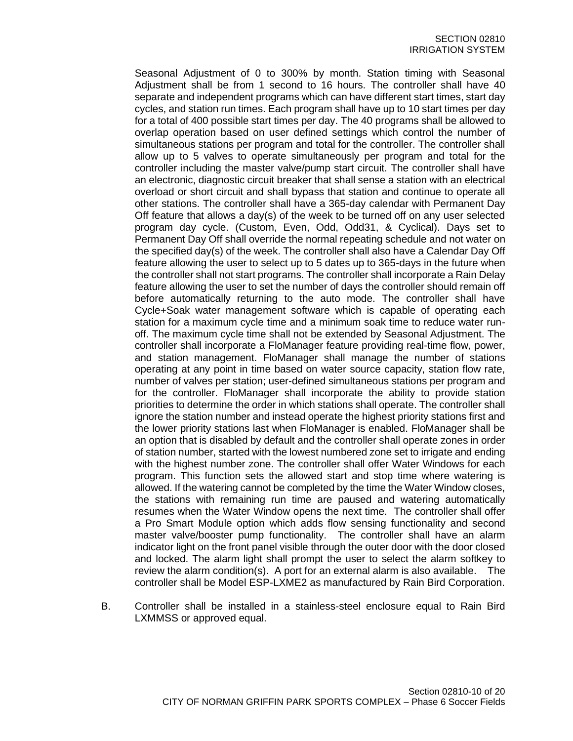Seasonal Adjustment of 0 to 300% by month. Station timing with Seasonal Adjustment shall be from 1 second to 16 hours. The controller shall have 40 separate and independent programs which can have different start times, start day cycles, and station run times. Each program shall have up to 10 start times per day for a total of 400 possible start times per day. The 40 programs shall be allowed to overlap operation based on user defined settings which control the number of simultaneous stations per program and total for the controller. The controller shall allow up to 5 valves to operate simultaneously per program and total for the controller including the master valve/pump start circuit. The controller shall have an electronic, diagnostic circuit breaker that shall sense a station with an electrical overload or short circuit and shall bypass that station and continue to operate all other stations. The controller shall have a 365-day calendar with Permanent Day Off feature that allows a day(s) of the week to be turned off on any user selected program day cycle. (Custom, Even, Odd, Odd31, & Cyclical). Days set to Permanent Day Off shall override the normal repeating schedule and not water on the specified day(s) of the week. The controller shall also have a Calendar Day Off feature allowing the user to select up to 5 dates up to 365-days in the future when the controller shall not start programs. The controller shall incorporate a Rain Delay feature allowing the user to set the number of days the controller should remain off before automatically returning to the auto mode. The controller shall have Cycle+Soak water management software which is capable of operating each station for a maximum cycle time and a minimum soak time to reduce water run-off. The maximum cycle time shall not be extended by Seasonal Adjustment. The controller shall incorporate a FloManager feature providing real-time flow, power, and station management. FloManager shall manage the number of stations operating at any point in time based on water source capacity, station flow rate, number of valves per station; user-defined simultaneous stations per program and for the controller. FloManager shall incorporate the ability to provide station priorities to determine the order in which stations shall operate. The controller shall ignore the station number and instead operate the highest priority stations first and the lower priority stations last when FloManager is enabled. FloManager shall be an option that is disabled by default and the controller shall operate zones in order of station number, started with the lowest numbered zone set to irrigate and ending with the highest number zone. The controller shall offer Water Windows for each program. This function sets the allowed start and stop time where watering is allowed. If the watering cannot be completed by the time the Water Window closes, the stations with remaining run time are paused and watering automatically resumes when the Water Window opens the next time. The controller shall offer a Pro Smart Module option which adds flow sensing functionality and second master valve/booster pump functionality. The controller shall have an alarm indicator light on the front panel visible through the outer door with the door closed and locked. The alarm light shall prompt the user to select the alarm softkey to review the alarm condition(s). A port for an external alarm is also available. The controller shall be Model ESP-LXME2 as manufactured by Rain Bird Corporation.

B. Controller shall be installed in a stainless-steel enclosure equal to Rain Bird LXMMSS or approved equal.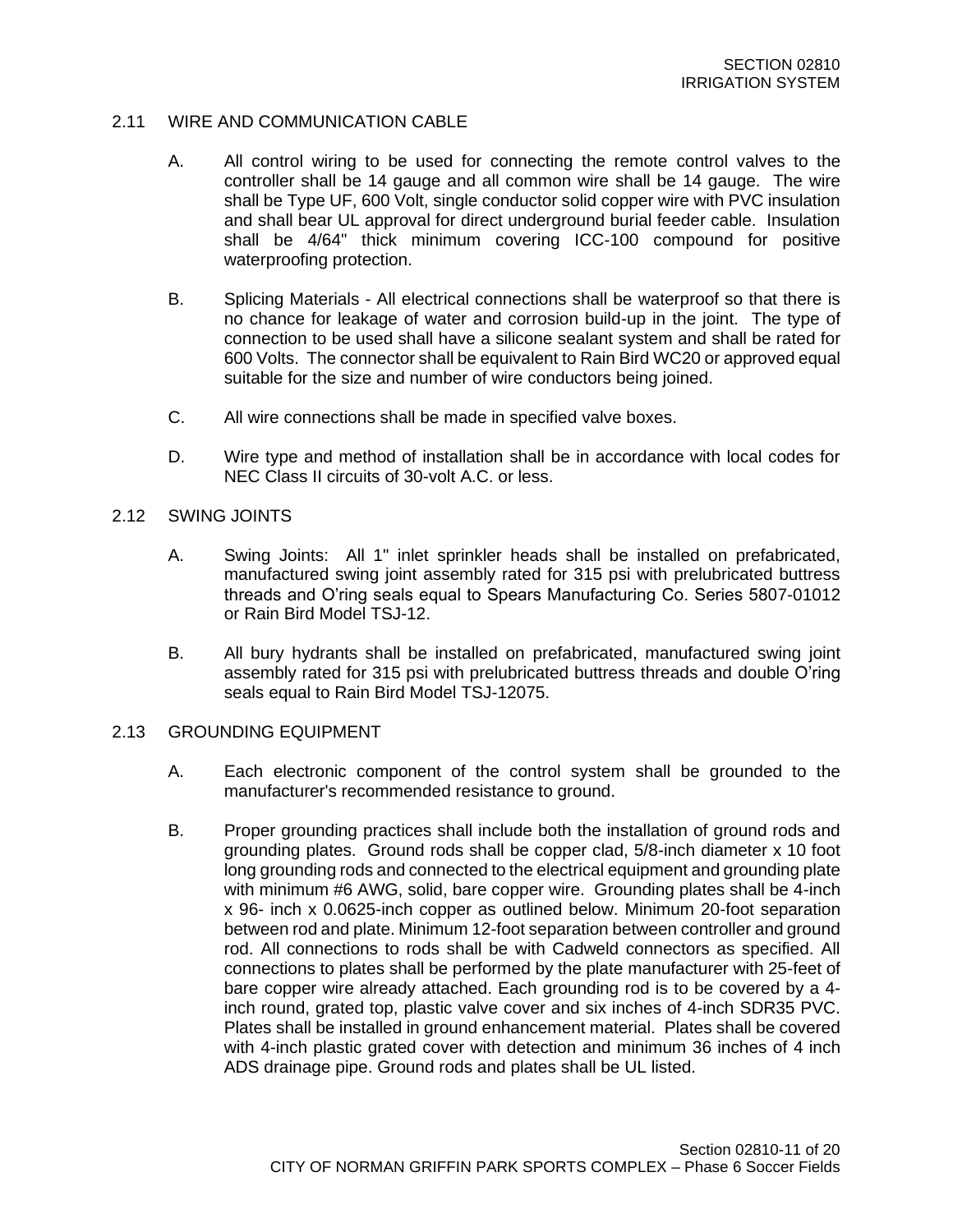## 2.11 WIRE AND COMMUNICATION CABLE

A. All control wiring to be used for connecting the remote control valves to the controller shall be 14 gauge and all common wire shall be 14 gauge. The wire shall be Type UF, 600 Volt, single conductor solid copper wire with PVC insulation and shall bear UL approval for direct underground burial feeder cable. Insulation shall be 4/64" thick minimum covering ICC-100 compound for positive waterproofing protection.

B. Splicing Materials - All electrical connections shall be waterproof so that there is no chance for leakage of water and corrosion build-up in the joint. The type of connection to be used shall have a silicone sealant system and shall be rated for 600 Volts. The connector shall be equivalent to Rain Bird WC20 or approved equal suitable for the size and number of wire conductors being joined.

C. All wire connections shall be made in specified valve boxes.

D. Wire type and method of installation shall be in accordance with local codes for NEC Class II circuits of 30-volt A.C. or less.

## 2.12 SWING JOINTS

A. Swing Joints: All 1" inlet sprinkler heads shall be installed on prefabricated, manufactured swing joint assembly rated for 315 psi with prelubricated buttress threads and O'ring seals equal to Spears Manufacturing Co. Series 5807-01012 or Rain Bird Model TSJ-12.

B. All bury hydrants shall be installed on prefabricated, manufactured swing joint assembly rated for 315 psi with prelubricated buttress threads and double O'ring seals equal to Rain Bird Model TSJ-12075.

## 2.13 GROUNDING EQUIPMENT

A. Each electronic component of the control system shall be grounded to the manufacturer's recommended resistance to ground.

B. Proper grounding practices shall include both the installation of ground rods and grounding plates. Ground rods shall be copper clad, 5/8-inch diameter x 10 foot long grounding rods and connected to the electrical equipment and grounding plate with minimum #6 AWG, solid, bare copper wire. Grounding plates shall be 4-inch x 96- inch x 0.0625-inch copper as outlined below. Minimum 20-foot separation between rod and plate. Minimum 12-foot separation between controller and ground rod. All connections to rods shall be with Cadweld connectors as specified. All connections to plates shall be performed by the plate manufacturer with 25-feet of bare copper wire already attached. Each grounding rod is to be covered by a 4-inch round, grated top, plastic valve cover and six inches of 4-inch SDR35 PVC. Plates shall be installed in ground enhancement material. Plates shall be covered with 4-inch plastic grated cover with detection and minimum 36 inches of 4 inch ADS drainage pipe. Ground rods and plates shall be UL listed.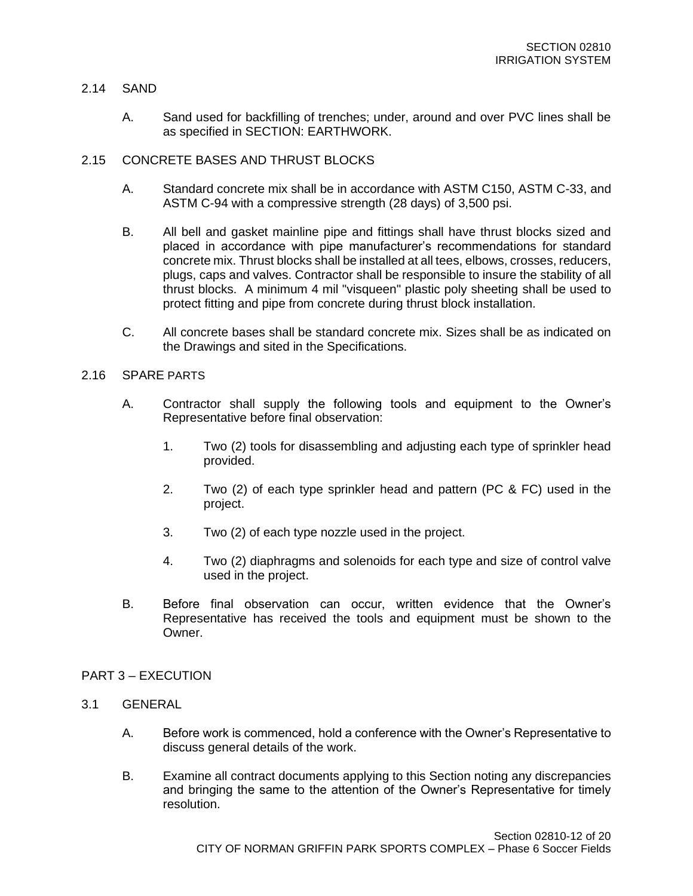2.14 SAND

A. Sand used for backfilling of trenches; under, around and over PVC lines shall be as specified in SECTION: EARTHWORK.

2.15 CONCRETE BASES AND THRUST BLOCKS

A. Standard concrete mix shall be in accordance with ASTM C150, ASTM C-33, and ASTM C-94 with a compressive strength (28 days) of 3,500 psi.

B. All bell and gasket mainline pipe and fittings shall have thrust blocks sized and placed in accordance with pipe manufacturer's recommendations for standard concrete mix. Thrust blocks shall be installed at all tees, elbows, crosses, reducers, plugs, caps and valves. Contractor shall be responsible to insure the stability of all thrust blocks. A minimum 4 mil "visqueen" plastic poly sheeting shall be used to protect fitting and pipe from concrete during thrust block installation.

C. All concrete bases shall be standard concrete mix. Sizes shall be as indicated on the Drawings and sited in the Specifications.

2.16 SPARE PARTS

A. Contractor shall supply the following tools and equipment to the Owner's Representative before final observation:

1. Two (2) tools for disassembling and adjusting each type of sprinkler head provided.

2. Two (2) of each type sprinkler head and pattern (PC & FC) used in the project.

3. Two (2) of each type nozzle used in the project.

4. Two (2) diaphragms and solenoids for each type and size of control valve used in the project.

B. Before final observation can occur, written evidence that the Owner's Representative has received the tools and equipment must be shown to the Owner.

## PART 3 – EXECUTION

3.1 GENERAL

A. Before work is commenced, hold a conference with the Owner's Representative to discuss general details of the work.

B. Examine all contract documents applying to this Section noting any discrepancies and bringing the same to the attention of the Owner's Representative for timely resolution.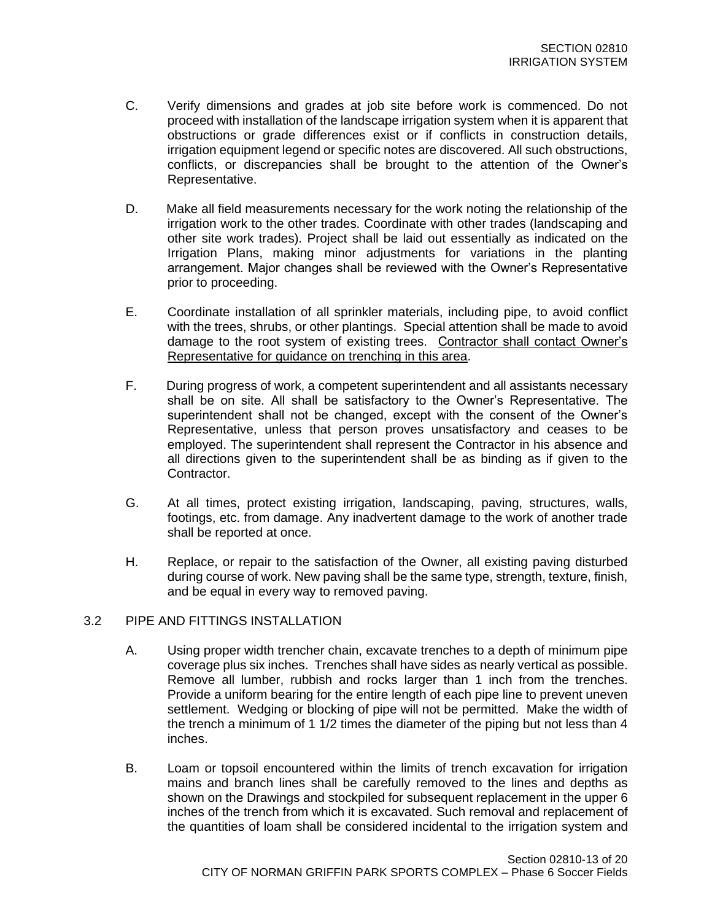C. Verify dimensions and grades at job site before work is commenced. Do not proceed with installation of the landscape irrigation system when it is apparent that obstructions or grade differences exist or if conflicts in construction details, irrigation equipment legend or specific notes are discovered. All such obstructions, conflicts, or discrepancies shall be brought to the attention of the Owner's Representative.

D. Make all field measurements necessary for the work noting the relationship of the irrigation work to the other trades. Coordinate with other trades (landscaping and other site work trades). Project shall be laid out essentially as indicated on the Irrigation Plans, making minor adjustments for variations in the planting arrangement. Major changes shall be reviewed with the Owner's Representative prior to proceeding.

E. Coordinate installation of all sprinkler materials, including pipe, to avoid conflict with the trees, shrubs, or other plantings. Special attention shall be made to avoid damage to the root system of existing trees. <u>Contractor shall contact Owner's Representative for guidance on trenching in this area</u>.

F. During progress of work, a competent superintendent and all assistants necessary shall be on site. All shall be satisfactory to the Owner's Representative. The superintendent shall not be changed, except with the consent of the Owner's Representative, unless that person proves unsatisfactory and ceases to be employed. The superintendent shall represent the Contractor in his absence and all directions given to the superintendent shall be as binding as if given to the Contractor.

G. At all times, protect existing irrigation, landscaping, paving, structures, walls, footings, etc. from damage. Any inadvertent damage to the work of another trade shall be reported at once.

H. Replace, or repair to the satisfaction of the Owner, all existing paving disturbed during course of work. New paving shall be the same type, strength, texture, finish, and be equal in every way to removed paving.

## 3.2 PIPE AND FITTINGS INSTALLATION

A. Using proper width trencher chain, excavate trenches to a depth of minimum pipe coverage plus six inches. Trenches shall have sides as nearly vertical as possible. Remove all lumber, rubbish and rocks larger than 1 inch from the trenches. Provide a uniform bearing for the entire length of each pipe line to prevent uneven settlement. Wedging or blocking of pipe will not be permitted. Make the width of the trench a minimum of 1 1/2 times the diameter of the piping but not less than 4 inches.

B. Loam or topsoil encountered within the limits of trench excavation for irrigation mains and branch lines shall be carefully removed to the lines and depths as shown on the Drawings and stockpiled for subsequent replacement in the upper 6 inches of the trench from which it is excavated. Such removal and replacement of the quantities of loam shall be considered incidental to the irrigation system and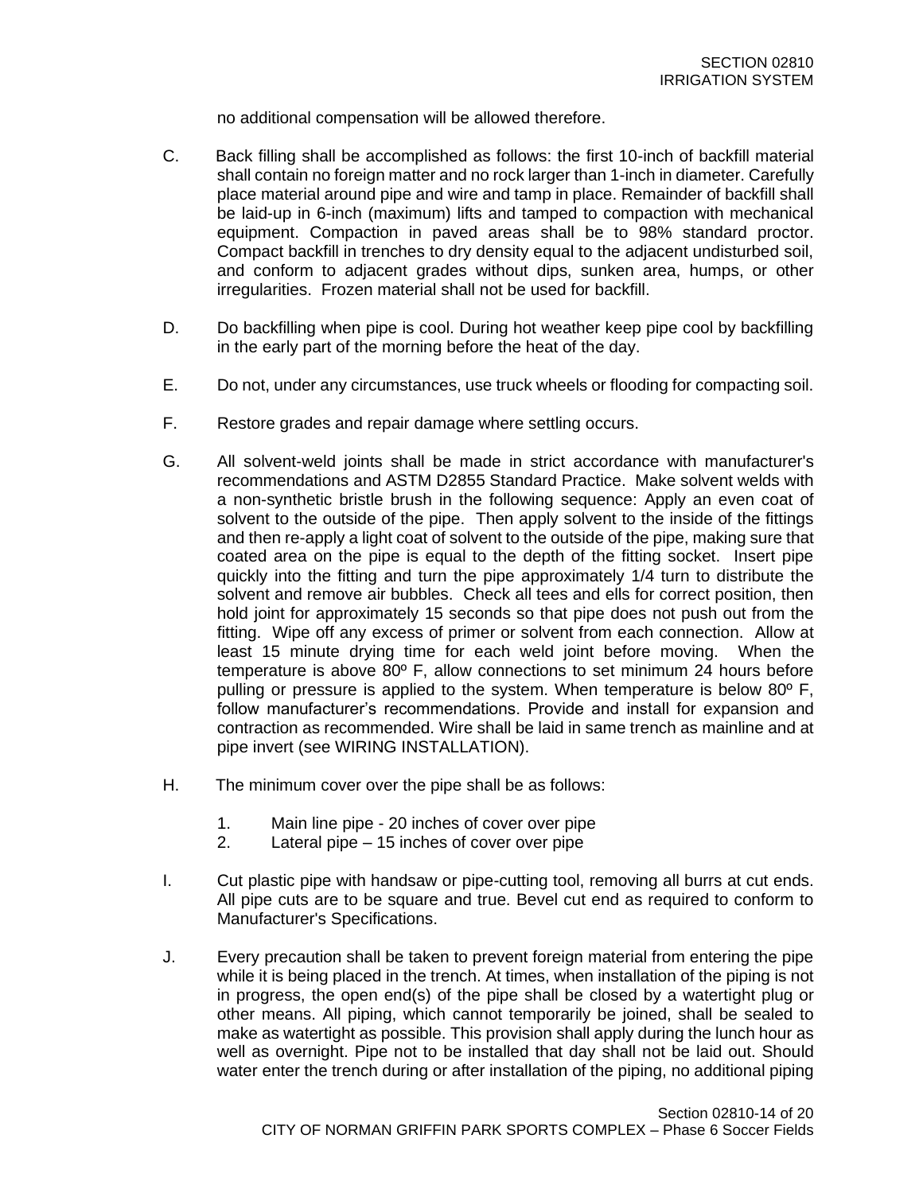no additional compensation will be allowed therefore.

C. Back filling shall be accomplished as follows: the first 10-inch of backfill material shall contain no foreign matter and no rock larger than 1-inch in diameter. Carefully place material around pipe and wire and tamp in place. Remainder of backfill shall be laid-up in 6-inch (maximum) lifts and tamped to compaction with mechanical equipment. Compaction in paved areas shall be to 98% standard proctor. Compact backfill in trenches to dry density equal to the adjacent undisturbed soil, and conform to adjacent grades without dips, sunken area, humps, or other irregularities. Frozen material shall not be used for backfill.

D. Do backfilling when pipe is cool. During hot weather keep pipe cool by backfilling in the early part of the morning before the heat of the day.

E. Do not, under any circumstances, use truck wheels or flooding for compacting soil.

F. Restore grades and repair damage where settling occurs.

G. All solvent-weld joints shall be made in strict accordance with manufacturer's recommendations and ASTM D2855 Standard Practice. Make solvent welds with a non-synthetic bristle brush in the following sequence: Apply an even coat of solvent to the outside of the pipe. Then apply solvent to the inside of the fittings and then re-apply a light coat of solvent to the outside of the pipe, making sure that coated area on the pipe is equal to the depth of the fitting socket. Insert pipe quickly into the fitting and turn the pipe approximately 1/4 turn to distribute the solvent and remove air bubbles. Check all tees and ells for correct position, then hold joint for approximately 15 seconds so that pipe does not push out from the fitting. Wipe off any excess of primer or solvent from each connection. Allow at least 15 minute drying time for each weld joint before moving. When the temperature is above 80º F, allow connections to set minimum 24 hours before pulling or pressure is applied to the system. When temperature is below 80º F, follow manufacturer's recommendations. Provide and install for expansion and contraction as recommended. Wire shall be laid in same trench as mainline and at pipe invert (see WIRING INSTALLATION).

H. The minimum cover over the pipe shall be as follows:

1. Main line pipe - 20 inches of cover over pipe
2. Lateral pipe – 15 inches of cover over pipe

I. Cut plastic pipe with handsaw or pipe-cutting tool, removing all burrs at cut ends. All pipe cuts are to be square and true. Bevel cut end as required to conform to Manufacturer's Specifications.

J. Every precaution shall be taken to prevent foreign material from entering the pipe while it is being placed in the trench. At times, when installation of the piping is not in progress, the open end(s) of the pipe shall be closed by a watertight plug or other means. All piping, which cannot temporarily be joined, shall be sealed to make as watertight as possible. This provision shall apply during the lunch hour as well as overnight. Pipe not to be installed that day shall not be laid out. Should water enter the trench during or after installation of the piping, no additional piping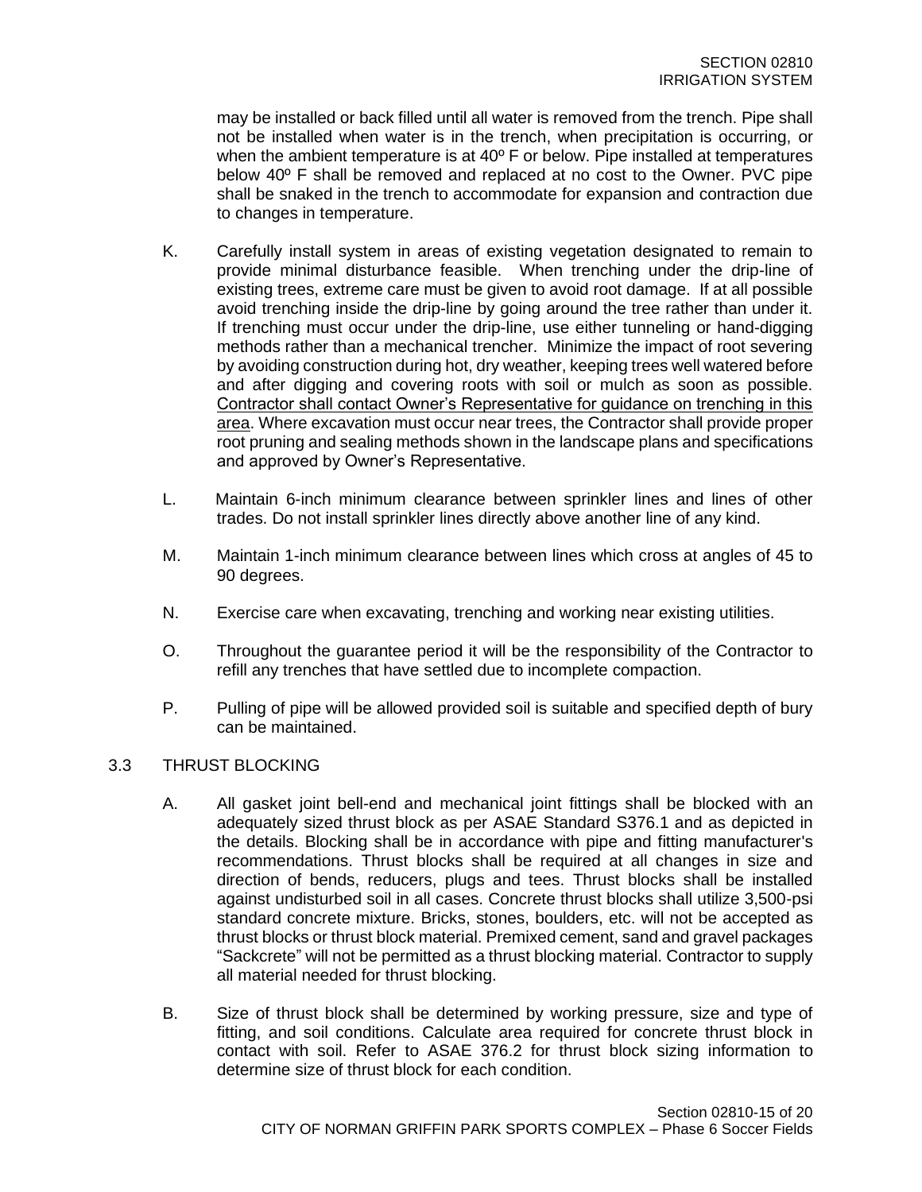may be installed or back filled until all water is removed from the trench. Pipe shall not be installed when water is in the trench, when precipitation is occurring, or when the ambient temperature is at 40º F or below. Pipe installed at temperatures below 40º F shall be removed and replaced at no cost to the Owner. PVC pipe shall be snaked in the trench to accommodate for expansion and contraction due to changes in temperature.

K. Carefully install system in areas of existing vegetation designated to remain to provide minimal disturbance feasible. When trenching under the drip-line of existing trees, extreme care must be given to avoid root damage. If at all possible avoid trenching inside the drip-line by going around the tree rather than under it. If trenching must occur under the drip-line, use either tunneling or hand-digging methods rather than a mechanical trencher. Minimize the impact of root severing by avoiding construction during hot, dry weather, keeping trees well watered before and after digging and covering roots with soil or mulch as soon as possible. <u>Contractor shall contact Owner's Representative for guidance on trenching in this area</u>. Where excavation must occur near trees, the Contractor shall provide proper root pruning and sealing methods shown in the landscape plans and specifications and approved by Owner's Representative.

L. Maintain 6-inch minimum clearance between sprinkler lines and lines of other trades. Do not install sprinkler lines directly above another line of any kind.

M. Maintain 1-inch minimum clearance between lines which cross at angles of 45 to 90 degrees.

N. Exercise care when excavating, trenching and working near existing utilities.

O. Throughout the guarantee period it will be the responsibility of the Contractor to refill any trenches that have settled due to incomplete compaction.

P. Pulling of pipe will be allowed provided soil is suitable and specified depth of bury can be maintained.

## 3.3 THRUST BLOCKING

A. All gasket joint bell-end and mechanical joint fittings shall be blocked with an adequately sized thrust block as per ASAE Standard S376.1 and as depicted in the details. Blocking shall be in accordance with pipe and fitting manufacturer's recommendations. Thrust blocks shall be required at all changes in size and direction of bends, reducers, plugs and tees. Thrust blocks shall be installed against undisturbed soil in all cases. Concrete thrust blocks shall utilize 3,500-psi standard concrete mixture. Bricks, stones, boulders, etc. will not be accepted as thrust blocks or thrust block material. Premixed cement, sand and gravel packages "Sackcrete" will not be permitted as a thrust blocking material. Contractor to supply all material needed for thrust blocking.

B. Size of thrust block shall be determined by working pressure, size and type of fitting, and soil conditions. Calculate area required for concrete thrust block in contact with soil. Refer to ASAE 376.2 for thrust block sizing information to determine size of thrust block for each condition.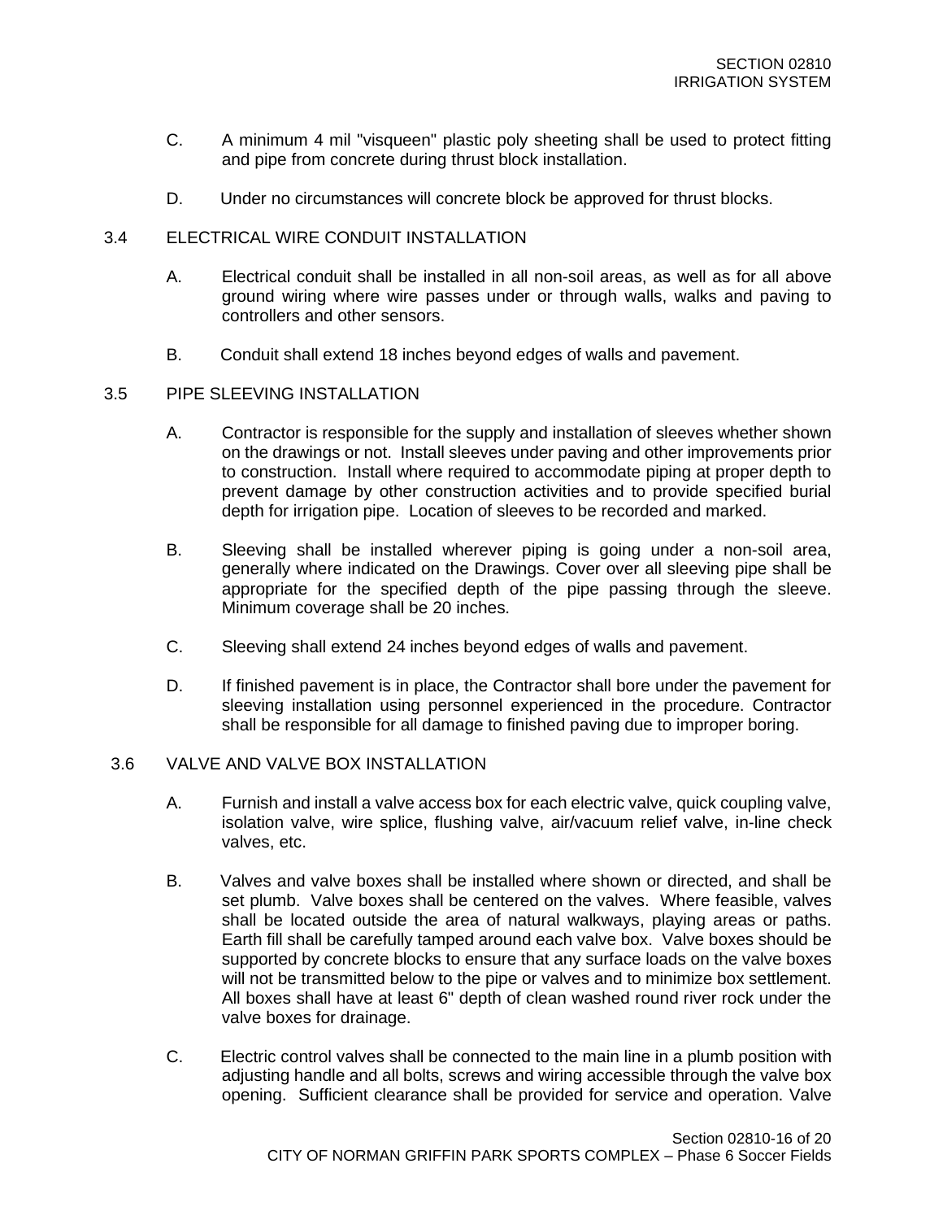C. A minimum 4 mil "visqueen" plastic poly sheeting shall be used to protect fitting and pipe from concrete during thrust block installation.

D. Under no circumstances will concrete block be approved for thrust blocks.

## 3.4 ELECTRICAL WIRE CONDUIT INSTALLATION

A. Electrical conduit shall be installed in all non-soil areas, as well as for all above ground wiring where wire passes under or through walls, walks and paving to controllers and other sensors.

B. Conduit shall extend 18 inches beyond edges of walls and pavement.

## 3.5 PIPE SLEEVING INSTALLATION

A. Contractor is responsible for the supply and installation of sleeves whether shown on the drawings or not. Install sleeves under paving and other improvements prior to construction. Install where required to accommodate piping at proper depth to prevent damage by other construction activities and to provide specified burial depth for irrigation pipe. Location of sleeves to be recorded and marked.

B. Sleeving shall be installed wherever piping is going under a non-soil area, generally where indicated on the Drawings. Cover over all sleeving pipe shall be appropriate for the specified depth of the pipe passing through the sleeve. Minimum coverage shall be 20 inches.

C. Sleeving shall extend 24 inches beyond edges of walls and pavement.

D. If finished pavement is in place, the Contractor shall bore under the pavement for sleeving installation using personnel experienced in the procedure. Contractor shall be responsible for all damage to finished paving due to improper boring.

## 3.6 VALVE AND VALVE BOX INSTALLATION

A. Furnish and install a valve access box for each electric valve, quick coupling valve, isolation valve, wire splice, flushing valve, air/vacuum relief valve, in-line check valves, etc.

B. Valves and valve boxes shall be installed where shown or directed, and shall be set plumb. Valve boxes shall be centered on the valves. Where feasible, valves shall be located outside the area of natural walkways, playing areas or paths. Earth fill shall be carefully tamped around each valve box. Valve boxes should be supported by concrete blocks to ensure that any surface loads on the valve boxes will not be transmitted below to the pipe or valves and to minimize box settlement. All boxes shall have at least 6" depth of clean washed round river rock under the valve boxes for drainage.

C. Electric control valves shall be connected to the main line in a plumb position with adjusting handle and all bolts, screws and wiring accessible through the valve box opening. Sufficient clearance shall be provided for service and operation. Valve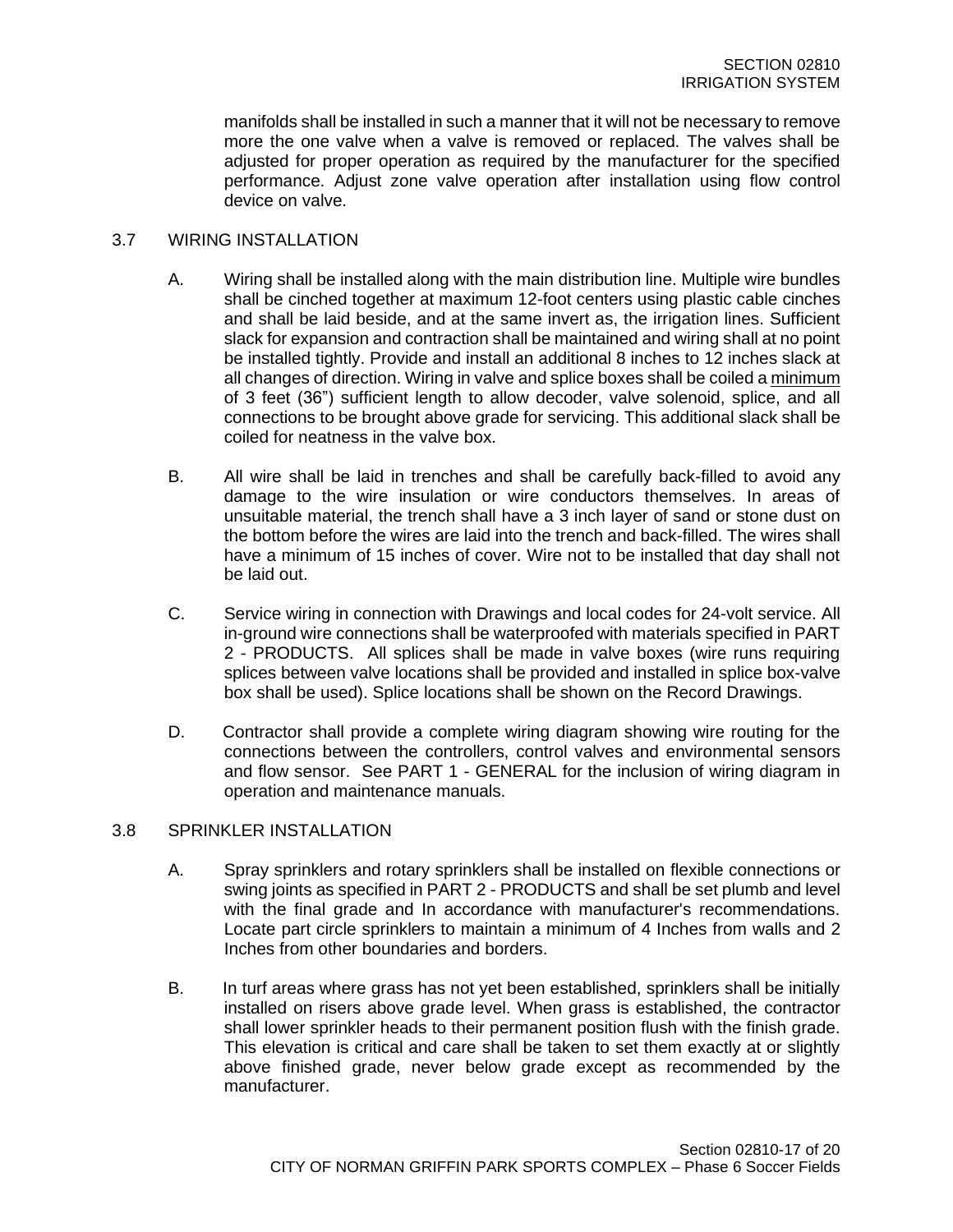manifolds shall be installed in such a manner that it will not be necessary to remove more the one valve when a valve is removed or replaced. The valves shall be adjusted for proper operation as required by the manufacturer for the specified performance. Adjust zone valve operation after installation using flow control device on valve.

3.7 WIRING INSTALLATION

A. Wiring shall be installed along with the main distribution line. Multiple wire bundles shall be cinched together at maximum 12-foot centers using plastic cable cinches and shall be laid beside, and at the same invert as, the irrigation lines. Sufficient slack for expansion and contraction shall be maintained and wiring shall at no point be installed tightly. Provide and install an additional 8 inches to 12 inches slack at all changes of direction. Wiring in valve and splice boxes shall be coiled a minimum of 3 feet (36") sufficient length to allow decoder, valve solenoid, splice, and all connections to be brought above grade for servicing. This additional slack shall be coiled for neatness in the valve box.

B. All wire shall be laid in trenches and shall be carefully back-filled to avoid any damage to the wire insulation or wire conductors themselves. In areas of unsuitable material, the trench shall have a 3 inch layer of sand or stone dust on the bottom before the wires are laid into the trench and back-filled. The wires shall have a minimum of 15 inches of cover. Wire not to be installed that day shall not be laid out.

C. Service wiring in connection with Drawings and local codes for 24-volt service. All in-ground wire connections shall be waterproofed with materials specified in PART 2 - PRODUCTS. All splices shall be made in valve boxes (wire runs requiring splices between valve locations shall be provided and installed in splice box-valve box shall be used). Splice locations shall be shown on the Record Drawings.

D. Contractor shall provide a complete wiring diagram showing wire routing for the connections between the controllers, control valves and environmental sensors and flow sensor. See PART 1 - GENERAL for the inclusion of wiring diagram in operation and maintenance manuals.

3.8 SPRINKLER INSTALLATION

A. Spray sprinklers and rotary sprinklers shall be installed on flexible connections or swing joints as specified in PART 2 - PRODUCTS and shall be set plumb and level with the final grade and In accordance with manufacturer's recommendations. Locate part circle sprinklers to maintain a minimum of 4 Inches from walls and 2 Inches from other boundaries and borders.

B. In turf areas where grass has not yet been established, sprinklers shall be initially installed on risers above grade level. When grass is established, the contractor shall lower sprinkler heads to their permanent position flush with the finish grade. This elevation is critical and care shall be taken to set them exactly at or slightly above finished grade, never below grade except as recommended by the manufacturer.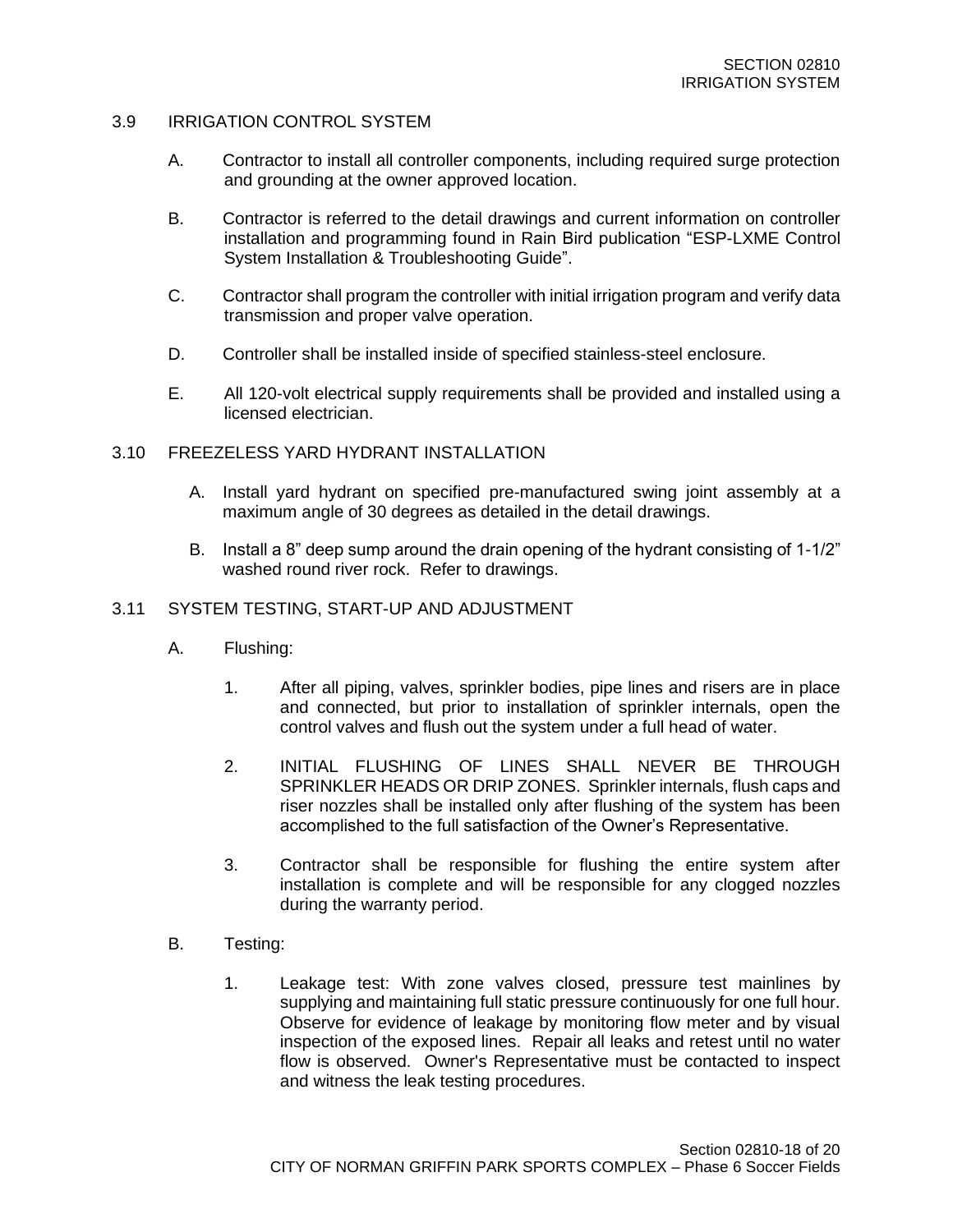## 3.9 IRRIGATION CONTROL SYSTEM

A. Contractor to install all controller components, including required surge protection and grounding at the owner approved location.

B. Contractor is referred to the detail drawings and current information on controller installation and programming found in Rain Bird publication "ESP-LXME Control System Installation & Troubleshooting Guide".

C. Contractor shall program the controller with initial irrigation program and verify data transmission and proper valve operation.

D. Controller shall be installed inside of specified stainless-steel enclosure.

E. All 120-volt electrical supply requirements shall be provided and installed using a licensed electrician.

## 3.10 FREEZELESS YARD HYDRANT INSTALLATION

A. Install yard hydrant on specified pre-manufactured swing joint assembly at a maximum angle of 30 degrees as detailed in the detail drawings.

B. Install a 8" deep sump around the drain opening of the hydrant consisting of 1-1/2" washed round river rock. Refer to drawings.

## 3.11 SYSTEM TESTING, START-UP AND ADJUSTMENT

A. Flushing:

1. After all piping, valves, sprinkler bodies, pipe lines and risers are in place and connected, but prior to installation of sprinkler internals, open the control valves and flush out the system under a full head of water.

2. INITIAL FLUSHING OF LINES SHALL NEVER BE THROUGH SPRINKLER HEADS OR DRIP ZONES. Sprinkler internals, flush caps and riser nozzles shall be installed only after flushing of the system has been accomplished to the full satisfaction of the Owner's Representative.

3. Contractor shall be responsible for flushing the entire system after installation is complete and will be responsible for any clogged nozzles during the warranty period.

B. Testing:

1. Leakage test: With zone valves closed, pressure test mainlines by supplying and maintaining full static pressure continuously for one full hour. Observe for evidence of leakage by monitoring flow meter and by visual inspection of the exposed lines. Repair all leaks and retest until no water flow is observed. Owner's Representative must be contacted to inspect and witness the leak testing procedures.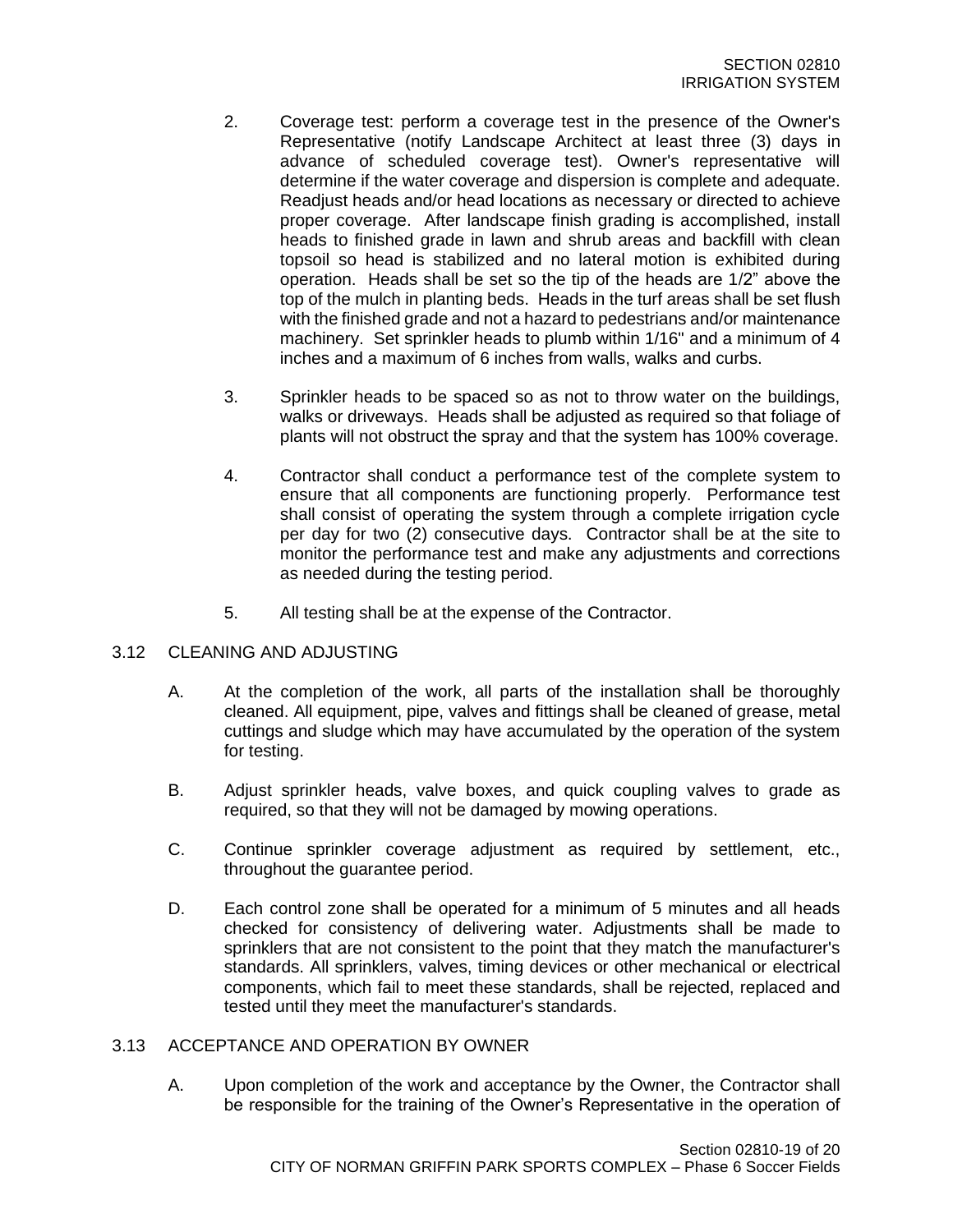2. Coverage test: perform a coverage test in the presence of the Owner's Representative (notify Landscape Architect at least three (3) days in advance of scheduled coverage test). Owner's representative will determine if the water coverage and dispersion is complete and adequate. Readjust heads and/or head locations as necessary or directed to achieve proper coverage. After landscape finish grading is accomplished, install heads to finished grade in lawn and shrub areas and backfill with clean topsoil so head is stabilized and no lateral motion is exhibited during operation. Heads shall be set so the tip of the heads are 1/2" above the top of the mulch in planting beds. Heads in the turf areas shall be set flush with the finished grade and not a hazard to pedestrians and/or maintenance machinery. Set sprinkler heads to plumb within 1/16" and a minimum of 4 inches and a maximum of 6 inches from walls, walks and curbs.

3. Sprinkler heads to be spaced so as not to throw water on the buildings, walks or driveways. Heads shall be adjusted as required so that foliage of plants will not obstruct the spray and that the system has 100% coverage.

4. Contractor shall conduct a performance test of the complete system to ensure that all components are functioning properly. Performance test shall consist of operating the system through a complete irrigation cycle per day for two (2) consecutive days. Contractor shall be at the site to monitor the performance test and make any adjustments and corrections as needed during the testing period.

5. All testing shall be at the expense of the Contractor.

## 3.12 CLEANING AND ADJUSTING

A. At the completion of the work, all parts of the installation shall be thoroughly cleaned. All equipment, pipe, valves and fittings shall be cleaned of grease, metal cuttings and sludge which may have accumulated by the operation of the system for testing.

B. Adjust sprinkler heads, valve boxes, and quick coupling valves to grade as required, so that they will not be damaged by mowing operations.

C. Continue sprinkler coverage adjustment as required by settlement, etc., throughout the guarantee period.

D. Each control zone shall be operated for a minimum of 5 minutes and all heads checked for consistency of delivering water. Adjustments shall be made to sprinklers that are not consistent to the point that they match the manufacturer's standards. All sprinklers, valves, timing devices or other mechanical or electrical components, which fail to meet these standards, shall be rejected, replaced and tested until they meet the manufacturer's standards.

## 3.13 ACCEPTANCE AND OPERATION BY OWNER

A. Upon completion of the work and acceptance by the Owner, the Contractor shall be responsible for the training of the Owner's Representative in the operation of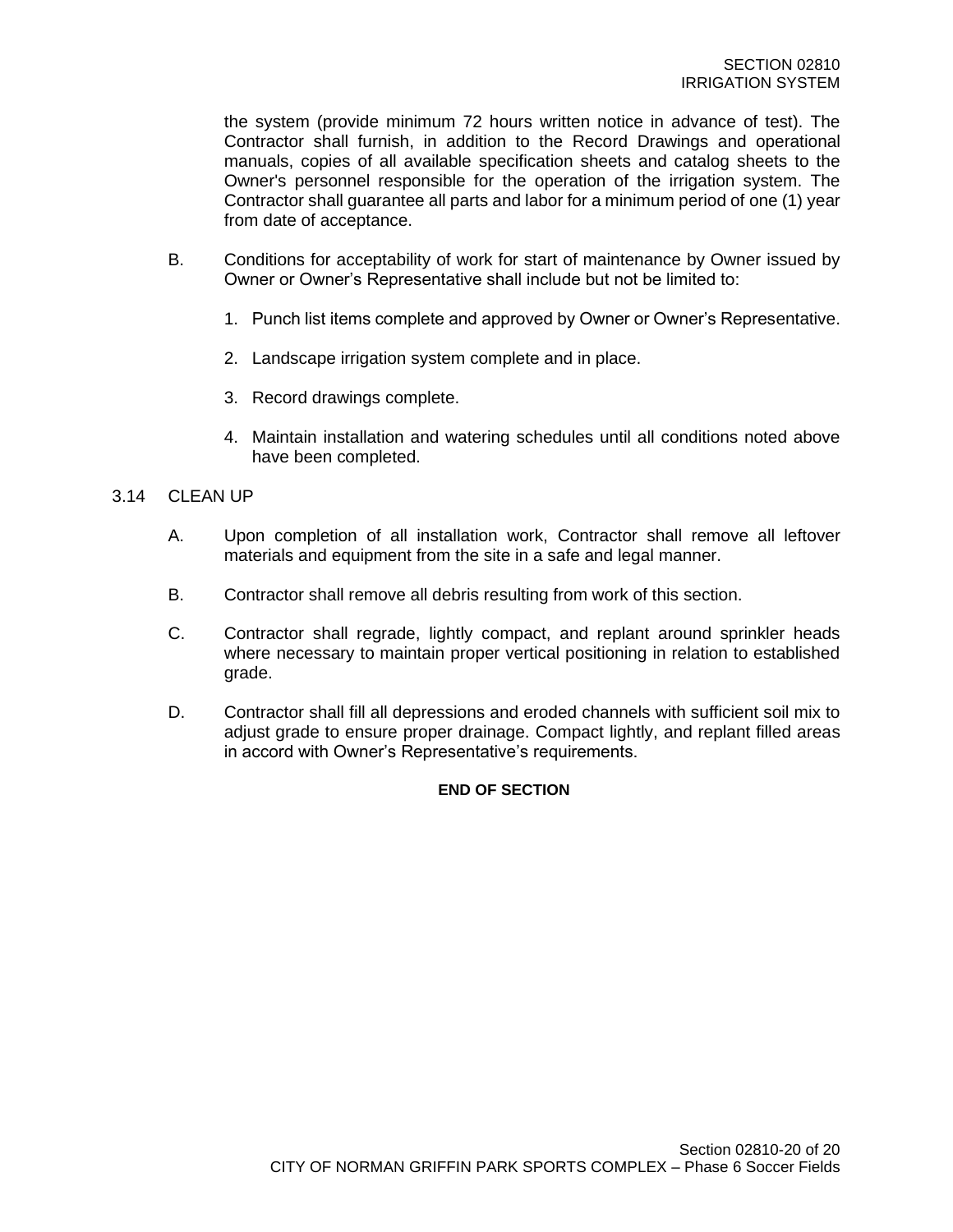the system (provide minimum 72 hours written notice in advance of test). The Contractor shall furnish, in addition to the Record Drawings and operational manuals, copies of all available specification sheets and catalog sheets to the Owner's personnel responsible for the operation of the irrigation system. The Contractor shall guarantee all parts and labor for a minimum period of one (1) year from date of acceptance.

B. Conditions for acceptability of work for start of maintenance by Owner issued by Owner or Owner's Representative shall include but not be limited to:

1. Punch list items complete and approved by Owner or Owner's Representative.
2. Landscape irrigation system complete and in place.
3. Record drawings complete.
4. Maintain installation and watering schedules until all conditions noted above have been completed.

## 3.14 CLEAN UP

A. Upon completion of all installation work, Contractor shall remove all leftover materials and equipment from the site in a safe and legal manner.

B. Contractor shall remove all debris resulting from work of this section.

C. Contractor shall regrade, lightly compact, and replant around sprinkler heads where necessary to maintain proper vertical positioning in relation to established grade.

D. Contractor shall fill all depressions and eroded channels with sufficient soil mix to adjust grade to ensure proper drainage. Compact lightly, and replant filled areas in accord with Owner's Representative's requirements.

**END OF SECTION**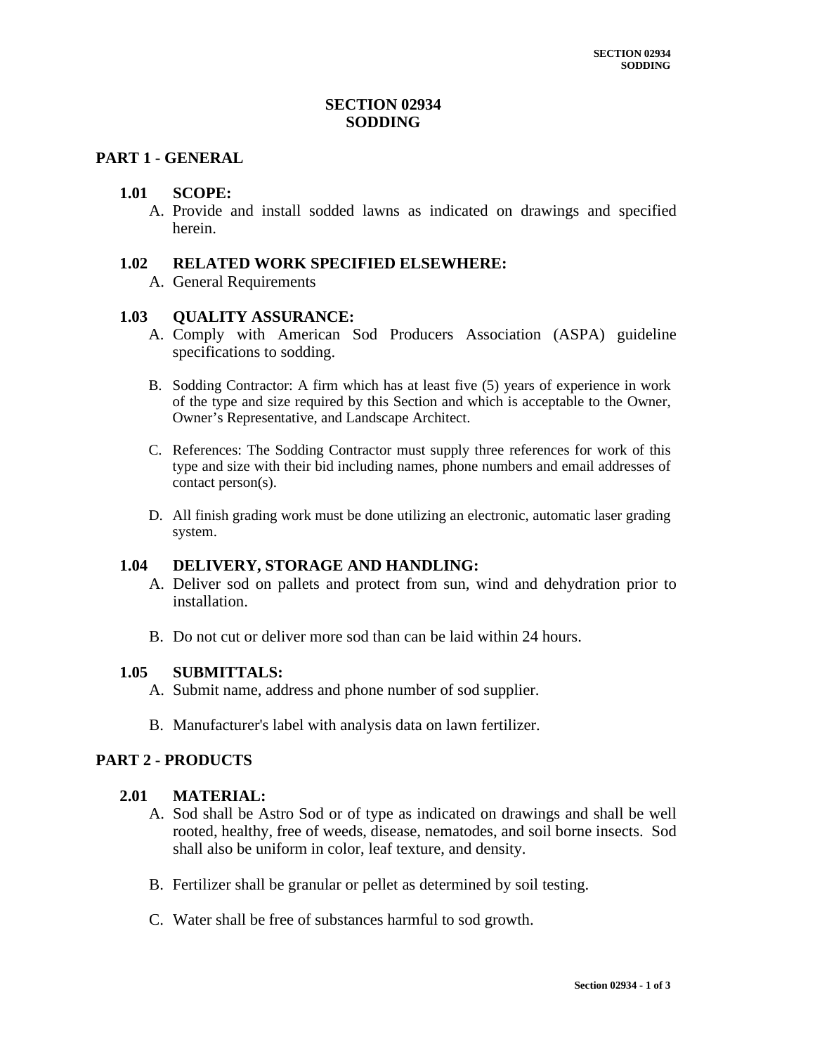# SECTION 02934
# SODDING

## PART 1 - GENERAL

### 1.01 SCOPE:

A. Provide and install sodded lawns as indicated on drawings and specified herein.

### 1.02 RELATED WORK SPECIFIED ELSEWHERE:

A. General Requirements

### 1.03 QUALITY ASSURANCE:

A. Comply with American Sod Producers Association (ASPA) guideline specifications to sodding.

B. Sodding Contractor: A firm which has at least five (5) years of experience in work of the type and size required by this Section and which is acceptable to the Owner, Owner's Representative, and Landscape Architect.

C. References: The Sodding Contractor must supply three references for work of this type and size with their bid including names, phone numbers and email addresses of contact person(s).

D. All finish grading work must be done utilizing an electronic, automatic laser grading system.

### 1.04 DELIVERY, STORAGE AND HANDLING:

A. Deliver sod on pallets and protect from sun, wind and dehydration prior to installation.

B. Do not cut or deliver more sod than can be laid within 24 hours.

### 1.05 SUBMITTALS:

A. Submit name, address and phone number of sod supplier.

B. Manufacturer's label with analysis data on lawn fertilizer.

## PART 2 - PRODUCTS

### 2.01 MATERIAL:

A. Sod shall be Astro Sod or of type as indicated on drawings and shall be well rooted, healthy, free of weeds, disease, nematodes, and soil borne insects. Sod shall also be uniform in color, leaf texture, and density.

B. Fertilizer shall be granular or pellet as determined by soil testing.

C. Water shall be free of substances harmful to sod growth.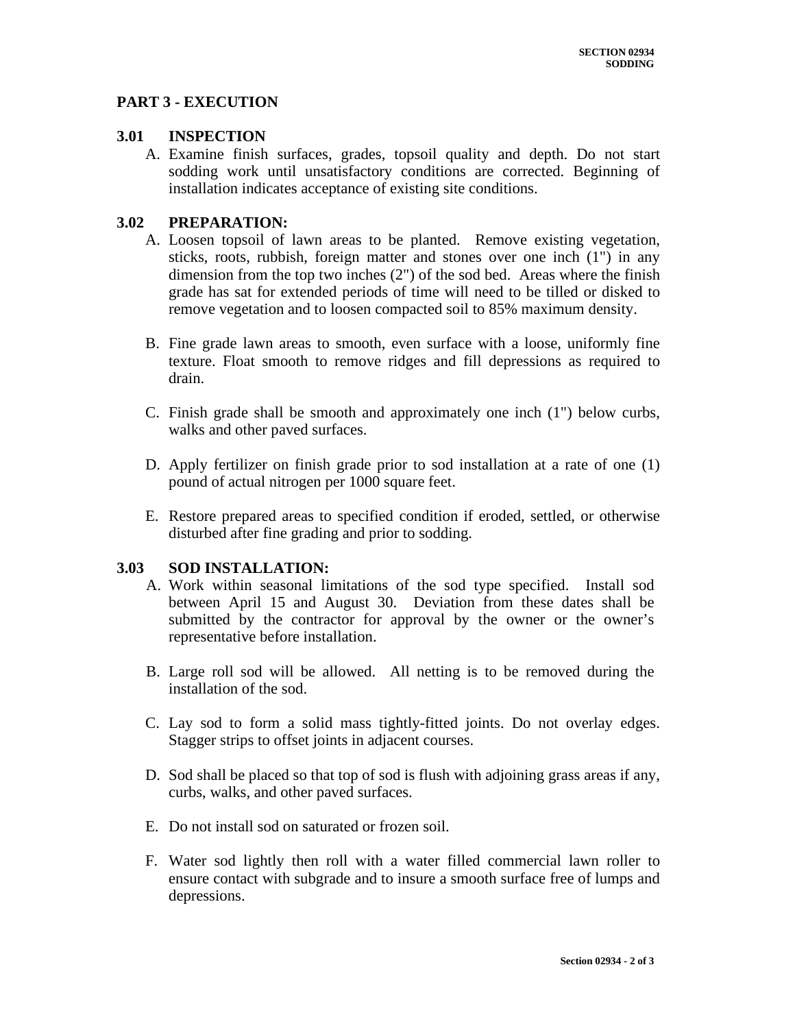## PART 3 - EXECUTION

### 3.01 INSPECTION

A. Examine finish surfaces, grades, topsoil quality and depth. Do not start sodding work until unsatisfactory conditions are corrected. Beginning of installation indicates acceptance of existing site conditions.

### 3.02 PREPARATION:

A. Loosen topsoil of lawn areas to be planted. Remove existing vegetation, sticks, roots, rubbish, foreign matter and stones over one inch (1") in any dimension from the top two inches (2") of the sod bed. Areas where the finish grade has sat for extended periods of time will need to be tilled or disked to remove vegetation and to loosen compacted soil to 85% maximum density.

B. Fine grade lawn areas to smooth, even surface with a loose, uniformly fine texture. Float smooth to remove ridges and fill depressions as required to drain.

C. Finish grade shall be smooth and approximately one inch (1") below curbs, walks and other paved surfaces.

D. Apply fertilizer on finish grade prior to sod installation at a rate of one (1) pound of actual nitrogen per 1000 square feet.

E. Restore prepared areas to specified condition if eroded, settled, or otherwise disturbed after fine grading and prior to sodding.

### 3.03 SOD INSTALLATION:

A. Work within seasonal limitations of the sod type specified. Install sod between April 15 and August 30. Deviation from these dates shall be submitted by the contractor for approval by the owner or the owner's representative before installation.

B. Large roll sod will be allowed. All netting is to be removed during the installation of the sod.

C. Lay sod to form a solid mass tightly-fitted joints. Do not overlay edges. Stagger strips to offset joints in adjacent courses.

D. Sod shall be placed so that top of sod is flush with adjoining grass areas if any, curbs, walks, and other paved surfaces.

E. Do not install sod on saturated or frozen soil.

F. Water sod lightly then roll with a water filled commercial lawn roller to ensure contact with subgrade and to insure a smooth surface free of lumps and depressions.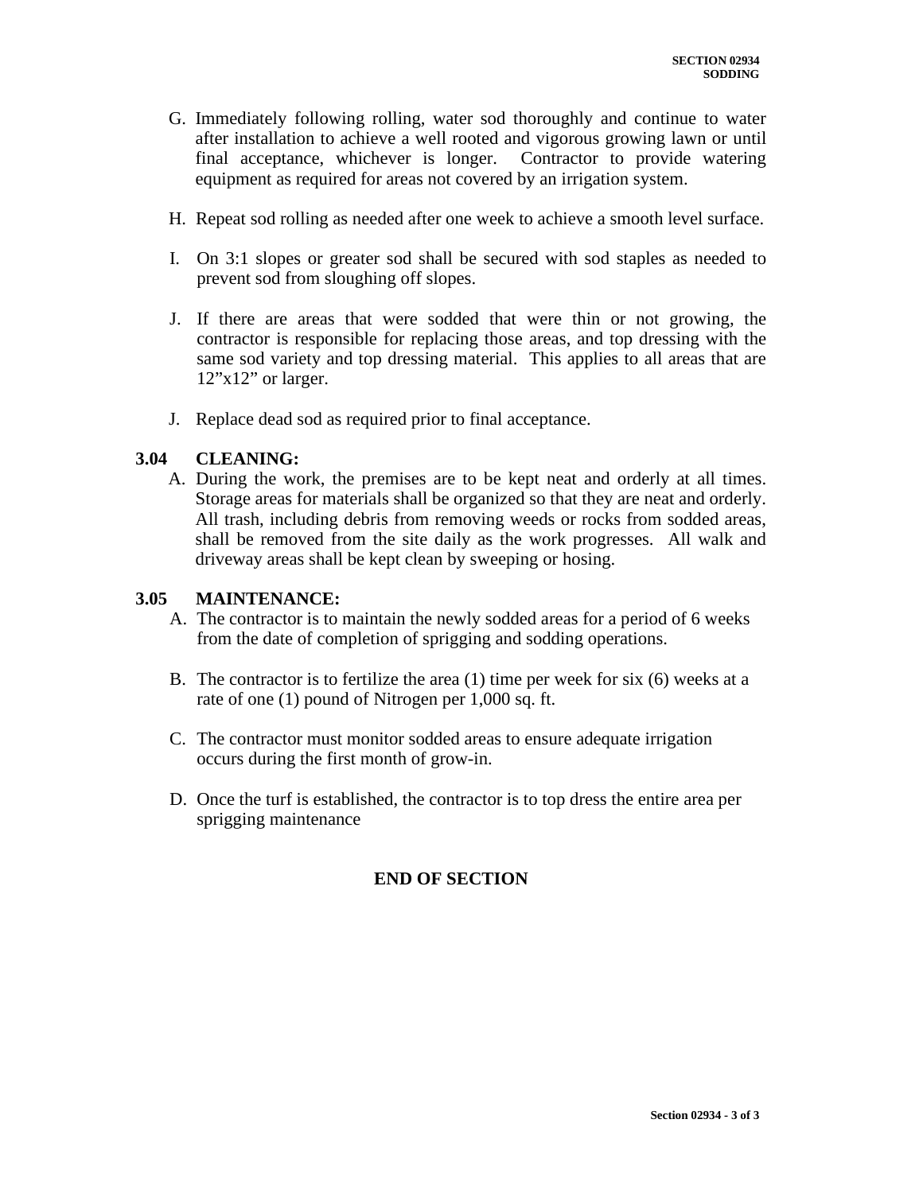G. Immediately following rolling, water sod thoroughly and continue to water after installation to achieve a well rooted and vigorous growing lawn or until final acceptance, whichever is longer. Contractor to provide watering equipment as required for areas not covered by an irrigation system.

H. Repeat sod rolling as needed after one week to achieve a smooth level surface.

I. On 3:1 slopes or greater sod shall be secured with sod staples as needed to prevent sod from sloughing off slopes.

J. If there are areas that were sodded that were thin or not growing, the contractor is responsible for replacing those areas, and top dressing with the same sod variety and top dressing material. This applies to all areas that are 12"x12" or larger.

J. Replace dead sod as required prior to final acceptance.

### 3.04 CLEANING:

A. During the work, the premises are to be kept neat and orderly at all times. Storage areas for materials shall be organized so that they are neat and orderly. All trash, including debris from removing weeds or rocks from sodded areas, shall be removed from the site daily as the work progresses. All walk and driveway areas shall be kept clean by sweeping or hosing.

### 3.05 MAINTENANCE:

A. The contractor is to maintain the newly sodded areas for a period of 6 weeks from the date of completion of sprigging and sodding operations.

B. The contractor is to fertilize the area (1) time per week for six (6) weeks at a rate of one (1) pound of Nitrogen per 1,000 sq. ft.

C. The contractor must monitor sodded areas to ensure adequate irrigation occurs during the first month of grow-in.

D. Once the turf is established, the contractor is to top dress the entire area per sprigging maintenance

**END OF SECTION**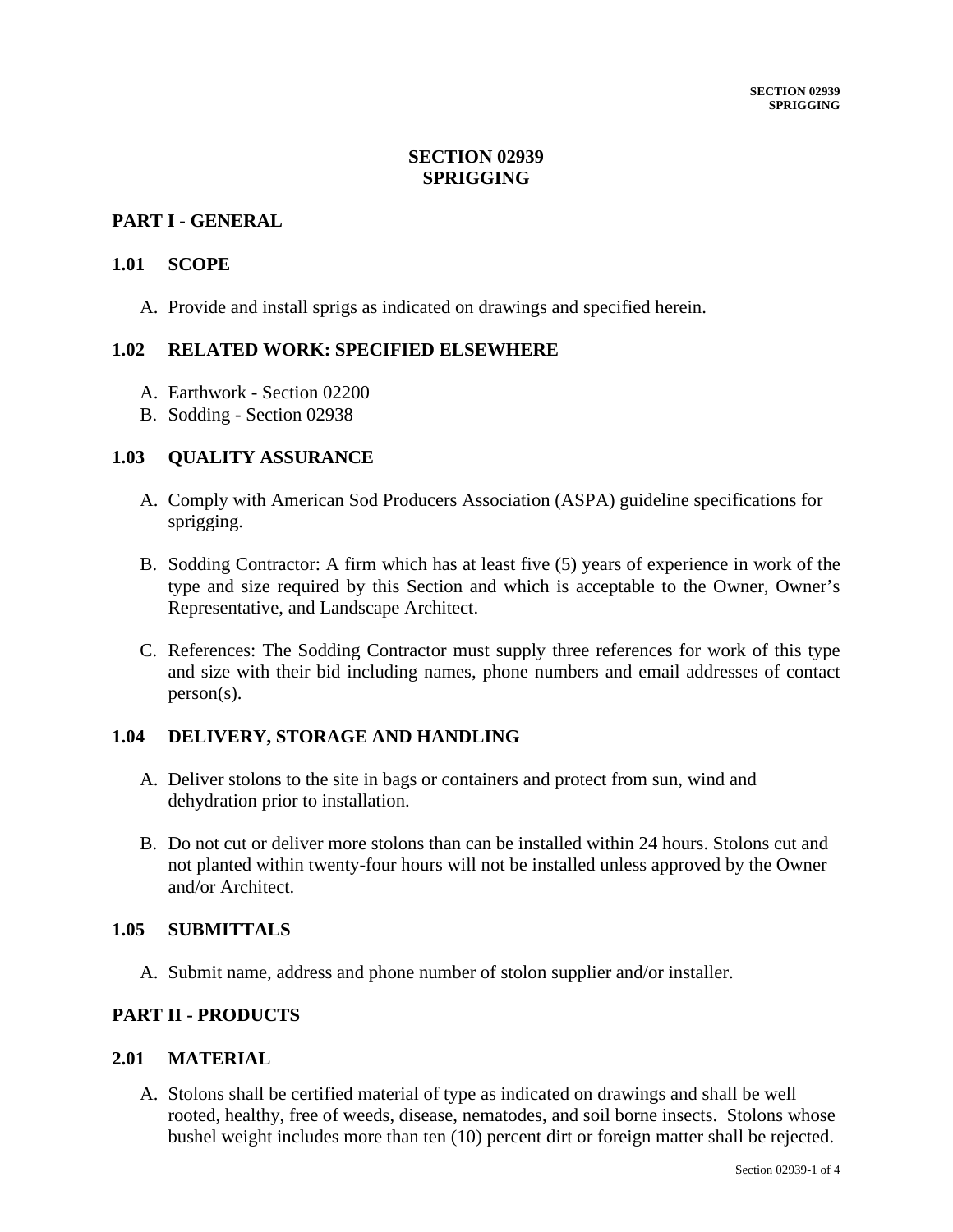# SECTION 02939
# SPRIGGING

## PART I - GENERAL

### 1.01 SCOPE

A. Provide and install sprigs as indicated on drawings and specified herein.

### 1.02 RELATED WORK: SPECIFIED ELSEWHERE

A. Earthwork - Section 02200
B. Sodding - Section 02938

### 1.03 QUALITY ASSURANCE

A. Comply with American Sod Producers Association (ASPA) guideline specifications for sprigging.

B. Sodding Contractor: A firm which has at least five (5) years of experience in work of the type and size required by this Section and which is acceptable to the Owner, Owner's Representative, and Landscape Architect.

C. References: The Sodding Contractor must supply three references for work of this type and size with their bid including names, phone numbers and email addresses of contact person(s).

### 1.04 DELIVERY, STORAGE AND HANDLING

A. Deliver stolons to the site in bags or containers and protect from sun, wind and dehydration prior to installation.

B. Do not cut or deliver more stolons than can be installed within 24 hours. Stolons cut and not planted within twenty-four hours will not be installed unless approved by the Owner and/or Architect.

### 1.05 SUBMITTALS

A. Submit name, address and phone number of stolon supplier and/or installer.

## PART II - PRODUCTS

### 2.01 MATERIAL

A. Stolons shall be certified material of type as indicated on drawings and shall be well rooted, healthy, free of weeds, disease, nematodes, and soil borne insects. Stolons whose bushel weight includes more than ten (10) percent dirt or foreign matter shall be rejected.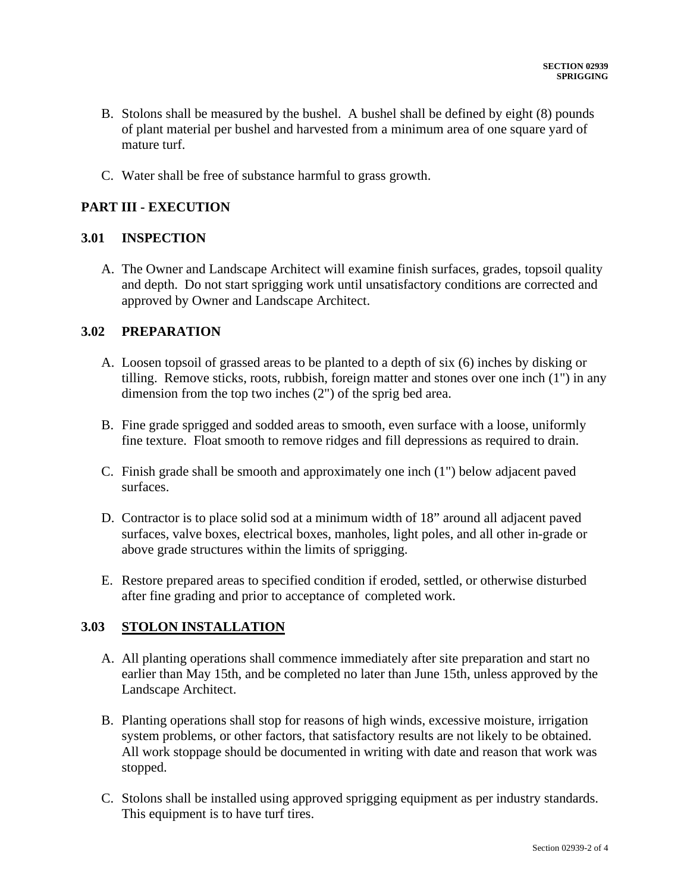B. Stolons shall be measured by the bushel. A bushel shall be defined by eight (8) pounds of plant material per bushel and harvested from a minimum area of one square yard of mature turf.

C. Water shall be free of substance harmful to grass growth.

## PART III - EXECUTION

### 3.01 INSPECTION

A. The Owner and Landscape Architect will examine finish surfaces, grades, topsoil quality and depth. Do not start sprigging work until unsatisfactory conditions are corrected and approved by Owner and Landscape Architect.

### 3.02 PREPARATION

A. Loosen topsoil of grassed areas to be planted to a depth of six (6) inches by disking or tilling. Remove sticks, roots, rubbish, foreign matter and stones over one inch (1") in any dimension from the top two inches (2") of the sprig bed area.

B. Fine grade sprigged and sodded areas to smooth, even surface with a loose, uniformly fine texture. Float smooth to remove ridges and fill depressions as required to drain.

C. Finish grade shall be smooth and approximately one inch (1") below adjacent paved surfaces.

D. Contractor is to place solid sod at a minimum width of 18" around all adjacent paved surfaces, valve boxes, electrical boxes, manholes, light poles, and all other in-grade or above grade structures within the limits of sprigging.

E. Restore prepared areas to specified condition if eroded, settled, or otherwise disturbed after fine grading and prior to acceptance of completed work.

### 3.03 STOLON INSTALLATION

A. All planting operations shall commence immediately after site preparation and start no earlier than May 15th, and be completed no later than June 15th, unless approved by the Landscape Architect.

B. Planting operations shall stop for reasons of high winds, excessive moisture, irrigation system problems, or other factors, that satisfactory results are not likely to be obtained. All work stoppage should be documented in writing with date and reason that work was stopped.

C. Stolons shall be installed using approved sprigging equipment as per industry standards. This equipment is to have turf tires.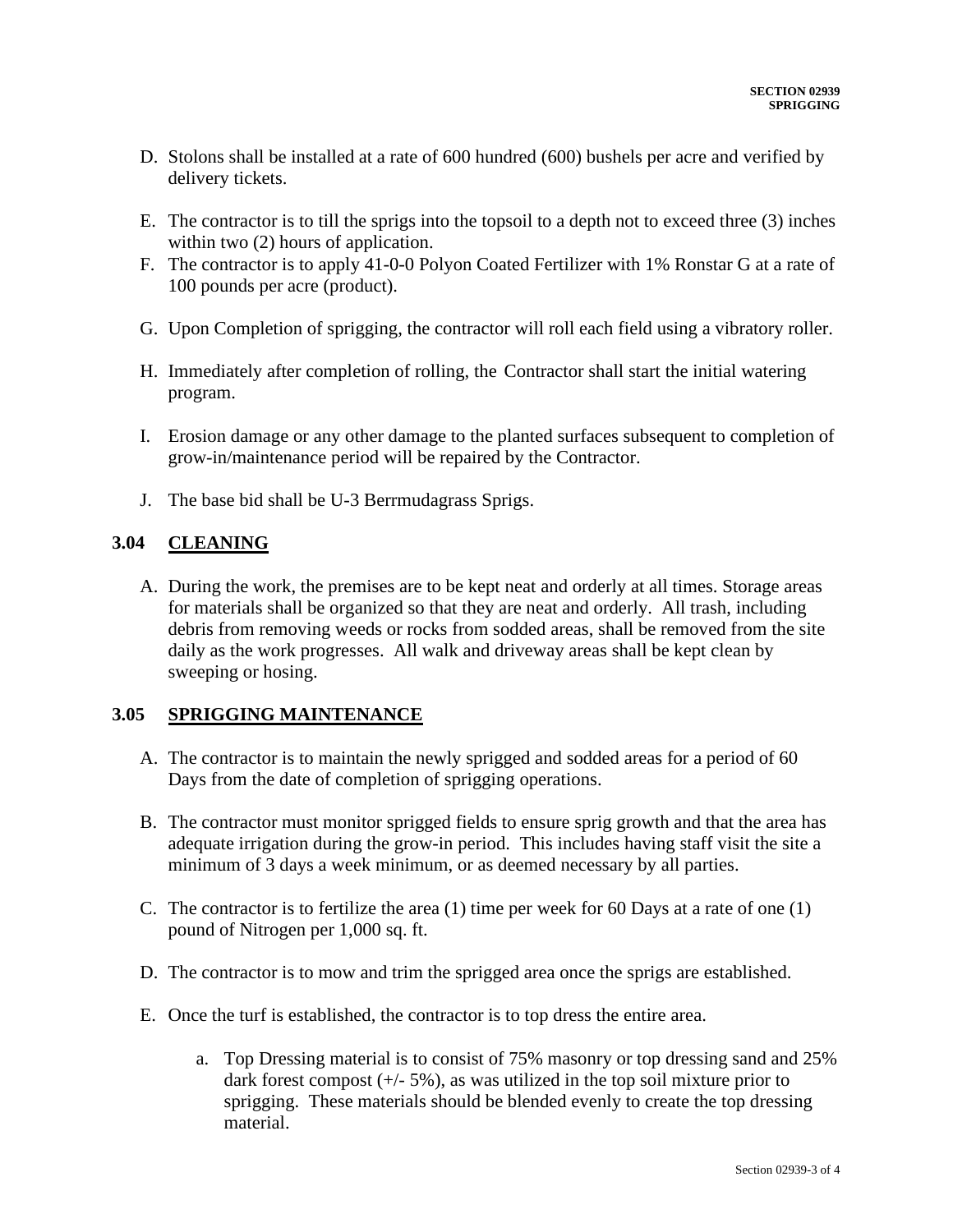D. Stolons shall be installed at a rate of 600 hundred (600) bushels per acre and verified by delivery tickets.

E. The contractor is to till the sprigs into the topsoil to a depth not to exceed three (3) inches within two (2) hours of application.

F. The contractor is to apply 41-0-0 Polyon Coated Fertilizer with 1% Ronstar G at a rate of 100 pounds per acre (product).

G. Upon Completion of sprigging, the contractor will roll each field using a vibratory roller.

H. Immediately after completion of rolling, the Contractor shall start the initial watering program.

I. Erosion damage or any other damage to the planted surfaces subsequent to completion of grow-in/maintenance period will be repaired by the Contractor.

J. The base bid shall be U-3 Berrmudagrass Sprigs.

## 3.04 CLEANING

A. During the work, the premises are to be kept neat and orderly at all times. Storage areas for materials shall be organized so that they are neat and orderly. All trash, including debris from removing weeds or rocks from sodded areas, shall be removed from the site daily as the work progresses. All walk and driveway areas shall be kept clean by sweeping or hosing.

## 3.05 SPRIGGING MAINTENANCE

A. The contractor is to maintain the newly sprigged and sodded areas for a period of 60 Days from the date of completion of sprigging operations.

B. The contractor must monitor sprigged fields to ensure sprig growth and that the area has adequate irrigation during the grow-in period. This includes having staff visit the site a minimum of 3 days a week minimum, or as deemed necessary by all parties.

C. The contractor is to fertilize the area (1) time per week for 60 Days at a rate of one (1) pound of Nitrogen per 1,000 sq. ft.

D. The contractor is to mow and trim the sprigged area once the sprigs are established.

E. Once the turf is established, the contractor is to top dress the entire area.

   a. Top Dressing material is to consist of 75% masonry or top dressing sand and 25% dark forest compost (+/- 5%), as was utilized in the top soil mixture prior to sprigging. These materials should be blended evenly to create the top dressing material.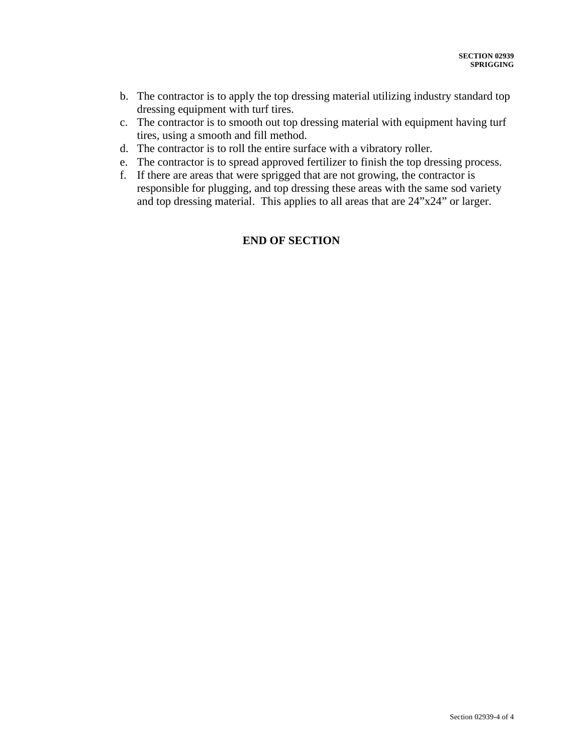b. The contractor is to apply the top dressing material utilizing industry standard top dressing equipment with turf tires.
c. The contractor is to smooth out top dressing material with equipment having turf tires, using a smooth and fill method.
d. The contractor is to roll the entire surface with a vibratory roller.
e. The contractor is to spread approved fertilizer to finish the top dressing process.
f. If there are areas that were sprigged that are not growing, the contractor is responsible for plugging, and top dressing these areas with the same sod variety and top dressing material.  This applies to all areas that are 24”x24” or larger.

**END OF SECTION**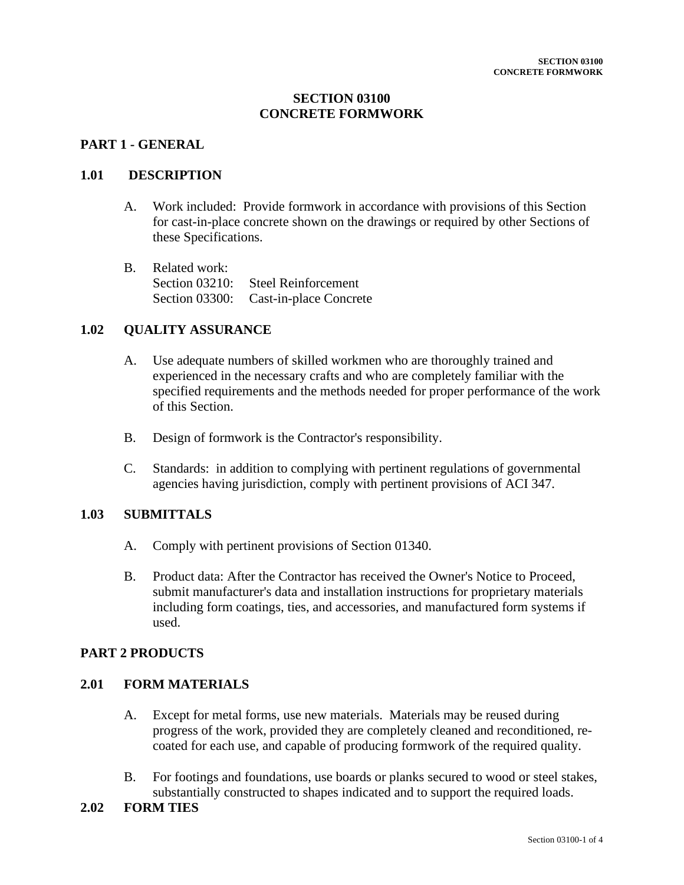# SECTION 03100
# CONCRETE FORMWORK

## PART 1 - GENERAL

### 1.01 DESCRIPTION

A. Work included: Provide formwork in accordance with provisions of this Section for cast-in-place concrete shown on the drawings or required by other Sections of these Specifications.

B. Related work:
Section 03210: Steel Reinforcement
Section 03300: Cast-in-place Concrete

### 1.02 QUALITY ASSURANCE

A. Use adequate numbers of skilled workmen who are thoroughly trained and experienced in the necessary crafts and who are completely familiar with the specified requirements and the methods needed for proper performance of the work of this Section.

B. Design of formwork is the Contractor's responsibility.

C. Standards: in addition to complying with pertinent regulations of governmental agencies having jurisdiction, comply with pertinent provisions of ACI 347.

### 1.03 SUBMITTALS

A. Comply with pertinent provisions of Section 01340.

B. Product data: After the Contractor has received the Owner's Notice to Proceed, submit manufacturer's data and installation instructions for proprietary materials including form coatings, ties, and accessories, and manufactured form systems if used.

## PART 2 PRODUCTS

### 2.01 FORM MATERIALS

A. Except for metal forms, use new materials. Materials may be reused during progress of the work, provided they are completely cleaned and reconditioned, re-coated for each use, and capable of producing formwork of the required quality.

B. For footings and foundations, use boards or planks secured to wood or steel stakes, substantially constructed to shapes indicated and to support the required loads.

### 2.02 FORM TIES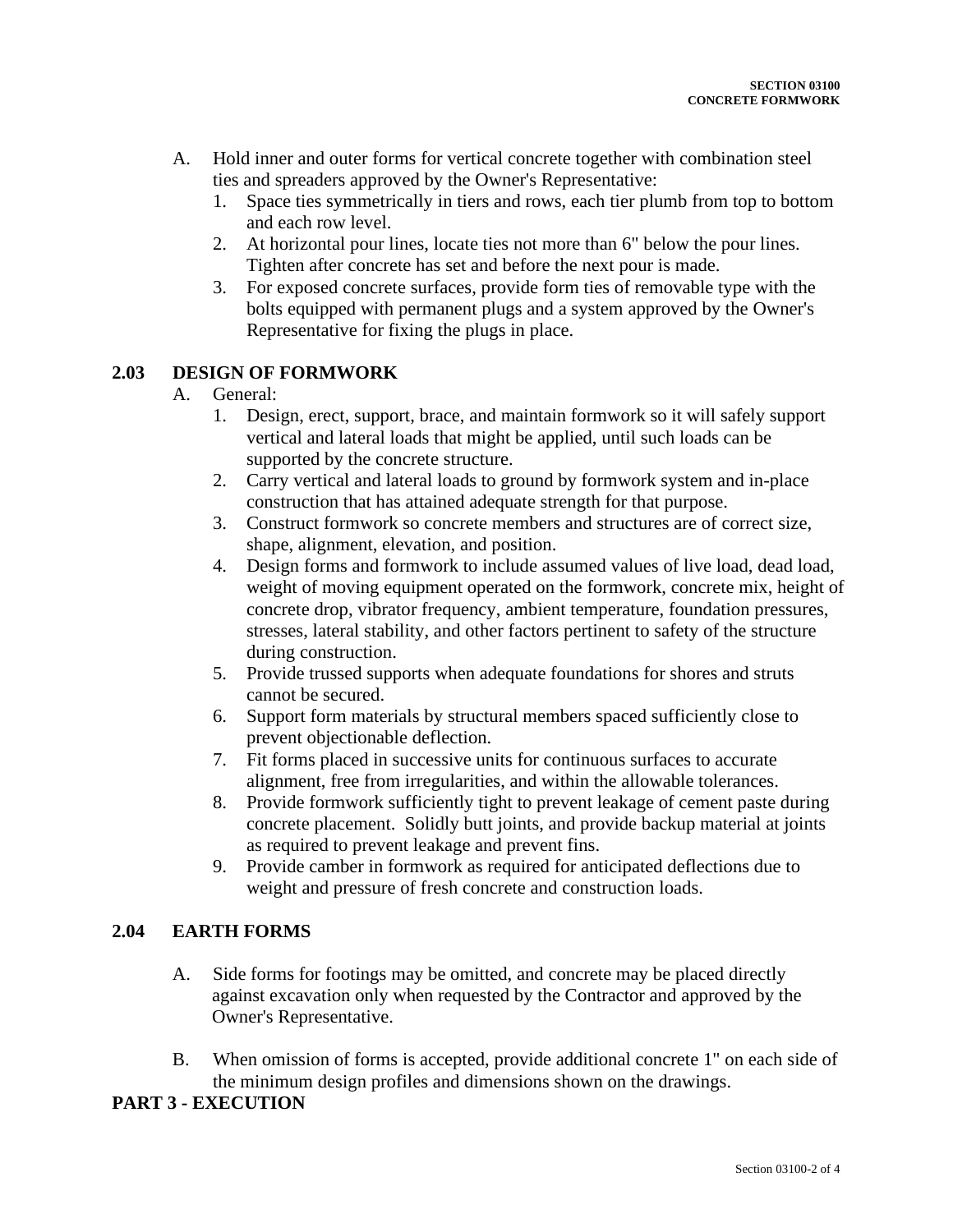A. Hold inner and outer forms for vertical concrete together with combination steel ties and spreaders approved by the Owner's Representative:
   1. Space ties symmetrically in tiers and rows, each tier plumb from top to bottom and each row level.
   2. At horizontal pour lines, locate ties not more than 6" below the pour lines. Tighten after concrete has set and before the next pour is made.
   3. For exposed concrete surfaces, provide form ties of removable type with the bolts equipped with permanent plugs and a system approved by the Owner's Representative for fixing the plugs in place.

## 2.03 DESIGN OF FORMWORK

A. General:
   1. Design, erect, support, brace, and maintain formwork so it will safely support vertical and lateral loads that might be applied, until such loads can be supported by the concrete structure.
   2. Carry vertical and lateral loads to ground by formwork system and in-place construction that has attained adequate strength for that purpose.
   3. Construct formwork so concrete members and structures are of correct size, shape, alignment, elevation, and position.
   4. Design forms and formwork to include assumed values of live load, dead load, weight of moving equipment operated on the formwork, concrete mix, height of concrete drop, vibrator frequency, ambient temperature, foundation pressures, stresses, lateral stability, and other factors pertinent to safety of the structure during construction.
   5. Provide trussed supports when adequate foundations for shores and struts cannot be secured.
   6. Support form materials by structural members spaced sufficiently close to prevent objectionable deflection.
   7. Fit forms placed in successive units for continuous surfaces to accurate alignment, free from irregularities, and within the allowable tolerances.
   8. Provide formwork sufficiently tight to prevent leakage of cement paste during concrete placement. Solidly butt joints, and provide backup material at joints as required to prevent leakage and prevent fins.
   9. Provide camber in formwork as required for anticipated deflections due to weight and pressure of fresh concrete and construction loads.

## 2.04 EARTH FORMS

A. Side forms for footings may be omitted, and concrete may be placed directly against excavation only when requested by the Contractor and approved by the Owner's Representative.

B. When omission of forms is accepted, provide additional concrete 1" on each side of the minimum design profiles and dimensions shown on the drawings.

# PART 3 - EXECUTION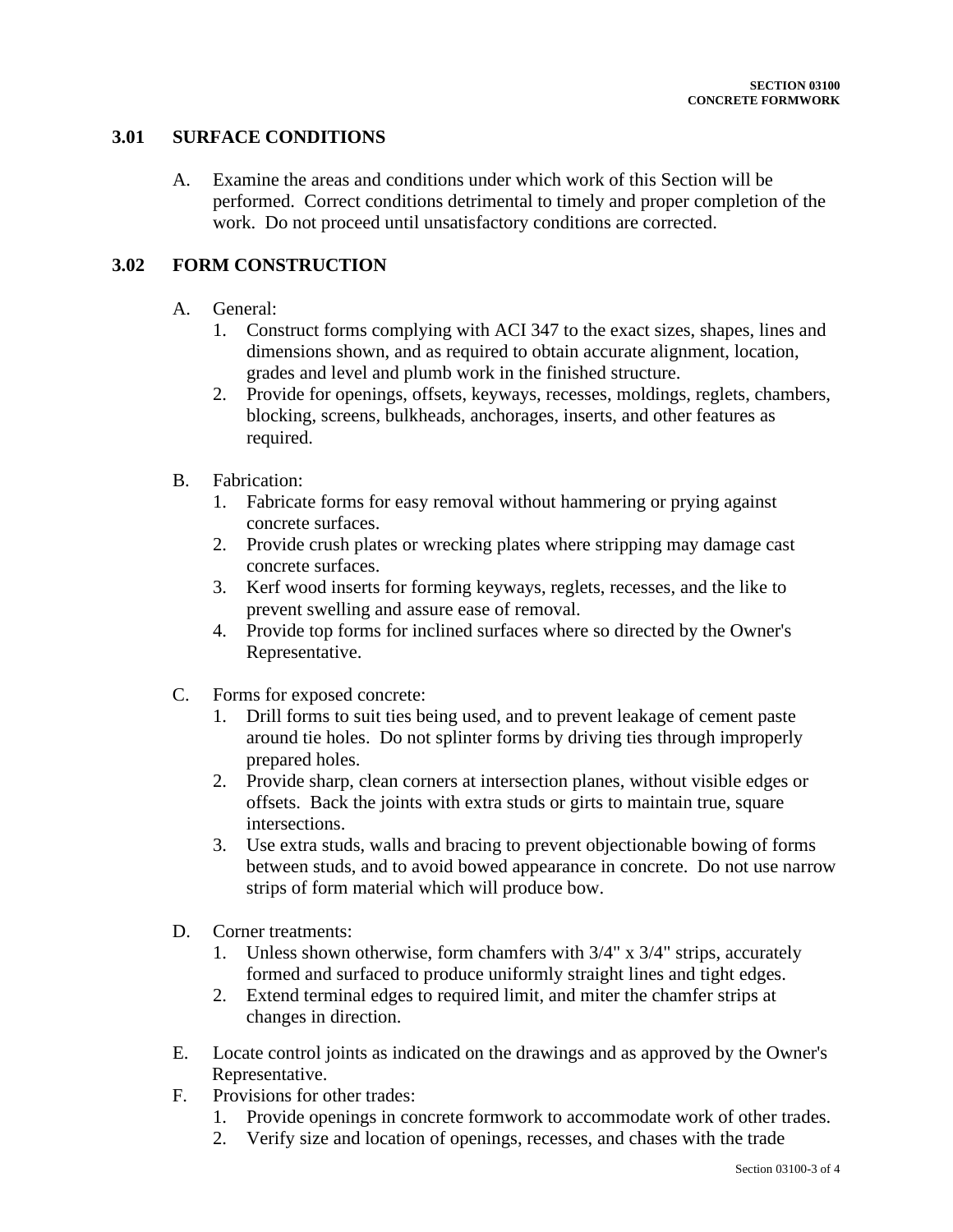## 3.01 SURFACE CONDITIONS

A. Examine the areas and conditions under which work of this Section will be performed. Correct conditions detrimental to timely and proper completion of the work. Do not proceed until unsatisfactory conditions are corrected.

## 3.02 FORM CONSTRUCTION

A. General:
   1. Construct forms complying with ACI 347 to the exact sizes, shapes, lines and dimensions shown, and as required to obtain accurate alignment, location, grades and level and plumb work in the finished structure.
   2. Provide for openings, offsets, keyways, recesses, moldings, reglets, chambers, blocking, screens, bulkheads, anchorages, inserts, and other features as required.

B. Fabrication:
   1. Fabricate forms for easy removal without hammering or prying against concrete surfaces.
   2. Provide crush plates or wrecking plates where stripping may damage cast concrete surfaces.
   3. Kerf wood inserts for forming keyways, reglets, recesses, and the like to prevent swelling and assure ease of removal.
   4. Provide top forms for inclined surfaces where so directed by the Owner's Representative.

C. Forms for exposed concrete:
   1. Drill forms to suit ties being used, and to prevent leakage of cement paste around tie holes. Do not splinter forms by driving ties through improperly prepared holes.
   2. Provide sharp, clean corners at intersection planes, without visible edges or offsets. Back the joints with extra studs or girts to maintain true, square intersections.
   3. Use extra studs, walls and bracing to prevent objectionable bowing of forms between studs, and to avoid bowed appearance in concrete. Do not use narrow strips of form material which will produce bow.

D. Corner treatments:
   1. Unless shown otherwise, form chamfers with 3/4" x 3/4" strips, accurately formed and surfaced to produce uniformly straight lines and tight edges.
   2. Extend terminal edges to required limit, and miter the chamfer strips at changes in direction.

E. Locate control joints as indicated on the drawings and as approved by the Owner's Representative.

F. Provisions for other trades:
   1. Provide openings in concrete formwork to accommodate work of other trades.
   2. Verify size and location of openings, recesses, and chases with the trade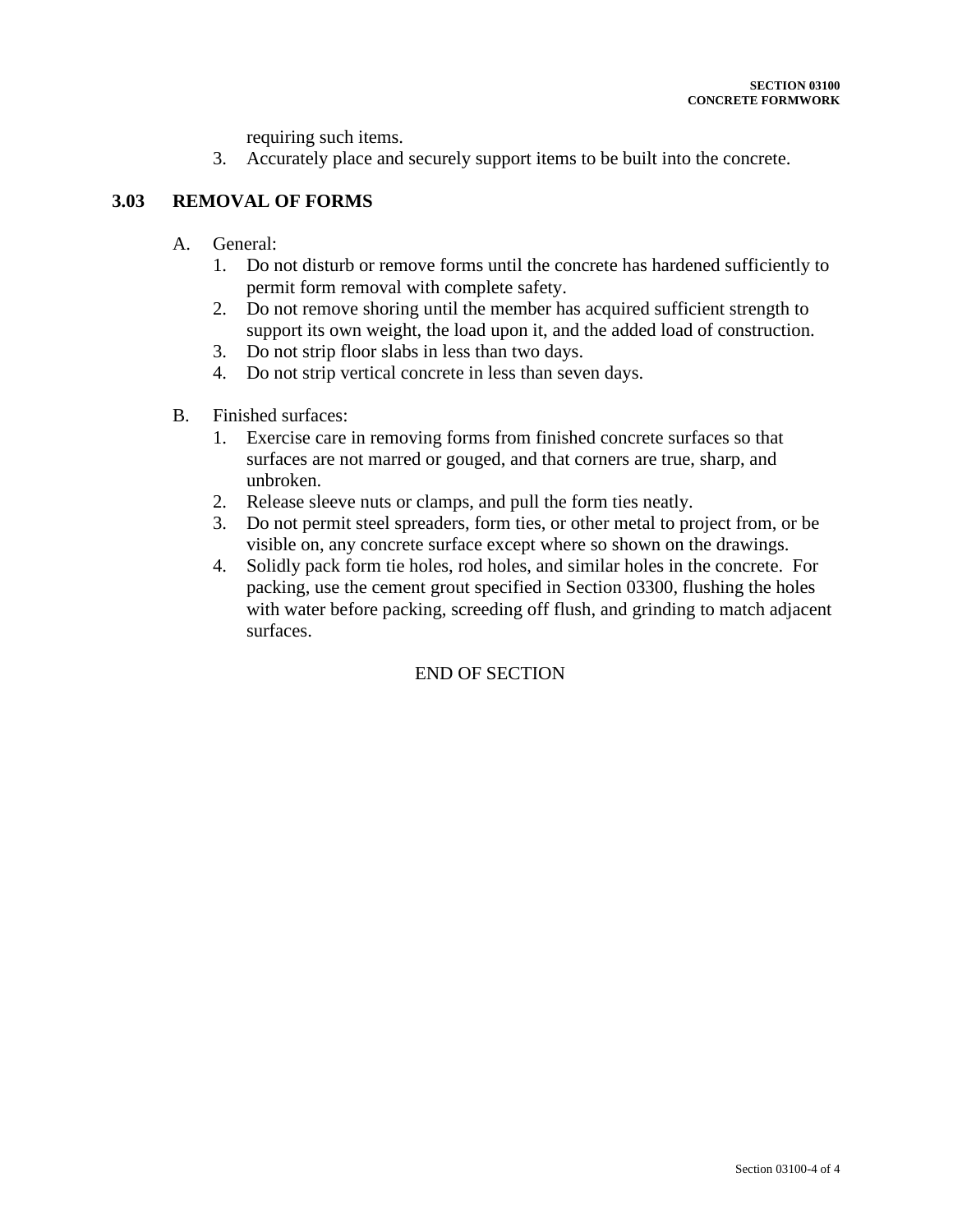requiring such items.

3. Accurately place and securely support items to be built into the concrete.

## 3.03 REMOVAL OF FORMS

A. General:
   1. Do not disturb or remove forms until the concrete has hardened sufficiently to permit form removal with complete safety.
   2. Do not remove shoring until the member has acquired sufficient strength to support its own weight, the load upon it, and the added load of construction.
   3. Do not strip floor slabs in less than two days.
   4. Do not strip vertical concrete in less than seven days.

B. Finished surfaces:
   1. Exercise care in removing forms from finished concrete surfaces so that surfaces are not marred or gouged, and that corners are true, sharp, and unbroken.
   2. Release sleeve nuts or clamps, and pull the form ties neatly.
   3. Do not permit steel spreaders, form ties, or other metal to project from, or be visible on, any concrete surface except where so shown on the drawings.
   4. Solidly pack form tie holes, rod holes, and similar holes in the concrete. For packing, use the cement grout specified in Section 03300, flushing the holes with water before packing, screeding off flush, and grinding to match adjacent surfaces.

END OF SECTION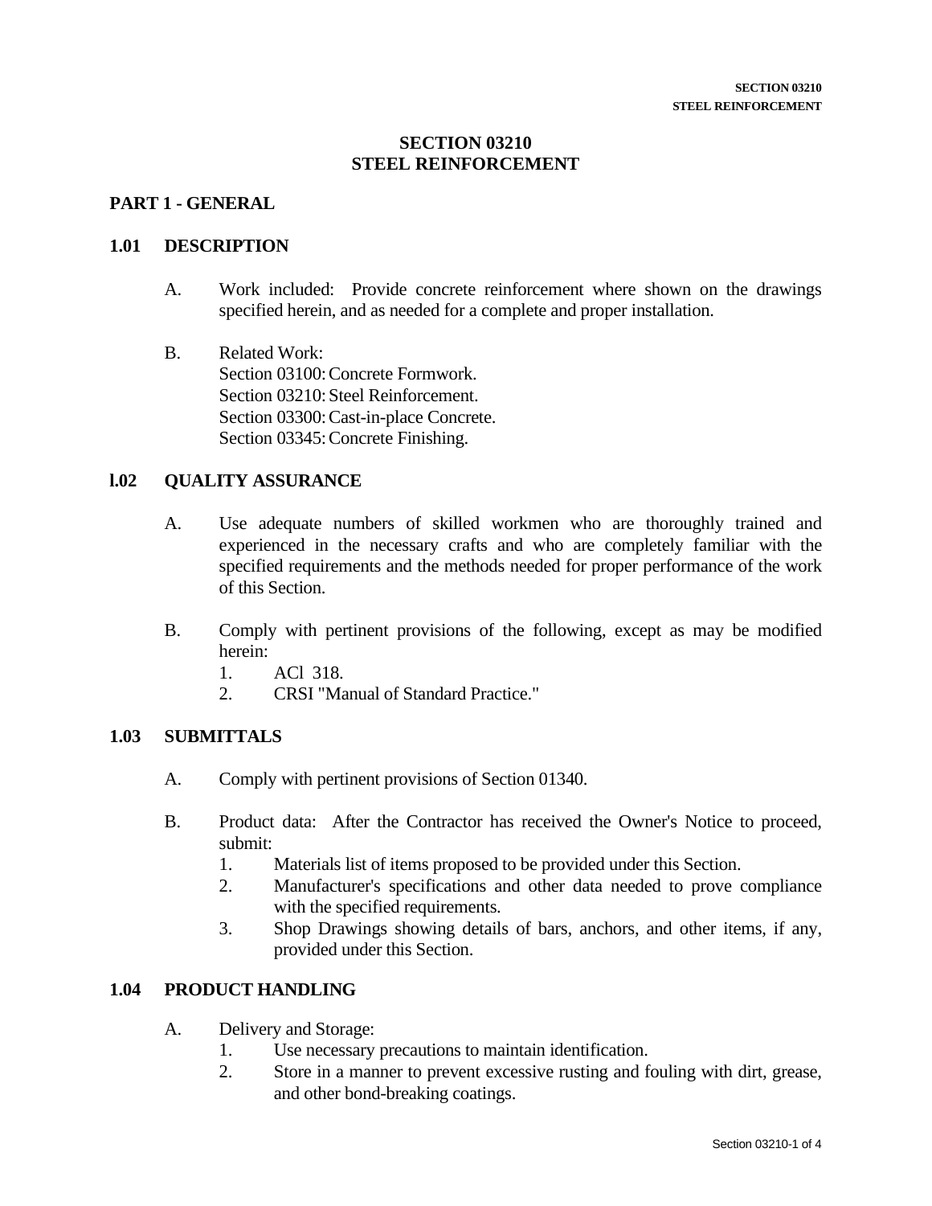# SECTION 03210
# STEEL REINFORCEMENT

## PART 1 - GENERAL

### 1.01 DESCRIPTION

A. Work included: Provide concrete reinforcement where shown on the drawings specified herein, and as needed for a complete and proper installation.

B. Related Work:
Section 03100: Concrete Formwork.
Section 03210: Steel Reinforcement.
Section 03300: Cast-in-place Concrete.
Section 03345: Concrete Finishing.

### l.02 QUALITY ASSURANCE

A. Use adequate numbers of skilled workmen who are thoroughly trained and experienced in the necessary crafts and who are completely familiar with the specified requirements and the methods needed for proper performance of the work of this Section.

B. Comply with pertinent provisions of the following, except as may be modified herein:
   1. ACl 318.
   2. CRSI "Manual of Standard Practice."

### 1.03 SUBMITTALS

A. Comply with pertinent provisions of Section 01340.

B. Product data: After the Contractor has received the Owner's Notice to proceed, submit:
   1. Materials list of items proposed to be provided under this Section.
   2. Manufacturer's specifications and other data needed to prove compliance with the specified requirements.
   3. Shop Drawings showing details of bars, anchors, and other items, if any, provided under this Section.

### 1.04 PRODUCT HANDLING

A. Delivery and Storage:
   1. Use necessary precautions to maintain identification.
   2. Store in a manner to prevent excessive rusting and fouling with dirt, grease, and other bond-breaking coatings.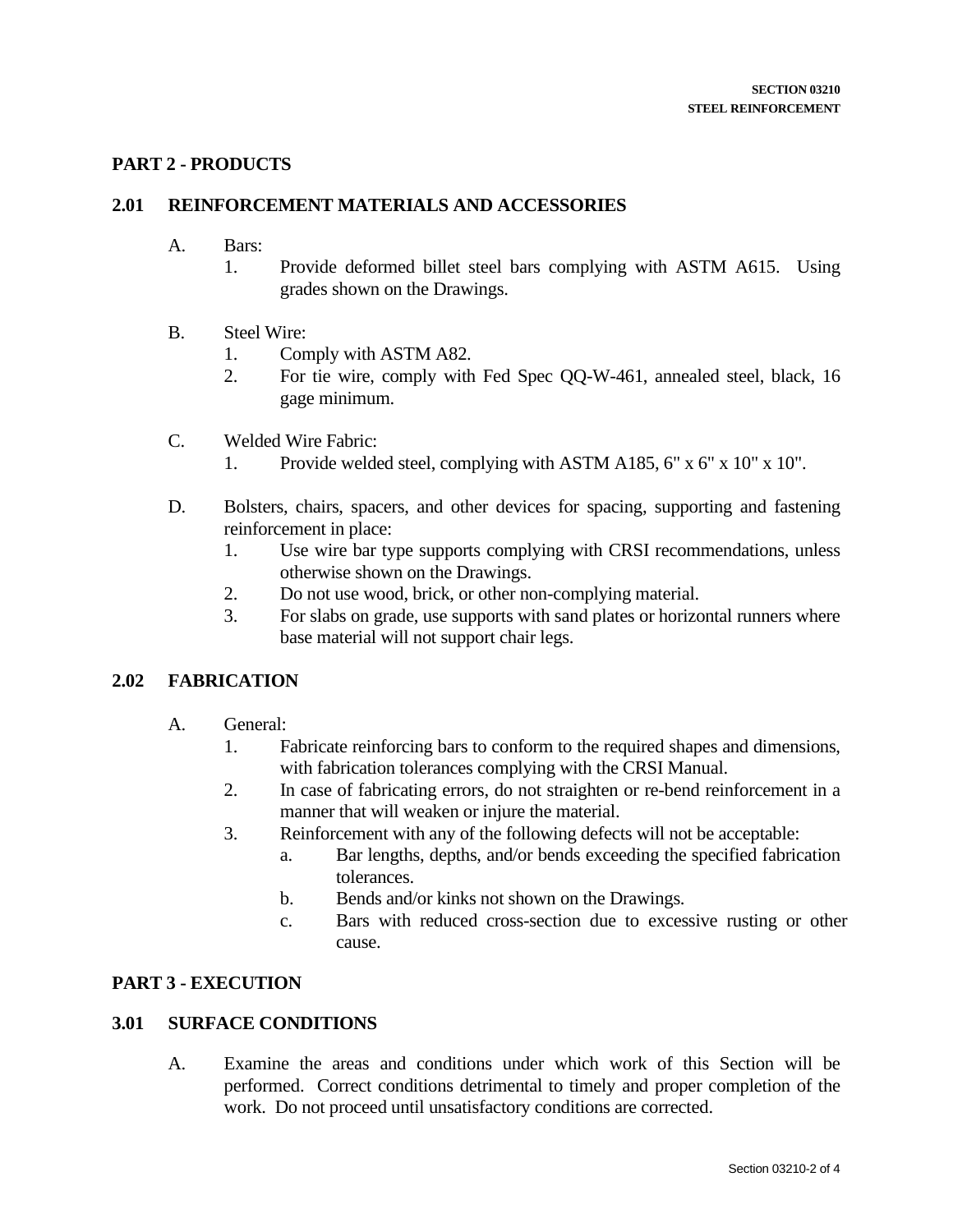## PART 2 - PRODUCTS

### 2.01 REINFORCEMENT MATERIALS AND ACCESSORIES

A. Bars:
   1. Provide deformed billet steel bars complying with ASTM A615. Using grades shown on the Drawings.

B. Steel Wire:
   1. Comply with ASTM A82.
   2. For tie wire, comply with Fed Spec QQ-W-461, annealed steel, black, 16 gage minimum.

C. Welded Wire Fabric:
   1. Provide welded steel, complying with ASTM A185, 6" x 6" x 10" x 10".

D. Bolsters, chairs, spacers, and other devices for spacing, supporting and fastening reinforcement in place:
   1. Use wire bar type supports complying with CRSI recommendations, unless otherwise shown on the Drawings.
   2. Do not use wood, brick, or other non-complying material.
   3. For slabs on grade, use supports with sand plates or horizontal runners where base material will not support chair legs.

### 2.02 FABRICATION

A. General:
   1. Fabricate reinforcing bars to conform to the required shapes and dimensions, with fabrication tolerances complying with the CRSI Manual.
   2. In case of fabricating errors, do not straighten or re-bend reinforcement in a manner that will weaken or injure the material.
   3. Reinforcement with any of the following defects will not be acceptable:
      a. Bar lengths, depths, and/or bends exceeding the specified fabrication tolerances.
      b. Bends and/or kinks not shown on the Drawings.
      c. Bars with reduced cross-section due to excessive rusting or other cause.

## PART 3 - EXECUTION

### 3.01 SURFACE CONDITIONS

A. Examine the areas and conditions under which work of this Section will be performed. Correct conditions detrimental to timely and proper completion of the work. Do not proceed until unsatisfactory conditions are corrected.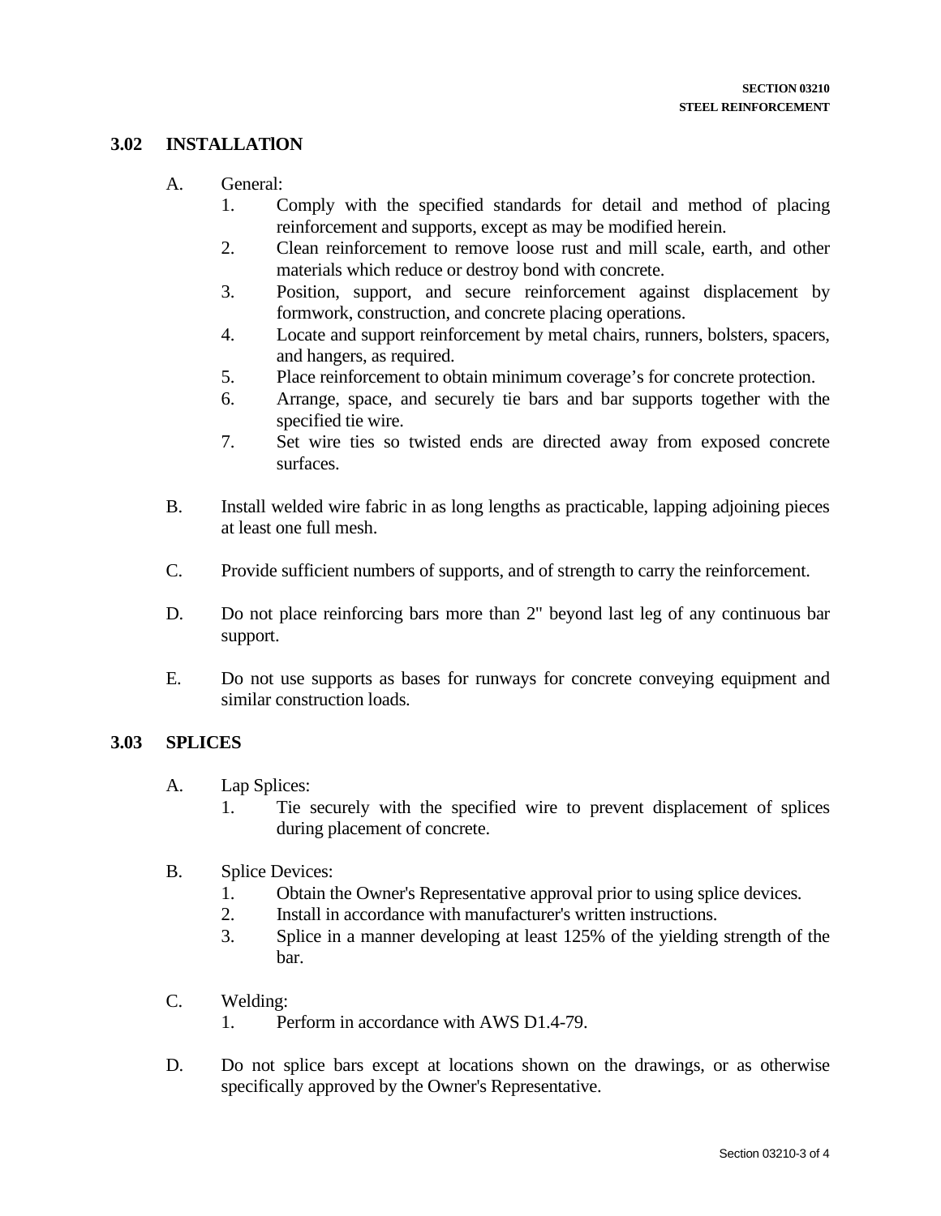## 3.02 INSTALLATION

A. General:
   1. Comply with the specified standards for detail and method of placing reinforcement and supports, except as may be modified herein.
   2. Clean reinforcement to remove loose rust and mill scale, earth, and other materials which reduce or destroy bond with concrete.
   3. Position, support, and secure reinforcement against displacement by formwork, construction, and concrete placing operations.
   4. Locate and support reinforcement by metal chairs, runners, bolsters, spacers, and hangers, as required.
   5. Place reinforcement to obtain minimum coverage's for concrete protection.
   6. Arrange, space, and securely tie bars and bar supports together with the specified tie wire.
   7. Set wire ties so twisted ends are directed away from exposed concrete surfaces.

B. Install welded wire fabric in as long lengths as practicable, lapping adjoining pieces at least one full mesh.

C. Provide sufficient numbers of supports, and of strength to carry the reinforcement.

D. Do not place reinforcing bars more than 2" beyond last leg of any continuous bar support.

E. Do not use supports as bases for runways for concrete conveying equipment and similar construction loads.

## 3.03 SPLICES

A. Lap Splices:
   1. Tie securely with the specified wire to prevent displacement of splices during placement of concrete.

B. Splice Devices:
   1. Obtain the Owner's Representative approval prior to using splice devices.
   2. Install in accordance with manufacturer's written instructions.
   3. Splice in a manner developing at least 125% of the yielding strength of the bar.

C. Welding:
   1. Perform in accordance with AWS D1.4-79.

D. Do not splice bars except at locations shown on the drawings, or as otherwise specifically approved by the Owner's Representative.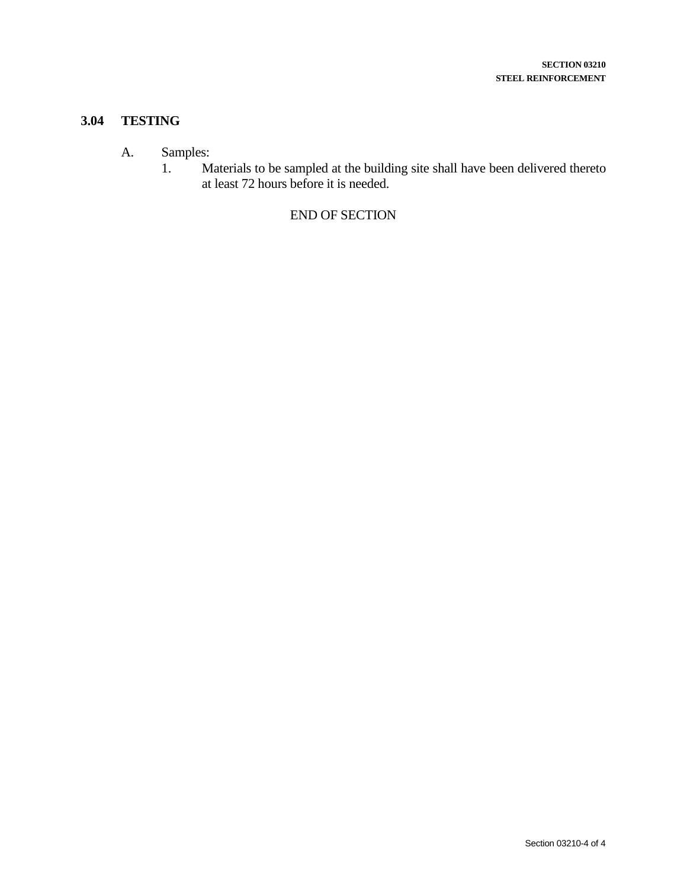## 3.04 TESTING

A. Samples:

1. Materials to be sampled at the building site shall have been delivered thereto at least 72 hours before it is needed.

END OF SECTION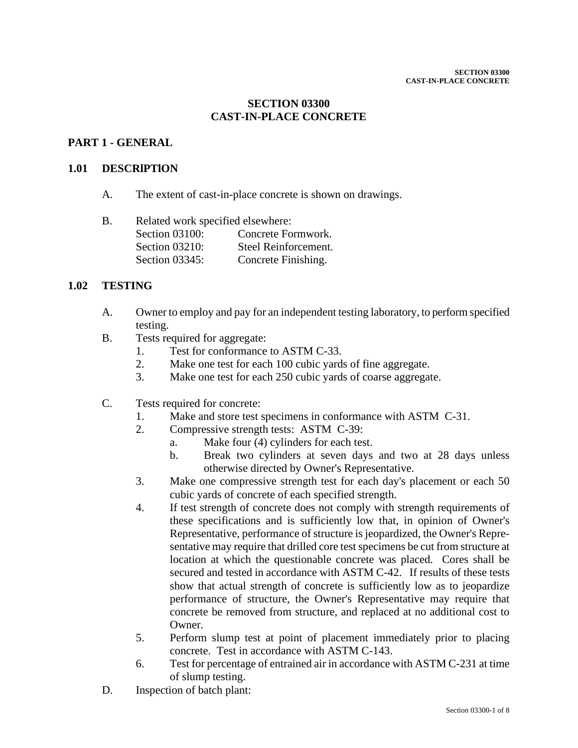# SECTION 03300
# CAST-IN-PLACE CONCRETE

## PART 1 - GENERAL

### 1.01 DESCRIPTION

A. The extent of cast-in-place concrete is shown on drawings.

B. Related work specified elsewhere:
   Section 03100: Concrete Formwork.
   Section 03210: Steel Reinforcement.
   Section 03345: Concrete Finishing.

### 1.02 TESTING

A. Owner to employ and pay for an independent testing laboratory, to perform specified testing.

B. Tests required for aggregate:
   1. Test for conformance to ASTM C-33.
   2. Make one test for each 100 cubic yards of fine aggregate.
   3. Make one test for each 250 cubic yards of coarse aggregate.

C. Tests required for concrete:
   1. Make and store test specimens in conformance with ASTM C-31.
   2. Compressive strength tests: ASTM C-39:
      a. Make four (4) cylinders for each test.
      b. Break two cylinders at seven days and two at 28 days unless otherwise directed by Owner's Representative.
   3. Make one compressive strength test for each day's placement or each 50 cubic yards of concrete of each specified strength.
   4. If test strength of concrete does not comply with strength requirements of these specifications and is sufficiently low that, in opinion of Owner's Representative, performance of structure is jeopardized, the Owner's Representative may require that drilled core test specimens be cut from structure at location at which the questionable concrete was placed. Cores shall be secured and tested in accordance with ASTM C-42. If results of these tests show that actual strength of concrete is sufficiently low as to jeopardize performance of structure, the Owner's Representative may require that concrete be removed from structure, and replaced at no additional cost to Owner.
   5. Perform slump test at point of placement immediately prior to placing concrete. Test in accordance with ASTM C-143.
   6. Test for percentage of entrained air in accordance with ASTM C-231 at time of slump testing.

D. Inspection of batch plant: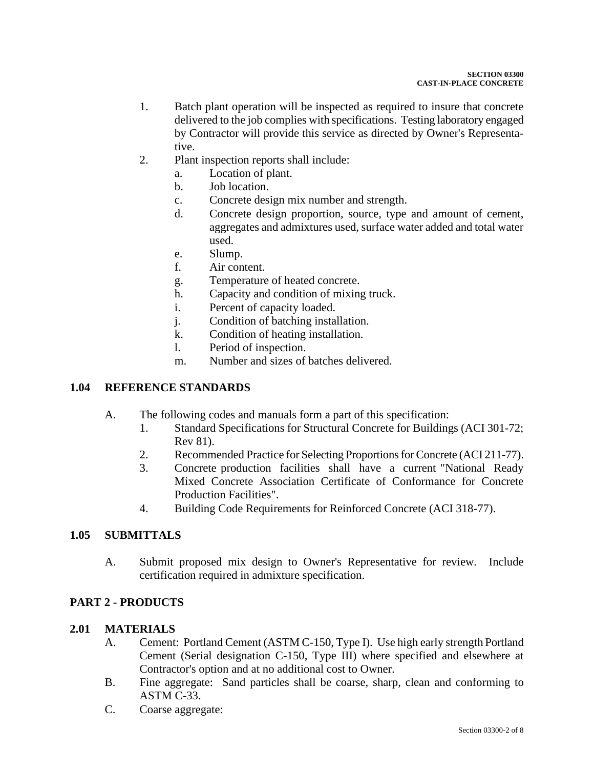1. Batch plant operation will be inspected as required to insure that concrete delivered to the job complies with specifications. Testing laboratory engaged by Contractor will provide this service as directed by Owner's Representative.
2. Plant inspection reports shall include:
   a. Location of plant.
   b. Job location.
   c. Concrete design mix number and strength.
   d. Concrete design proportion, source, type and amount of cement, aggregates and admixtures used, surface water added and total water used.
   e. Slump.
   f. Air content.
   g. Temperature of heated concrete.
   h. Capacity and condition of mixing truck.
   i. Percent of capacity loaded.
   j. Condition of batching installation.
   k. Condition of heating installation.
   l. Period of inspection.
   m. Number and sizes of batches delivered.

## 1.04 REFERENCE STANDARDS

A. The following codes and manuals form a part of this specification:
   1. Standard Specifications for Structural Concrete for Buildings (ACI 301-72; Rev 81).
   2. Recommended Practice for Selecting Proportions for Concrete (ACI 211-77).
   3. Concrete production facilities shall have a current "National Ready Mixed Concrete Association Certificate of Conformance for Concrete Production Facilities".
   4. Building Code Requirements for Reinforced Concrete (ACI 318-77).

## 1.05 SUBMITTALS

A. Submit proposed mix design to Owner's Representative for review. Include certification required in admixture specification.

# PART 2 - PRODUCTS

## 2.01 MATERIALS

A. Cement: Portland Cement (ASTM C-150, Type I). Use high early strength Portland Cement (Serial designation C-150, Type III) where specified and elsewhere at Contractor's option and at no additional cost to Owner.

B. Fine aggregate: Sand particles shall be coarse, sharp, clean and conforming to ASTM C-33.

C. Coarse aggregate: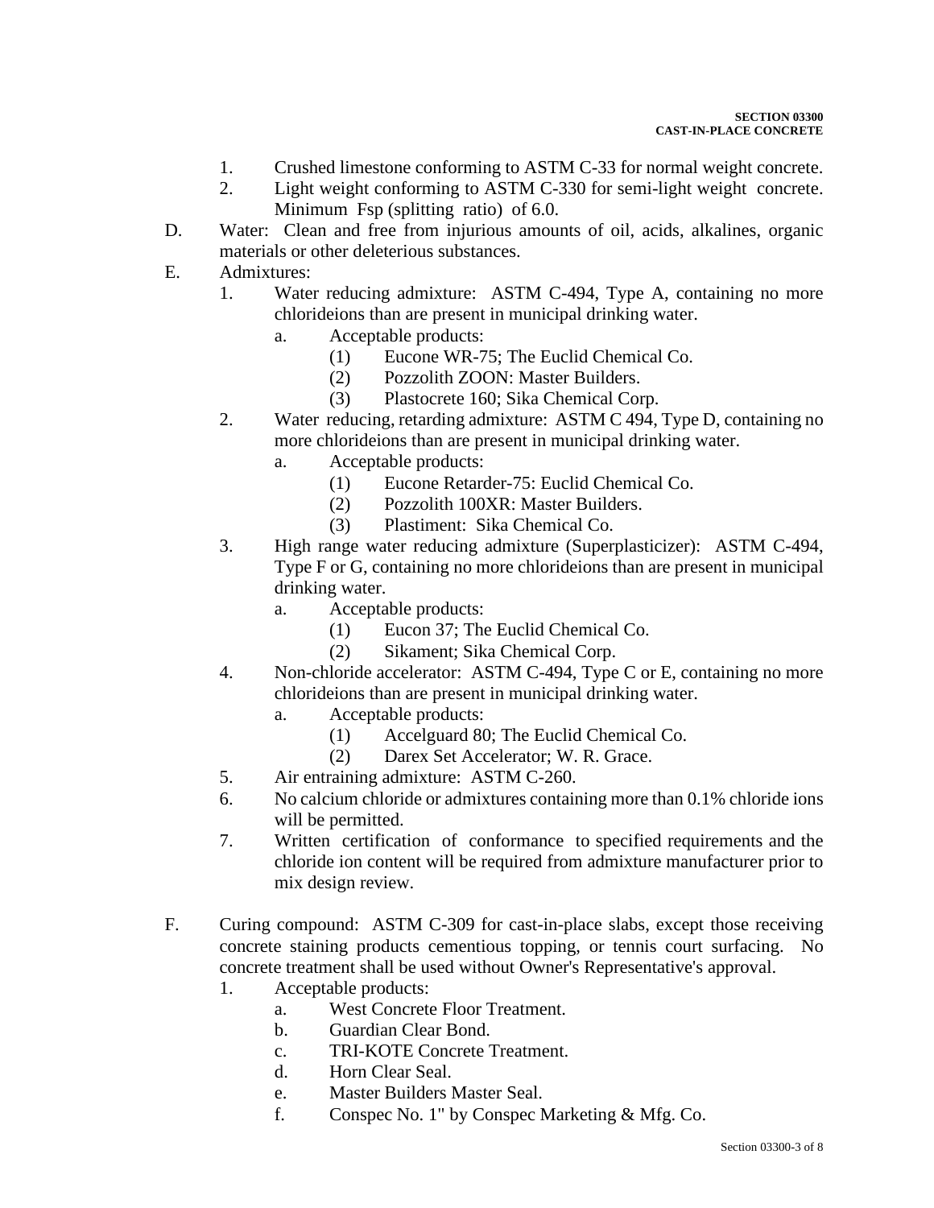1. Crushed limestone conforming to ASTM C-33 for normal weight concrete.
2. Light weight conforming to ASTM C-330 for semi-light weight concrete. Minimum Fsp (splitting ratio) of 6.0.

D. Water: Clean and free from injurious amounts of oil, acids, alkalines, organic materials or other deleterious substances.

E. Admixtures:

1. Water reducing admixture: ASTM C-494, Type A, containing no more chlorideions than are present in municipal drinking water.
   a. Acceptable products:
      (1) Eucone WR-75; The Euclid Chemical Co.
      (2) Pozzolith ZOON: Master Builders.
      (3) Plastocrete 160; Sika Chemical Corp.
2. Water reducing, retarding admixture: ASTM C 494, Type D, containing no more chlorideions than are present in municipal drinking water.
   a. Acceptable products:
      (1) Eucone Retarder-75: Euclid Chemical Co.
      (2) Pozzolith 100XR: Master Builders.
      (3) Plastiment: Sika Chemical Co.
3. High range water reducing admixture (Superplasticizer): ASTM C-494, Type F or G, containing no more chlorideions than are present in municipal drinking water.
   a. Acceptable products:
      (1) Eucon 37; The Euclid Chemical Co.
      (2) Sikament; Sika Chemical Corp.
4. Non-chloride accelerator: ASTM C-494, Type C or E, containing no more chlorideions than are present in municipal drinking water.
   a. Acceptable products:
      (1) Accelguard 80; The Euclid Chemical Co.
      (2) Darex Set Accelerator; W. R. Grace.
5. Air entraining admixture: ASTM C-260.
6. No calcium chloride or admixtures containing more than 0.1% chloride ions will be permitted.
7. Written certification of conformance to specified requirements and the chloride ion content will be required from admixture manufacturer prior to mix design review.

F. Curing compound: ASTM C-309 for cast-in-place slabs, except those receiving concrete staining products cementious topping, or tennis court surfacing. No concrete treatment shall be used without Owner's Representative's approval.

1. Acceptable products:
   a. West Concrete Floor Treatment.
   b. Guardian Clear Bond.
   c. TRI-KOTE Concrete Treatment.
   d. Horn Clear Seal.
   e. Master Builders Master Seal.
   f. Conspec No. 1" by Conspec Marketing & Mfg. Co.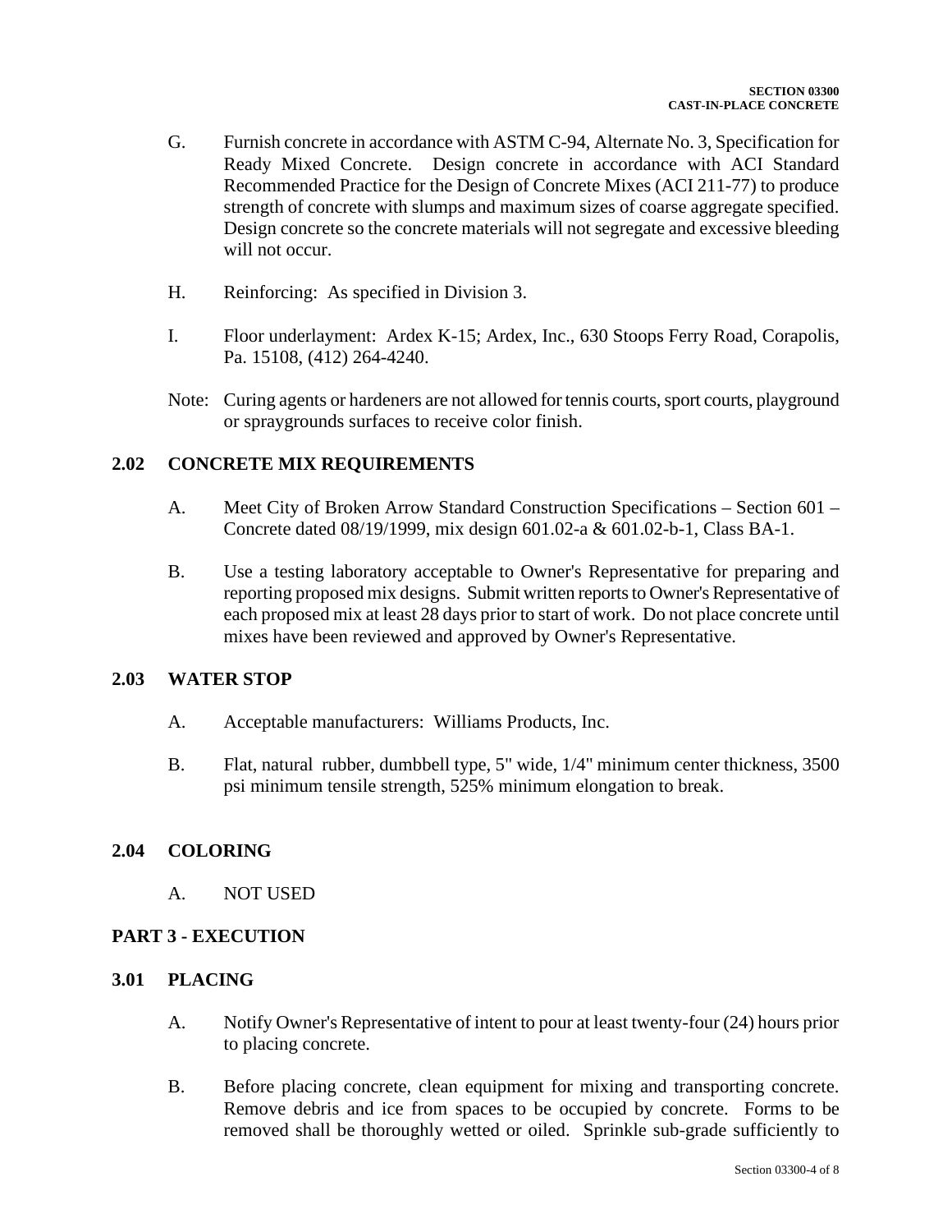G. Furnish concrete in accordance with ASTM C-94, Alternate No. 3, Specification for Ready Mixed Concrete. Design concrete in accordance with ACI Standard Recommended Practice for the Design of Concrete Mixes (ACI 211-77) to produce strength of concrete with slumps and maximum sizes of coarse aggregate specified. Design concrete so the concrete materials will not segregate and excessive bleeding will not occur.

H. Reinforcing: As specified in Division 3.

I. Floor underlayment: Ardex K-15; Ardex, Inc., 630 Stoops Ferry Road, Corapolis, Pa. 15108, (412) 264-4240.

Note: Curing agents or hardeners are not allowed for tennis courts, sport courts, playground or spraygrounds surfaces to receive color finish.

## 2.02 CONCRETE MIX REQUIREMENTS

A. Meet City of Broken Arrow Standard Construction Specifications – Section 601 – Concrete dated 08/19/1999, mix design 601.02-a & 601.02-b-1, Class BA-1.

B. Use a testing laboratory acceptable to Owner's Representative for preparing and reporting proposed mix designs. Submit written reports to Owner's Representative of each proposed mix at least 28 days prior to start of work. Do not place concrete until mixes have been reviewed and approved by Owner's Representative.

## 2.03 WATER STOP

A. Acceptable manufacturers: Williams Products, Inc.

B. Flat, natural rubber, dumbbell type, 5" wide, 1/4" minimum center thickness, 3500 psi minimum tensile strength, 525% minimum elongation to break.

## 2.04 COLORING

A. NOT USED

# PART 3 - EXECUTION

## 3.01 PLACING

A. Notify Owner's Representative of intent to pour at least twenty-four (24) hours prior to placing concrete.

B. Before placing concrete, clean equipment for mixing and transporting concrete. Remove debris and ice from spaces to be occupied by concrete. Forms to be removed shall be thoroughly wetted or oiled. Sprinkle sub-grade sufficiently to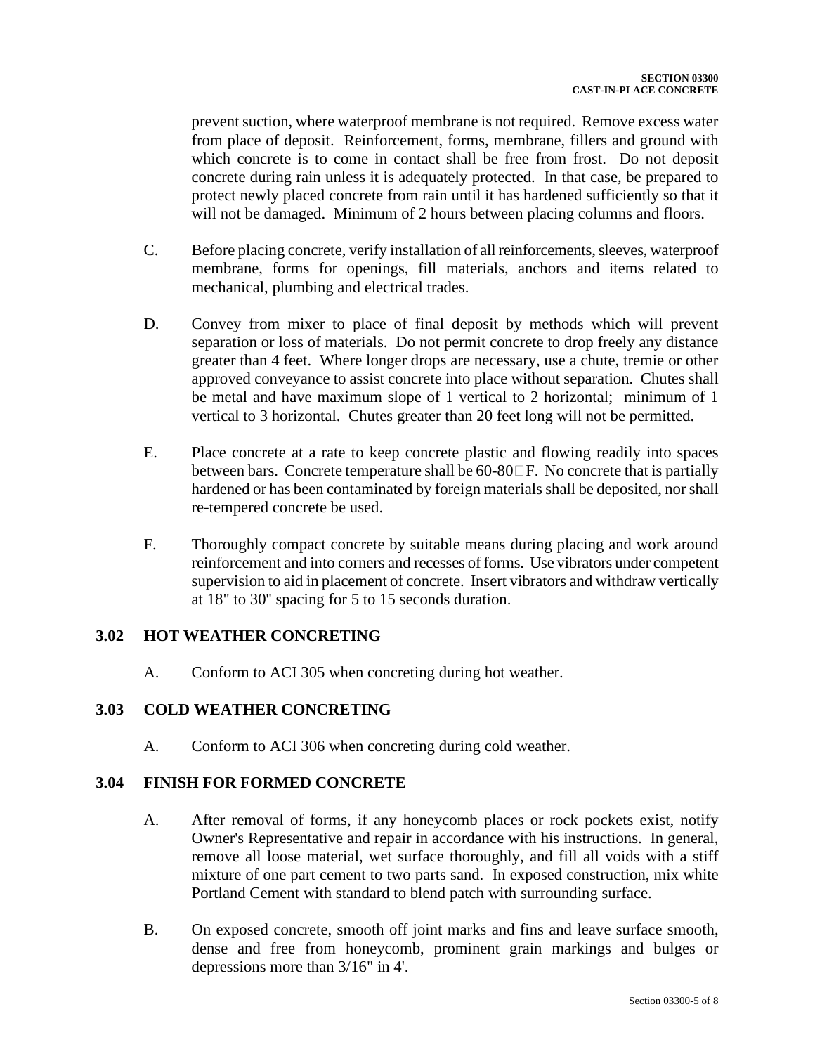prevent suction, where waterproof membrane is not required. Remove excess water from place of deposit. Reinforcement, forms, membrane, fillers and ground with which concrete is to come in contact shall be free from frost. Do not deposit concrete during rain unless it is adequately protected. In that case, be prepared to protect newly placed concrete from rain until it has hardened sufficiently so that it will not be damaged. Minimum of 2 hours between placing columns and floors.

C. Before placing concrete, verify installation of all reinforcements, sleeves, waterproof membrane, forms for openings, fill materials, anchors and items related to mechanical, plumbing and electrical trades.

D. Convey from mixer to place of final deposit by methods which will prevent separation or loss of materials. Do not permit concrete to drop freely any distance greater than 4 feet. Where longer drops are necessary, use a chute, tremie or other approved conveyance to assist concrete into place without separation. Chutes shall be metal and have maximum slope of 1 vertical to 2 horizontal; minimum of 1 vertical to 3 horizontal. Chutes greater than 20 feet long will not be permitted.

E. Place concrete at a rate to keep concrete plastic and flowing readily into spaces between bars. Concrete temperature shall be 60-80°F. No concrete that is partially hardened or has been contaminated by foreign materials shall be deposited, nor shall re-tempered concrete be used.

F. Thoroughly compact concrete by suitable means during placing and work around reinforcement and into corners and recesses of forms. Use vibrators under competent supervision to aid in placement of concrete. Insert vibrators and withdraw vertically at 18" to 30" spacing for 5 to 15 seconds duration.

## 3.02 HOT WEATHER CONCRETING

A. Conform to ACI 305 when concreting during hot weather.

## 3.03 COLD WEATHER CONCRETING

A. Conform to ACI 306 when concreting during cold weather.

## 3.04 FINISH FOR FORMED CONCRETE

A. After removal of forms, if any honeycomb places or rock pockets exist, notify Owner's Representative and repair in accordance with his instructions. In general, remove all loose material, wet surface thoroughly, and fill all voids with a stiff mixture of one part cement to two parts sand. In exposed construction, mix white Portland Cement with standard to blend patch with surrounding surface.

B. On exposed concrete, smooth off joint marks and fins and leave surface smooth, dense and free from honeycomb, prominent grain markings and bulges or depressions more than 3/16" in 4'.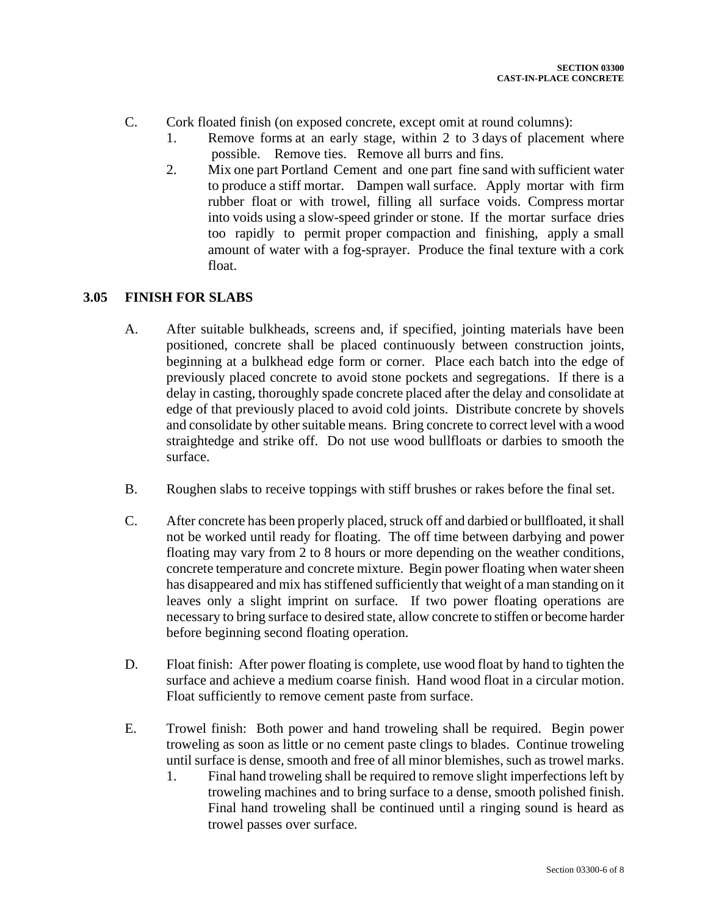C. Cork floated finish (on exposed concrete, except omit at round columns):

1. Remove forms at an early stage, within 2 to 3 days of placement where possible. Remove ties. Remove all burrs and fins.
2. Mix one part Portland Cement and one part fine sand with sufficient water to produce a stiff mortar. Dampen wall surface. Apply mortar with firm rubber float or with trowel, filling all surface voids. Compress mortar into voids using a slow-speed grinder or stone. If the mortar surface dries too rapidly to permit proper compaction and finishing, apply a small amount of water with a fog-sprayer. Produce the final texture with a cork float.

## 3.05 FINISH FOR SLABS

A. After suitable bulkheads, screens and, if specified, jointing materials have been positioned, concrete shall be placed continuously between construction joints, beginning at a bulkhead edge form or corner. Place each batch into the edge of previously placed concrete to avoid stone pockets and segregations. If there is a delay in casting, thoroughly spade concrete placed after the delay and consolidate at edge of that previously placed to avoid cold joints. Distribute concrete by shovels and consolidate by other suitable means. Bring concrete to correct level with a wood straightedge and strike off. Do not use wood bullfloats or darbies to smooth the surface.

B. Roughen slabs to receive toppings with stiff brushes or rakes before the final set.

C. After concrete has been properly placed, struck off and darbied or bullfloated, it shall not be worked until ready for floating. The off time between darbying and power floating may vary from 2 to 8 hours or more depending on the weather conditions, concrete temperature and concrete mixture. Begin power floating when water sheen has disappeared and mix has stiffened sufficiently that weight of a man standing on it leaves only a slight imprint on surface. If two power floating operations are necessary to bring surface to desired state, allow concrete to stiffen or become harder before beginning second floating operation.

D. Float finish: After power floating is complete, use wood float by hand to tighten the surface and achieve a medium coarse finish. Hand wood float in a circular motion. Float sufficiently to remove cement paste from surface.

E. Trowel finish: Both power and hand troweling shall be required. Begin power troweling as soon as little or no cement paste clings to blades. Continue troweling until surface is dense, smooth and free of all minor blemishes, such as trowel marks.

1. Final hand troweling shall be required to remove slight imperfections left by troweling machines and to bring surface to a dense, smooth polished finish. Final hand troweling shall be continued until a ringing sound is heard as trowel passes over surface.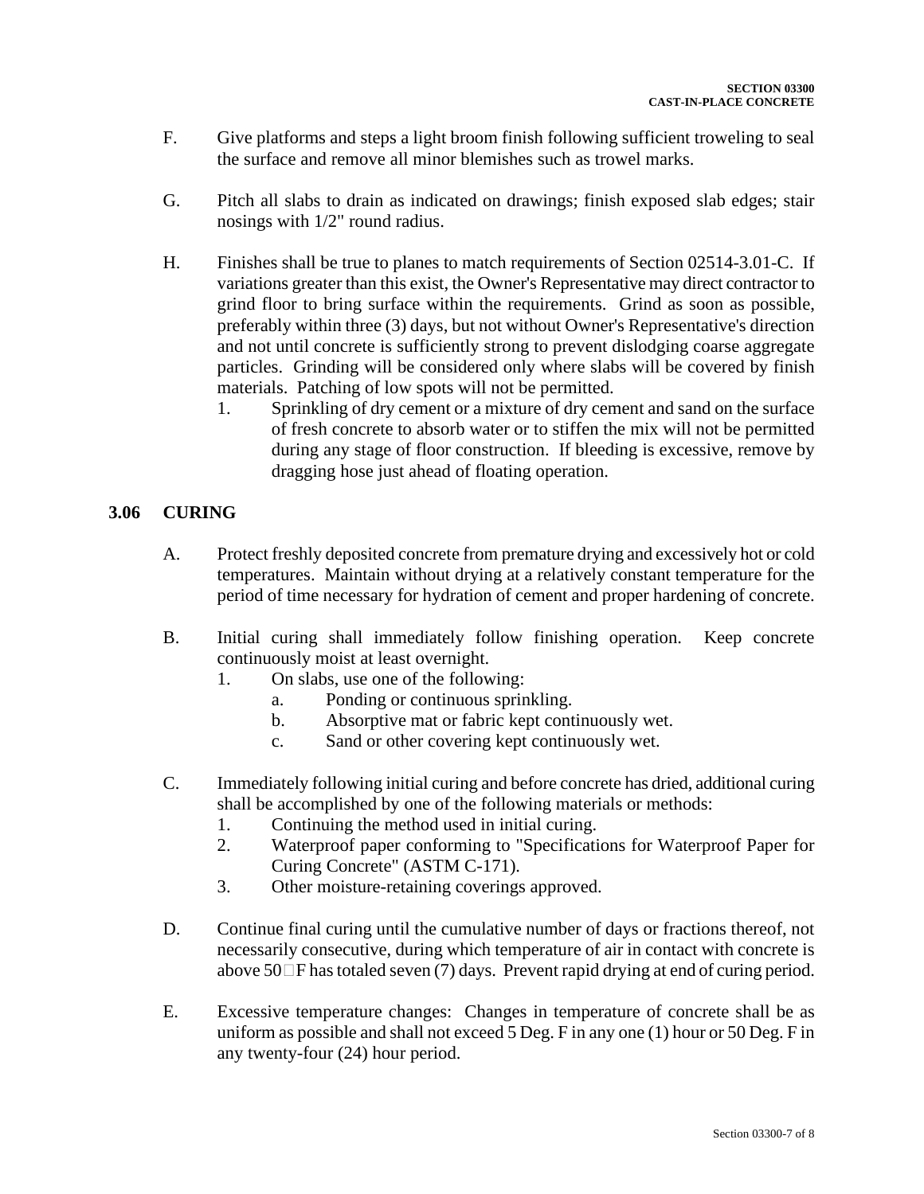F. Give platforms and steps a light broom finish following sufficient troweling to seal the surface and remove all minor blemishes such as trowel marks.

G. Pitch all slabs to drain as indicated on drawings; finish exposed slab edges; stair nosings with 1/2" round radius.

H. Finishes shall be true to planes to match requirements of Section 02514-3.01-C. If variations greater than this exist, the Owner's Representative may direct contractor to grind floor to bring surface within the requirements. Grind as soon as possible, preferably within three (3) days, but not without Owner's Representative's direction and not until concrete is sufficiently strong to prevent dislodging coarse aggregate particles. Grinding will be considered only where slabs will be covered by finish materials. Patching of low spots will not be permitted.

   1. Sprinkling of dry cement or a mixture of dry cement and sand on the surface of fresh concrete to absorb water or to stiffen the mix will not be permitted during any stage of floor construction. If bleeding is excessive, remove by dragging hose just ahead of floating operation.

## 3.06 CURING

A. Protect freshly deposited concrete from premature drying and excessively hot or cold temperatures. Maintain without drying at a relatively constant temperature for the period of time necessary for hydration of cement and proper hardening of concrete.

B. Initial curing shall immediately follow finishing operation. Keep concrete continuously moist at least overnight.

   1. On slabs, use one of the following:
      a. Ponding or continuous sprinkling.
      b. Absorptive mat or fabric kept continuously wet.
      c. Sand or other covering kept continuously wet.

C. Immediately following initial curing and before concrete has dried, additional curing shall be accomplished by one of the following materials or methods:

   1. Continuing the method used in initial curing.
   2. Waterproof paper conforming to "Specifications for Waterproof Paper for Curing Concrete" (ASTM C-171).
   3. Other moisture-retaining coverings approved.

D. Continue final curing until the cumulative number of days or fractions thereof, not necessarily consecutive, during which temperature of air in contact with concrete is above 50°F has totaled seven (7) days. Prevent rapid drying at end of curing period.

E. Excessive temperature changes: Changes in temperature of concrete shall be as uniform as possible and shall not exceed 5 Deg. F in any one (1) hour or 50 Deg. F in any twenty-four (24) hour period.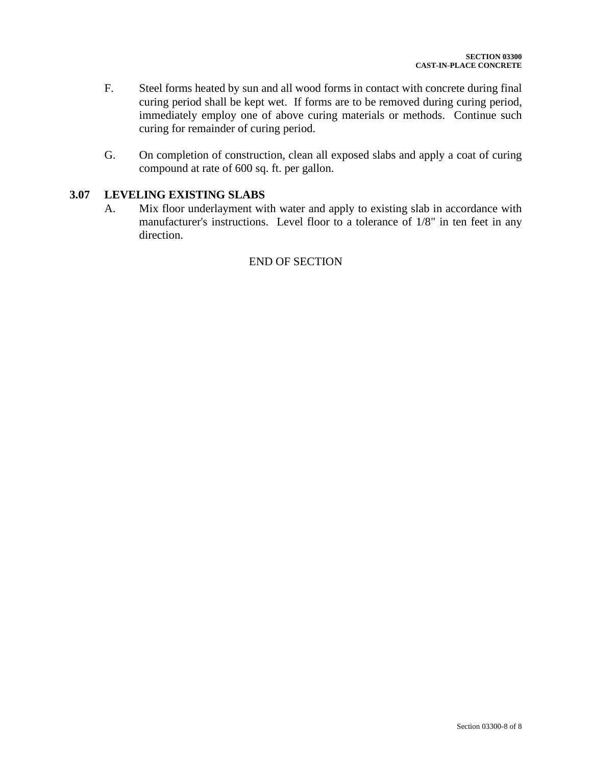F. Steel forms heated by sun and all wood forms in contact with concrete during final curing period shall be kept wet. If forms are to be removed during curing period, immediately employ one of above curing materials or methods. Continue such curing for remainder of curing period.

G. On completion of construction, clean all exposed slabs and apply a coat of curing compound at rate of 600 sq. ft. per gallon.

## 3.07 LEVELING EXISTING SLABS

A. Mix floor underlayment with water and apply to existing slab in accordance with manufacturer's instructions. Level floor to a tolerance of 1/8" in ten feet in any direction.

END OF SECTION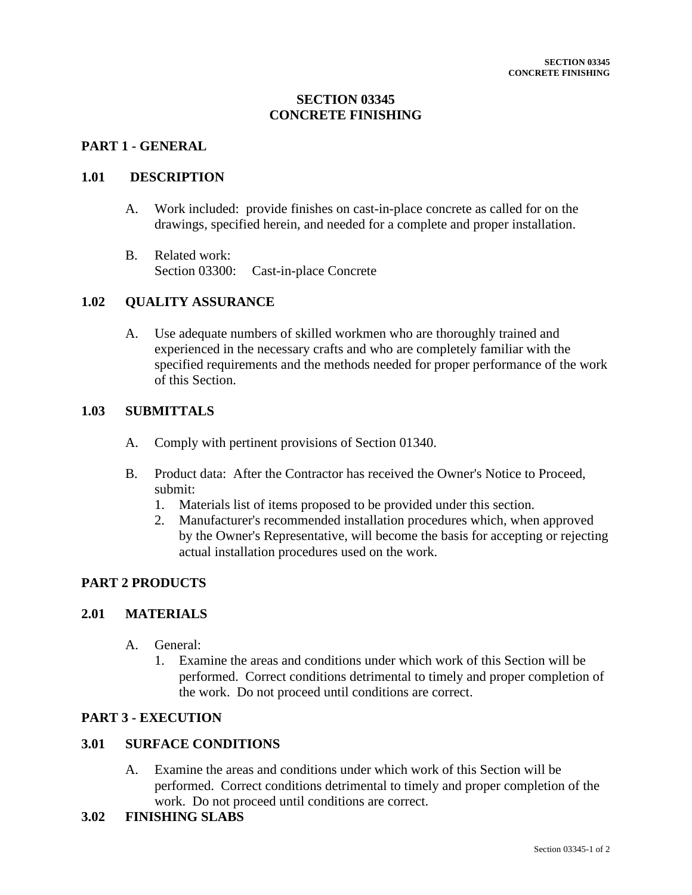# SECTION 03345
# CONCRETE FINISHING

## PART 1 - GENERAL

### 1.01 DESCRIPTION

A. Work included: provide finishes on cast-in-place concrete as called for on the drawings, specified herein, and needed for a complete and proper installation.

B. Related work:
Section 03300: Cast-in-place Concrete

### 1.02 QUALITY ASSURANCE

A. Use adequate numbers of skilled workmen who are thoroughly trained and experienced in the necessary crafts and who are completely familiar with the specified requirements and the methods needed for proper performance of the work of this Section.

### 1.03 SUBMITTALS

A. Comply with pertinent provisions of Section 01340.

B. Product data: After the Contractor has received the Owner's Notice to Proceed, submit:
   1. Materials list of items proposed to be provided under this section.
   2. Manufacturer's recommended installation procedures which, when approved by the Owner's Representative, will become the basis for accepting or rejecting actual installation procedures used on the work.

## PART 2 PRODUCTS

### 2.01 MATERIALS

A. General:
   1. Examine the areas and conditions under which work of this Section will be performed. Correct conditions detrimental to timely and proper completion of the work. Do not proceed until conditions are correct.

## PART 3 - EXECUTION

### 3.01 SURFACE CONDITIONS

A. Examine the areas and conditions under which work of this Section will be performed. Correct conditions detrimental to timely and proper completion of the work. Do not proceed until conditions are correct.

### 3.02 FINISHING SLABS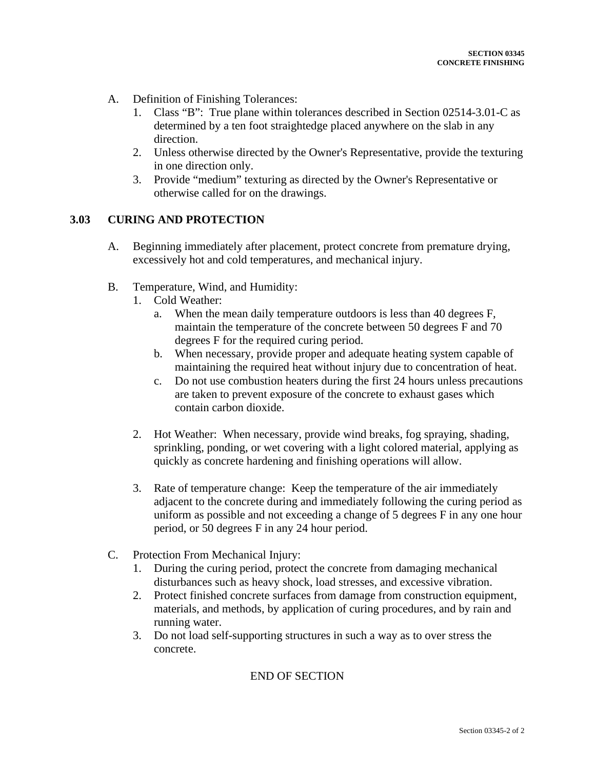A. Definition of Finishing Tolerances:
   1. Class “B”: True plane within tolerances described in Section 02514-3.01-C as determined by a ten foot straightedge placed anywhere on the slab in any direction.
   2. Unless otherwise directed by the Owner's Representative, provide the texturing in one direction only.
   3. Provide “medium” texturing as directed by the Owner's Representative or otherwise called for on the drawings.

## 3.03 CURING AND PROTECTION

A. Beginning immediately after placement, protect concrete from premature drying, excessively hot and cold temperatures, and mechanical injury.

B. Temperature, Wind, and Humidity:
   1. Cold Weather:
      a. When the mean daily temperature outdoors is less than 40 degrees F, maintain the temperature of the concrete between 50 degrees F and 70 degrees F for the required curing period.
      b. When necessary, provide proper and adequate heating system capable of maintaining the required heat without injury due to concentration of heat.
      c. Do not use combustion heaters during the first 24 hours unless precautions are taken to prevent exposure of the concrete to exhaust gases which contain carbon dioxide.

   2. Hot Weather: When necessary, provide wind breaks, fog spraying, shading, sprinkling, ponding, or wet covering with a light colored material, applying as quickly as concrete hardening and finishing operations will allow.

   3. Rate of temperature change: Keep the temperature of the air immediately adjacent to the concrete during and immediately following the curing period as uniform as possible and not exceeding a change of 5 degrees F in any one hour period, or 50 degrees F in any 24 hour period.

C. Protection From Mechanical Injury:
   1. During the curing period, protect the concrete from damaging mechanical disturbances such as heavy shock, load stresses, and excessive vibration.
   2. Protect finished concrete surfaces from damage from construction equipment, materials, and methods, by application of curing procedures, and by rain and running water.
   3. Do not load self-supporting structures in such a way as to over stress the concrete.

END OF SECTION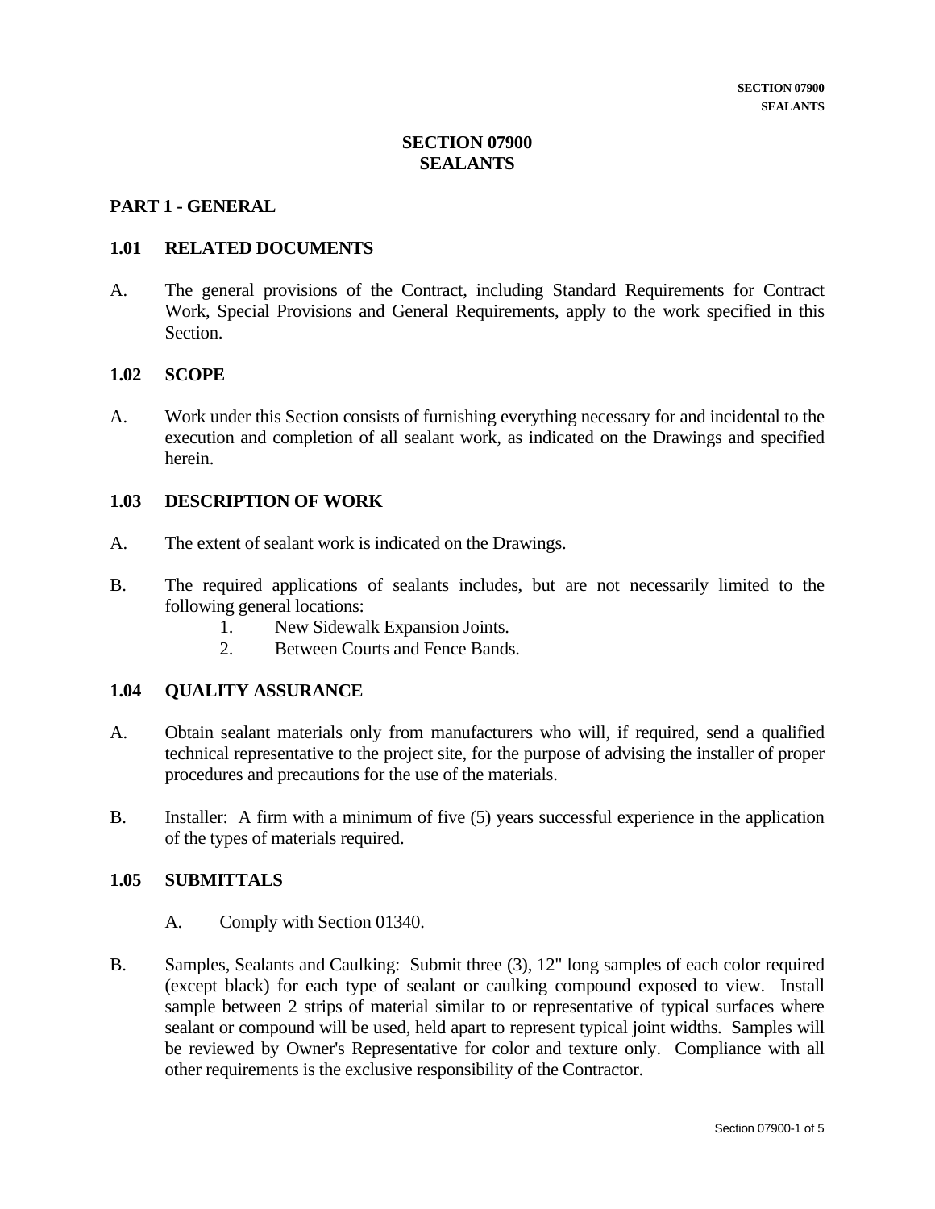# SECTION 07900
# SEALANTS

## PART 1 - GENERAL

### 1.01 RELATED DOCUMENTS

A. The general provisions of the Contract, including Standard Requirements for Contract Work, Special Provisions and General Requirements, apply to the work specified in this Section.

### 1.02 SCOPE

A. Work under this Section consists of furnishing everything necessary for and incidental to the execution and completion of all sealant work, as indicated on the Drawings and specified herein.

### 1.03 DESCRIPTION OF WORK

A. The extent of sealant work is indicated on the Drawings.

B. The required applications of sealants includes, but are not necessarily limited to the following general locations:

1. New Sidewalk Expansion Joints.
2. Between Courts and Fence Bands.

### 1.04 QUALITY ASSURANCE

A. Obtain sealant materials only from manufacturers who will, if required, send a qualified technical representative to the project site, for the purpose of advising the installer of proper procedures and precautions for the use of the materials.

B. Installer: A firm with a minimum of five (5) years successful experience in the application of the types of materials required.

### 1.05 SUBMITTALS

A. Comply with Section 01340.

B. Samples, Sealants and Caulking: Submit three (3), 12" long samples of each color required (except black) for each type of sealant or caulking compound exposed to view. Install sample between 2 strips of material similar to or representative of typical surfaces where sealant or compound will be used, held apart to represent typical joint widths. Samples will be reviewed by Owner's Representative for color and texture only. Compliance with all other requirements is the exclusive responsibility of the Contractor.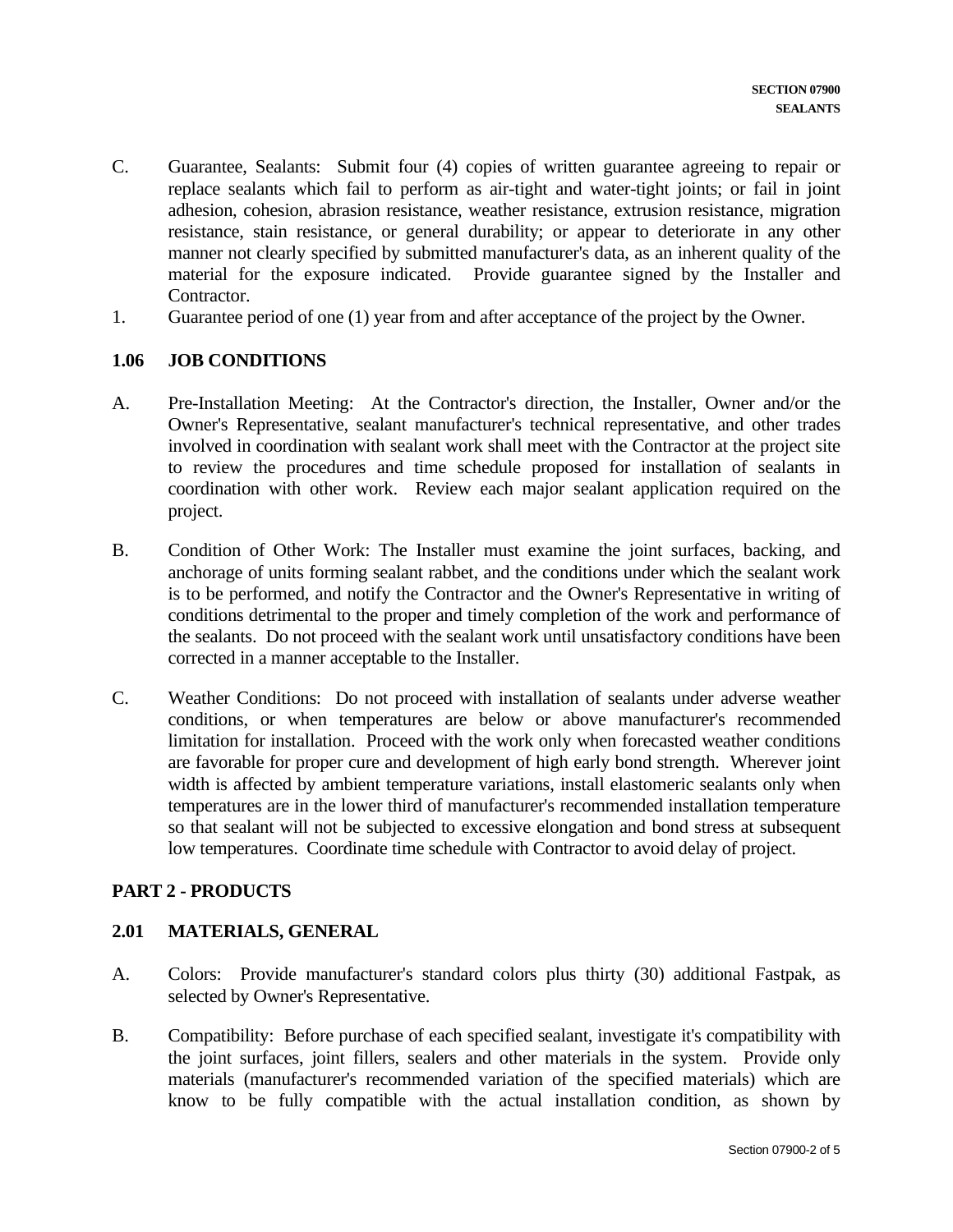C. Guarantee, Sealants: Submit four (4) copies of written guarantee agreeing to repair or replace sealants which fail to perform as air-tight and water-tight joints; or fail in joint adhesion, cohesion, abrasion resistance, weather resistance, extrusion resistance, migration resistance, stain resistance, or general durability; or appear to deteriorate in any other manner not clearly specified by submitted manufacturer's data, as an inherent quality of the material for the exposure indicated. Provide guarantee signed by the Installer and Contractor.

1. Guarantee period of one (1) year from and after acceptance of the project by the Owner.

## 1.06 JOB CONDITIONS

A. Pre-Installation Meeting: At the Contractor's direction, the Installer, Owner and/or the Owner's Representative, sealant manufacturer's technical representative, and other trades involved in coordination with sealant work shall meet with the Contractor at the project site to review the procedures and time schedule proposed for installation of sealants in coordination with other work. Review each major sealant application required on the project.

B. Condition of Other Work: The Installer must examine the joint surfaces, backing, and anchorage of units forming sealant rabbet, and the conditions under which the sealant work is to be performed, and notify the Contractor and the Owner's Representative in writing of conditions detrimental to the proper and timely completion of the work and performance of the sealants. Do not proceed with the sealant work until unsatisfactory conditions have been corrected in a manner acceptable to the Installer.

C. Weather Conditions: Do not proceed with installation of sealants under adverse weather conditions, or when temperatures are below or above manufacturer's recommended limitation for installation. Proceed with the work only when forecasted weather conditions are favorable for proper cure and development of high early bond strength. Wherever joint width is affected by ambient temperature variations, install elastomeric sealants only when temperatures are in the lower third of manufacturer's recommended installation temperature so that sealant will not be subjected to excessive elongation and bond stress at subsequent low temperatures. Coordinate time schedule with Contractor to avoid delay of project.

# PART 2 - PRODUCTS

## 2.01 MATERIALS, GENERAL

A. Colors: Provide manufacturer's standard colors plus thirty (30) additional Fastpak, as selected by Owner's Representative.

B. Compatibility: Before purchase of each specified sealant, investigate it's compatibility with the joint surfaces, joint fillers, sealers and other materials in the system. Provide only materials (manufacturer's recommended variation of the specified materials) which are know to be fully compatible with the actual installation condition, as shown by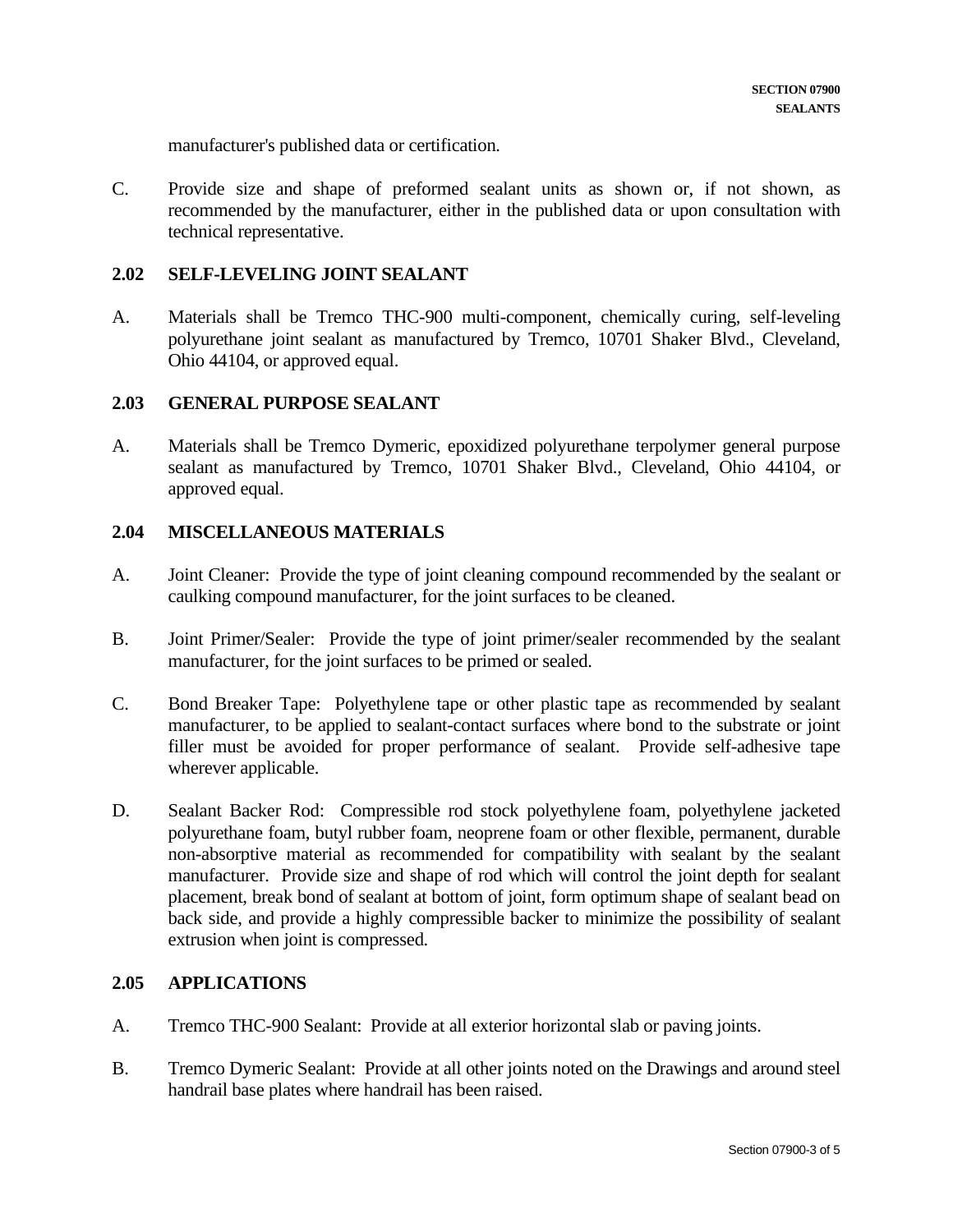manufacturer's published data or certification.

C. Provide size and shape of preformed sealant units as shown or, if not shown, as recommended by the manufacturer, either in the published data or upon consultation with technical representative.

## 2.02 SELF-LEVELING JOINT SEALANT

A. Materials shall be Tremco THC-900 multi-component, chemically curing, self-leveling polyurethane joint sealant as manufactured by Tremco, 10701 Shaker Blvd., Cleveland, Ohio 44104, or approved equal.

## 2.03 GENERAL PURPOSE SEALANT

A. Materials shall be Tremco Dymeric, epoxidized polyurethane terpolymer general purpose sealant as manufactured by Tremco, 10701 Shaker Blvd., Cleveland, Ohio 44104, or approved equal.

## 2.04 MISCELLANEOUS MATERIALS

A. Joint Cleaner: Provide the type of joint cleaning compound recommended by the sealant or caulking compound manufacturer, for the joint surfaces to be cleaned.

B. Joint Primer/Sealer: Provide the type of joint primer/sealer recommended by the sealant manufacturer, for the joint surfaces to be primed or sealed.

C. Bond Breaker Tape: Polyethylene tape or other plastic tape as recommended by sealant manufacturer, to be applied to sealant-contact surfaces where bond to the substrate or joint filler must be avoided for proper performance of sealant. Provide self-adhesive tape wherever applicable.

D. Sealant Backer Rod: Compressible rod stock polyethylene foam, polyethylene jacketed polyurethane foam, butyl rubber foam, neoprene foam or other flexible, permanent, durable non-absorptive material as recommended for compatibility with sealant by the sealant manufacturer. Provide size and shape of rod which will control the joint depth for sealant placement, break bond of sealant at bottom of joint, form optimum shape of sealant bead on back side, and provide a highly compressible backer to minimize the possibility of sealant extrusion when joint is compressed.

## 2.05 APPLICATIONS

A. Tremco THC-900 Sealant: Provide at all exterior horizontal slab or paving joints.

B. Tremco Dymeric Sealant: Provide at all other joints noted on the Drawings and around steel handrail base plates where handrail has been raised.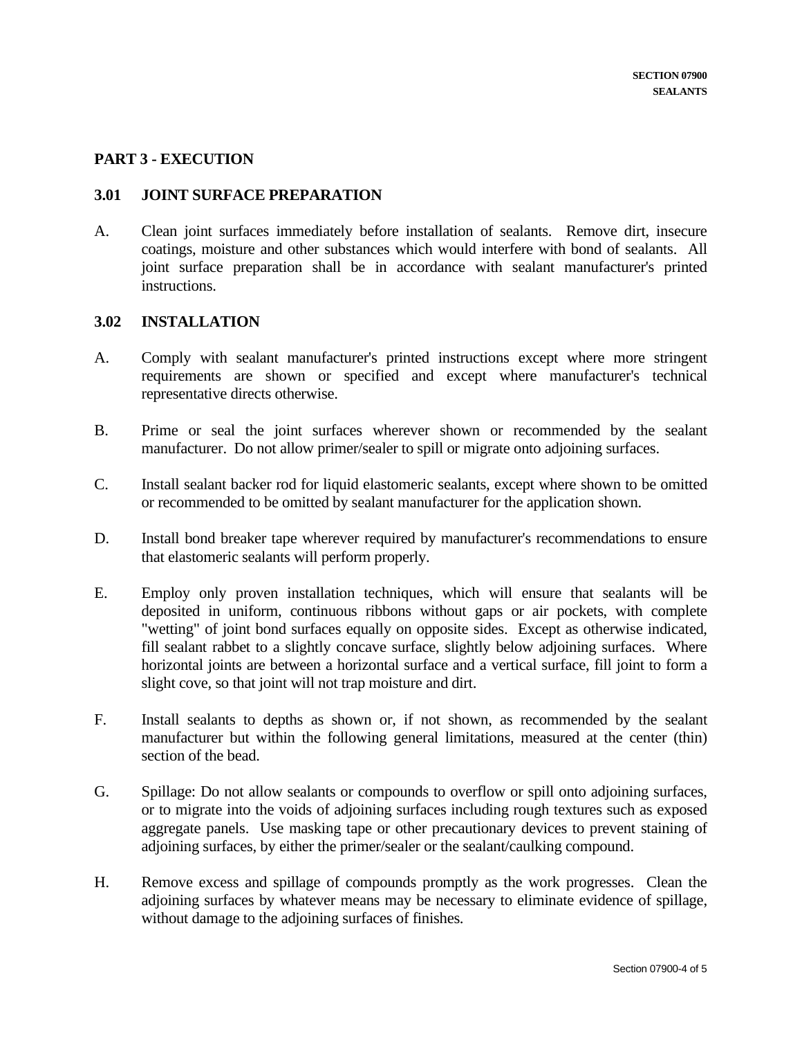## PART 3 - EXECUTION

### 3.01 JOINT SURFACE PREPARATION

A. Clean joint surfaces immediately before installation of sealants. Remove dirt, insecure coatings, moisture and other substances which would interfere with bond of sealants. All joint surface preparation shall be in accordance with sealant manufacturer's printed instructions.

### 3.02 INSTALLATION

A. Comply with sealant manufacturer's printed instructions except where more stringent requirements are shown or specified and except where manufacturer's technical representative directs otherwise.

B. Prime or seal the joint surfaces wherever shown or recommended by the sealant manufacturer. Do not allow primer/sealer to spill or migrate onto adjoining surfaces.

C. Install sealant backer rod for liquid elastomeric sealants, except where shown to be omitted or recommended to be omitted by sealant manufacturer for the application shown.

D. Install bond breaker tape wherever required by manufacturer's recommendations to ensure that elastomeric sealants will perform properly.

E. Employ only proven installation techniques, which will ensure that sealants will be deposited in uniform, continuous ribbons without gaps or air pockets, with complete "wetting" of joint bond surfaces equally on opposite sides. Except as otherwise indicated, fill sealant rabbet to a slightly concave surface, slightly below adjoining surfaces. Where horizontal joints are between a horizontal surface and a vertical surface, fill joint to form a slight cove, so that joint will not trap moisture and dirt.

F. Install sealants to depths as shown or, if not shown, as recommended by the sealant manufacturer but within the following general limitations, measured at the center (thin) section of the bead.

G. Spillage: Do not allow sealants or compounds to overflow or spill onto adjoining surfaces, or to migrate into the voids of adjoining surfaces including rough textures such as exposed aggregate panels. Use masking tape or other precautionary devices to prevent staining of adjoining surfaces, by either the primer/sealer or the sealant/caulking compound.

H. Remove excess and spillage of compounds promptly as the work progresses. Clean the adjoining surfaces by whatever means may be necessary to eliminate evidence of spillage, without damage to the adjoining surfaces of finishes.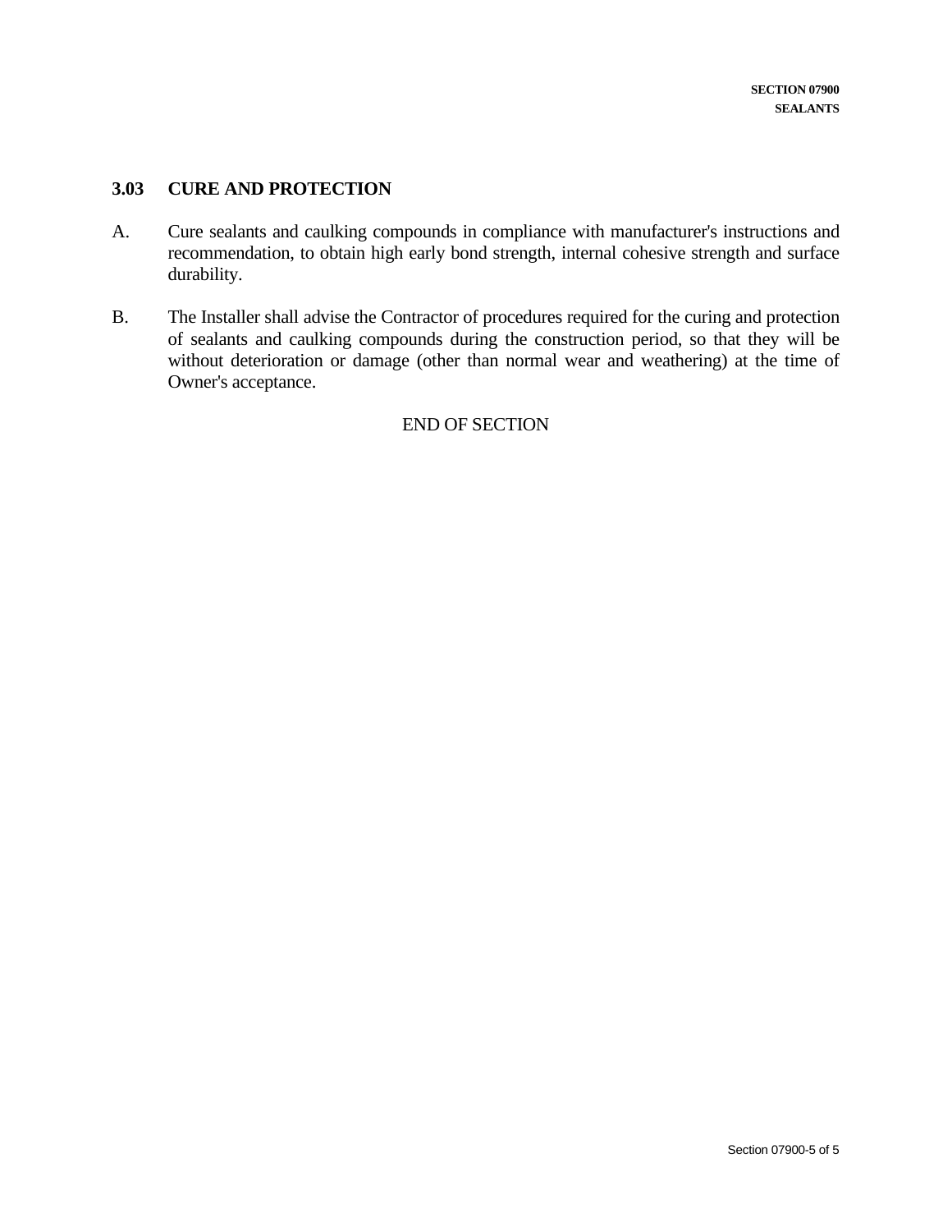### 3.03 CURE AND PROTECTION

A. Cure sealants and caulking compounds in compliance with manufacturer's instructions and recommendation, to obtain high early bond strength, internal cohesive strength and surface durability.

B. The Installer shall advise the Contractor of procedures required for the curing and protection of sealants and caulking compounds during the construction period, so that they will be without deterioration or damage (other than normal wear and weathering) at the time of Owner's acceptance.

END OF SECTION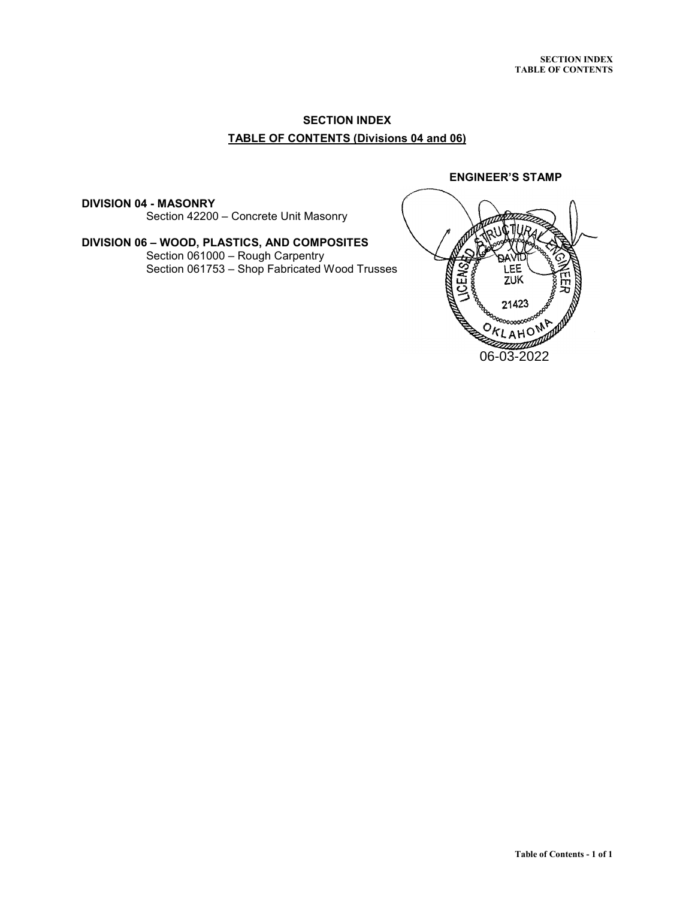# SECTION INDEX

## TABLE OF CONTENTS (Divisions 04 and 06)

**ENGINEER'S STAMP**

LICENSED STRUCTURAL ENGINEER
DAVID LEE ZUK
21423
OKLAHOMA

06-03-2022

**DIVISION 04 - MASONRY**

Section 42200 – Concrete Unit Masonry

**DIVISION 06 – WOOD, PLASTICS, AND COMPOSITES**

Section 061000 – Rough Carpentry
Section 061753 – Shop Fabricated Wood Trusses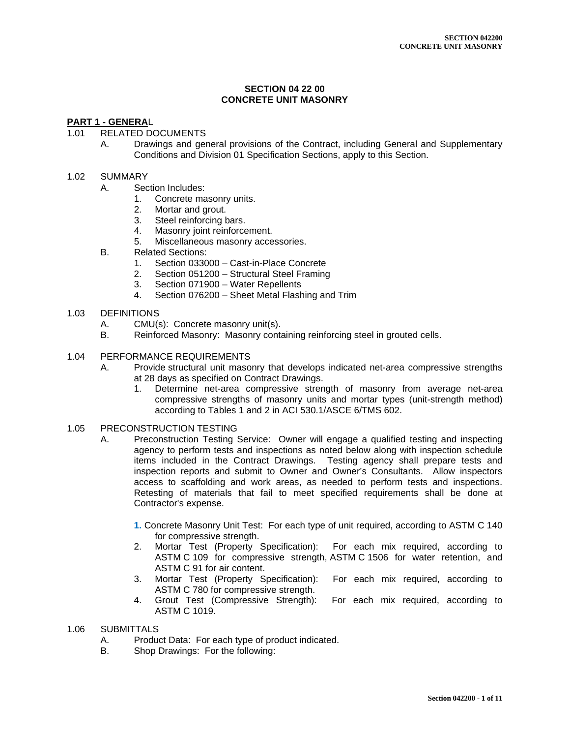# SECTION 04 22 00
# CONCRETE UNIT MASONRY

## PART 1 - GENERAL

1.01 RELATED DOCUMENTS

A. Drawings and general provisions of the Contract, including General and Supplementary Conditions and Division 01 Specification Sections, apply to this Section.

1.02 SUMMARY

A. Section Includes:
   1. Concrete masonry units.
   2. Mortar and grout.
   3. Steel reinforcing bars.
   4. Masonry joint reinforcement.
   5. Miscellaneous masonry accessories.

B. Related Sections:
   1. Section 033000 – Cast-in-Place Concrete
   2. Section 051200 – Structural Steel Framing
   3. Section 071900 – Water Repellents
   4. Section 076200 – Sheet Metal Flashing and Trim

1.03 DEFINITIONS

A. CMU(s): Concrete masonry unit(s).

B. Reinforced Masonry: Masonry containing reinforcing steel in grouted cells.

1.04 PERFORMANCE REQUIREMENTS

A. Provide structural unit masonry that develops indicated net-area compressive strengths at 28 days as specified on Contract Drawings.
   1. Determine net-area compressive strength of masonry from average net-area compressive strengths of masonry units and mortar types (unit-strength method) according to Tables 1 and 2 in ACI 530.1/ASCE 6/TMS 602.

1.05 PRECONSTRUCTION TESTING

A. Preconstruction Testing Service: Owner will engage a qualified testing and inspecting agency to perform tests and inspections as noted below along with inspection schedule items included in the Contract Drawings. Testing agency shall prepare tests and inspection reports and submit to Owner and Owner's Consultants. Allow inspectors access to scaffolding and work areas, as needed to perform tests and inspections. Retesting of materials that fail to meet specified requirements shall be done at Contractor's expense.

   1. Concrete Masonry Unit Test: For each type of unit required, according to ASTM C 140 for compressive strength.
   2. Mortar Test (Property Specification): For each mix required, according to ASTM C 109 for compressive strength, ASTM C 1506 for water retention, and ASTM C 91 for air content.
   3. Mortar Test (Property Specification): For each mix required, according to ASTM C 780 for compressive strength.
   4. Grout Test (Compressive Strength): For each mix required, according to ASTM C 1019.

1.06 SUBMITTALS

A. Product Data: For each type of product indicated.

B. Shop Drawings: For the following: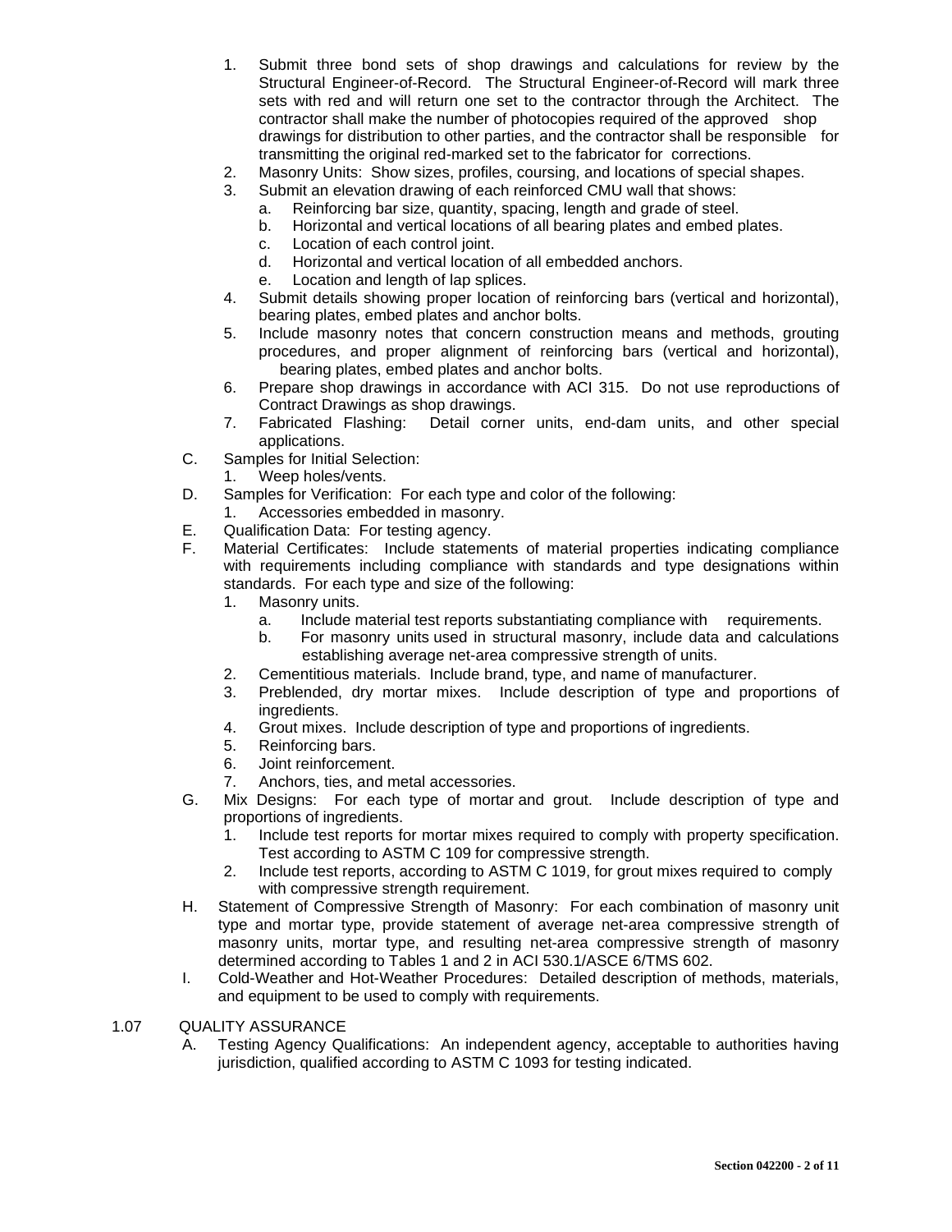1. Submit three bond sets of shop drawings and calculations for review by the Structural Engineer-of-Record. The Structural Engineer-of-Record will mark three sets with red and will return one set to the contractor through the Architect. The contractor shall make the number of photocopies required of the approved shop drawings for distribution to other parties, and the contractor shall be responsible for transmitting the original red-marked set to the fabricator for corrections.
2. Masonry Units: Show sizes, profiles, coursing, and locations of special shapes.
3. Submit an elevation drawing of each reinforced CMU wall that shows:
   a. Reinforcing bar size, quantity, spacing, length and grade of steel.
   b. Horizontal and vertical locations of all bearing plates and embed plates.
   c. Location of each control joint.
   d. Horizontal and vertical location of all embedded anchors.
   e. Location and length of lap splices.
4. Submit details showing proper location of reinforcing bars (vertical and horizontal), bearing plates, embed plates and anchor bolts.
5. Include masonry notes that concern construction means and methods, grouting procedures, and proper alignment of reinforcing bars (vertical and horizontal), bearing plates, embed plates and anchor bolts.
6. Prepare shop drawings in accordance with ACI 315. Do not use reproductions of Contract Drawings as shop drawings.
7. Fabricated Flashing: Detail corner units, end-dam units, and other special applications.

C. Samples for Initial Selection:
   1. Weep holes/vents.

D. Samples for Verification: For each type and color of the following:
   1. Accessories embedded in masonry.

E. Qualification Data: For testing agency.

F. Material Certificates: Include statements of material properties indicating compliance with requirements including compliance with standards and type designations within standards. For each type and size of the following:
   1. Masonry units.
      a. Include material test reports substantiating compliance with requirements.
      b. For masonry units used in structural masonry, include data and calculations establishing average net-area compressive strength of units.
   2. Cementitious materials. Include brand, type, and name of manufacturer.
   3. Preblended, dry mortar mixes. Include description of type and proportions of ingredients.
   4. Grout mixes. Include description of type and proportions of ingredients.
   5. Reinforcing bars.
   6. Joint reinforcement.
   7. Anchors, ties, and metal accessories.

G. Mix Designs: For each type of mortar and grout. Include description of type and proportions of ingredients.
   1. Include test reports for mortar mixes required to comply with property specification. Test according to ASTM C 109 for compressive strength.
   2. Include test reports, according to ASTM C 1019, for grout mixes required to comply with compressive strength requirement.

H. Statement of Compressive Strength of Masonry: For each combination of masonry unit type and mortar type, provide statement of average net-area compressive strength of masonry units, mortar type, and resulting net-area compressive strength of masonry determined according to Tables 1 and 2 in ACI 530.1/ASCE 6/TMS 602.

I. Cold-Weather and Hot-Weather Procedures: Detailed description of methods, materials, and equipment to be used to comply with requirements.

## 1.07 QUALITY ASSURANCE

A. Testing Agency Qualifications: An independent agency, acceptable to authorities having jurisdiction, qualified according to ASTM C 1093 for testing indicated.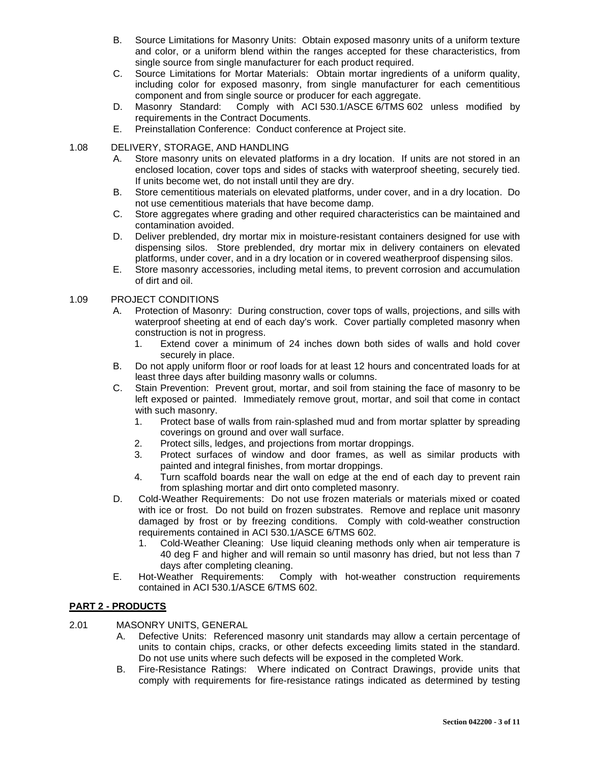B. Source Limitations for Masonry Units: Obtain exposed masonry units of a uniform texture and color, or a uniform blend within the ranges accepted for these characteristics, from single source from single manufacturer for each product required.

C. Source Limitations for Mortar Materials: Obtain mortar ingredients of a uniform quality, including color for exposed masonry, from single manufacturer for each cementitious component and from single source or producer for each aggregate.

D. Masonry Standard: Comply with ACI 530.1/ASCE 6/TMS 602 unless modified by requirements in the Contract Documents.

E. Preinstallation Conference: Conduct conference at Project site.

1.08 DELIVERY, STORAGE, AND HANDLING

A. Store masonry units on elevated platforms in a dry location. If units are not stored in an enclosed location, cover tops and sides of stacks with waterproof sheeting, securely tied. If units become wet, do not install until they are dry.

B. Store cementitious materials on elevated platforms, under cover, and in a dry location. Do not use cementitious materials that have become damp.

C. Store aggregates where grading and other required characteristics can be maintained and contamination avoided.

D. Deliver preblended, dry mortar mix in moisture-resistant containers designed for use with dispensing silos. Store preblended, dry mortar mix in delivery containers on elevated platforms, under cover, and in a dry location or in covered weatherproof dispensing silos.

E. Store masonry accessories, including metal items, to prevent corrosion and accumulation of dirt and oil.

1.09 PROJECT CONDITIONS

A. Protection of Masonry: During construction, cover tops of walls, projections, and sills with waterproof sheeting at end of each day's work. Cover partially completed masonry when construction is not in progress.

1. Extend cover a minimum of 24 inches down both sides of walls and hold cover securely in place.

B. Do not apply uniform floor or roof loads for at least 12 hours and concentrated loads for at least three days after building masonry walls or columns.

C. Stain Prevention: Prevent grout, mortar, and soil from staining the face of masonry to be left exposed or painted. Immediately remove grout, mortar, and soil that come in contact with such masonry.

1. Protect base of walls from rain-splashed mud and from mortar splatter by spreading coverings on ground and over wall surface.
2. Protect sills, ledges, and projections from mortar droppings.
3. Protect surfaces of window and door frames, as well as similar products with painted and integral finishes, from mortar droppings.
4. Turn scaffold boards near the wall on edge at the end of each day to prevent rain from splashing mortar and dirt onto completed masonry.

D. Cold-Weather Requirements: Do not use frozen materials or materials mixed or coated with ice or frost. Do not build on frozen substrates. Remove and replace unit masonry damaged by frost or by freezing conditions. Comply with cold-weather construction requirements contained in ACI 530.1/ASCE 6/TMS 602.

1. Cold-Weather Cleaning: Use liquid cleaning methods only when air temperature is 40 deg F and higher and will remain so until masonry has dried, but not less than 7 days after completing cleaning.

E. Hot-Weather Requirements: Comply with hot-weather construction requirements contained in ACI 530.1/ASCE 6/TMS 602.

## PART 2 - PRODUCTS

2.01 MASONRY UNITS, GENERAL

A. Defective Units: Referenced masonry unit standards may allow a certain percentage of units to contain chips, cracks, or other defects exceeding limits stated in the standard. Do not use units where such defects will be exposed in the completed Work.

B. Fire-Resistance Ratings: Where indicated on Contract Drawings, provide units that comply with requirements for fire-resistance ratings indicated as determined by testing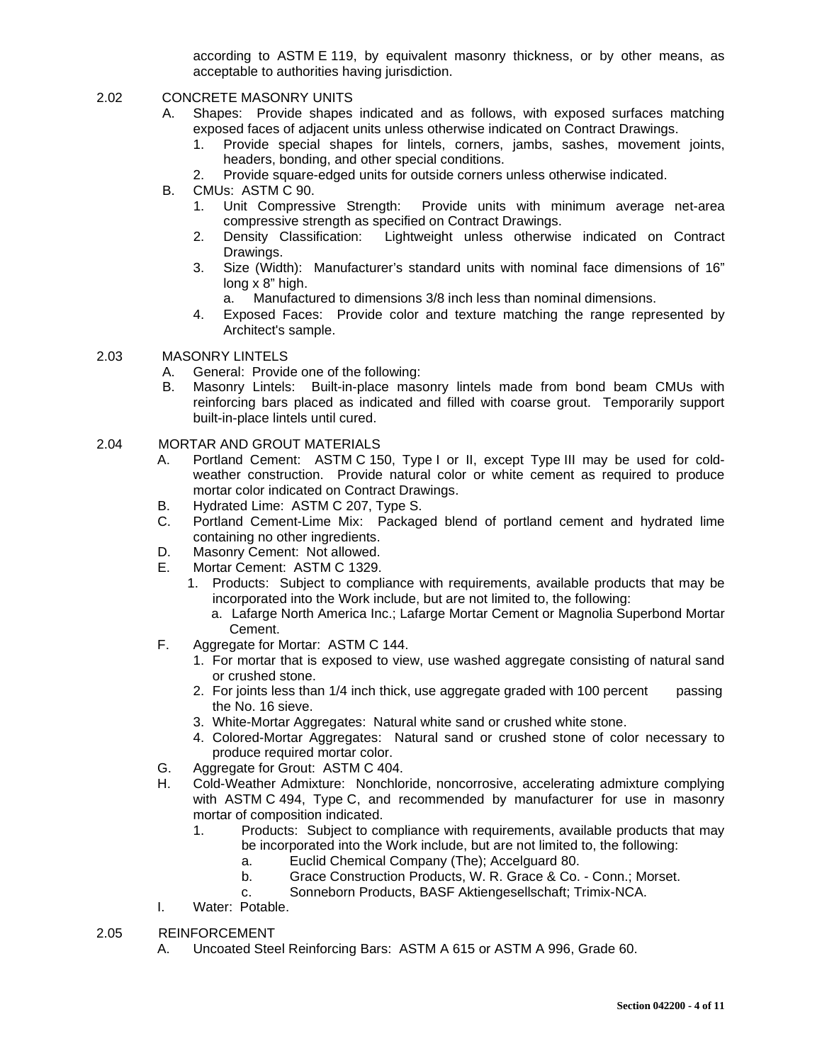according to ASTM E 119, by equivalent masonry thickness, or by other means, as acceptable to authorities having jurisdiction.

2.02 CONCRETE MASONRY UNITS

A. Shapes: Provide shapes indicated and as follows, with exposed surfaces matching exposed faces of adjacent units unless otherwise indicated on Contract Drawings.
   1. Provide special shapes for lintels, corners, jambs, sashes, movement joints, headers, bonding, and other special conditions.
   2. Provide square-edged units for outside corners unless otherwise indicated.

B. CMUs: ASTM C 90.
   1. Unit Compressive Strength: Provide units with minimum average net-area compressive strength as specified on Contract Drawings.
   2. Density Classification: Lightweight unless otherwise indicated on Contract Drawings.
   3. Size (Width): Manufacturer's standard units with nominal face dimensions of 16" long x 8" high.
      a. Manufactured to dimensions 3/8 inch less than nominal dimensions.
   4. Exposed Faces: Provide color and texture matching the range represented by Architect's sample.

2.03 MASONRY LINTELS

A. General: Provide one of the following:

B. Masonry Lintels: Built-in-place masonry lintels made from bond beam CMUs with reinforcing bars placed as indicated and filled with coarse grout. Temporarily support built-in-place lintels until cured.

2.04 MORTAR AND GROUT MATERIALS

A. Portland Cement: ASTM C 150, Type I or II, except Type III may be used for cold-weather construction. Provide natural color or white cement as required to produce mortar color indicated on Contract Drawings.

B. Hydrated Lime: ASTM C 207, Type S.

C. Portland Cement-Lime Mix: Packaged blend of portland cement and hydrated lime containing no other ingredients.

D. Masonry Cement: Not allowed.

E. Mortar Cement: ASTM C 1329.
   1. Products: Subject to compliance with requirements, available products that may be incorporated into the Work include, but are not limited to, the following:
      a. Lafarge North America Inc.; Lafarge Mortar Cement or Magnolia Superbond Mortar Cement.

F. Aggregate for Mortar: ASTM C 144.
   1. For mortar that is exposed to view, use washed aggregate consisting of natural sand or crushed stone.
   2. For joints less than 1/4 inch thick, use aggregate graded with 100 percent passing the No. 16 sieve.
   3. White-Mortar Aggregates: Natural white sand or crushed white stone.
   4. Colored-Mortar Aggregates: Natural sand or crushed stone of color necessary to produce required mortar color.

G. Aggregate for Grout: ASTM C 404.

H. Cold-Weather Admixture: Nonchloride, noncorrosive, accelerating admixture complying with ASTM C 494, Type C, and recommended by manufacturer for use in masonry mortar of composition indicated.
   1. Products: Subject to compliance with requirements, available products that may be incorporated into the Work include, but are not limited to, the following:
      a. Euclid Chemical Company (The); Accelguard 80.
      b. Grace Construction Products, W. R. Grace & Co. - Conn.; Morset.
      c. Sonneborn Products, BASF Aktiengesellschaft; Trimix-NCA.

I. Water: Potable.

2.05 REINFORCEMENT

A. Uncoated Steel Reinforcing Bars: ASTM A 615 or ASTM A 996, Grade 60.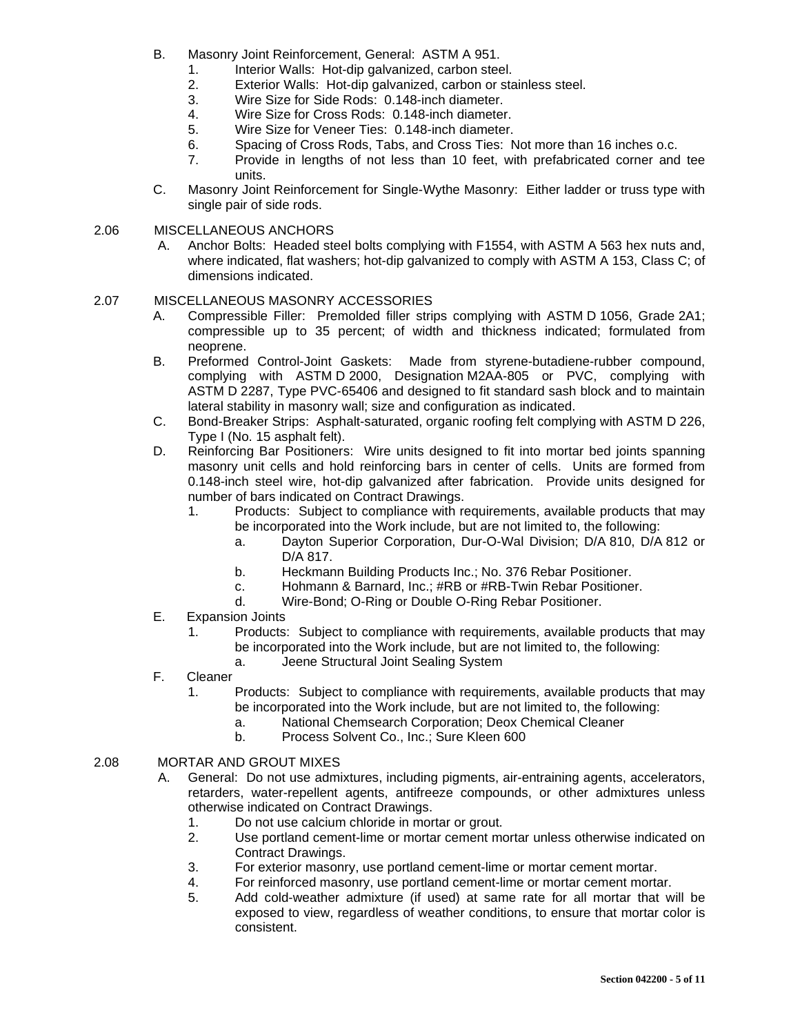B. Masonry Joint Reinforcement, General: ASTM A 951.
   1. Interior Walls: Hot-dip galvanized, carbon steel.
   2. Exterior Walls: Hot-dip galvanized, carbon or stainless steel.
   3. Wire Size for Side Rods: 0.148-inch diameter.
   4. Wire Size for Cross Rods: 0.148-inch diameter.
   5. Wire Size for Veneer Ties: 0.148-inch diameter.
   6. Spacing of Cross Rods, Tabs, and Cross Ties: Not more than 16 inches o.c.
   7. Provide in lengths of not less than 10 feet, with prefabricated corner and tee units.

C. Masonry Joint Reinforcement for Single-Wythe Masonry: Either ladder or truss type with single pair of side rods.

## 2.06 MISCELLANEOUS ANCHORS

A. Anchor Bolts: Headed steel bolts complying with F1554, with ASTM A 563 hex nuts and, where indicated, flat washers; hot-dip galvanized to comply with ASTM A 153, Class C; of dimensions indicated.

## 2.07 MISCELLANEOUS MASONRY ACCESSORIES

A. Compressible Filler: Premolded filler strips complying with ASTM D 1056, Grade 2A1; compressible up to 35 percent; of width and thickness indicated; formulated from neoprene.

B. Preformed Control-Joint Gaskets: Made from styrene-butadiene-rubber compound, complying with ASTM D 2000, Designation M2AA-805 or PVC, complying with ASTM D 2287, Type PVC-65406 and designed to fit standard sash block and to maintain lateral stability in masonry wall; size and configuration as indicated.

C. Bond-Breaker Strips: Asphalt-saturated, organic roofing felt complying with ASTM D 226, Type I (No. 15 asphalt felt).

D. Reinforcing Bar Positioners: Wire units designed to fit into mortar bed joints spanning masonry unit cells and hold reinforcing bars in center of cells. Units are formed from 0.148-inch steel wire, hot-dip galvanized after fabrication. Provide units designed for number of bars indicated on Contract Drawings.
   1. Products: Subject to compliance with requirements, available products that may be incorporated into the Work include, but are not limited to, the following:
      a. Dayton Superior Corporation, Dur-O-Wal Division; D/A 810, D/A 812 or D/A 817.
      b. Heckmann Building Products Inc.; No. 376 Rebar Positioner.
      c. Hohmann & Barnard, Inc.; #RB or #RB-Twin Rebar Positioner.
      d. Wire-Bond; O-Ring or Double O-Ring Rebar Positioner.

E. Expansion Joints
   1. Products: Subject to compliance with requirements, available products that may be incorporated into the Work include, but are not limited to, the following:
      a. Jeene Structural Joint Sealing System

F. Cleaner
   1. Products: Subject to compliance with requirements, available products that may be incorporated into the Work include, but are not limited to, the following:
      a. National Chemsearch Corporation; Deox Chemical Cleaner
      b. Process Solvent Co., Inc.; Sure Kleen 600

## 2.08 MORTAR AND GROUT MIXES

A. General: Do not use admixtures, including pigments, air-entraining agents, accelerators, retarders, water-repellent agents, antifreeze compounds, or other admixtures unless otherwise indicated on Contract Drawings.
   1. Do not use calcium chloride in mortar or grout.
   2. Use portland cement-lime or mortar cement mortar unless otherwise indicated on Contract Drawings.
   3. For exterior masonry, use portland cement-lime or mortar cement mortar.
   4. For reinforced masonry, use portland cement-lime or mortar cement mortar.
   5. Add cold-weather admixture (if used) at same rate for all mortar that will be exposed to view, regardless of weather conditions, to ensure that mortar color is consistent.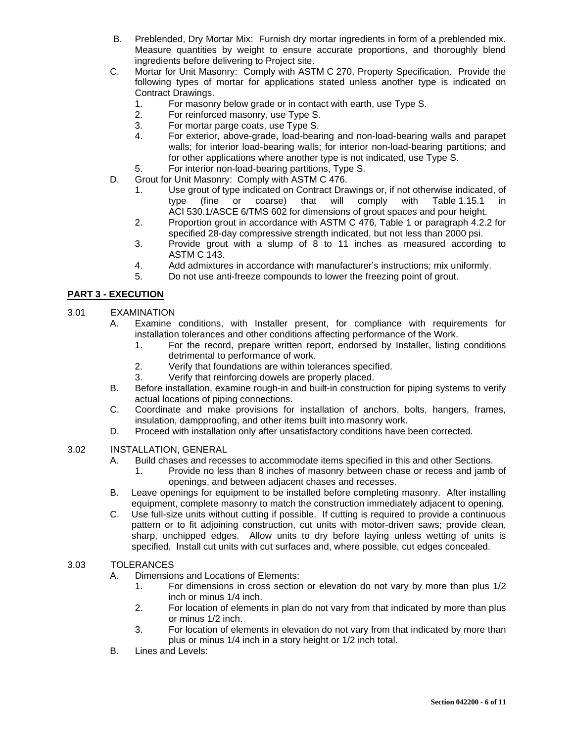B. Preblended, Dry Mortar Mix: Furnish dry mortar ingredients in form of a preblended mix. Measure quantities by weight to ensure accurate proportions, and thoroughly blend ingredients before delivering to Project site.

C. Mortar for Unit Masonry: Comply with ASTM C 270, Property Specification. Provide the following types of mortar for applications stated unless another type is indicated on Contract Drawings.

1. For masonry below grade or in contact with earth, use Type S.
2. For reinforced masonry, use Type S.
3. For mortar parge coats, use Type S.
4. For exterior, above-grade, load-bearing and non-load-bearing walls and parapet walls; for interior load-bearing walls; for interior non-load-bearing partitions; and for other applications where another type is not indicated, use Type S.
5. For interior non-load-bearing partitions, Type S.

D. Grout for Unit Masonry: Comply with ASTM C 476.

1. Use grout of type indicated on Contract Drawings or, if not otherwise indicated, of type (fine or coarse) that will comply with Table 1.15.1 in ACI 530.1/ASCE 6/TMS 602 for dimensions of grout spaces and pour height.
2. Proportion grout in accordance with ASTM C 476, Table 1 or paragraph 4.2.2 for specified 28-day compressive strength indicated, but not less than 2000 psi.
3. Provide grout with a slump of 8 to 11 inches as measured according to ASTM C 143.
4. Add admixtures in accordance with manufacturer's instructions; mix uniformly.
5. Do not use anti-freeze compounds to lower the freezing point of grout.

## PART 3 - EXECUTION

### 3.01 EXAMINATION

A. Examine conditions, with Installer present, for compliance with requirements for installation tolerances and other conditions affecting performance of the Work.

1. For the record, prepare written report, endorsed by Installer, listing conditions detrimental to performance of work.
2. Verify that foundations are within tolerances specified.
3. Verify that reinforcing dowels are properly placed.

B. Before installation, examine rough-in and built-in construction for piping systems to verify actual locations of piping connections.

C. Coordinate and make provisions for installation of anchors, bolts, hangers, frames, insulation, dampproofing, and other items built into masonry work.

D. Proceed with installation only after unsatisfactory conditions have been corrected.

### 3.02 INSTALLATION, GENERAL

A. Build chases and recesses to accommodate items specified in this and other Sections.

1. Provide no less than 8 inches of masonry between chase or recess and jamb of openings, and between adjacent chases and recesses.

B. Leave openings for equipment to be installed before completing masonry. After installing equipment, complete masonry to match the construction immediately adjacent to opening.

C. Use full-size units without cutting if possible. If cutting is required to provide a continuous pattern or to fit adjoining construction, cut units with motor-driven saws; provide clean, sharp, unchipped edges. Allow units to dry before laying unless wetting of units is specified. Install cut units with cut surfaces and, where possible, cut edges concealed.

### 3.03 TOLERANCES

A. Dimensions and Locations of Elements:

1. For dimensions in cross section or elevation do not vary by more than plus 1/2 inch or minus 1/4 inch.
2. For location of elements in plan do not vary from that indicated by more than plus or minus 1/2 inch.
3. For location of elements in elevation do not vary from that indicated by more than plus or minus 1/4 inch in a story height or 1/2 inch total.

B. Lines and Levels: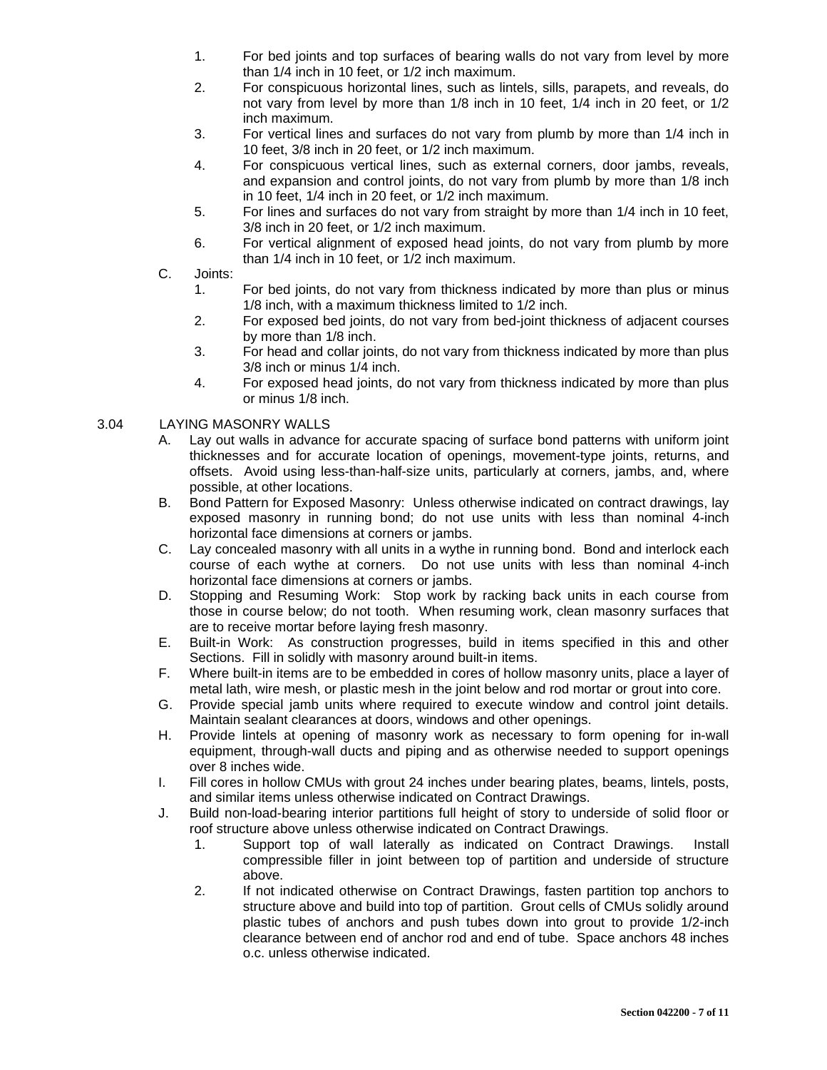1. For bed joints and top surfaces of bearing walls do not vary from level by more than 1/4 inch in 10 feet, or 1/2 inch maximum.
2. For conspicuous horizontal lines, such as lintels, sills, parapets, and reveals, do not vary from level by more than 1/8 inch in 10 feet, 1/4 inch in 20 feet, or 1/2 inch maximum.
3. For vertical lines and surfaces do not vary from plumb by more than 1/4 inch in 10 feet, 3/8 inch in 20 feet, or 1/2 inch maximum.
4. For conspicuous vertical lines, such as external corners, door jambs, reveals, and expansion and control joints, do not vary from plumb by more than 1/8 inch in 10 feet, 1/4 inch in 20 feet, or 1/2 inch maximum.
5. For lines and surfaces do not vary from straight by more than 1/4 inch in 10 feet, 3/8 inch in 20 feet, or 1/2 inch maximum.
6. For vertical alignment of exposed head joints, do not vary from plumb by more than 1/4 inch in 10 feet, or 1/2 inch maximum.

C. Joints:
1. For bed joints, do not vary from thickness indicated by more than plus or minus 1/8 inch, with a maximum thickness limited to 1/2 inch.
2. For exposed bed joints, do not vary from bed-joint thickness of adjacent courses by more than 1/8 inch.
3. For head and collar joints, do not vary from thickness indicated by more than plus 3/8 inch or minus 1/4 inch.
4. For exposed head joints, do not vary from thickness indicated by more than plus or minus 1/8 inch.

## 3.04 LAYING MASONRY WALLS

A. Lay out walls in advance for accurate spacing of surface bond patterns with uniform joint thicknesses and for accurate location of openings, movement-type joints, returns, and offsets. Avoid using less-than-half-size units, particularly at corners, jambs, and, where possible, at other locations.

B. Bond Pattern for Exposed Masonry: Unless otherwise indicated on contract drawings, lay exposed masonry in running bond; do not use units with less than nominal 4-inch horizontal face dimensions at corners or jambs.

C. Lay concealed masonry with all units in a wythe in running bond. Bond and interlock each course of each wythe at corners. Do not use units with less than nominal 4-inch horizontal face dimensions at corners or jambs.

D. Stopping and Resuming Work: Stop work by racking back units in each course from those in course below; do not tooth. When resuming work, clean masonry surfaces that are to receive mortar before laying fresh masonry.

E. Built-in Work: As construction progresses, build in items specified in this and other Sections. Fill in solidly with masonry around built-in items.

F. Where built-in items are to be embedded in cores of hollow masonry units, place a layer of metal lath, wire mesh, or plastic mesh in the joint below and rod mortar or grout into core.

G. Provide special jamb units where required to execute window and control joint details. Maintain sealant clearances at doors, windows and other openings.

H. Provide lintels at opening of masonry work as necessary to form opening for in-wall equipment, through-wall ducts and piping and as otherwise needed to support openings over 8 inches wide.

I. Fill cores in hollow CMUs with grout 24 inches under bearing plates, beams, lintels, posts, and similar items unless otherwise indicated on Contract Drawings.

J. Build non-load-bearing interior partitions full height of story to underside of solid floor or roof structure above unless otherwise indicated on Contract Drawings.
1. Support top of wall laterally as indicated on Contract Drawings. Install compressible filler in joint between top of partition and underside of structure above.
2. If not indicated otherwise on Contract Drawings, fasten partition top anchors to structure above and build into top of partition. Grout cells of CMUs solidly around plastic tubes of anchors and push tubes down into grout to provide 1/2-inch clearance between end of anchor rod and end of tube. Space anchors 48 inches o.c. unless otherwise indicated.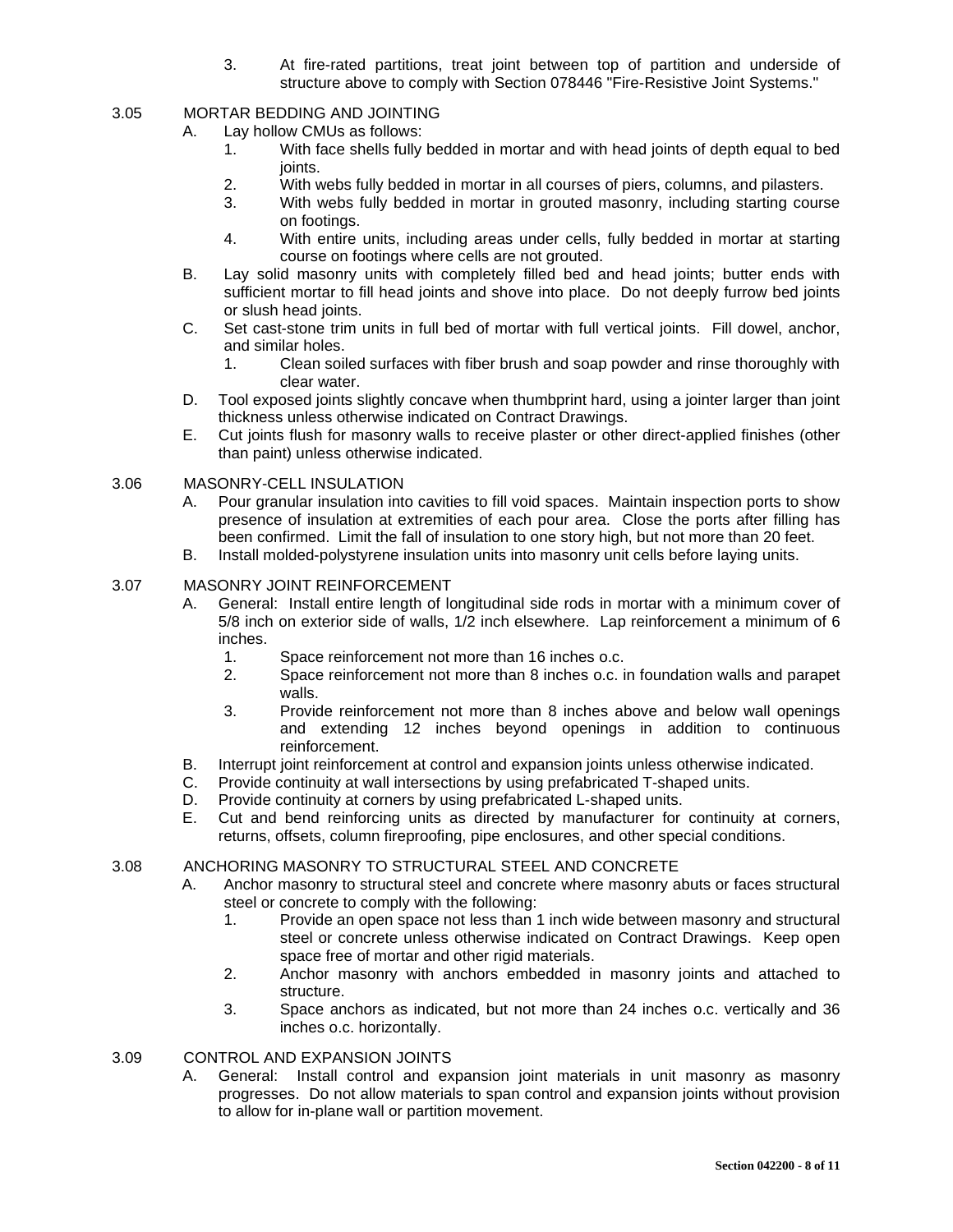3. At fire-rated partitions, treat joint between top of partition and underside of structure above to comply with Section 078446 "Fire-Resistive Joint Systems."

## 3.05 MORTAR BEDDING AND JOINTING

A. Lay hollow CMUs as follows:
   1. With face shells fully bedded in mortar and with head joints of depth equal to bed joints.
   2. With webs fully bedded in mortar in all courses of piers, columns, and pilasters.
   3. With webs fully bedded in mortar in grouted masonry, including starting course on footings.
   4. With entire units, including areas under cells, fully bedded in mortar at starting course on footings where cells are not grouted.

B. Lay solid masonry units with completely filled bed and head joints; butter ends with sufficient mortar to fill head joints and shove into place. Do not deeply furrow bed joints or slush head joints.

C. Set cast-stone trim units in full bed of mortar with full vertical joints. Fill dowel, anchor, and similar holes.
   1. Clean soiled surfaces with fiber brush and soap powder and rinse thoroughly with clear water.

D. Tool exposed joints slightly concave when thumbprint hard, using a jointer larger than joint thickness unless otherwise indicated on Contract Drawings.

E. Cut joints flush for masonry walls to receive plaster or other direct-applied finishes (other than paint) unless otherwise indicated.

## 3.06 MASONRY-CELL INSULATION

A. Pour granular insulation into cavities to fill void spaces. Maintain inspection ports to show presence of insulation at extremities of each pour area. Close the ports after filling has been confirmed. Limit the fall of insulation to one story high, but not more than 20 feet.

B. Install molded-polystyrene insulation units into masonry unit cells before laying units.

## 3.07 MASONRY JOINT REINFORCEMENT

A. General: Install entire length of longitudinal side rods in mortar with a minimum cover of 5/8 inch on exterior side of walls, 1/2 inch elsewhere. Lap reinforcement a minimum of 6 inches.
   1. Space reinforcement not more than 16 inches o.c.
   2. Space reinforcement not more than 8 inches o.c. in foundation walls and parapet walls.
   3. Provide reinforcement not more than 8 inches above and below wall openings and extending 12 inches beyond openings in addition to continuous reinforcement.

B. Interrupt joint reinforcement at control and expansion joints unless otherwise indicated.

C. Provide continuity at wall intersections by using prefabricated T-shaped units.

D. Provide continuity at corners by using prefabricated L-shaped units.

E. Cut and bend reinforcing units as directed by manufacturer for continuity at corners, returns, offsets, column fireproofing, pipe enclosures, and other special conditions.

## 3.08 ANCHORING MASONRY TO STRUCTURAL STEEL AND CONCRETE

A. Anchor masonry to structural steel and concrete where masonry abuts or faces structural steel or concrete to comply with the following:
   1. Provide an open space not less than 1 inch wide between masonry and structural steel or concrete unless otherwise indicated on Contract Drawings. Keep open space free of mortar and other rigid materials.
   2. Anchor masonry with anchors embedded in masonry joints and attached to structure.
   3. Space anchors as indicated, but not more than 24 inches o.c. vertically and 36 inches o.c. horizontally.

## 3.09 CONTROL AND EXPANSION JOINTS

A. General: Install control and expansion joint materials in unit masonry as masonry progresses. Do not allow materials to span control and expansion joints without provision to allow for in-plane wall or partition movement.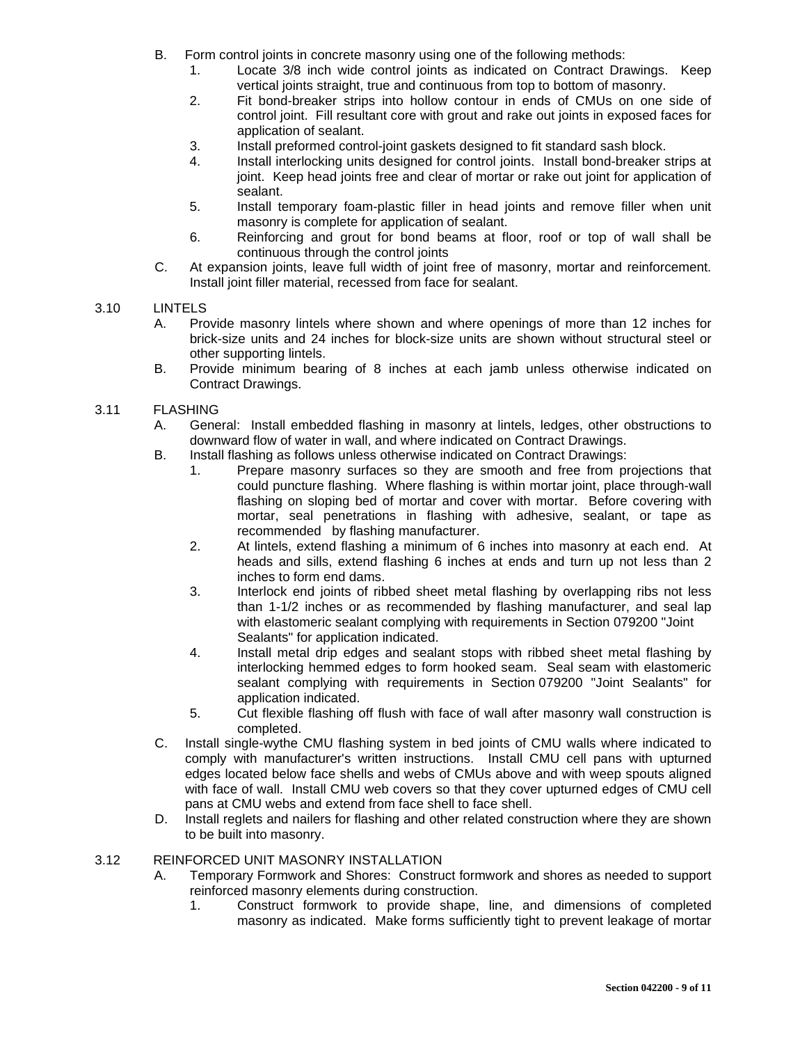B. Form control joints in concrete masonry using one of the following methods:
   1. Locate 3/8 inch wide control joints as indicated on Contract Drawings. Keep vertical joints straight, true and continuous from top to bottom of masonry.
   2. Fit bond-breaker strips into hollow contour in ends of CMUs on one side of control joint. Fill resultant core with grout and rake out joints in exposed faces for application of sealant.
   3. Install preformed control-joint gaskets designed to fit standard sash block.
   4. Install interlocking units designed for control joints. Install bond-breaker strips at joint. Keep head joints free and clear of mortar or rake out joint for application of sealant.
   5. Install temporary foam-plastic filler in head joints and remove filler when unit masonry is complete for application of sealant.
   6. Reinforcing and grout for bond beams at floor, roof or top of wall shall be continuous through the control joints
C. At expansion joints, leave full width of joint free of masonry, mortar and reinforcement. Install joint filler material, recessed from face for sealant.

## 3.10 LINTELS

A. Provide masonry lintels where shown and where openings of more than 12 inches for brick-size units and 24 inches for block-size units are shown without structural steel or other supporting lintels.
B. Provide minimum bearing of 8 inches at each jamb unless otherwise indicated on Contract Drawings.

## 3.11 FLASHING

A. General: Install embedded flashing in masonry at lintels, ledges, other obstructions to downward flow of water in wall, and where indicated on Contract Drawings.
B. Install flashing as follows unless otherwise indicated on Contract Drawings:
   1. Prepare masonry surfaces so they are smooth and free from projections that could puncture flashing. Where flashing is within mortar joint, place through-wall flashing on sloping bed of mortar and cover with mortar. Before covering with mortar, seal penetrations in flashing with adhesive, sealant, or tape as recommended by flashing manufacturer.
   2. At lintels, extend flashing a minimum of 6 inches into masonry at each end. At heads and sills, extend flashing 6 inches at ends and turn up not less than 2 inches to form end dams.
   3. Interlock end joints of ribbed sheet metal flashing by overlapping ribs not less than 1-1/2 inches or as recommended by flashing manufacturer, and seal lap with elastomeric sealant complying with requirements in Section 079200 "Joint Sealants" for application indicated.
   4. Install metal drip edges and sealant stops with ribbed sheet metal flashing by interlocking hemmed edges to form hooked seam. Seal seam with elastomeric sealant complying with requirements in Section 079200 "Joint Sealants" for application indicated.
   5. Cut flexible flashing off flush with face of wall after masonry wall construction is completed.
C. Install single-wythe CMU flashing system in bed joints of CMU walls where indicated to comply with manufacturer's written instructions. Install CMU cell pans with upturned edges located below face shells and webs of CMUs above and with weep spouts aligned with face of wall. Install CMU web covers so that they cover upturned edges of CMU cell pans at CMU webs and extend from face shell to face shell.
D. Install reglets and nailers for flashing and other related construction where they are shown to be built into masonry.

## 3.12 REINFORCED UNIT MASONRY INSTALLATION

A. Temporary Formwork and Shores: Construct formwork and shores as needed to support reinforced masonry elements during construction.
   1. Construct formwork to provide shape, line, and dimensions of completed masonry as indicated. Make forms sufficiently tight to prevent leakage of mortar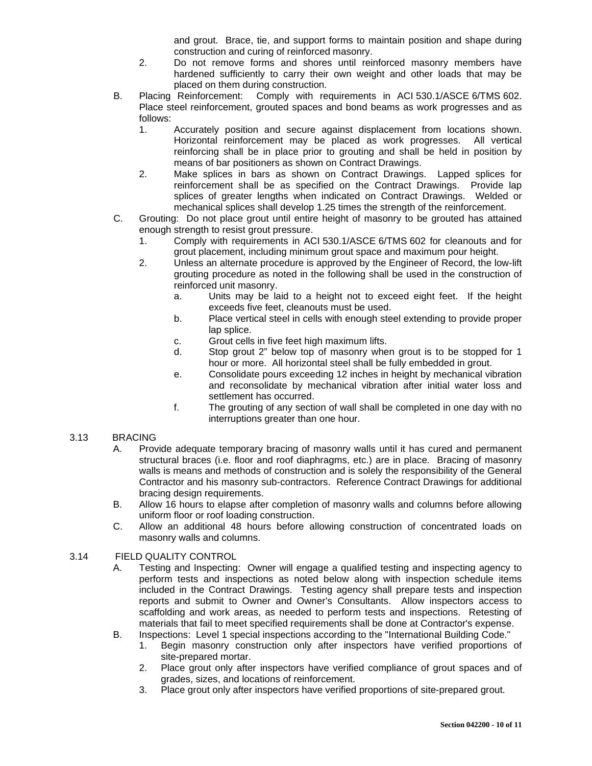and grout. Brace, tie, and support forms to maintain position and shape during construction and curing of reinforced masonry.

2. Do not remove forms and shores until reinforced masonry members have hardened sufficiently to carry their own weight and other loads that may be placed on them during construction.

B. Placing Reinforcement: Comply with requirements in ACI 530.1/ASCE 6/TMS 602. Place steel reinforcement, grouted spaces and bond beams as work progresses and as follows:

1. Accurately position and secure against displacement from locations shown. Horizontal reinforcement may be placed as work progresses. All vertical reinforcing shall be in place prior to grouting and shall be held in position by means of bar positioners as shown on Contract Drawings.
2. Make splices in bars as shown on Contract Drawings. Lapped splices for reinforcement shall be as specified on the Contract Drawings. Provide lap splices of greater lengths when indicated on Contract Drawings. Welded or mechanical splices shall develop 1.25 times the strength of the reinforcement.

C. Grouting: Do not place grout until entire height of masonry to be grouted has attained enough strength to resist grout pressure.

1. Comply with requirements in ACI 530.1/ASCE 6/TMS 602 for cleanouts and for grout placement, including minimum grout space and maximum pour height.
2. Unless an alternate procedure is approved by the Engineer of Record, the low-lift grouting procedure as noted in the following shall be used in the construction of reinforced unit masonry.
   a. Units may be laid to a height not to exceed eight feet. If the height exceeds five feet, cleanouts must be used.
   b. Place vertical steel in cells with enough steel extending to provide proper lap splice.
   c. Grout cells in five feet high maximum lifts.
   d. Stop grout 2" below top of masonry when grout is to be stopped for 1 hour or more. All horizontal steel shall be fully embedded in grout.
   e. Consolidate pours exceeding 12 inches in height by mechanical vibration and reconsolidate by mechanical vibration after initial water loss and settlement has occurred.
   f. The grouting of any section of wall shall be completed in one day with no interruptions greater than one hour.

## 3.13 BRACING

A. Provide adequate temporary bracing of masonry walls until it has cured and permanent structural braces (i.e. floor and roof diaphragms, etc.) are in place. Bracing of masonry walls is means and methods of construction and is solely the responsibility of the General Contractor and his masonry sub-contractors. Reference Contract Drawings for additional bracing design requirements.

B. Allow 16 hours to elapse after completion of masonry walls and columns before allowing uniform floor or roof loading construction.

C. Allow an additional 48 hours before allowing construction of concentrated loads on masonry walls and columns.

## 3.14 FIELD QUALITY CONTROL

A. Testing and Inspecting: Owner will engage a qualified testing and inspecting agency to perform tests and inspections as noted below along with inspection schedule items included in the Contract Drawings. Testing agency shall prepare tests and inspection reports and submit to Owner and Owner's Consultants. Allow inspectors access to scaffolding and work areas, as needed to perform tests and inspections. Retesting of materials that fail to meet specified requirements shall be done at Contractor's expense.

B. Inspections: Level 1 special inspections according to the "International Building Code."

1. Begin masonry construction only after inspectors have verified proportions of site-prepared mortar.
2. Place grout only after inspectors have verified compliance of grout spaces and of grades, sizes, and locations of reinforcement.
3. Place grout only after inspectors have verified proportions of site-prepared grout.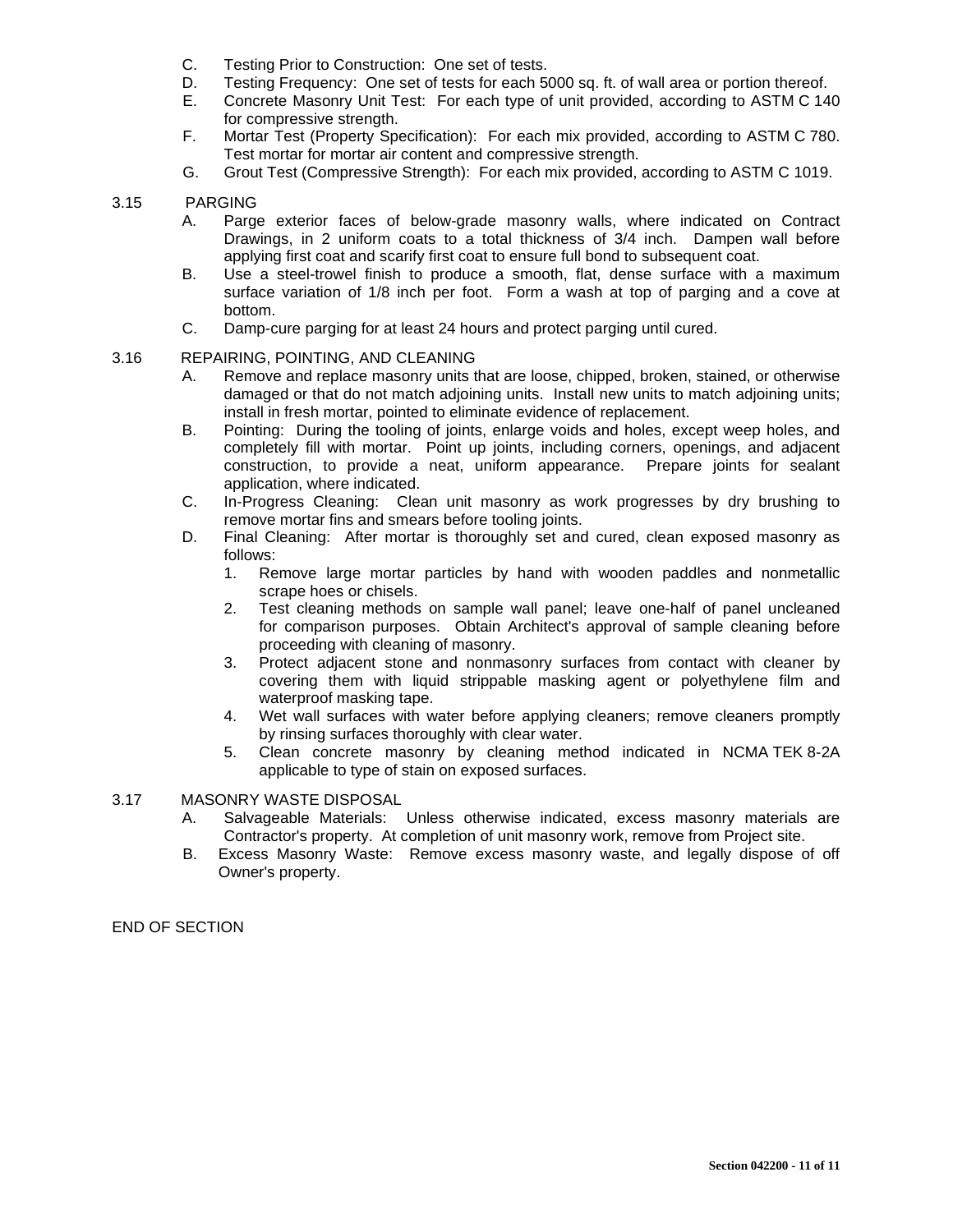C. Testing Prior to Construction: One set of tests.

D. Testing Frequency: One set of tests for each 5000 sq. ft. of wall area or portion thereof.

E. Concrete Masonry Unit Test: For each type of unit provided, according to ASTM C 140 for compressive strength.

F. Mortar Test (Property Specification): For each mix provided, according to ASTM C 780. Test mortar for mortar air content and compressive strength.

G. Grout Test (Compressive Strength): For each mix provided, according to ASTM C 1019.

3.15 PARGING

A. Parge exterior faces of below-grade masonry walls, where indicated on Contract Drawings, in 2 uniform coats to a total thickness of 3/4 inch. Dampen wall before applying first coat and scarify first coat to ensure full bond to subsequent coat.

B. Use a steel-trowel finish to produce a smooth, flat, dense surface with a maximum surface variation of 1/8 inch per foot. Form a wash at top of parging and a cove at bottom.

C. Damp-cure parging for at least 24 hours and protect parging until cured.

3.16 REPAIRING, POINTING, AND CLEANING

A. Remove and replace masonry units that are loose, chipped, broken, stained, or otherwise damaged or that do not match adjoining units. Install new units to match adjoining units; install in fresh mortar, pointed to eliminate evidence of replacement.

B. Pointing: During the tooling of joints, enlarge voids and holes, except weep holes, and completely fill with mortar. Point up joints, including corners, openings, and adjacent construction, to provide a neat, uniform appearance. Prepare joints for sealant application, where indicated.

C. In-Progress Cleaning: Clean unit masonry as work progresses by dry brushing to remove mortar fins and smears before tooling joints.

D. Final Cleaning: After mortar is thoroughly set and cured, clean exposed masonry as follows:

1. Remove large mortar particles by hand with wooden paddles and nonmetallic scrape hoes or chisels.
2. Test cleaning methods on sample wall panel; leave one-half of panel uncleaned for comparison purposes. Obtain Architect's approval of sample cleaning before proceeding with cleaning of masonry.
3. Protect adjacent stone and nonmasonry surfaces from contact with cleaner by covering them with liquid strippable masking agent or polyethylene film and waterproof masking tape.
4. Wet wall surfaces with water before applying cleaners; remove cleaners promptly by rinsing surfaces thoroughly with clear water.
5. Clean concrete masonry by cleaning method indicated in NCMA TEK 8-2A applicable to type of stain on exposed surfaces.

3.17 MASONRY WASTE DISPOSAL

A. Salvageable Materials: Unless otherwise indicated, excess masonry materials are Contractor's property. At completion of unit masonry work, remove from Project site.

B. Excess Masonry Waste: Remove excess masonry waste, and legally dispose of off Owner's property.

END OF SECTION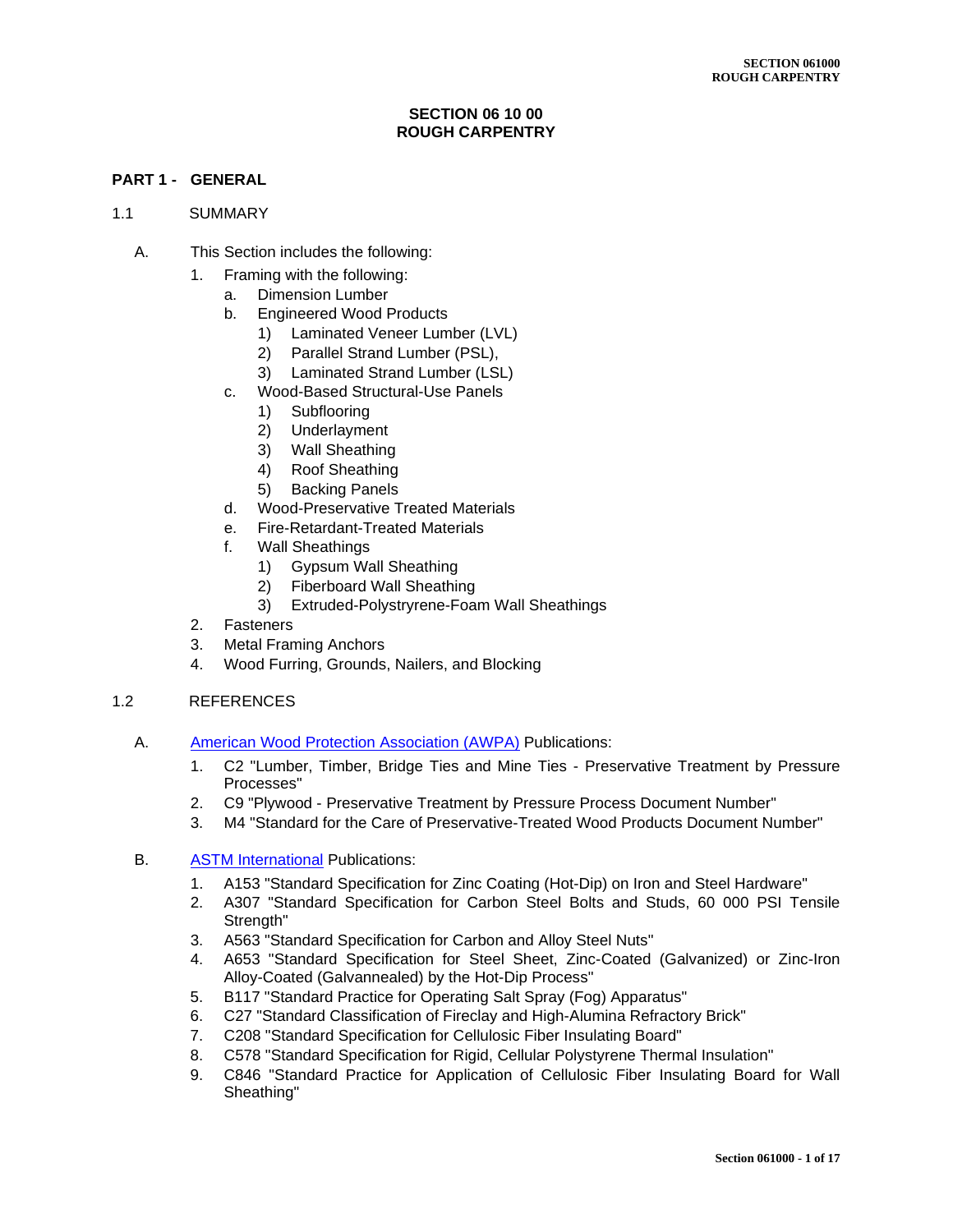# SECTION 06 10 00
# ROUGH CARPENTRY

## PART 1 - GENERAL

### 1.1 SUMMARY

A. This Section includes the following:

1. Framing with the following:
   a. Dimension Lumber
   b. Engineered Wood Products
      1) Laminated Veneer Lumber (LVL)
      2) Parallel Strand Lumber (PSL),
      3) Laminated Strand Lumber (LSL)
   c. Wood-Based Structural-Use Panels
      1) Subflooring
      2) Underlayment
      3) Wall Sheathing
      4) Roof Sheathing
      5) Backing Panels
   d. Wood-Preservative Treated Materials
   e. Fire-Retardant-Treated Materials
   f. Wall Sheathings
      1) Gypsum Wall Sheathing
      2) Fiberboard Wall Sheathing
      3) Extruded-Polystyrene-Foam Wall Sheathings
2. Fasteners
3. Metal Framing Anchors
4. Wood Furring, Grounds, Nailers, and Blocking

### 1.2 REFERENCES

A. American Wood Protection Association (AWPA) Publications:

1. C2 "Lumber, Timber, Bridge Ties and Mine Ties - Preservative Treatment by Pressure Processes"
2. C9 "Plywood - Preservative Treatment by Pressure Process Document Number"
3. M4 "Standard for the Care of Preservative-Treated Wood Products Document Number"

B. ASTM International Publications:

1. A153 "Standard Specification for Zinc Coating (Hot-Dip) on Iron and Steel Hardware"
2. A307 "Standard Specification for Carbon Steel Bolts and Studs, 60 000 PSI Tensile Strength"
3. A563 "Standard Specification for Carbon and Alloy Steel Nuts"
4. A653 "Standard Specification for Steel Sheet, Zinc-Coated (Galvanized) or Zinc-Iron Alloy-Coated (Galvannealed) by the Hot-Dip Process"
5. B117 "Standard Practice for Operating Salt Spray (Fog) Apparatus"
6. C27 "Standard Classification of Fireclay and High-Alumina Refractory Brick"
7. C208 "Standard Specification for Cellulosic Fiber Insulating Board"
8. C578 "Standard Specification for Rigid, Cellular Polystyrene Thermal Insulation"
9. C846 "Standard Practice for Application of Cellulosic Fiber Insulating Board for Wall Sheathing"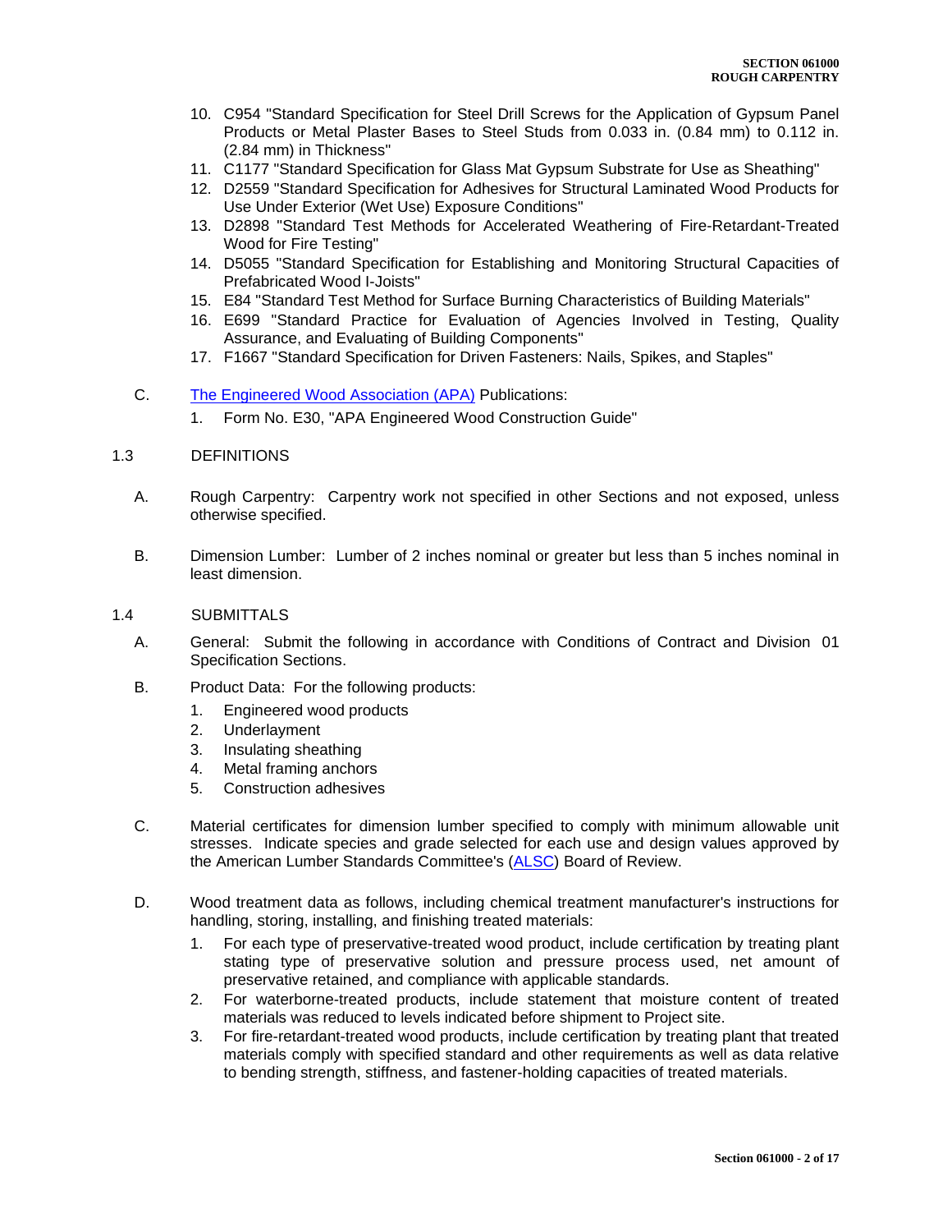10. C954 "Standard Specification for Steel Drill Screws for the Application of Gypsum Panel Products or Metal Plaster Bases to Steel Studs from 0.033 in. (0.84 mm) to 0.112 in. (2.84 mm) in Thickness"
11. C1177 "Standard Specification for Glass Mat Gypsum Substrate for Use as Sheathing"
12. D2559 "Standard Specification for Adhesives for Structural Laminated Wood Products for Use Under Exterior (Wet Use) Exposure Conditions"
13. D2898 "Standard Test Methods for Accelerated Weathering of Fire-Retardant-Treated Wood for Fire Testing"
14. D5055 "Standard Specification for Establishing and Monitoring Structural Capacities of Prefabricated Wood I-Joists"
15. E84 "Standard Test Method for Surface Burning Characteristics of Building Materials"
16. E699 "Standard Practice for Evaluation of Agencies Involved in Testing, Quality Assurance, and Evaluating of Building Components"
17. F1667 "Standard Specification for Driven Fasteners: Nails, Spikes, and Staples"

C. The Engineered Wood Association (APA) Publications:

1. Form No. E30, "APA Engineered Wood Construction Guide"

1.3 DEFINITIONS

A. Rough Carpentry: Carpentry work not specified in other Sections and not exposed, unless otherwise specified.

B. Dimension Lumber: Lumber of 2 inches nominal or greater but less than 5 inches nominal in least dimension.

1.4 SUBMITTALS

A. General: Submit the following in accordance with Conditions of Contract and Division 01 Specification Sections.

B. Product Data: For the following products:

1. Engineered wood products
2. Underlayment
3. Insulating sheathing
4. Metal framing anchors
5. Construction adhesives

C. Material certificates for dimension lumber specified to comply with minimum allowable unit stresses. Indicate species and grade selected for each use and design values approved by the American Lumber Standards Committee's (ALSC) Board of Review.

D. Wood treatment data as follows, including chemical treatment manufacturer's instructions for handling, storing, installing, and finishing treated materials:

1. For each type of preservative-treated wood product, include certification by treating plant stating type of preservative solution and pressure process used, net amount of preservative retained, and compliance with applicable standards.
2. For waterborne-treated products, include statement that moisture content of treated materials was reduced to levels indicated before shipment to Project site.
3. For fire-retardant-treated wood products, include certification by treating plant that treated materials comply with specified standard and other requirements as well as data relative to bending strength, stiffness, and fastener-holding capacities of treated materials.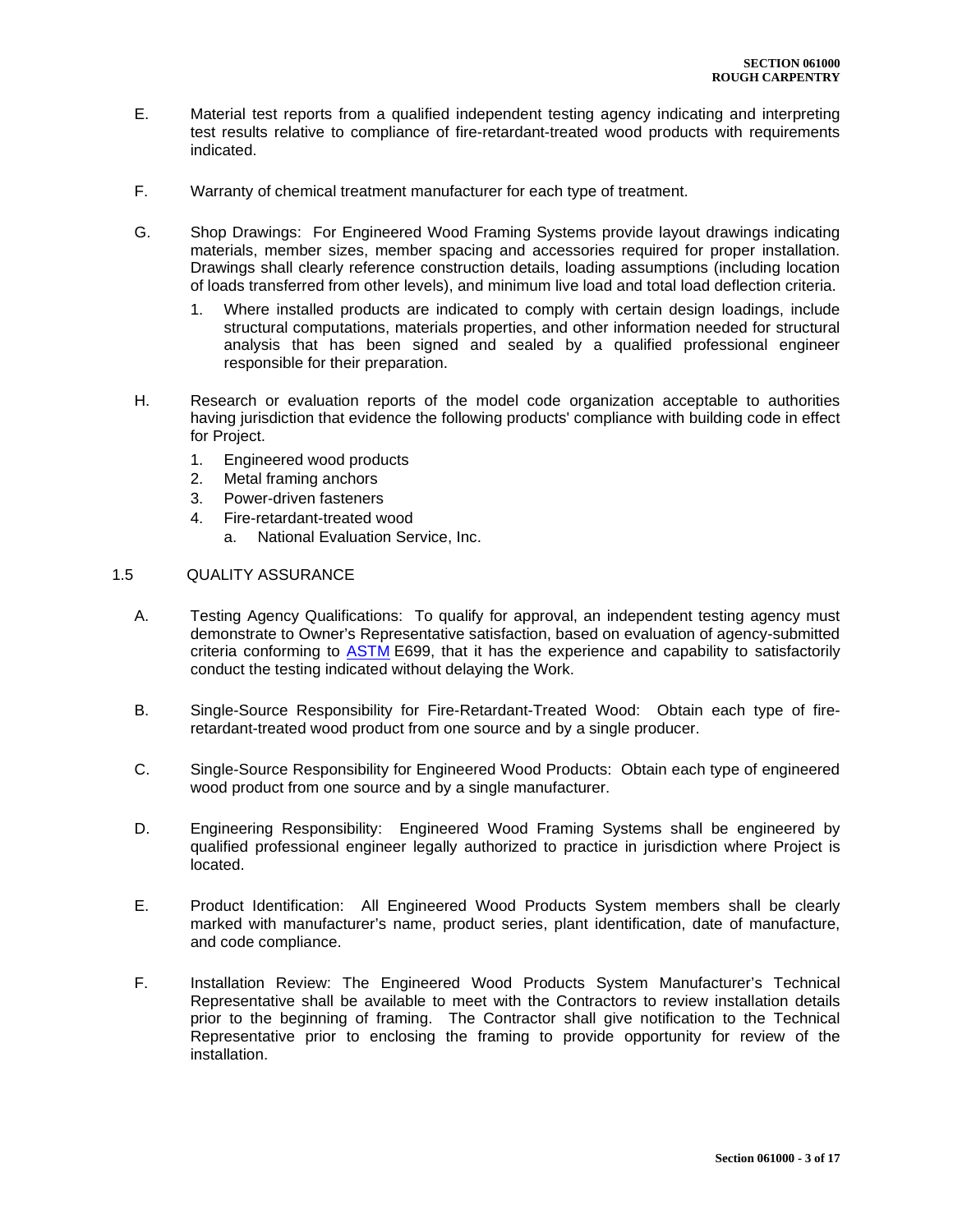E. Material test reports from a qualified independent testing agency indicating and interpreting test results relative to compliance of fire-retardant-treated wood products with requirements indicated.

F. Warranty of chemical treatment manufacturer for each type of treatment.

G. Shop Drawings: For Engineered Wood Framing Systems provide layout drawings indicating materials, member sizes, member spacing and accessories required for proper installation. Drawings shall clearly reference construction details, loading assumptions (including location of loads transferred from other levels), and minimum live load and total load deflection criteria.

   1. Where installed products are indicated to comply with certain design loadings, include structural computations, materials properties, and other information needed for structural analysis that has been signed and sealed by a qualified professional engineer responsible for their preparation.

H. Research or evaluation reports of the model code organization acceptable to authorities having jurisdiction that evidence the following products' compliance with building code in effect for Project.

   1. Engineered wood products
   2. Metal framing anchors
   3. Power-driven fasteners
   4. Fire-retardant-treated wood
      a. National Evaluation Service, Inc.

## 1.5 QUALITY ASSURANCE

A. Testing Agency Qualifications: To qualify for approval, an independent testing agency must demonstrate to Owner's Representative satisfaction, based on evaluation of agency-submitted criteria conforming to ASTM E699, that it has the experience and capability to satisfactorily conduct the testing indicated without delaying the Work.

B. Single-Source Responsibility for Fire-Retardant-Treated Wood: Obtain each type of fire-retardant-treated wood product from one source and by a single producer.

C. Single-Source Responsibility for Engineered Wood Products: Obtain each type of engineered wood product from one source and by a single manufacturer.

D. Engineering Responsibility: Engineered Wood Framing Systems shall be engineered by qualified professional engineer legally authorized to practice in jurisdiction where Project is located.

E. Product Identification: All Engineered Wood Products System members shall be clearly marked with manufacturer's name, product series, plant identification, date of manufacture, and code compliance.

F. Installation Review: The Engineered Wood Products System Manufacturer's Technical Representative shall be available to meet with the Contractors to review installation details prior to the beginning of framing. The Contractor shall give notification to the Technical Representative prior to enclosing the framing to provide opportunity for review of the installation.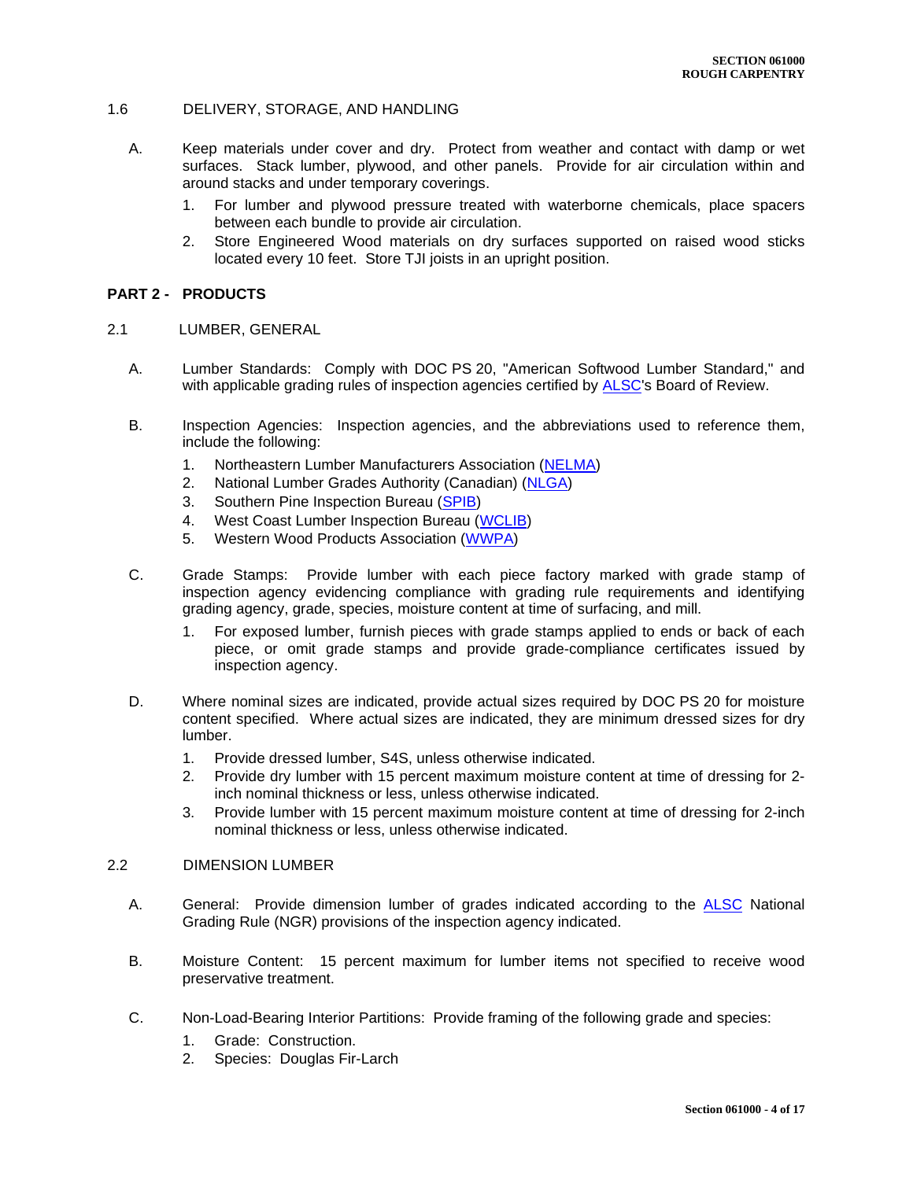1.6 DELIVERY, STORAGE, AND HANDLING

A. Keep materials under cover and dry. Protect from weather and contact with damp or wet surfaces. Stack lumber, plywood, and other panels. Provide for air circulation within and around stacks and under temporary coverings.

1. For lumber and plywood pressure treated with waterborne chemicals, place spacers between each bundle to provide air circulation.
2. Store Engineered Wood materials on dry surfaces supported on raised wood sticks located every 10 feet. Store TJI joists in an upright position.

## PART 2 - PRODUCTS

2.1 LUMBER, GENERAL

A. Lumber Standards: Comply with DOC PS 20, "American Softwood Lumber Standard," and with applicable grading rules of inspection agencies certified by ALSC's Board of Review.

B. Inspection Agencies: Inspection agencies, and the abbreviations used to reference them, include the following:

1. Northeastern Lumber Manufacturers Association (NELMA)
2. National Lumber Grades Authority (Canadian) (NLGA)
3. Southern Pine Inspection Bureau (SPIB)
4. West Coast Lumber Inspection Bureau (WCLIB)
5. Western Wood Products Association (WWPA)

C. Grade Stamps: Provide lumber with each piece factory marked with grade stamp of inspection agency evidencing compliance with grading rule requirements and identifying grading agency, grade, species, moisture content at time of surfacing, and mill.

1. For exposed lumber, furnish pieces with grade stamps applied to ends or back of each piece, or omit grade stamps and provide grade-compliance certificates issued by inspection agency.

D. Where nominal sizes are indicated, provide actual sizes required by DOC PS 20 for moisture content specified. Where actual sizes are indicated, they are minimum dressed sizes for dry lumber.

1. Provide dressed lumber, S4S, unless otherwise indicated.
2. Provide dry lumber with 15 percent maximum moisture content at time of dressing for 2-inch nominal thickness or less, unless otherwise indicated.
3. Provide lumber with 15 percent maximum moisture content at time of dressing for 2-inch nominal thickness or less, unless otherwise indicated.

2.2 DIMENSION LUMBER

A. General: Provide dimension lumber of grades indicated according to the ALSC National Grading Rule (NGR) provisions of the inspection agency indicated.

B. Moisture Content: 15 percent maximum for lumber items not specified to receive wood preservative treatment.

C. Non-Load-Bearing Interior Partitions: Provide framing of the following grade and species:

1. Grade: Construction.
2. Species: Douglas Fir-Larch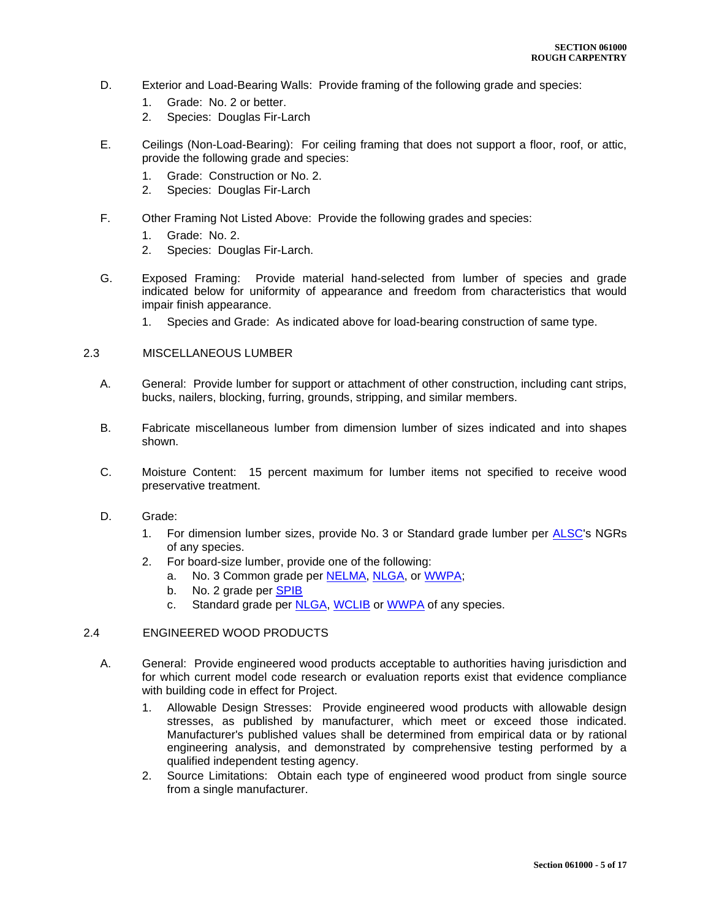D. Exterior and Load-Bearing Walls: Provide framing of the following grade and species:

1. Grade: No. 2 or better.
2. Species: Douglas Fir-Larch

E. Ceilings (Non-Load-Bearing): For ceiling framing that does not support a floor, roof, or attic, provide the following grade and species:

1. Grade: Construction or No. 2.
2. Species: Douglas Fir-Larch

F. Other Framing Not Listed Above: Provide the following grades and species:

1. Grade: No. 2.
2. Species: Douglas Fir-Larch.

G. Exposed Framing: Provide material hand-selected from lumber of species and grade indicated below for uniformity of appearance and freedom from characteristics that would impair finish appearance.

1. Species and Grade: As indicated above for load-bearing construction of same type.

## 2.3 MISCELLANEOUS LUMBER

A. General: Provide lumber for support or attachment of other construction, including cant strips, bucks, nailers, blocking, furring, grounds, stripping, and similar members.

B. Fabricate miscellaneous lumber from dimension lumber of sizes indicated and into shapes shown.

C. Moisture Content: 15 percent maximum for lumber items not specified to receive wood preservative treatment.

D. Grade:

1. For dimension lumber sizes, provide No. 3 or Standard grade lumber per ALSC's NGRs of any species.
2. For board-size lumber, provide one of the following:
   a. No. 3 Common grade per NELMA, NLGA, or WWPA;
   b. No. 2 grade per SPIB
   c. Standard grade per NLGA, WCLIB or WWPA of any species.

## 2.4 ENGINEERED WOOD PRODUCTS

A. General: Provide engineered wood products acceptable to authorities having jurisdiction and for which current model code research or evaluation reports exist that evidence compliance with building code in effect for Project.

1. Allowable Design Stresses: Provide engineered wood products with allowable design stresses, as published by manufacturer, which meet or exceed those indicated. Manufacturer's published values shall be determined from empirical data or by rational engineering analysis, and demonstrated by comprehensive testing performed by a qualified independent testing agency.
2. Source Limitations: Obtain each type of engineered wood product from single source from a single manufacturer.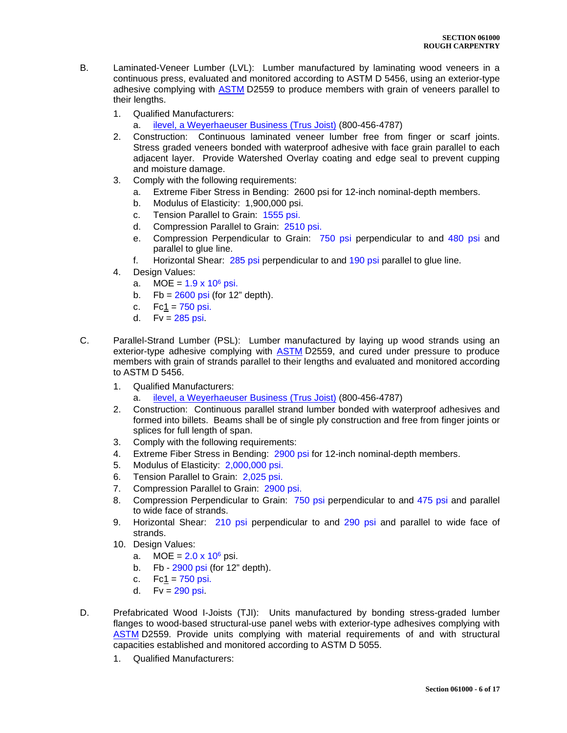B. Laminated-Veneer Lumber (LVL): Lumber manufactured by laminating wood veneers in a continuous press, evaluated and monitored according to ASTM D 5456, using an exterior-type adhesive complying with ASTM D2559 to produce members with grain of veneers parallel to their lengths.

1. Qualified Manufacturers:
   a. ilevel, a Weyerhaeuser Business (Trus Joist) (800-456-4787)
2. Construction: Continuous laminated veneer lumber free from finger or scarf joints. Stress graded veneers bonded with waterproof adhesive with face grain parallel to each adjacent layer. Provide Watershed Overlay coating and edge seal to prevent cupping and moisture damage.
3. Comply with the following requirements:
   a. Extreme Fiber Stress in Bending: 2600 psi for 12-inch nominal-depth members.
   b. Modulus of Elasticity: 1,900,000 psi.
   c. Tension Parallel to Grain: 1555 psi.
   d. Compression Parallel to Grain: 2510 psi.
   e. Compression Perpendicular to Grain: 750 psi perpendicular to and 480 psi and parallel to glue line.
   f. Horizontal Shear: 285 psi perpendicular to and 190 psi parallel to glue line.
4. Design Values:
   a. MOE = $1.9 \times 10^6$ psi.
   b. Fb = 2600 psi (for 12" depth).
   c. Fc1 = 750 psi.
   d. Fv = 285 psi.

C. Parallel-Strand Lumber (PSL): Lumber manufactured by laying up wood strands using an exterior-type adhesive complying with ASTM D2559, and cured under pressure to produce members with grain of strands parallel to their lengths and evaluated and monitored according to ASTM D 5456.

1. Qualified Manufacturers:
   a. ilevel, a Weyerhaeuser Business (Trus Joist) (800-456-4787)
2. Construction: Continuous parallel strand lumber bonded with waterproof adhesives and formed into billets. Beams shall be of single ply construction and free from finger joints or splices for full length of span.
3. Comply with the following requirements:
4. Extreme Fiber Stress in Bending: 2900 psi for 12-inch nominal-depth members.
5. Modulus of Elasticity: 2,000,000 psi.
6. Tension Parallel to Grain: 2,025 psi.
7. Compression Parallel to Grain: 2900 psi.
8. Compression Perpendicular to Grain: 750 psi perpendicular to and 475 psi and parallel to wide face of strands.
9. Horizontal Shear: 210 psi perpendicular to and 290 psi and parallel to wide face of strands.
10. Design Values:
    a. MOE = $2.0 \times 10^6$ psi.
    b. Fb - 2900 psi (for 12" depth).
    c. Fc1 = 750 psi.
    d. Fv = 290 psi.

D. Prefabricated Wood I-Joists (TJI): Units manufactured by bonding stress-graded lumber flanges to wood-based structural-use panel webs with exterior-type adhesives complying with ASTM D2559. Provide units complying with material requirements of and with structural capacities established and monitored according to ASTM D 5055.

1. Qualified Manufacturers: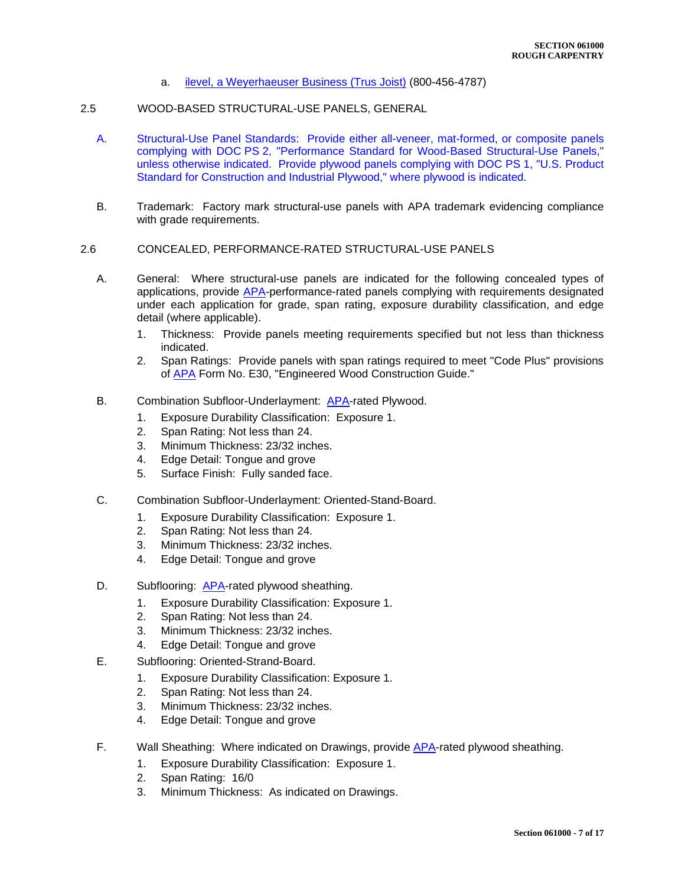a. ilevel, a Weyerhaeuser Business (Trus Joist) (800-456-4787)

## 2.5 WOOD-BASED STRUCTURAL-USE PANELS, GENERAL

A. Structural-Use Panel Standards: Provide either all-veneer, mat-formed, or composite panels complying with DOC PS 2, "Performance Standard for Wood-Based Structural-Use Panels," unless otherwise indicated. Provide plywood panels complying with DOC PS 1, "U.S. Product Standard for Construction and Industrial Plywood," where plywood is indicated.

B. Trademark: Factory mark structural-use panels with APA trademark evidencing compliance with grade requirements.

## 2.6 CONCEALED, PERFORMANCE-RATED STRUCTURAL-USE PANELS

A. General: Where structural-use panels are indicated for the following concealed types of applications, provide APA-performance-rated panels complying with requirements designated under each application for grade, span rating, exposure durability classification, and edge detail (where applicable).

1. Thickness: Provide panels meeting requirements specified but not less than thickness indicated.
2. Span Ratings: Provide panels with span ratings required to meet "Code Plus" provisions of APA Form No. E30, "Engineered Wood Construction Guide."

B. Combination Subfloor-Underlayment: APA-rated Plywood.

1. Exposure Durability Classification: Exposure 1.
2. Span Rating: Not less than 24.
3. Minimum Thickness: 23/32 inches.
4. Edge Detail: Tongue and grove
5. Surface Finish: Fully sanded face.

C. Combination Subfloor-Underlayment: Oriented-Stand-Board.

1. Exposure Durability Classification: Exposure 1.
2. Span Rating: Not less than 24.
3. Minimum Thickness: 23/32 inches.
4. Edge Detail: Tongue and grove

D. Subflooring: APA-rated plywood sheathing.

1. Exposure Durability Classification: Exposure 1.
2. Span Rating: Not less than 24.
3. Minimum Thickness: 23/32 inches.
4. Edge Detail: Tongue and grove

E. Subflooring: Oriented-Strand-Board.

1. Exposure Durability Classification: Exposure 1.
2. Span Rating: Not less than 24.
3. Minimum Thickness: 23/32 inches.
4. Edge Detail: Tongue and grove

F. Wall Sheathing: Where indicated on Drawings, provide APA-rated plywood sheathing.

1. Exposure Durability Classification: Exposure 1.
2. Span Rating: 16/0
3. Minimum Thickness: As indicated on Drawings.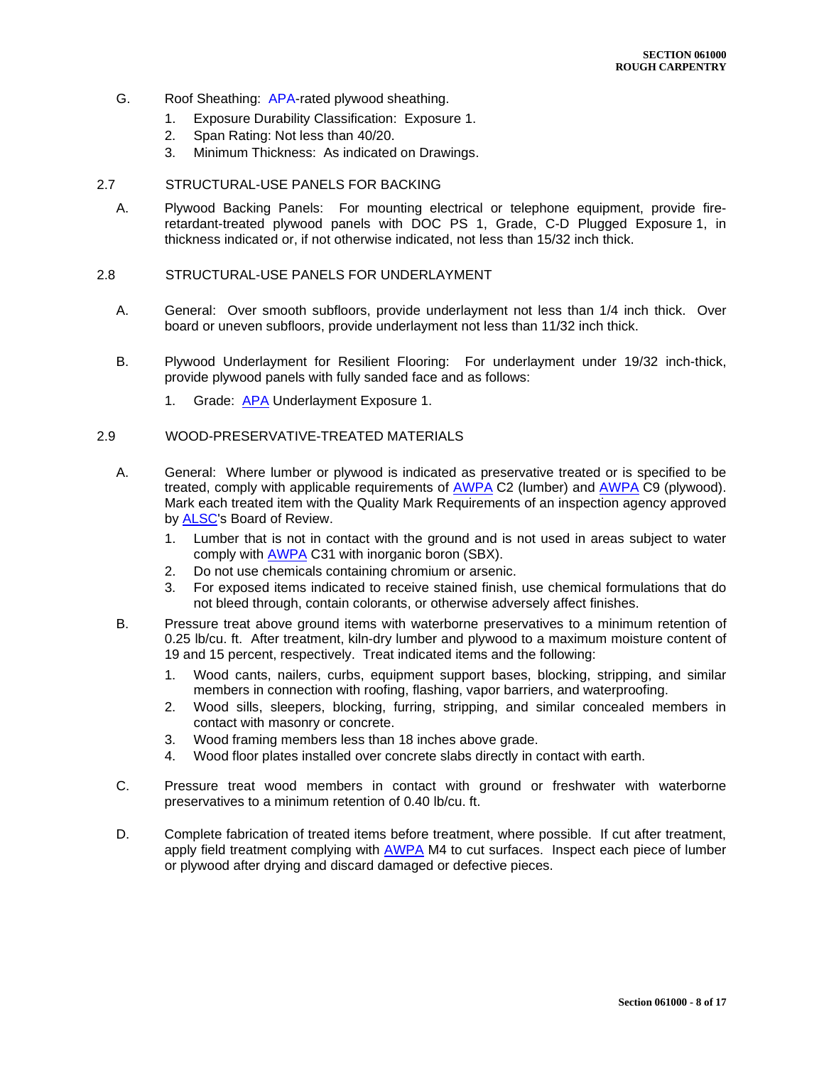G. Roof Sheathing: APA-rated plywood sheathing.

1. Exposure Durability Classification: Exposure 1.
2. Span Rating: Not less than 40/20.
3. Minimum Thickness: As indicated on Drawings.

## 2.7 STRUCTURAL-USE PANELS FOR BACKING

A. Plywood Backing Panels: For mounting electrical or telephone equipment, provide fire-retardant-treated plywood panels with DOC PS 1, Grade, C-D Plugged Exposure 1, in thickness indicated or, if not otherwise indicated, not less than 15/32 inch thick.

## 2.8 STRUCTURAL-USE PANELS FOR UNDERLAYMENT

A. General: Over smooth subfloors, provide underlayment not less than 1/4 inch thick. Over board or uneven subfloors, provide underlayment not less than 11/32 inch thick.

B. Plywood Underlayment for Resilient Flooring: For underlayment under 19/32 inch-thick, provide plywood panels with fully sanded face and as follows:

1. Grade: APA Underlayment Exposure 1.

## 2.9 WOOD-PRESERVATIVE-TREATED MATERIALS

A. General: Where lumber or plywood is indicated as preservative treated or is specified to be treated, comply with applicable requirements of AWPA C2 (lumber) and AWPA C9 (plywood). Mark each treated item with the Quality Mark Requirements of an inspection agency approved by ALSC's Board of Review.

1. Lumber that is not in contact with the ground and is not used in areas subject to water comply with AWPA C31 with inorganic boron (SBX).
2. Do not use chemicals containing chromium or arsenic.
3. For exposed items indicated to receive stained finish, use chemical formulations that do not bleed through, contain colorants, or otherwise adversely affect finishes.

B. Pressure treat above ground items with waterborne preservatives to a minimum retention of 0.25 lb/cu. ft. After treatment, kiln-dry lumber and plywood to a maximum moisture content of 19 and 15 percent, respectively. Treat indicated items and the following:

1. Wood cants, nailers, curbs, equipment support bases, blocking, stripping, and similar members in connection with roofing, flashing, vapor barriers, and waterproofing.
2. Wood sills, sleepers, blocking, furring, stripping, and similar concealed members in contact with masonry or concrete.
3. Wood framing members less than 18 inches above grade.
4. Wood floor plates installed over concrete slabs directly in contact with earth.

C. Pressure treat wood members in contact with ground or freshwater with waterborne preservatives to a minimum retention of 0.40 lb/cu. ft.

D. Complete fabrication of treated items before treatment, where possible. If cut after treatment, apply field treatment complying with AWPA M4 to cut surfaces. Inspect each piece of lumber or plywood after drying and discard damaged or defective pieces.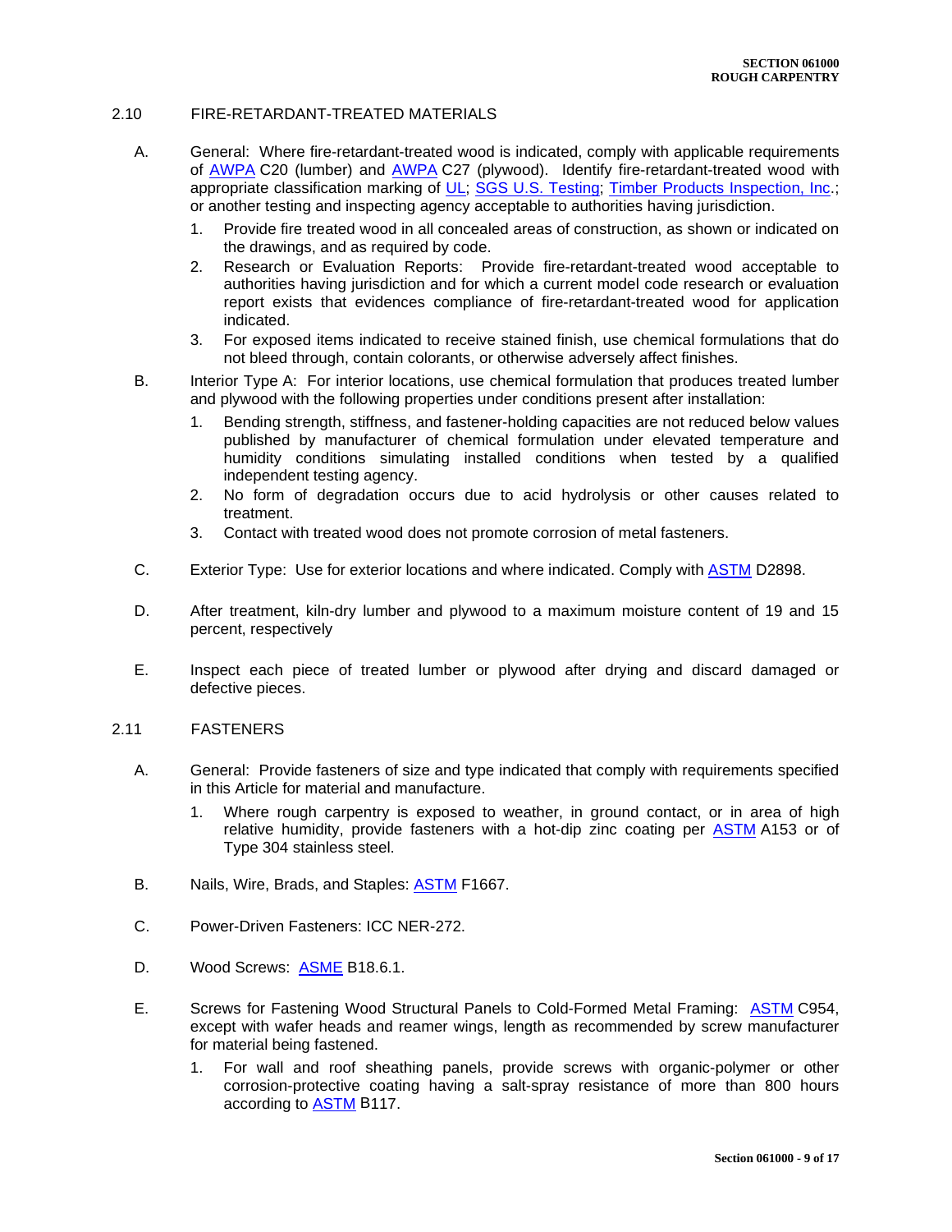## 2.10 FIRE-RETARDANT-TREATED MATERIALS

A. General: Where fire-retardant-treated wood is indicated, comply with applicable requirements of AWPA C20 (lumber) and AWPA C27 (plywood). Identify fire-retardant-treated wood with appropriate classification marking of UL; SGS U.S. Testing; Timber Products Inspection, Inc.; or another testing and inspecting agency acceptable to authorities having jurisdiction.

   1. Provide fire treated wood in all concealed areas of construction, as shown or indicated on the drawings, and as required by code.
   2. Research or Evaluation Reports: Provide fire-retardant-treated wood acceptable to authorities having jurisdiction and for which a current model code research or evaluation report exists that evidences compliance of fire-retardant-treated wood for application indicated.
   3. For exposed items indicated to receive stained finish, use chemical formulations that do not bleed through, contain colorants, or otherwise adversely affect finishes.

B. Interior Type A: For interior locations, use chemical formulation that produces treated lumber and plywood with the following properties under conditions present after installation:

   1. Bending strength, stiffness, and fastener-holding capacities are not reduced below values published by manufacturer of chemical formulation under elevated temperature and humidity conditions simulating installed conditions when tested by a qualified independent testing agency.
   2. No form of degradation occurs due to acid hydrolysis or other causes related to treatment.
   3. Contact with treated wood does not promote corrosion of metal fasteners.

C. Exterior Type: Use for exterior locations and where indicated. Comply with ASTM D2898.

D. After treatment, kiln-dry lumber and plywood to a maximum moisture content of 19 and 15 percent, respectively

E. Inspect each piece of treated lumber or plywood after drying and discard damaged or defective pieces.

## 2.11 FASTENERS

A. General: Provide fasteners of size and type indicated that comply with requirements specified in this Article for material and manufacture.

   1. Where rough carpentry is exposed to weather, in ground contact, or in area of high relative humidity, provide fasteners with a hot-dip zinc coating per ASTM A153 or of Type 304 stainless steel.

B. Nails, Wire, Brads, and Staples: ASTM F1667.

C. Power-Driven Fasteners: ICC NER-272.

D. Wood Screws: ASME B18.6.1.

E. Screws for Fastening Wood Structural Panels to Cold-Formed Metal Framing: ASTM C954, except with wafer heads and reamer wings, length as recommended by screw manufacturer for material being fastened.

   1. For wall and roof sheathing panels, provide screws with organic-polymer or other corrosion-protective coating having a salt-spray resistance of more than 800 hours according to ASTM B117.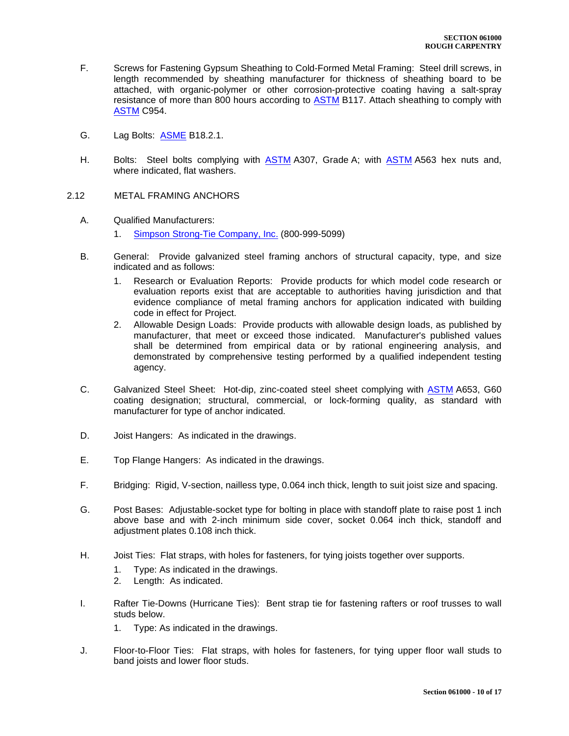F. Screws for Fastening Gypsum Sheathing to Cold-Formed Metal Framing: Steel drill screws, in length recommended by sheathing manufacturer for thickness of sheathing board to be attached, with organic-polymer or other corrosion-protective coating having a salt-spray resistance of more than 800 hours according to ASTM B117. Attach sheathing to comply with ASTM C954.

G. Lag Bolts: ASME B18.2.1.

H. Bolts: Steel bolts complying with ASTM A307, Grade A; with ASTM A563 hex nuts and, where indicated, flat washers.

## 2.12 METAL FRAMING ANCHORS

A. Qualified Manufacturers:

1. Simpson Strong-Tie Company, Inc. (800-999-5099)

B. General: Provide galvanized steel framing anchors of structural capacity, type, and size indicated and as follows:

1. Research or Evaluation Reports: Provide products for which model code research or evaluation reports exist that are acceptable to authorities having jurisdiction and that evidence compliance of metal framing anchors for application indicated with building code in effect for Project.
2. Allowable Design Loads: Provide products with allowable design loads, as published by manufacturer, that meet or exceed those indicated. Manufacturer's published values shall be determined from empirical data or by rational engineering analysis, and demonstrated by comprehensive testing performed by a qualified independent testing agency.

C. Galvanized Steel Sheet: Hot-dip, zinc-coated steel sheet complying with ASTM A653, G60 coating designation; structural, commercial, or lock-forming quality, as standard with manufacturer for type of anchor indicated.

D. Joist Hangers: As indicated in the drawings.

E. Top Flange Hangers: As indicated in the drawings.

F. Bridging: Rigid, V-section, nailless type, 0.064 inch thick, length to suit joist size and spacing.

G. Post Bases: Adjustable-socket type for bolting in place with standoff plate to raise post 1 inch above base and with 2-inch minimum side cover, socket 0.064 inch thick, standoff and adjustment plates 0.108 inch thick.

H. Joist Ties: Flat straps, with holes for fasteners, for tying joists together over supports.

1. Type: As indicated in the drawings.
2. Length: As indicated.

I. Rafter Tie-Downs (Hurricane Ties): Bent strap tie for fastening rafters or roof trusses to wall studs below.

1. Type: As indicated in the drawings.

J. Floor-to-Floor Ties: Flat straps, with holes for fasteners, for tying upper floor wall studs to band joists and lower floor studs.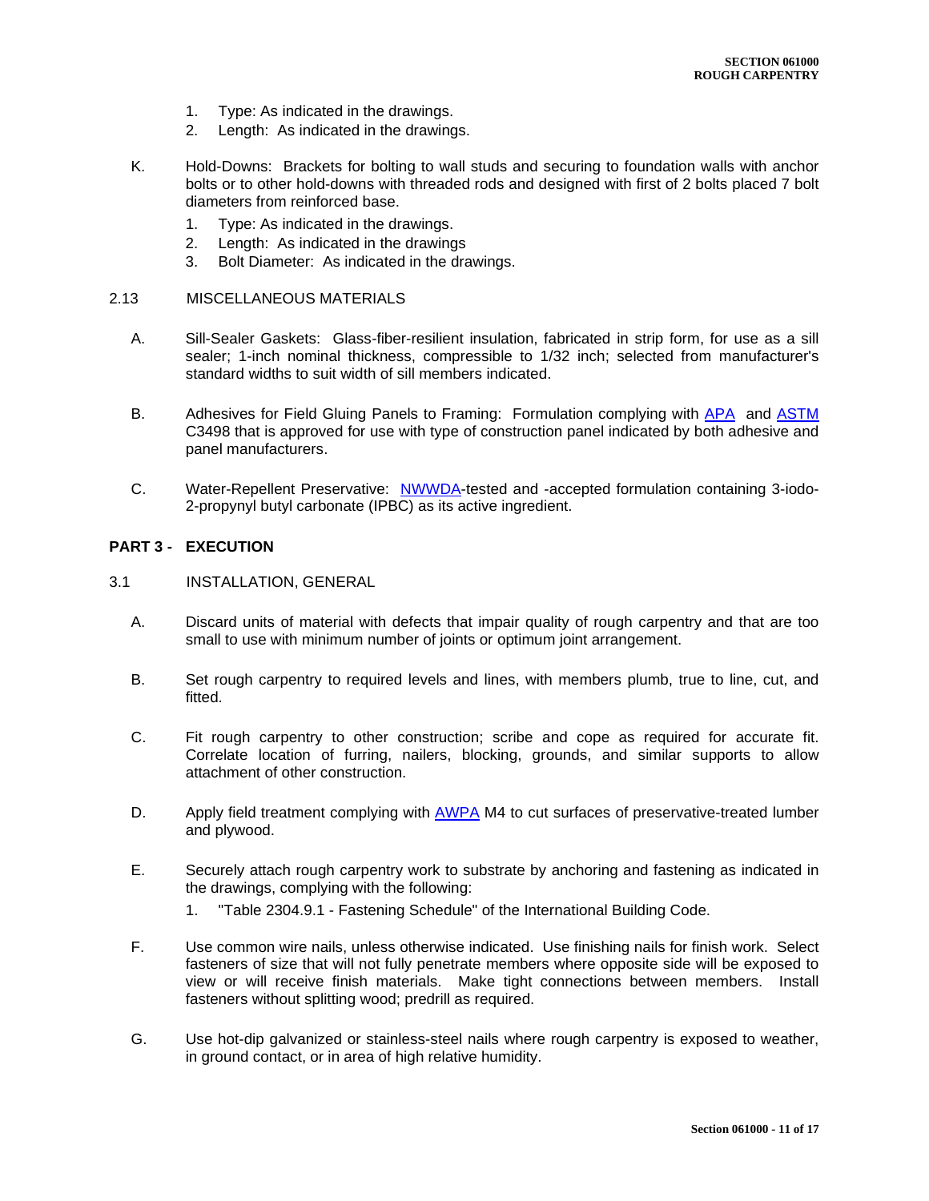1. Type: As indicated in the drawings.
2. Length: As indicated in the drawings.

K. Hold-Downs: Brackets for bolting to wall studs and securing to foundation walls with anchor bolts or to other hold-downs with threaded rods and designed with first of 2 bolts placed 7 bolt diameters from reinforced base.

1. Type: As indicated in the drawings.
2. Length: As indicated in the drawings
3. Bolt Diameter: As indicated in the drawings.

2.13 MISCELLANEOUS MATERIALS

A. Sill-Sealer Gaskets: Glass-fiber-resilient insulation, fabricated in strip form, for use as a sill sealer; 1-inch nominal thickness, compressible to 1/32 inch; selected from manufacturer's standard widths to suit width of sill members indicated.

B. Adhesives for Field Gluing Panels to Framing: Formulation complying with APA and ASTM C3498 that is approved for use with type of construction panel indicated by both adhesive and panel manufacturers.

C. Water-Repellent Preservative: NWWDA-tested and -accepted formulation containing 3-iodo-2-propynyl butyl carbonate (IPBC) as its active ingredient.

## PART 3 - EXECUTION

3.1 INSTALLATION, GENERAL

A. Discard units of material with defects that impair quality of rough carpentry and that are too small to use with minimum number of joints or optimum joint arrangement.

B. Set rough carpentry to required levels and lines, with members plumb, true to line, cut, and fitted.

C. Fit rough carpentry to other construction; scribe and cope as required for accurate fit. Correlate location of furring, nailers, blocking, grounds, and similar supports to allow attachment of other construction.

D. Apply field treatment complying with AWPA M4 to cut surfaces of preservative-treated lumber and plywood.

E. Securely attach rough carpentry work to substrate by anchoring and fastening as indicated in the drawings, complying with the following:

1. "Table 2304.9.1 - Fastening Schedule" of the International Building Code.

F. Use common wire nails, unless otherwise indicated. Use finishing nails for finish work. Select fasteners of size that will not fully penetrate members where opposite side will be exposed to view or will receive finish materials. Make tight connections between members. Install fasteners without splitting wood; predrill as required.

G. Use hot-dip galvanized or stainless-steel nails where rough carpentry is exposed to weather, in ground contact, or in area of high relative humidity.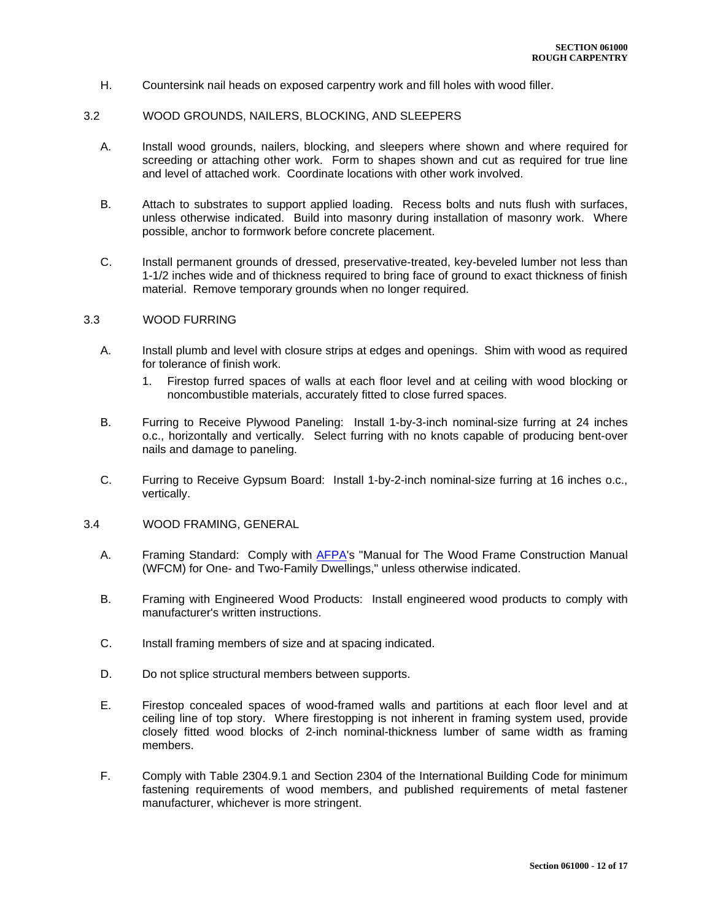H. Countersink nail heads on exposed carpentry work and fill holes with wood filler.

## 3.2 WOOD GROUNDS, NAILERS, BLOCKING, AND SLEEPERS

A. Install wood grounds, nailers, blocking, and sleepers where shown and where required for screeding or attaching other work. Form to shapes shown and cut as required for true line and level of attached work. Coordinate locations with other work involved.

B. Attach to substrates to support applied loading. Recess bolts and nuts flush with surfaces, unless otherwise indicated. Build into masonry during installation of masonry work. Where possible, anchor to formwork before concrete placement.

C. Install permanent grounds of dressed, preservative-treated, key-beveled lumber not less than 1-1/2 inches wide and of thickness required to bring face of ground to exact thickness of finish material. Remove temporary grounds when no longer required.

## 3.3 WOOD FURRING

A. Install plumb and level with closure strips at edges and openings. Shim with wood as required for tolerance of finish work.

1. Firestop furred spaces of walls at each floor level and at ceiling with wood blocking or noncombustible materials, accurately fitted to close furred spaces.

B. Furring to Receive Plywood Paneling: Install 1-by-3-inch nominal-size furring at 24 inches o.c., horizontally and vertically. Select furring with no knots capable of producing bent-over nails and damage to paneling.

C. Furring to Receive Gypsum Board: Install 1-by-2-inch nominal-size furring at 16 inches o.c., vertically.

## 3.4 WOOD FRAMING, GENERAL

A. Framing Standard: Comply with AFPA's "Manual for The Wood Frame Construction Manual (WFCM) for One- and Two-Family Dwellings," unless otherwise indicated.

B. Framing with Engineered Wood Products: Install engineered wood products to comply with manufacturer's written instructions.

C. Install framing members of size and at spacing indicated.

D. Do not splice structural members between supports.

E. Firestop concealed spaces of wood-framed walls and partitions at each floor level and at ceiling line of top story. Where firestopping is not inherent in framing system used, provide closely fitted wood blocks of 2-inch nominal-thickness lumber of same width as framing members.

F. Comply with Table 2304.9.1 and Section 2304 of the International Building Code for minimum fastening requirements of wood members, and published requirements of metal fastener manufacturer, whichever is more stringent.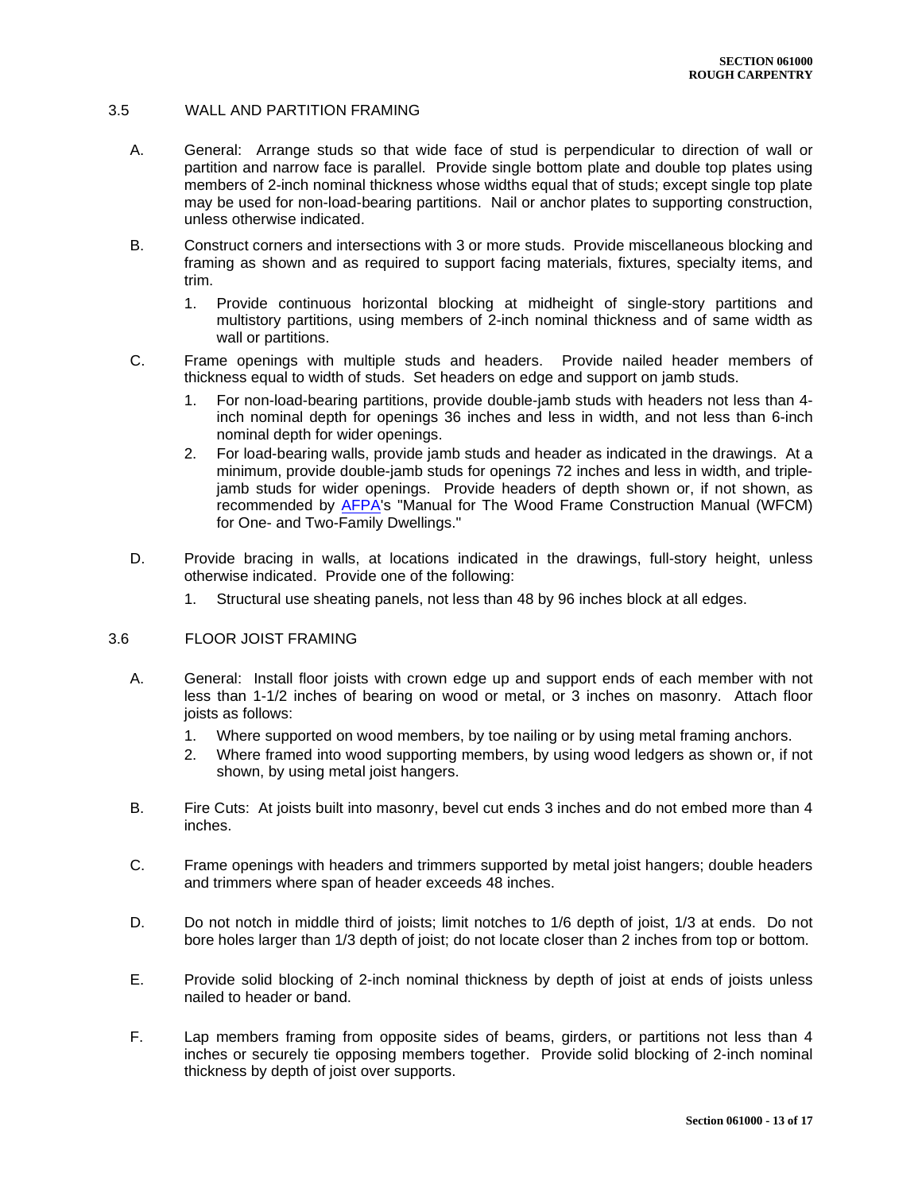## 3.5 WALL AND PARTITION FRAMING

A. General: Arrange studs so that wide face of stud is perpendicular to direction of wall or partition and narrow face is parallel. Provide single bottom plate and double top plates using members of 2-inch nominal thickness whose widths equal that of studs; except single top plate may be used for non-load-bearing partitions. Nail or anchor plates to supporting construction, unless otherwise indicated.

B. Construct corners and intersections with 3 or more studs. Provide miscellaneous blocking and framing as shown and as required to support facing materials, fixtures, specialty items, and trim.

   1. Provide continuous horizontal blocking at midheight of single-story partitions and multistory partitions, using members of 2-inch nominal thickness and of same width as wall or partitions.

C. Frame openings with multiple studs and headers. Provide nailed header members of thickness equal to width of studs. Set headers on edge and support on jamb studs.

   1. For non-load-bearing partitions, provide double-jamb studs with headers not less than 4-inch nominal depth for openings 36 inches and less in width, and not less than 6-inch nominal depth for wider openings.
   2. For load-bearing walls, provide jamb studs and header as indicated in the drawings. At a minimum, provide double-jamb studs for openings 72 inches and less in width, and triple-jamb studs for wider openings. Provide headers of depth shown or, if not shown, as recommended by AFPA's "Manual for The Wood Frame Construction Manual (WFCM) for One- and Two-Family Dwellings."

D. Provide bracing in walls, at locations indicated in the drawings, full-story height, unless otherwise indicated. Provide one of the following:

   1. Structural use sheating panels, not less than 48 by 96 inches block at all edges.

## 3.6 FLOOR JOIST FRAMING

A. General: Install floor joists with crown edge up and support ends of each member with not less than 1-1/2 inches of bearing on wood or metal, or 3 inches on masonry. Attach floor joists as follows:

   1. Where supported on wood members, by toe nailing or by using metal framing anchors.
   2. Where framed into wood supporting members, by using wood ledgers as shown or, if not shown, by using metal joist hangers.

B. Fire Cuts: At joists built into masonry, bevel cut ends 3 inches and do not embed more than 4 inches.

C. Frame openings with headers and trimmers supported by metal joist hangers; double headers and trimmers where span of header exceeds 48 inches.

D. Do not notch in middle third of joists; limit notches to 1/6 depth of joist, 1/3 at ends. Do not bore holes larger than 1/3 depth of joist; do not locate closer than 2 inches from top or bottom.

E. Provide solid blocking of 2-inch nominal thickness by depth of joist at ends of joists unless nailed to header or band.

F. Lap members framing from opposite sides of beams, girders, or partitions not less than 4 inches or securely tie opposing members together. Provide solid blocking of 2-inch nominal thickness by depth of joist over supports.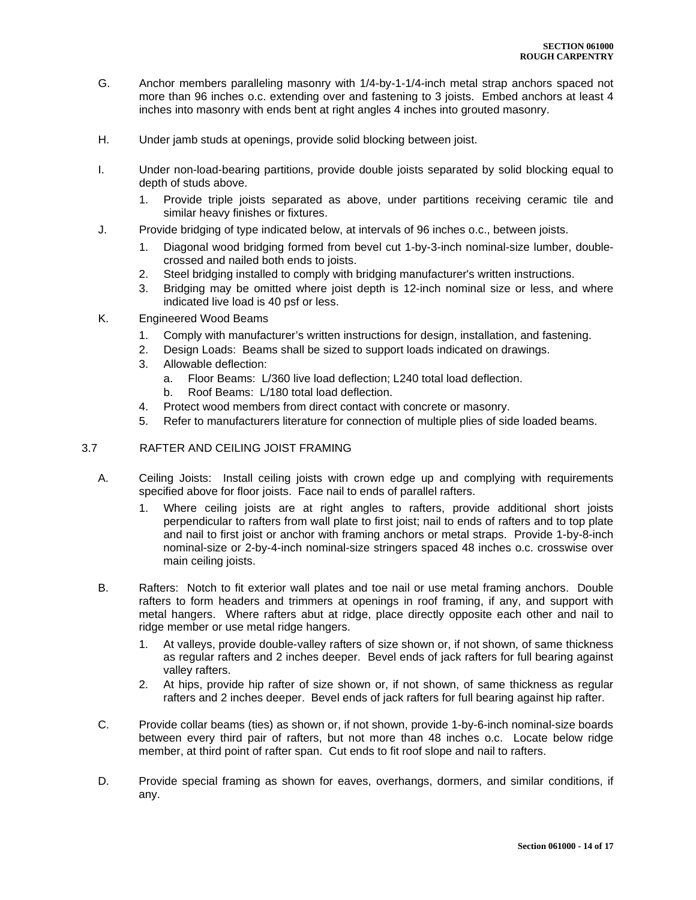G. Anchor members paralleling masonry with 1/4-by-1-1/4-inch metal strap anchors spaced not more than 96 inches o.c. extending over and fastening to 3 joists. Embed anchors at least 4 inches into masonry with ends bent at right angles 4 inches into grouted masonry.

H. Under jamb studs at openings, provide solid blocking between joist.

I. Under non-load-bearing partitions, provide double joists separated by solid blocking equal to depth of studs above.

   1. Provide triple joists separated as above, under partitions receiving ceramic tile and similar heavy finishes or fixtures.

J. Provide bridging of type indicated below, at intervals of 96 inches o.c., between joists.

   1. Diagonal wood bridging formed from bevel cut 1-by-3-inch nominal-size lumber, double-crossed and nailed both ends to joists.
   2. Steel bridging installed to comply with bridging manufacturer's written instructions.
   3. Bridging may be omitted where joist depth is 12-inch nominal size or less, and where indicated live load is 40 psf or less.

K. Engineered Wood Beams

   1. Comply with manufacturer's written instructions for design, installation, and fastening.
   2. Design Loads: Beams shall be sized to support loads indicated on drawings.
   3. Allowable deflection:
      a. Floor Beams: L/360 live load deflection; L240 total load deflection.
      b. Roof Beams: L/180 total load deflection.
   4. Protect wood members from direct contact with concrete or masonry.
   5. Refer to manufacturers literature for connection of multiple plies of side loaded beams.

## 3.7 RAFTER AND CEILING JOIST FRAMING

A. Ceiling Joists: Install ceiling joists with crown edge up and complying with requirements specified above for floor joists. Face nail to ends of parallel rafters.

   1. Where ceiling joists are at right angles to rafters, provide additional short joists perpendicular to rafters from wall plate to first joist; nail to ends of rafters and to top plate and nail to first joist or anchor with framing anchors or metal straps. Provide 1-by-8-inch nominal-size or 2-by-4-inch nominal-size stringers spaced 48 inches o.c. crosswise over main ceiling joists.

B. Rafters: Notch to fit exterior wall plates and toe nail or use metal framing anchors. Double rafters to form headers and trimmers at openings in roof framing, if any, and support with metal hangers. Where rafters abut at ridge, place directly opposite each other and nail to ridge member or use metal ridge hangers.

   1. At valleys, provide double-valley rafters of size shown or, if not shown, of same thickness as regular rafters and 2 inches deeper. Bevel ends of jack rafters for full bearing against valley rafters.
   2. At hips, provide hip rafter of size shown or, if not shown, of same thickness as regular rafters and 2 inches deeper. Bevel ends of jack rafters for full bearing against hip rafter.

C. Provide collar beams (ties) as shown or, if not shown, provide 1-by-6-inch nominal-size boards between every third pair of rafters, but not more than 48 inches o.c. Locate below ridge member, at third point of rafter span. Cut ends to fit roof slope and nail to rafters.

D. Provide special framing as shown for eaves, overhangs, dormers, and similar conditions, if any.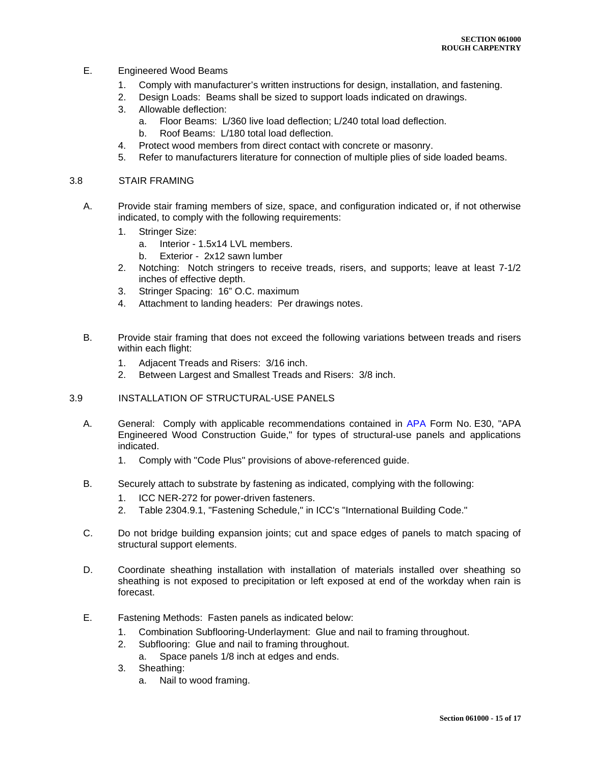E. Engineered Wood Beams

1. Comply with manufacturer's written instructions for design, installation, and fastening.
2. Design Loads: Beams shall be sized to support loads indicated on drawings.
3. Allowable deflection:
   a. Floor Beams: L/360 live load deflection; L/240 total load deflection.
   b. Roof Beams: L/180 total load deflection.
4. Protect wood members from direct contact with concrete or masonry.
5. Refer to manufacturers literature for connection of multiple plies of side loaded beams.

## 3.8 STAIR FRAMING

A. Provide stair framing members of size, space, and configuration indicated or, if not otherwise indicated, to comply with the following requirements:

1. Stringer Size:
   a. Interior - 1.5x14 LVL members.
   b. Exterior - 2x12 sawn lumber
2. Notching: Notch stringers to receive treads, risers, and supports; leave at least 7-1/2 inches of effective depth.
3. Stringer Spacing: 16" O.C. maximum
4. Attachment to landing headers: Per drawings notes.

B. Provide stair framing that does not exceed the following variations between treads and risers within each flight:

1. Adjacent Treads and Risers: 3/16 inch.
2. Between Largest and Smallest Treads and Risers: 3/8 inch.

## 3.9 INSTALLATION OF STRUCTURAL-USE PANELS

A. General: Comply with applicable recommendations contained in APA Form No. E30, "APA Engineered Wood Construction Guide," for types of structural-use panels and applications indicated.

1. Comply with "Code Plus" provisions of above-referenced guide.

B. Securely attach to substrate by fastening as indicated, complying with the following:

1. ICC NER-272 for power-driven fasteners.
2. Table 2304.9.1, "Fastening Schedule," in ICC's "International Building Code."

C. Do not bridge building expansion joints; cut and space edges of panels to match spacing of structural support elements.

D. Coordinate sheathing installation with installation of materials installed over sheathing so sheathing is not exposed to precipitation or left exposed at end of the workday when rain is forecast.

E. Fastening Methods: Fasten panels as indicated below:

1. Combination Subflooring-Underlayment: Glue and nail to framing throughout.
2. Subflooring: Glue and nail to framing throughout.
   a. Space panels 1/8 inch at edges and ends.
3. Sheathing:
   a. Nail to wood framing.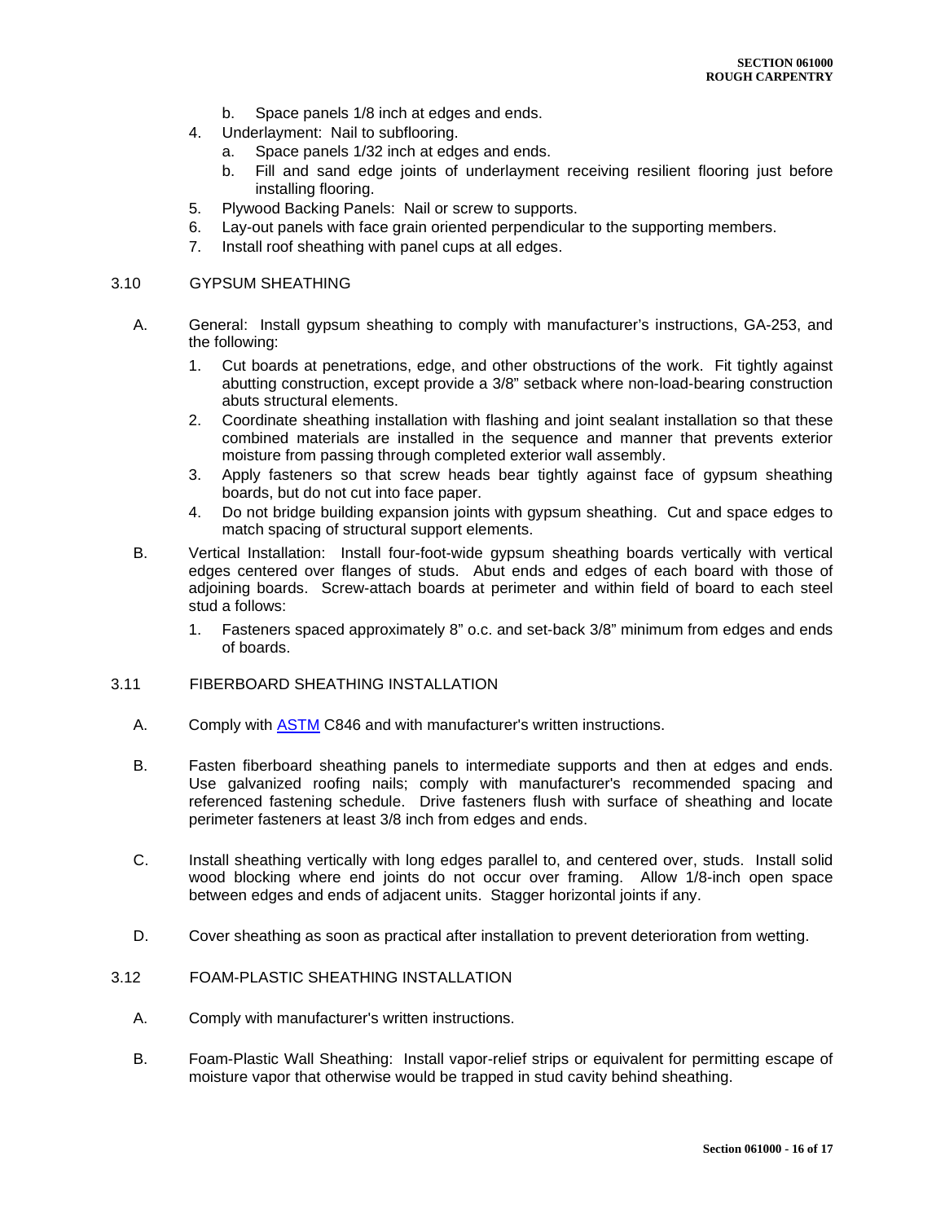b. Space panels 1/8 inch at edges and ends.

4. Underlayment: Nail to subflooring.
   a. Space panels 1/32 inch at edges and ends.
   b. Fill and sand edge joints of underlayment receiving resilient flooring just before installing flooring.
5. Plywood Backing Panels: Nail or screw to supports.
6. Lay-out panels with face grain oriented perpendicular to the supporting members.
7. Install roof sheathing with panel cups at all edges.

## 3.10 GYPSUM SHEATHING

A. General: Install gypsum sheathing to comply with manufacturer's instructions, GA-253, and the following:

   1. Cut boards at penetrations, edge, and other obstructions of the work. Fit tightly against abutting construction, except provide a 3/8" setback where non-load-bearing construction abuts structural elements.
   2. Coordinate sheathing installation with flashing and joint sealant installation so that these combined materials are installed in the sequence and manner that prevents exterior moisture from passing through completed exterior wall assembly.
   3. Apply fasteners so that screw heads bear tightly against face of gypsum sheathing boards, but do not cut into face paper.
   4. Do not bridge building expansion joints with gypsum sheathing. Cut and space edges to match spacing of structural support elements.

B. Vertical Installation: Install four-foot-wide gypsum sheathing boards vertically with vertical edges centered over flanges of studs. Abut ends and edges of each board with those of adjoining boards. Screw-attach boards at perimeter and within field of board to each steel stud a follows:

   1. Fasteners spaced approximately 8" o.c. and set-back 3/8" minimum from edges and ends of boards.

## 3.11 FIBERBOARD SHEATHING INSTALLATION

A. Comply with ASTM C846 and with manufacturer's written instructions.

B. Fasten fiberboard sheathing panels to intermediate supports and then at edges and ends. Use galvanized roofing nails; comply with manufacturer's recommended spacing and referenced fastening schedule. Drive fasteners flush with surface of sheathing and locate perimeter fasteners at least 3/8 inch from edges and ends.

C. Install sheathing vertically with long edges parallel to, and centered over, studs. Install solid wood blocking where end joints do not occur over framing. Allow 1/8-inch open space between edges and ends of adjacent units. Stagger horizontal joints if any.

D. Cover sheathing as soon as practical after installation to prevent deterioration from wetting.

## 3.12 FOAM-PLASTIC SHEATHING INSTALLATION

A. Comply with manufacturer's written instructions.

B. Foam-Plastic Wall Sheathing: Install vapor-relief strips or equivalent for permitting escape of moisture vapor that otherwise would be trapped in stud cavity behind sheathing.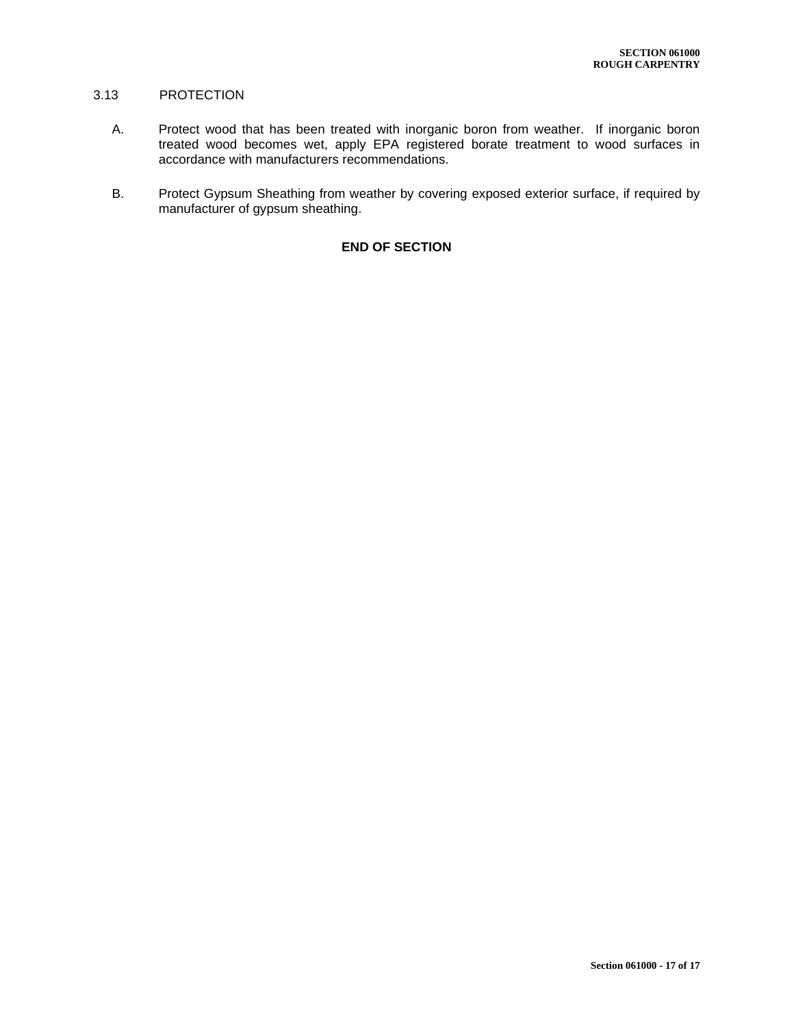## 3.13 PROTECTION

A. Protect wood that has been treated with inorganic boron from weather. If inorganic boron treated wood becomes wet, apply EPA registered borate treatment to wood surfaces in accordance with manufacturers recommendations.

B. Protect Gypsum Sheathing from weather by covering exposed exterior surface, if required by manufacturer of gypsum sheathing.

**END OF SECTION**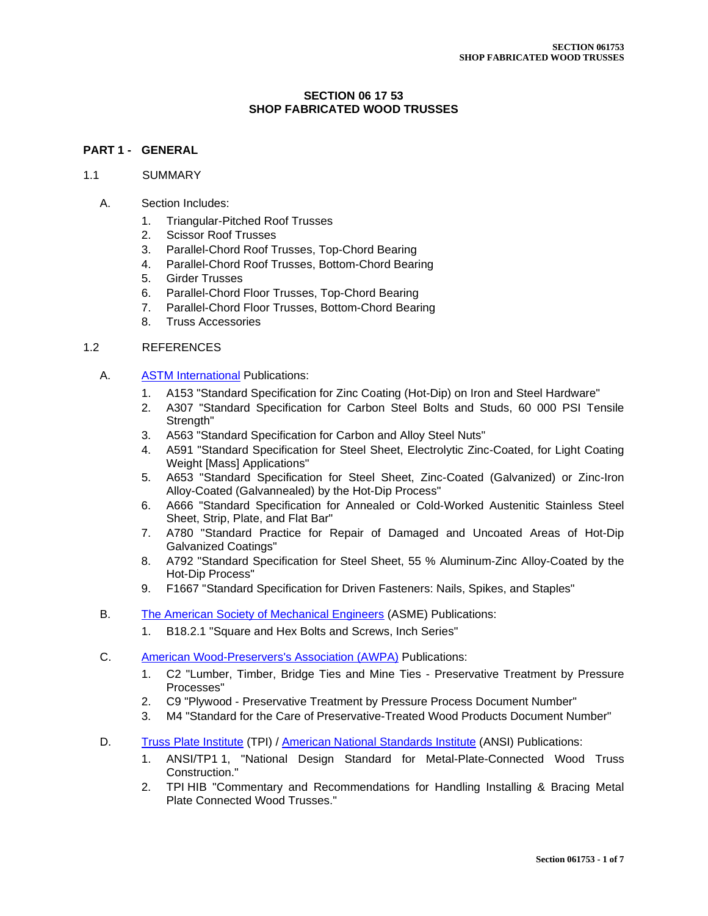# SECTION 06 17 53
# SHOP FABRICATED WOOD TRUSSES

## PART 1 - GENERAL

### 1.1 SUMMARY

A. Section Includes:

1. Triangular-Pitched Roof Trusses
2. Scissor Roof Trusses
3. Parallel-Chord Roof Trusses, Top-Chord Bearing
4. Parallel-Chord Roof Trusses, Bottom-Chord Bearing
5. Girder Trusses
6. Parallel-Chord Floor Trusses, Top-Chord Bearing
7. Parallel-Chord Floor Trusses, Bottom-Chord Bearing
8. Truss Accessories

### 1.2 REFERENCES

A. ASTM International Publications:

1. A153 "Standard Specification for Zinc Coating (Hot-Dip) on Iron and Steel Hardware"
2. A307 "Standard Specification for Carbon Steel Bolts and Studs, 60 000 PSI Tensile Strength"
3. A563 "Standard Specification for Carbon and Alloy Steel Nuts"
4. A591 "Standard Specification for Steel Sheet, Electrolytic Zinc-Coated, for Light Coating Weight [Mass] Applications"
5. A653 "Standard Specification for Steel Sheet, Zinc-Coated (Galvanized) or Zinc-Iron Alloy-Coated (Galvannealed) by the Hot-Dip Process"
6. A666 "Standard Specification for Annealed or Cold-Worked Austenitic Stainless Steel Sheet, Strip, Plate, and Flat Bar"
7. A780 "Standard Practice for Repair of Damaged and Uncoated Areas of Hot-Dip Galvanized Coatings"
8. A792 "Standard Specification for Steel Sheet, 55 % Aluminum-Zinc Alloy-Coated by the Hot-Dip Process"
9. F1667 "Standard Specification for Driven Fasteners: Nails, Spikes, and Staples"

B. The American Society of Mechanical Engineers (ASME) Publications:

1. B18.2.1 "Square and Hex Bolts and Screws, Inch Series"

C. American Wood-Preservers's Association (AWPA) Publications:

1. C2 "Lumber, Timber, Bridge Ties and Mine Ties - Preservative Treatment by Pressure Processes"
2. C9 "Plywood - Preservative Treatment by Pressure Process Document Number"
3. M4 "Standard for the Care of Preservative-Treated Wood Products Document Number"

D. Truss Plate Institute (TPI) / American National Standards Institute (ANSI) Publications:

1. ANSI/TP1 1, "National Design Standard for Metal-Plate-Connected Wood Truss Construction."
2. TPI HIB "Commentary and Recommendations for Handling Installing & Bracing Metal Plate Connected Wood Trusses."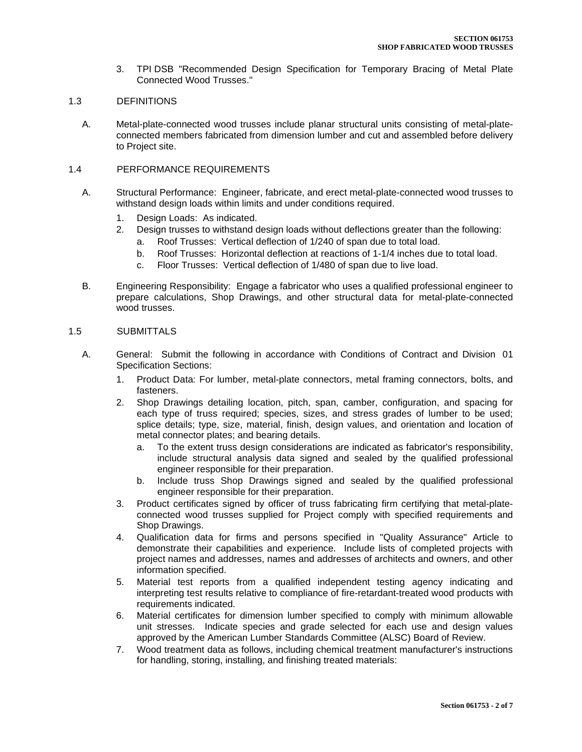3. TPI DSB "Recommended Design Specification for Temporary Bracing of Metal Plate Connected Wood Trusses."

## 1.3 DEFINITIONS

A. Metal-plate-connected wood trusses include planar structural units consisting of metal-plate-connected members fabricated from dimension lumber and cut and assembled before delivery to Project site.

## 1.4 PERFORMANCE REQUIREMENTS

A. Structural Performance: Engineer, fabricate, and erect metal-plate-connected wood trusses to withstand design loads within limits and under conditions required.

1. Design Loads: As indicated.
2. Design trusses to withstand design loads without deflections greater than the following:
   a. Roof Trusses: Vertical deflection of 1/240 of span due to total load.
   b. Roof Trusses: Horizontal deflection at reactions of 1-1/4 inches due to total load.
   c. Floor Trusses: Vertical deflection of 1/480 of span due to live load.

B. Engineering Responsibility: Engage a fabricator who uses a qualified professional engineer to prepare calculations, Shop Drawings, and other structural data for metal-plate-connected wood trusses.

## 1.5 SUBMITTALS

A. General: Submit the following in accordance with Conditions of Contract and Division 01 Specification Sections:

1. Product Data: For lumber, metal-plate connectors, metal framing connectors, bolts, and fasteners.
2. Shop Drawings detailing location, pitch, span, camber, configuration, and spacing for each type of truss required; species, sizes, and stress grades of lumber to be used; splice details; type, size, material, finish, design values, and orientation and location of metal connector plates; and bearing details.
   a. To the extent truss design considerations are indicated as fabricator's responsibility, include structural analysis data signed and sealed by the qualified professional engineer responsible for their preparation.
   b. Include truss Shop Drawings signed and sealed by the qualified professional engineer responsible for their preparation.
3. Product certificates signed by officer of truss fabricating firm certifying that metal-plate-connected wood trusses supplied for Project comply with specified requirements and Shop Drawings.
4. Qualification data for firms and persons specified in "Quality Assurance" Article to demonstrate their capabilities and experience. Include lists of completed projects with project names and addresses, names and addresses of architects and owners, and other information specified.
5. Material test reports from a qualified independent testing agency indicating and interpreting test results relative to compliance of fire-retardant-treated wood products with requirements indicated.
6. Material certificates for dimension lumber specified to comply with minimum allowable unit stresses. Indicate species and grade selected for each use and design values approved by the American Lumber Standards Committee (ALSC) Board of Review.
7. Wood treatment data as follows, including chemical treatment manufacturer's instructions for handling, storing, installing, and finishing treated materials: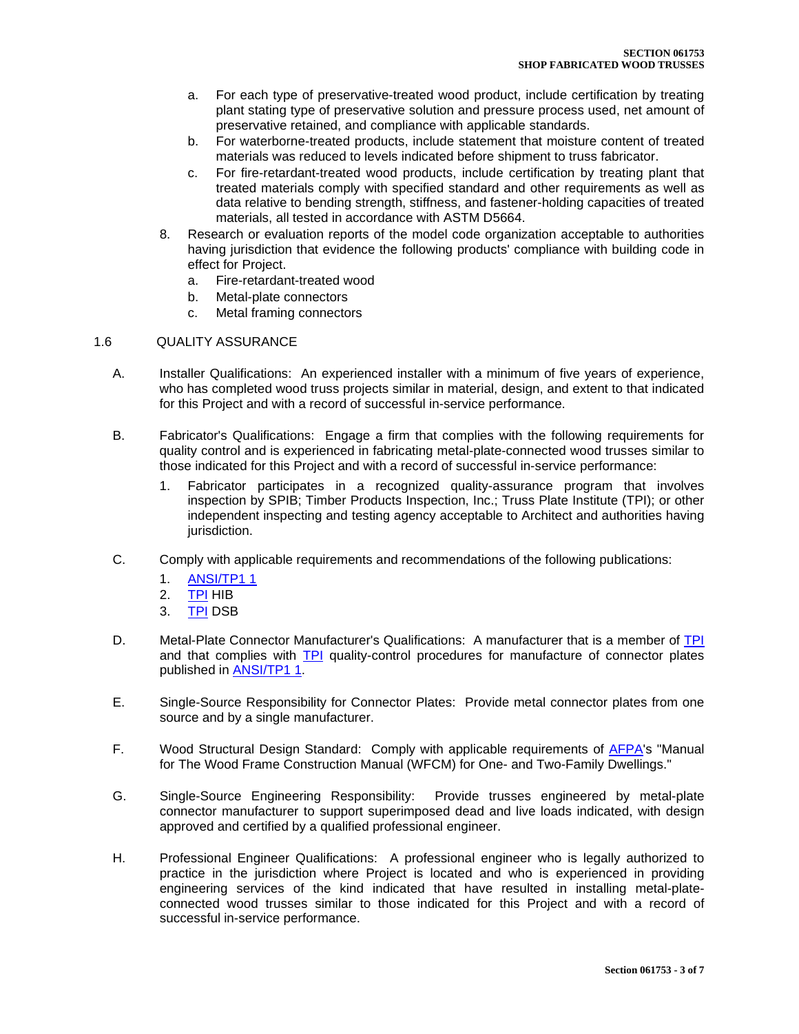a. For each type of preservative-treated wood product, include certification by treating plant stating type of preservative solution and pressure process used, net amount of preservative retained, and compliance with applicable standards.

b. For waterborne-treated products, include statement that moisture content of treated materials was reduced to levels indicated before shipment to truss fabricator.

c. For fire-retardant-treated wood products, include certification by treating plant that treated materials comply with specified standard and other requirements as well as data relative to bending strength, stiffness, and fastener-holding capacities of treated materials, all tested in accordance with ASTM D5664.

8. Research or evaluation reports of the model code organization acceptable to authorities having jurisdiction that evidence the following products' compliance with building code in effect for Project.

   a. Fire-retardant-treated wood
   b. Metal-plate connectors
   c. Metal framing connectors

## 1.6 QUALITY ASSURANCE

A. Installer Qualifications: An experienced installer with a minimum of five years of experience, who has completed wood truss projects similar in material, design, and extent to that indicated for this Project and with a record of successful in-service performance.

B. Fabricator's Qualifications: Engage a firm that complies with the following requirements for quality control and is experienced in fabricating metal-plate-connected wood trusses similar to those indicated for this Project and with a record of successful in-service performance:

1. Fabricator participates in a recognized quality-assurance program that involves inspection by SPIB; Timber Products Inspection, Inc.; Truss Plate Institute (TPI); or other independent inspecting and testing agency acceptable to Architect and authorities having jurisdiction.

C. Comply with applicable requirements and recommendations of the following publications:

1. ANSI/TP1 1
2. TPI HIB
3. TPI DSB

D. Metal-Plate Connector Manufacturer's Qualifications: A manufacturer that is a member of TPI and that complies with TPI quality-control procedures for manufacture of connector plates published in ANSI/TP1 1.

E. Single-Source Responsibility for Connector Plates: Provide metal connector plates from one source and by a single manufacturer.

F. Wood Structural Design Standard: Comply with applicable requirements of AFPA's "Manual for The Wood Frame Construction Manual (WFCM) for One- and Two-Family Dwellings."

G. Single-Source Engineering Responsibility: Provide trusses engineered by metal-plate connector manufacturer to support superimposed dead and live loads indicated, with design approved and certified by a qualified professional engineer.

H. Professional Engineer Qualifications: A professional engineer who is legally authorized to practice in the jurisdiction where Project is located and who is experienced in providing engineering services of the kind indicated that have resulted in installing metal-plate-connected wood trusses similar to those indicated for this Project and with a record of successful in-service performance.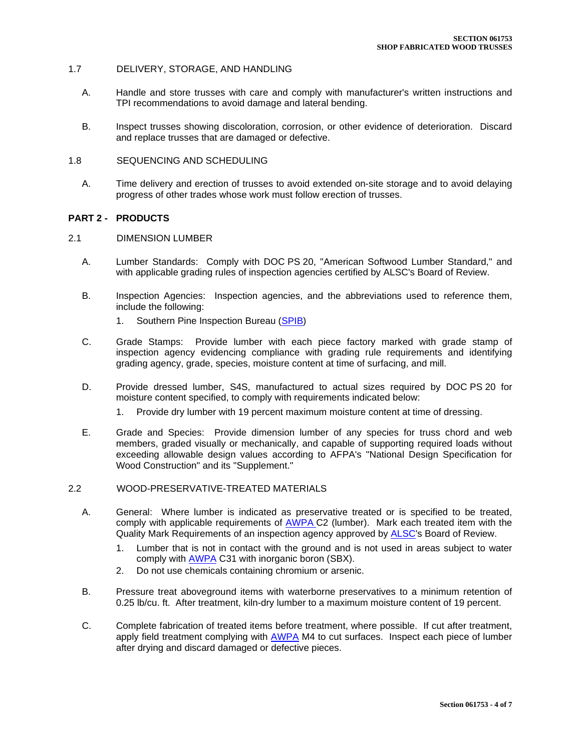## 1.7 DELIVERY, STORAGE, AND HANDLING

A. Handle and store trusses with care and comply with manufacturer's written instructions and TPI recommendations to avoid damage and lateral bending.

B. Inspect trusses showing discoloration, corrosion, or other evidence of deterioration. Discard and replace trusses that are damaged or defective.

## 1.8 SEQUENCING AND SCHEDULING

A. Time delivery and erection of trusses to avoid extended on-site storage and to avoid delaying progress of other trades whose work must follow erection of trusses.

# PART 2 - PRODUCTS

## 2.1 DIMENSION LUMBER

A. Lumber Standards: Comply with DOC PS 20, "American Softwood Lumber Standard," and with applicable grading rules of inspection agencies certified by ALSC's Board of Review.

B. Inspection Agencies: Inspection agencies, and the abbreviations used to reference them, include the following:

1. Southern Pine Inspection Bureau (SPIB)

C. Grade Stamps: Provide lumber with each piece factory marked with grade stamp of inspection agency evidencing compliance with grading rule requirements and identifying grading agency, grade, species, moisture content at time of surfacing, and mill.

D. Provide dressed lumber, S4S, manufactured to actual sizes required by DOC PS 20 for moisture content specified, to comply with requirements indicated below:

1. Provide dry lumber with 19 percent maximum moisture content at time of dressing.

E. Grade and Species: Provide dimension lumber of any species for truss chord and web members, graded visually or mechanically, and capable of supporting required loads without exceeding allowable design values according to AFPA's "National Design Specification for Wood Construction" and its "Supplement."

## 2.2 WOOD-PRESERVATIVE-TREATED MATERIALS

A. General: Where lumber is indicated as preservative treated or is specified to be treated, comply with applicable requirements of AWPA C2 (lumber). Mark each treated item with the Quality Mark Requirements of an inspection agency approved by ALSC's Board of Review.

1. Lumber that is not in contact with the ground and is not used in areas subject to water comply with AWPA C31 with inorganic boron (SBX).
2. Do not use chemicals containing chromium or arsenic.

B. Pressure treat aboveground items with waterborne preservatives to a minimum retention of 0.25 lb/cu. ft. After treatment, kiln-dry lumber to a maximum moisture content of 19 percent.

C. Complete fabrication of treated items before treatment, where possible. If cut after treatment, apply field treatment complying with AWPA M4 to cut surfaces. Inspect each piece of lumber after drying and discard damaged or defective pieces.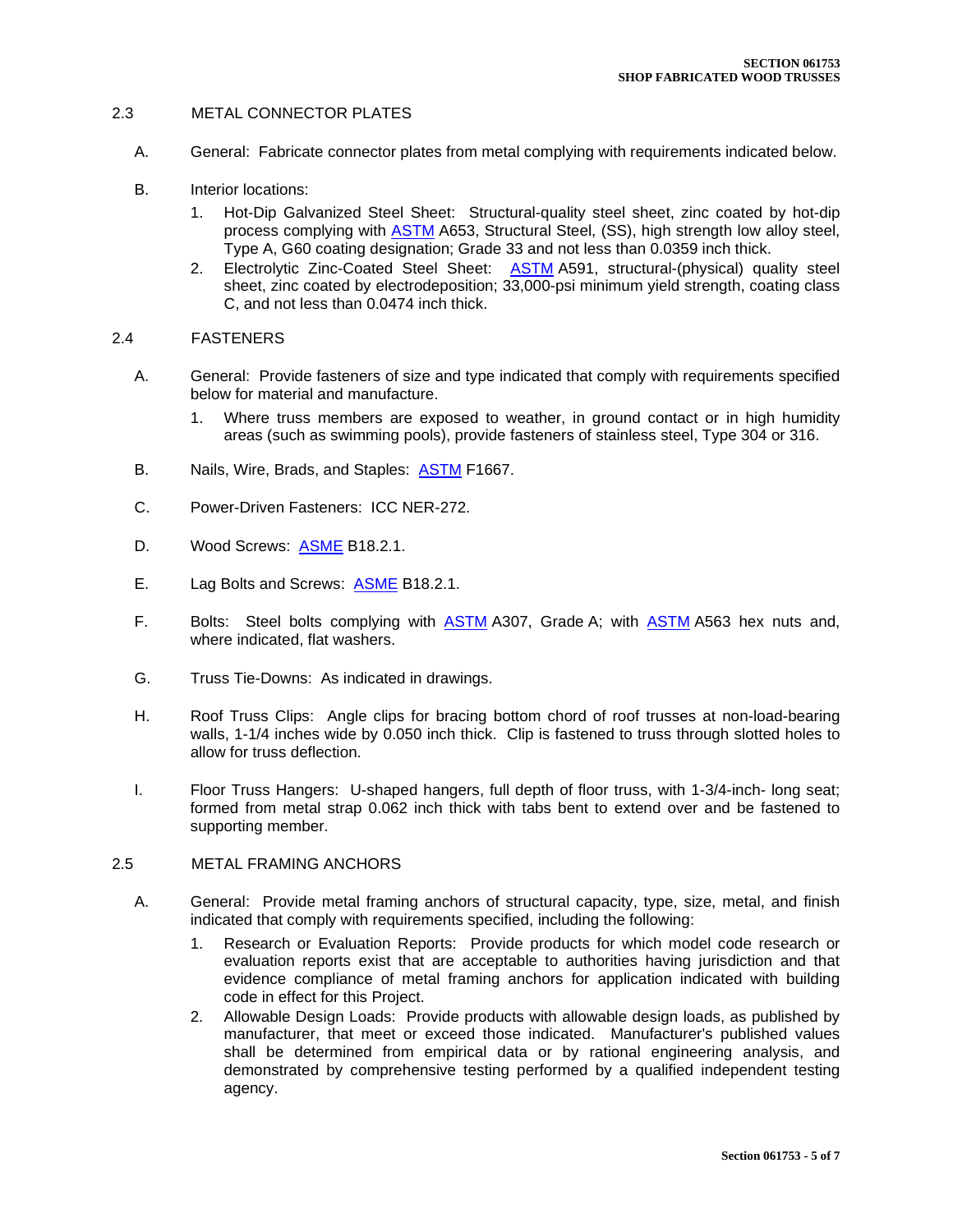## 2.3 METAL CONNECTOR PLATES

A. General: Fabricate connector plates from metal complying with requirements indicated below.

B. Interior locations:

1. Hot-Dip Galvanized Steel Sheet: Structural-quality steel sheet, zinc coated by hot-dip process complying with ASTM A653, Structural Steel, (SS), high strength low alloy steel, Type A, G60 coating designation; Grade 33 and not less than 0.0359 inch thick.
2. Electrolytic Zinc-Coated Steel Sheet: ASTM A591, structural-(physical) quality steel sheet, zinc coated by electrodeposition; 33,000-psi minimum yield strength, coating class C, and not less than 0.0474 inch thick.

## 2.4 FASTENERS

A. General: Provide fasteners of size and type indicated that comply with requirements specified below for material and manufacture.

1. Where truss members are exposed to weather, in ground contact or in high humidity areas (such as swimming pools), provide fasteners of stainless steel, Type 304 or 316.

B. Nails, Wire, Brads, and Staples: ASTM F1667.

C. Power-Driven Fasteners: ICC NER-272.

D. Wood Screws: ASME B18.2.1.

E. Lag Bolts and Screws: ASME B18.2.1.

F. Bolts: Steel bolts complying with ASTM A307, Grade A; with ASTM A563 hex nuts and, where indicated, flat washers.

G. Truss Tie-Downs: As indicated in drawings.

H. Roof Truss Clips: Angle clips for bracing bottom chord of roof trusses at non-load-bearing walls, 1-1/4 inches wide by 0.050 inch thick. Clip is fastened to truss through slotted holes to allow for truss deflection.

I. Floor Truss Hangers: U-shaped hangers, full depth of floor truss, with 1-3/4-inch- long seat; formed from metal strap 0.062 inch thick with tabs bent to extend over and be fastened to supporting member.

## 2.5 METAL FRAMING ANCHORS

A. General: Provide metal framing anchors of structural capacity, type, size, metal, and finish indicated that comply with requirements specified, including the following:

1. Research or Evaluation Reports: Provide products for which model code research or evaluation reports exist that are acceptable to authorities having jurisdiction and that evidence compliance of metal framing anchors for application indicated with building code in effect for this Project.
2. Allowable Design Loads: Provide products with allowable design loads, as published by manufacturer, that meet or exceed those indicated. Manufacturer's published values shall be determined from empirical data or by rational engineering analysis, and demonstrated by comprehensive testing performed by a qualified independent testing agency.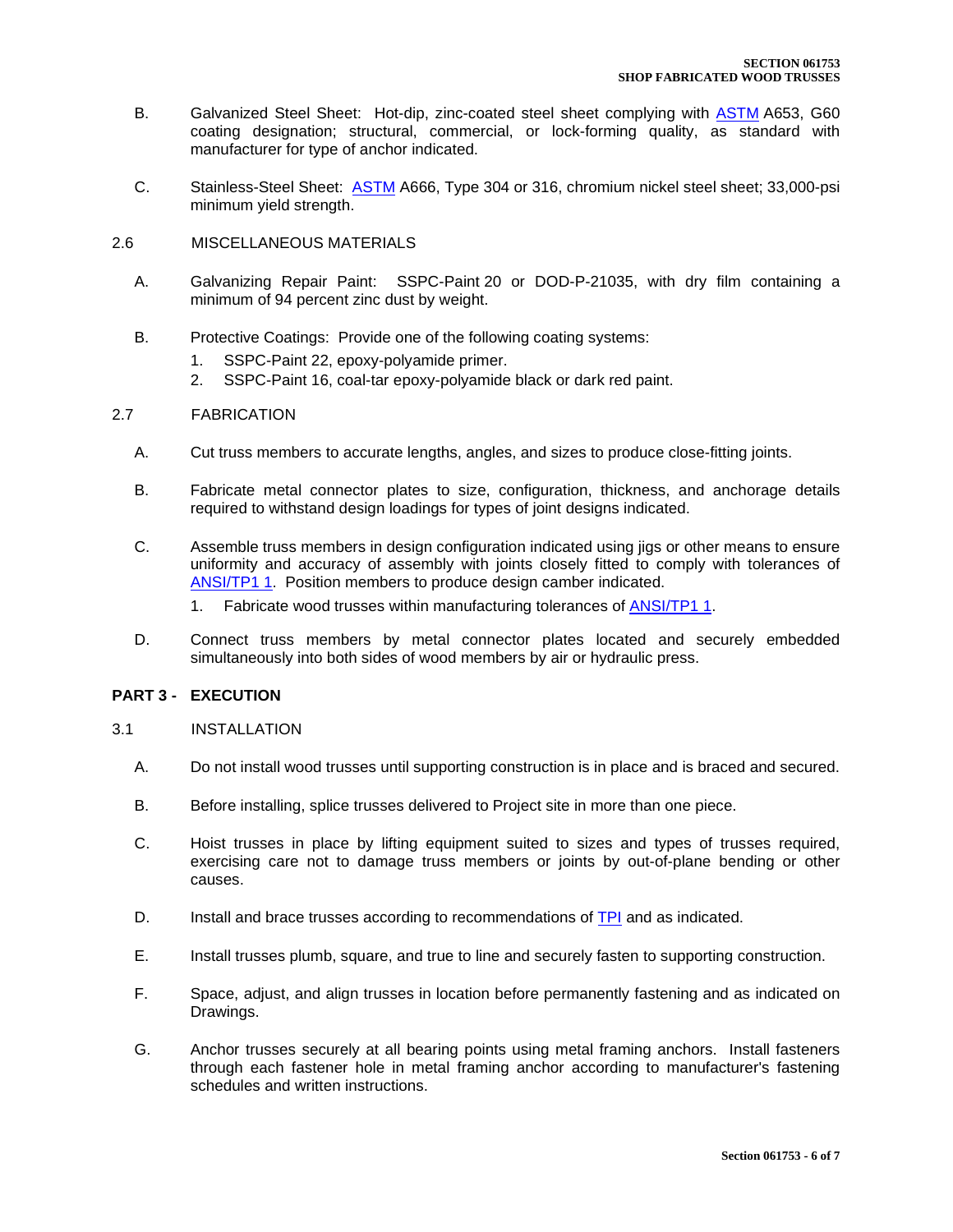B. Galvanized Steel Sheet: Hot-dip, zinc-coated steel sheet complying with ASTM A653, G60 coating designation; structural, commercial, or lock-forming quality, as standard with manufacturer for type of anchor indicated.

C. Stainless-Steel Sheet: ASTM A666, Type 304 or 316, chromium nickel steel sheet; 33,000-psi minimum yield strength.

## 2.6 MISCELLANEOUS MATERIALS

A. Galvanizing Repair Paint: SSPC-Paint 20 or DOD-P-21035, with dry film containing a minimum of 94 percent zinc dust by weight.

B. Protective Coatings: Provide one of the following coating systems:

1. SSPC-Paint 22, epoxy-polyamide primer.
2. SSPC-Paint 16, coal-tar epoxy-polyamide black or dark red paint.

## 2.7 FABRICATION

A. Cut truss members to accurate lengths, angles, and sizes to produce close-fitting joints.

B. Fabricate metal connector plates to size, configuration, thickness, and anchorage details required to withstand design loadings for types of joint designs indicated.

C. Assemble truss members in design configuration indicated using jigs or other means to ensure uniformity and accuracy of assembly with joints closely fitted to comply with tolerances of ANSI/TP1 1. Position members to produce design camber indicated.

1. Fabricate wood trusses within manufacturing tolerances of ANSI/TP1 1.

D. Connect truss members by metal connector plates located and securely embedded simultaneously into both sides of wood members by air or hydraulic press.

# PART 3 - EXECUTION

## 3.1 INSTALLATION

A. Do not install wood trusses until supporting construction is in place and is braced and secured.

B. Before installing, splice trusses delivered to Project site in more than one piece.

C. Hoist trusses in place by lifting equipment suited to sizes and types of trusses required, exercising care not to damage truss members or joints by out-of-plane bending or other causes.

D. Install and brace trusses according to recommendations of TPI and as indicated.

E. Install trusses plumb, square, and true to line and securely fasten to supporting construction.

F. Space, adjust, and align trusses in location before permanently fastening and as indicated on Drawings.

G. Anchor trusses securely at all bearing points using metal framing anchors. Install fasteners through each fastener hole in metal framing anchor according to manufacturer's fastening schedules and written instructions.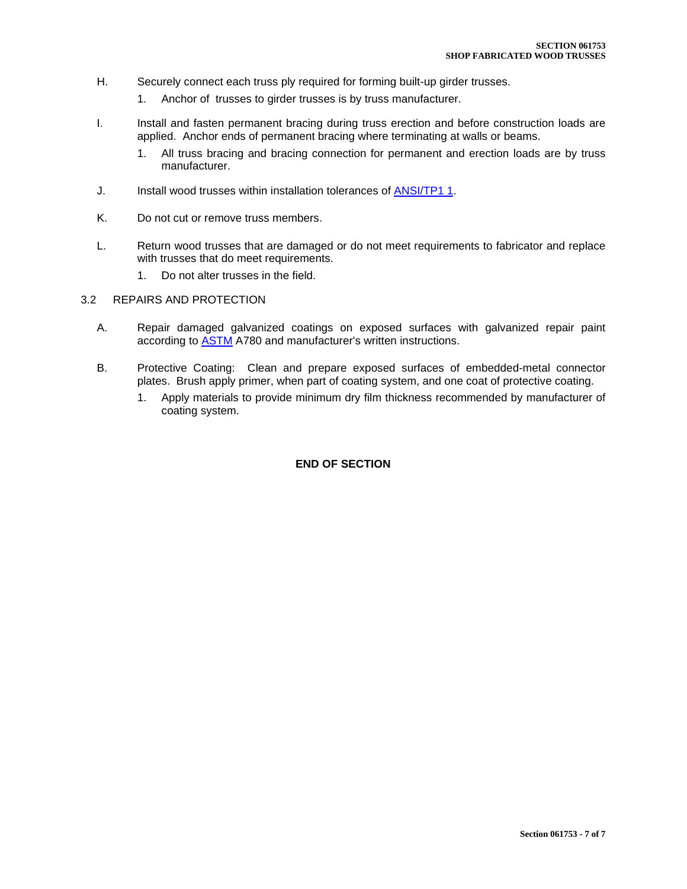H. Securely connect each truss ply required for forming built-up girder trusses.

   1. Anchor of  trusses to girder trusses is by truss manufacturer.

I. Install and fasten permanent bracing during truss erection and before construction loads are applied. Anchor ends of permanent bracing where terminating at walls or beams.

   1. All truss bracing and bracing connection for permanent and erection loads are by truss manufacturer.

J. Install wood trusses within installation tolerances of ANSI/TP1 1.

K. Do not cut or remove truss members.

L. Return wood trusses that are damaged or do not meet requirements to fabricator and replace with trusses that do meet requirements.

   1. Do not alter trusses in the field.

## 3.2 REPAIRS AND PROTECTION

A. Repair damaged galvanized coatings on exposed surfaces with galvanized repair paint according to ASTM A780 and manufacturer's written instructions.

B. Protective Coating: Clean and prepare exposed surfaces of embedded-metal connector plates. Brush apply primer, when part of coating system, and one coat of protective coating.

   1. Apply materials to provide minimum dry film thickness recommended by manufacturer of coating system.

**END OF SECTION**